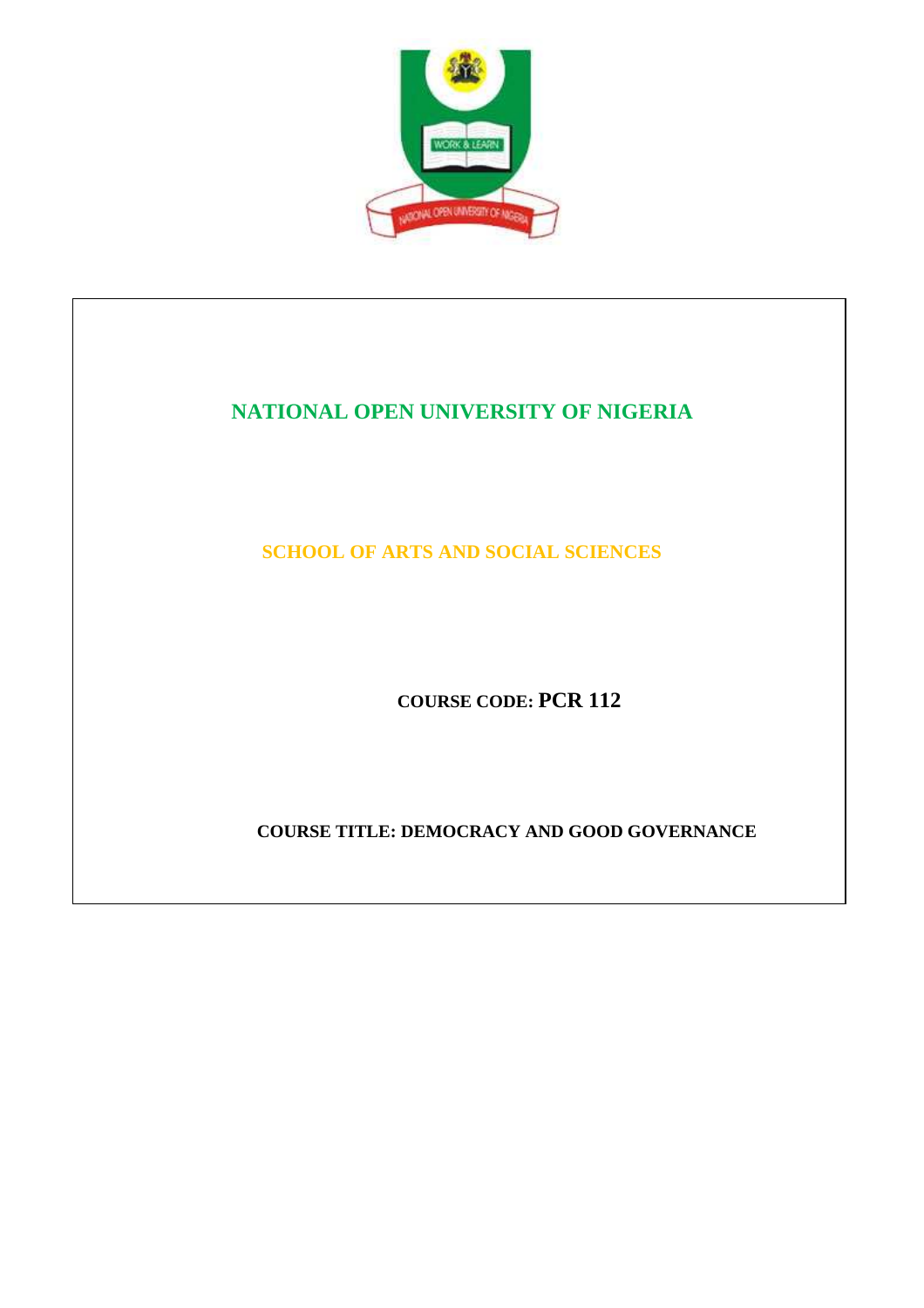# NATIONAL OPEN UNIVERSITY OF NIGERIA

## SCHOOL OF ARTS AND SOCIAL SCIENCES

**COURSE CODE: PCR 112**

**COURSE TITLE: DEMOCRACY AND GOOD GOVERNANCE**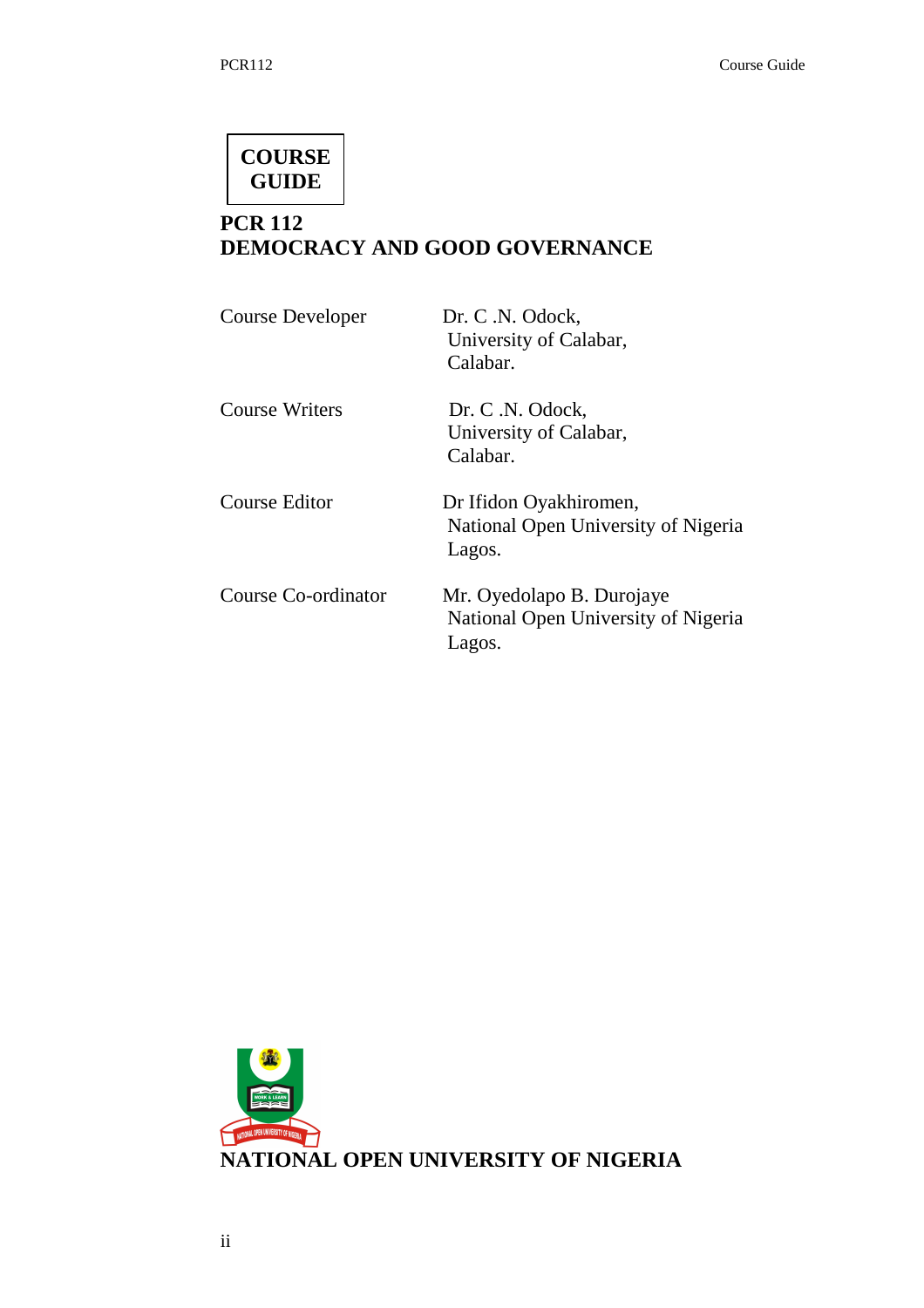**COURSE GUIDE**

# PCR 112
# DEMOCRACY AND GOOD GOVERNANCE

| | |
|---|---|
| Course Developer | Dr. C .N. Odock,<br>University of Calabar,<br>Calabar. |
| Course Writers | Dr. C .N. Odock,<br>University of Calabar,<br>Calabar. |
| Course Editor | Dr Ifidon Oyakhiromen,<br>National Open University of Nigeria<br>Lagos. |
| Course Co-ordinator | Mr. Oyedolapo B. Durojaye<br>National Open University of Nigeria<br>Lagos. |

**NATIONAL OPEN UNIVERSITY OF NIGERIA**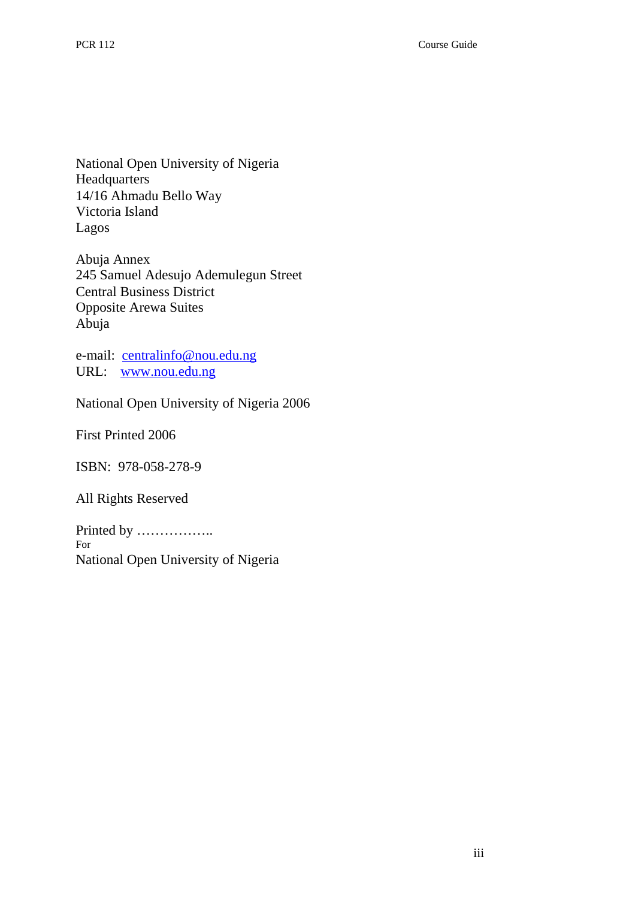National Open University of Nigeria
Headquarters
14/16 Ahmadu Bello Way
Victoria Island
Lagos

Abuja Annex
245 Samuel Adesujo Ademulegun Street
Central Business District
Opposite Arewa Suites
Abuja

e-mail: centralinfo@nou.edu.ng
URL: www.nou.edu.ng

National Open University of Nigeria 2006

First Printed 2006

ISBN: 978-058-278-9

All Rights Reserved

Printed by ……………..
For
National Open University of Nigeria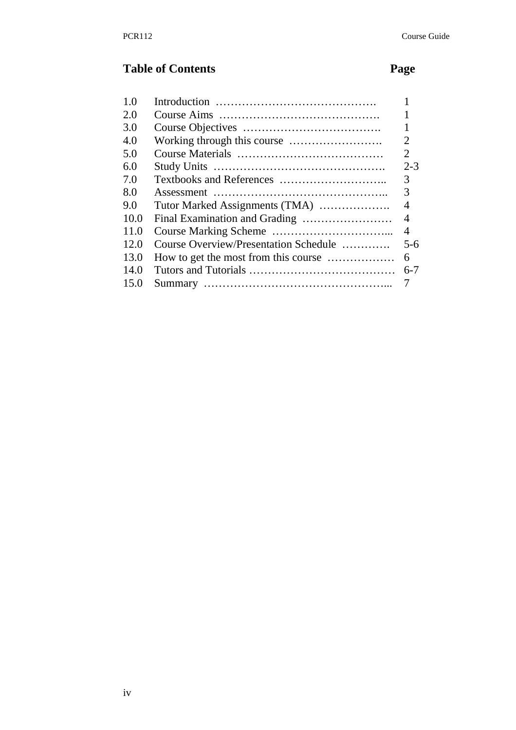## Table of Contents

| | | Page |
|---|---|---|
| 1.0 | Introduction ……………………………………. | 1 |
| 2.0 | Course Aims ……………………………………. | 1 |
| 3.0 | Course Objectives ………………………………. | 1 |
| 4.0 | Working through this course ……………………. | 2 |
| 5.0 | Course Materials ………………………………… | 2 |
| 6.0 | Study Units ………………………………………. | 2-3 |
| 7.0 | Textbooks and References ……………………….. | 3 |
| 8.0 | Assessment ……………………………………….. | 3 |
| 9.0 | Tutor Marked Assignments (TMA) ………………. | 4 |
| 10.0 | Final Examination and Grading …………………… | 4 |
| 11.0 | Course Marking Scheme …………………………... | 4 |
| 12.0 | Course Overview/Presentation Schedule …………. | 5-6 |
| 13.0 | How to get the most from this course ……………… | 6 |
| 14.0 | Tutors and Tutorials ………………………………… | 6-7 |
| 15.0 | Summary …………………………………………... | 7 |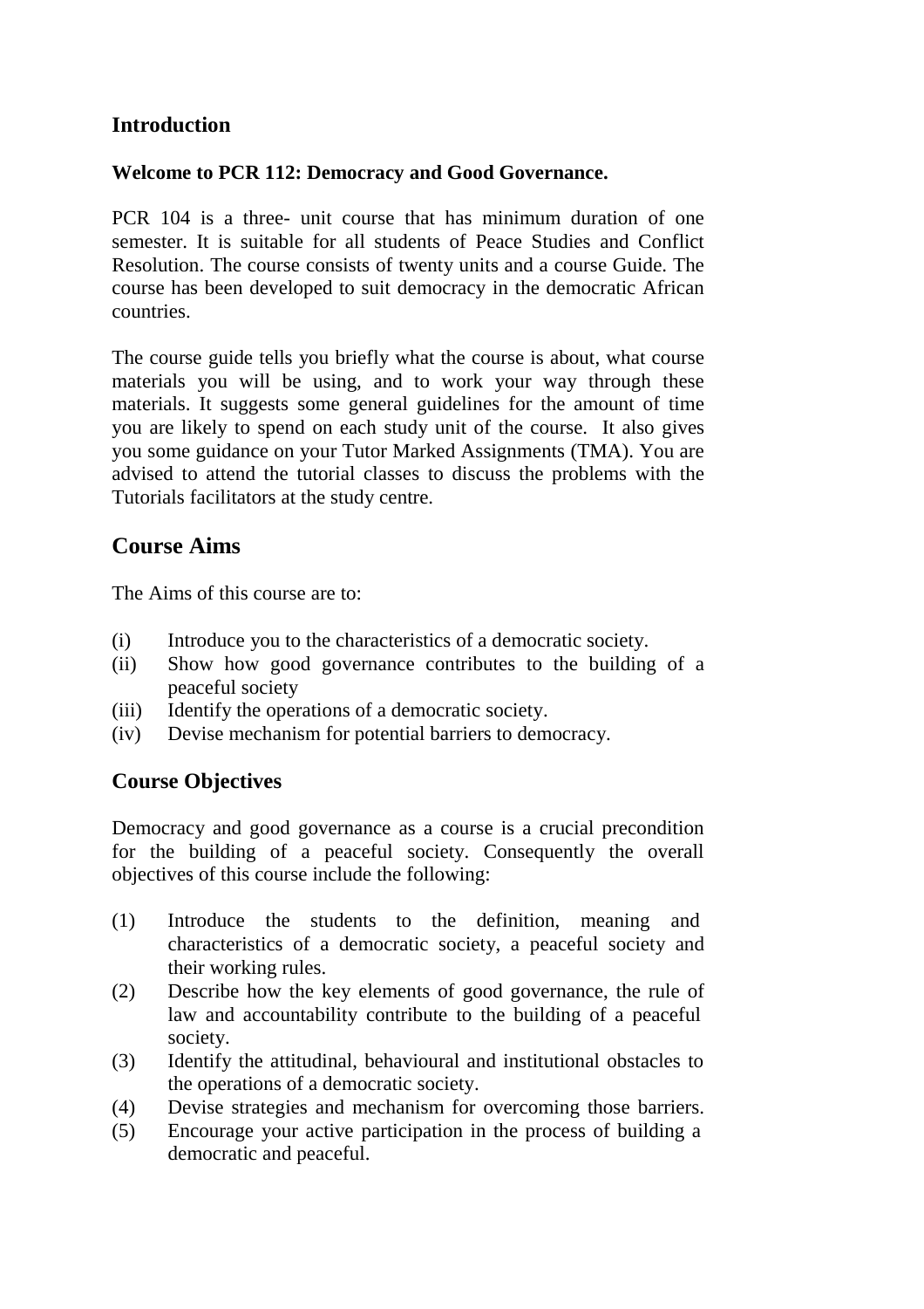## Introduction

**Welcome to PCR 112: Democracy and Good Governance.**

PCR 104 is a three- unit course that has minimum duration of one semester. It is suitable for all students of Peace Studies and Conflict Resolution. The course consists of twenty units and a course Guide. The course has been developed to suit democracy in the democratic African countries.

The course guide tells you briefly what the course is about, what course materials you will be using, and to work your way through these materials. It suggests some general guidelines for the amount of time you are likely to spend on each study unit of the course. It also gives you some guidance on your Tutor Marked Assignments (TMA). You are advised to attend the tutorial classes to discuss the problems with the Tutorials facilitators at the study centre.

## Course Aims

The Aims of this course are to:

(i) Introduce you to the characteristics of a democratic society.
(ii) Show how good governance contributes to the building of a peaceful society
(iii) Identify the operations of a democratic society.
(iv) Devise mechanism for potential barriers to democracy.

## Course Objectives

Democracy and good governance as a course is a crucial precondition for the building of a peaceful society. Consequently the overall objectives of this course include the following:

(1) Introduce the students to the definition, meaning and characteristics of a democratic society, a peaceful society and their working rules.
(2) Describe how the key elements of good governance, the rule of law and accountability contribute to the building of a peaceful society.
(3) Identify the attitudinal, behavioural and institutional obstacles to the operations of a democratic society.
(4) Devise strategies and mechanism for overcoming those barriers.
(5) Encourage your active participation in the process of building a democratic and peaceful.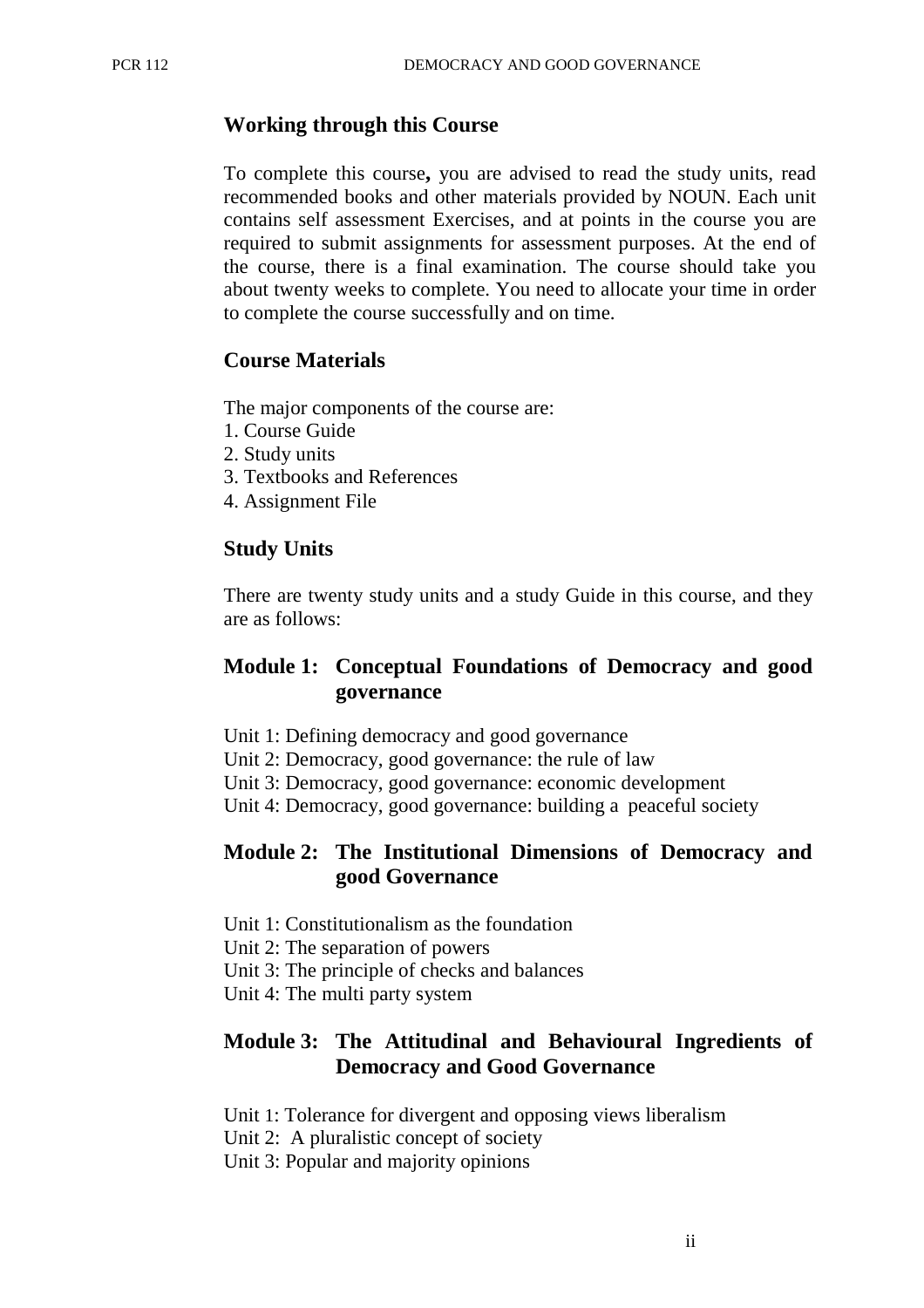## Working through this Course

To complete this course**,** you are advised to read the study units, read recommended books and other materials provided by NOUN. Each unit contains self assessment Exercises, and at points in the course you are required to submit assignments for assessment purposes. At the end of the course, there is a final examination. The course should take you about twenty weeks to complete. You need to allocate your time in order to complete the course successfully and on time.

## Course Materials

The major components of the course are:

1. Course Guide
2. Study units
3. Textbooks and References
4. Assignment File

## Study Units

There are twenty study units and a study Guide in this course, and they are as follows:

### Module 1: Conceptual Foundations of Democracy and good governance

Unit 1: Defining democracy and good governance
Unit 2: Democracy, good governance: the rule of law
Unit 3: Democracy, good governance: economic development
Unit 4: Democracy, good governance: building a peaceful society

### Module 2: The Institutional Dimensions of Democracy and good Governance

Unit 1: Constitutionalism as the foundation
Unit 2: The separation of powers
Unit 3: The principle of checks and balances
Unit 4: The multi party system

### Module 3: The Attitudinal and Behavioural Ingredients of Democracy and Good Governance

Unit 1: Tolerance for divergent and opposing views liberalism
Unit 2: A pluralistic concept of society
Unit 3: Popular and majority opinions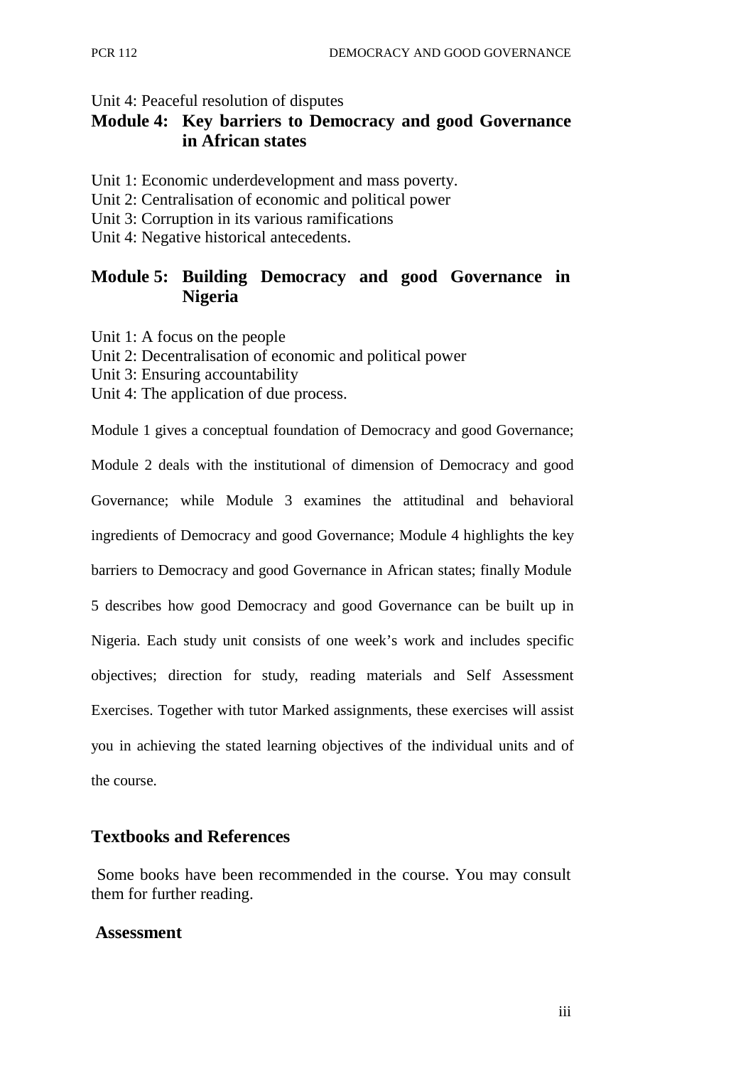Unit 4: Peaceful resolution of disputes

## Module 4: Key barriers to Democracy and good Governance in African states

Unit 1: Economic underdevelopment and mass poverty.
Unit 2: Centralisation of economic and political power
Unit 3: Corruption in its various ramifications
Unit 4: Negative historical antecedents.

## Module 5: Building Democracy and good Governance in Nigeria

Unit 1: A focus on the people
Unit 2: Decentralisation of economic and political power
Unit 3: Ensuring accountability
Unit 4: The application of due process.

Module 1 gives a conceptual foundation of Democracy and good Governance; Module 2 deals with the institutional of dimension of Democracy and good Governance; while Module 3 examines the attitudinal and behavioral ingredients of Democracy and good Governance; Module 4 highlights the key barriers to Democracy and good Governance in African states; finally Module 5 describes how good Democracy and good Governance can be built up in Nigeria. Each study unit consists of one week's work and includes specific objectives; direction for study, reading materials and Self Assessment Exercises. Together with tutor Marked assignments, these exercises will assist you in achieving the stated learning objectives of the individual units and of the course.

## Textbooks and References

Some books have been recommended in the course. You may consult them for further reading.

## Assessment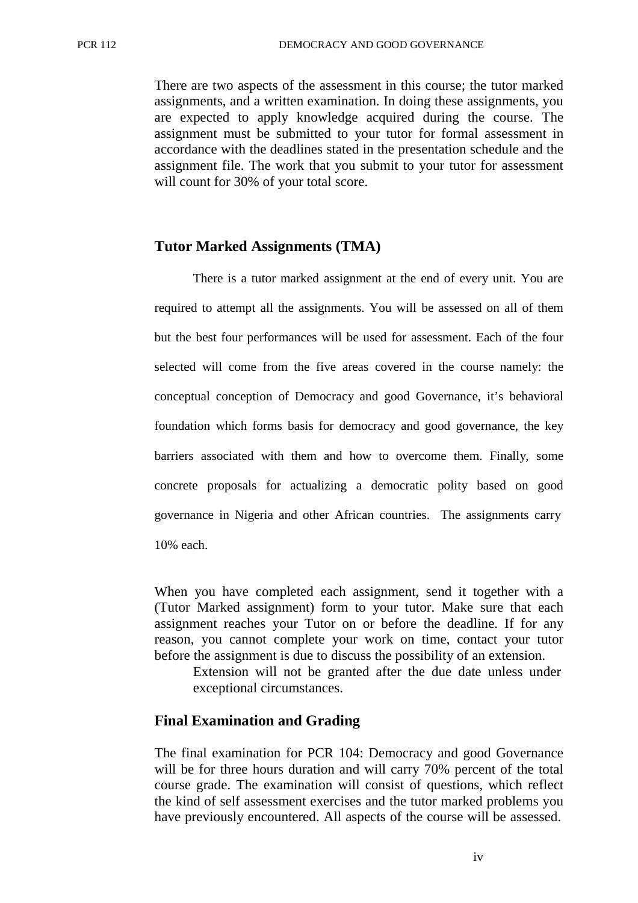There are two aspects of the assessment in this course; the tutor marked assignments, and a written examination. In doing these assignments, you are expected to apply knowledge acquired during the course. The assignment must be submitted to your tutor for formal assessment in accordance with the deadlines stated in the presentation schedule and the assignment file. The work that you submit to your tutor for assessment will count for 30% of your total score.

## Tutor Marked Assignments (TMA)

There is a tutor marked assignment at the end of every unit. You are required to attempt all the assignments. You will be assessed on all of them but the best four performances will be used for assessment. Each of the four selected will come from the five areas covered in the course namely: the conceptual conception of Democracy and good Governance, it's behavioral foundation which forms basis for democracy and good governance, the key barriers associated with them and how to overcome them. Finally, some concrete proposals for actualizing a democratic polity based on good governance in Nigeria and other African countries. The assignments carry 10% each.

When you have completed each assignment, send it together with a (Tutor Marked assignment) form to your tutor. Make sure that each assignment reaches your Tutor on or before the deadline. If for any reason, you cannot complete your work on time, contact your tutor before the assignment is due to discuss the possibility of an extension.

Extension will not be granted after the due date unless under exceptional circumstances.

## Final Examination and Grading

The final examination for PCR 104: Democracy and good Governance will be for three hours duration and will carry 70% percent of the total course grade. The examination will consist of questions, which reflect the kind of self assessment exercises and the tutor marked problems you have previously encountered. All aspects of the course will be assessed.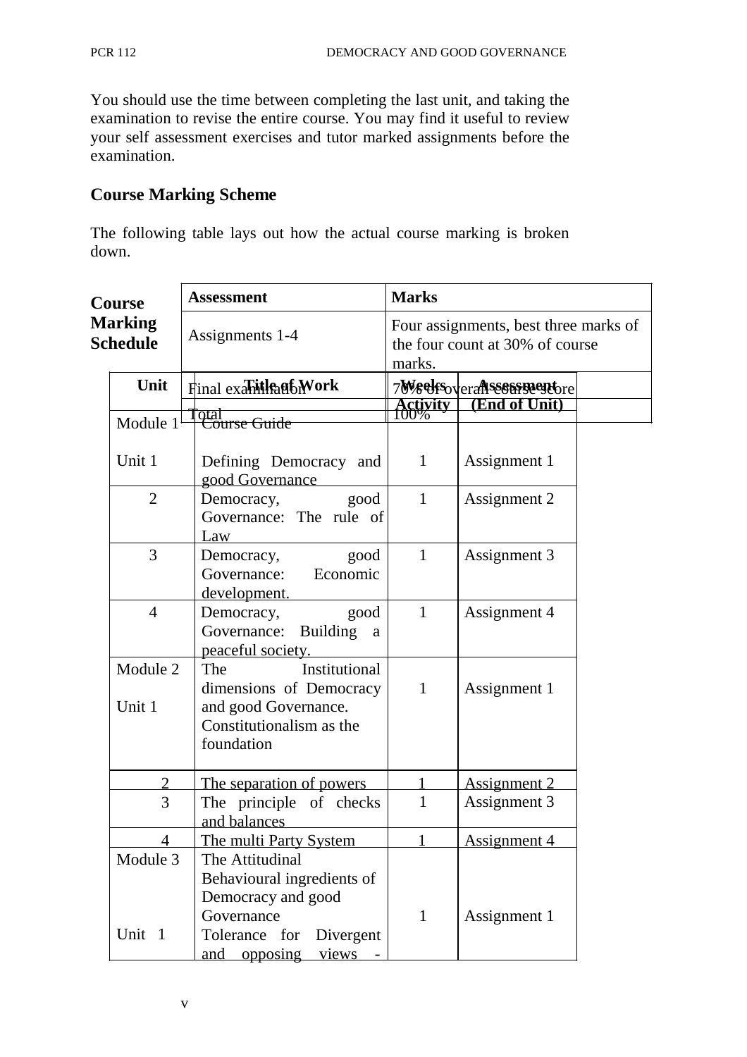You should use the time between completing the last unit, and taking the examination to revise the entire course. You may find it useful to review your self assessment exercises and tutor marked assignments before the examination.

## Course Marking Scheme

The following table lays out how the actual course marking is broken down.

| Assessment | Marks |
|---|---|
| Assignments 1-4 | Four assignments, best three marks of the four count at 30% of course marks. |
| Final examination | 70% of overall course score |
| Total | 100% |

## Course Marking Schedule

| Unit | Title of Work | Weeks Activity | Assessment (End of Unit) |
|---|---|---|---|
| Module 1 | Course Guide | | |
| Unit 1 | Defining Democracy and good Governance | 1 | Assignment 1 |
| 2 | Democracy, good Governance: The rule of Law | 1 | Assignment 2 |
| 3 | Democracy, good Governance: Economic development. | 1 | Assignment 3 |
| 4 | Democracy, good Governance: Building a peaceful society. | 1 | Assignment 4 |
| Module 2<br>Unit 1 | The Institutional dimensions of Democracy and good Governance. Constitutionalism as the foundation | 1 | Assignment 1 |
| 2 | The separation of powers | 1 | Assignment 2 |
| 3 | The principle of checks and balances | 1 | Assignment 3 |
| 4 | The multi Party System | 1 | Assignment 4 |
| Module 3<br>Unit 1 | The Attitudinal Behavioural ingredients of Democracy and good Governance<br>Tolerance for Divergent and opposing views - | 1 | Assignment 1 |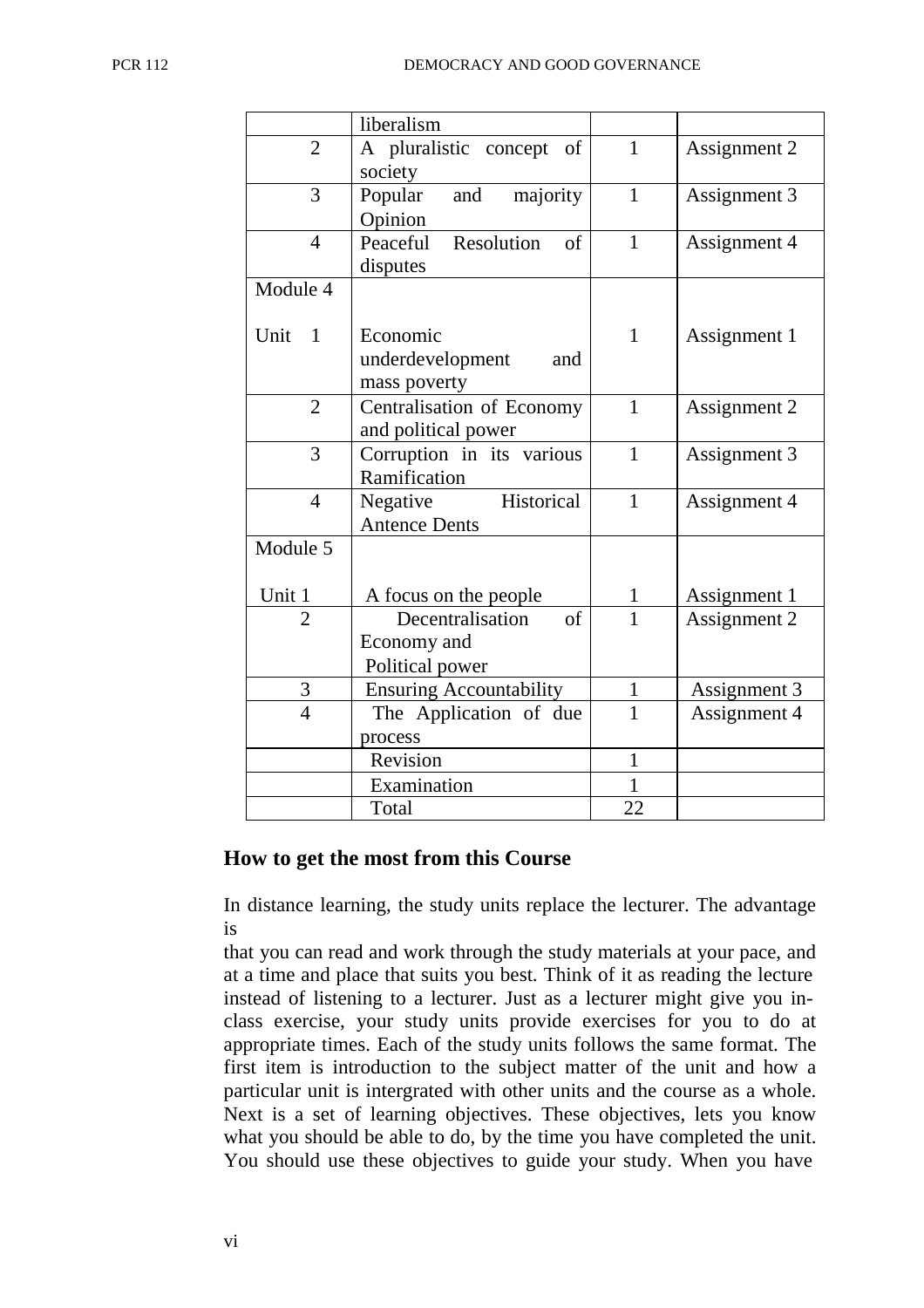| | | | |
|---|---|---|---|
| | liberalism | | |
| 2 | A pluralistic concept of society | 1 | Assignment 2 |
| 3 | Popular and majority Opinion | 1 | Assignment 3 |
| 4 | Peaceful Resolution of disputes | 1 | Assignment 4 |
| Module 4<br><br>Unit 1 | Economic underdevelopment and mass poverty | 1 | Assignment 1 |
| 2 | Centralisation of Economy and political power | 1 | Assignment 2 |
| 3 | Corruption in its various Ramification | 1 | Assignment 3 |
| 4 | Negative Historical Antence Dents | 1 | Assignment 4 |
| Module 5<br><br>Unit 1 | A focus on the people | 1 | Assignment 1 |
| 2 | Decentralisation of Economy and Political power | 1 | Assignment 2 |
| 3 | Ensuring Accountability | 1 | Assignment 3 |
| 4 | The Application of due process | 1 | Assignment 4 |
| | Revision | 1 | |
| | Examination | 1 | |
| | Total | 22 | |

## How to get the most from this Course

In distance learning, the study units replace the lecturer. The advantage is

that you can read and work through the study materials at your pace, and at a time and place that suits you best. Think of it as reading the lecture instead of listening to a lecturer. Just as a lecturer might give you in-class exercise, your study units provide exercises for you to do at appropriate times. Each of the study units follows the same format. The first item is introduction to the subject matter of the unit and how a particular unit is intergrated with other units and the course as a whole. Next is a set of learning objectives. These objectives, lets you know what you should be able to do, by the time you have completed the unit. You should use these objectives to guide your study. When you have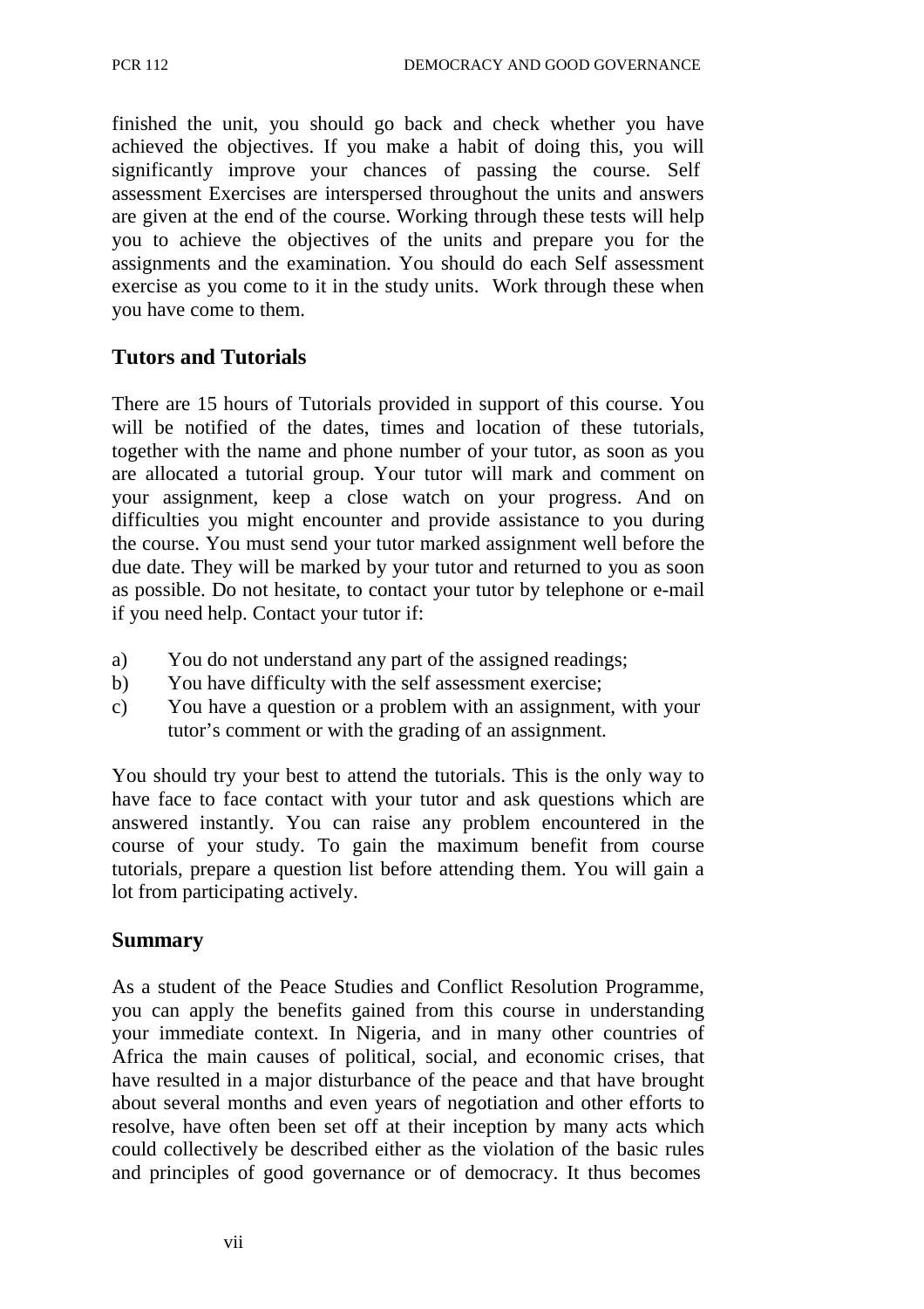finished the unit, you should go back and check whether you have achieved the objectives. If you make a habit of doing this, you will significantly improve your chances of passing the course. Self assessment Exercises are interspersed throughout the units and answers are given at the end of the course. Working through these tests will help you to achieve the objectives of the units and prepare you for the assignments and the examination. You should do each Self assessment exercise as you come to it in the study units. Work through these when you have come to them.

## Tutors and Tutorials

There are 15 hours of Tutorials provided in support of this course. You will be notified of the dates, times and location of these tutorials, together with the name and phone number of your tutor, as soon as you are allocated a tutorial group. Your tutor will mark and comment on your assignment, keep a close watch on your progress. And on difficulties you might encounter and provide assistance to you during the course. You must send your tutor marked assignment well before the due date. They will be marked by your tutor and returned to you as soon as possible. Do not hesitate, to contact your tutor by telephone or e-mail if you need help. Contact your tutor if:

a) You do not understand any part of the assigned readings;
b) You have difficulty with the self assessment exercise;
c) You have a question or a problem with an assignment, with your tutor's comment or with the grading of an assignment.

You should try your best to attend the tutorials. This is the only way to have face to face contact with your tutor and ask questions which are answered instantly. You can raise any problem encountered in the course of your study. To gain the maximum benefit from course tutorials, prepare a question list before attending them. You will gain a lot from participating actively.

## Summary

As a student of the Peace Studies and Conflict Resolution Programme, you can apply the benefits gained from this course in understanding your immediate context. In Nigeria, and in many other countries of Africa the main causes of political, social, and economic crises, that have resulted in a major disturbance of the peace and that have brought about several months and even years of negotiation and other efforts to resolve, have often been set off at their inception by many acts which could collectively be described either as the violation of the basic rules and principles of good governance or of democracy. It thus becomes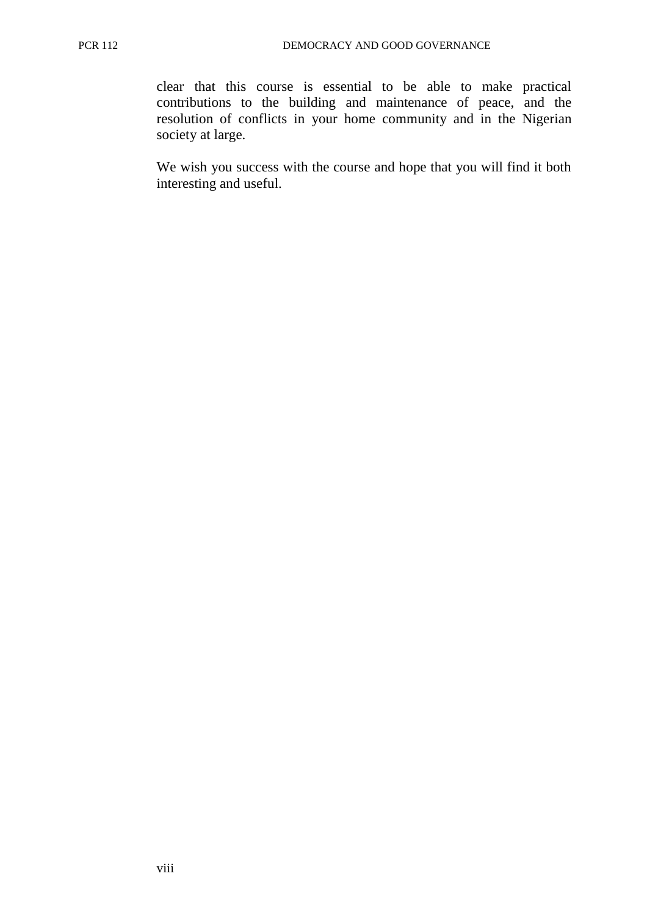clear that this course is essential to be able to make practical contributions to the building and maintenance of peace, and the resolution of conflicts in your home community and in the Nigerian society at large.

We wish you success with the course and hope that you will find it both interesting and useful.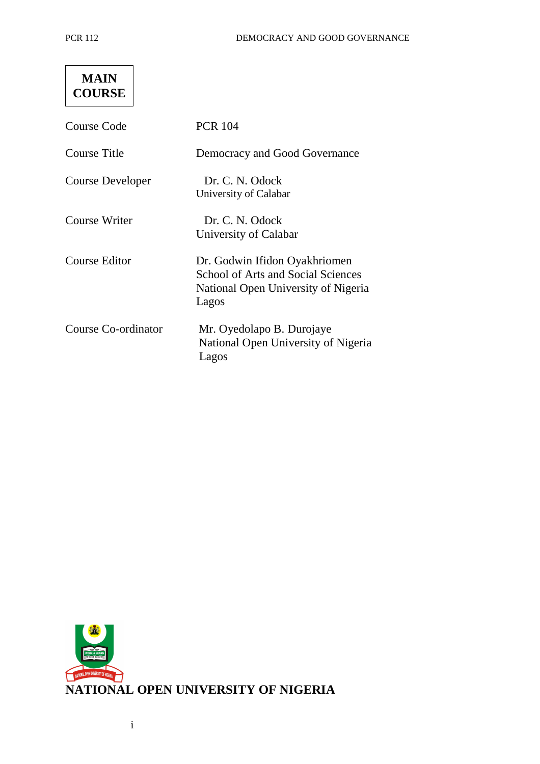**MAIN COURSE**

| | |
|---|---|
| Course Code | PCR 104 |
| Course Title | Democracy and Good Governance |
| Course Developer | Dr. C. N. Odock<br>University of Calabar |
| Course Writer | Dr. C. N. Odock<br>University of Calabar |
| Course Editor | Dr. Godwin Ifidon Oyakhriomen<br>School of Arts and Social Sciences<br>National Open University of Nigeria<br>Lagos |
| Course Co-ordinator | Mr. Oyedolapo B. Durojaye<br>National Open University of Nigeria<br>Lagos |

**NATIONAL OPEN UNIVERSITY OF NIGERIA**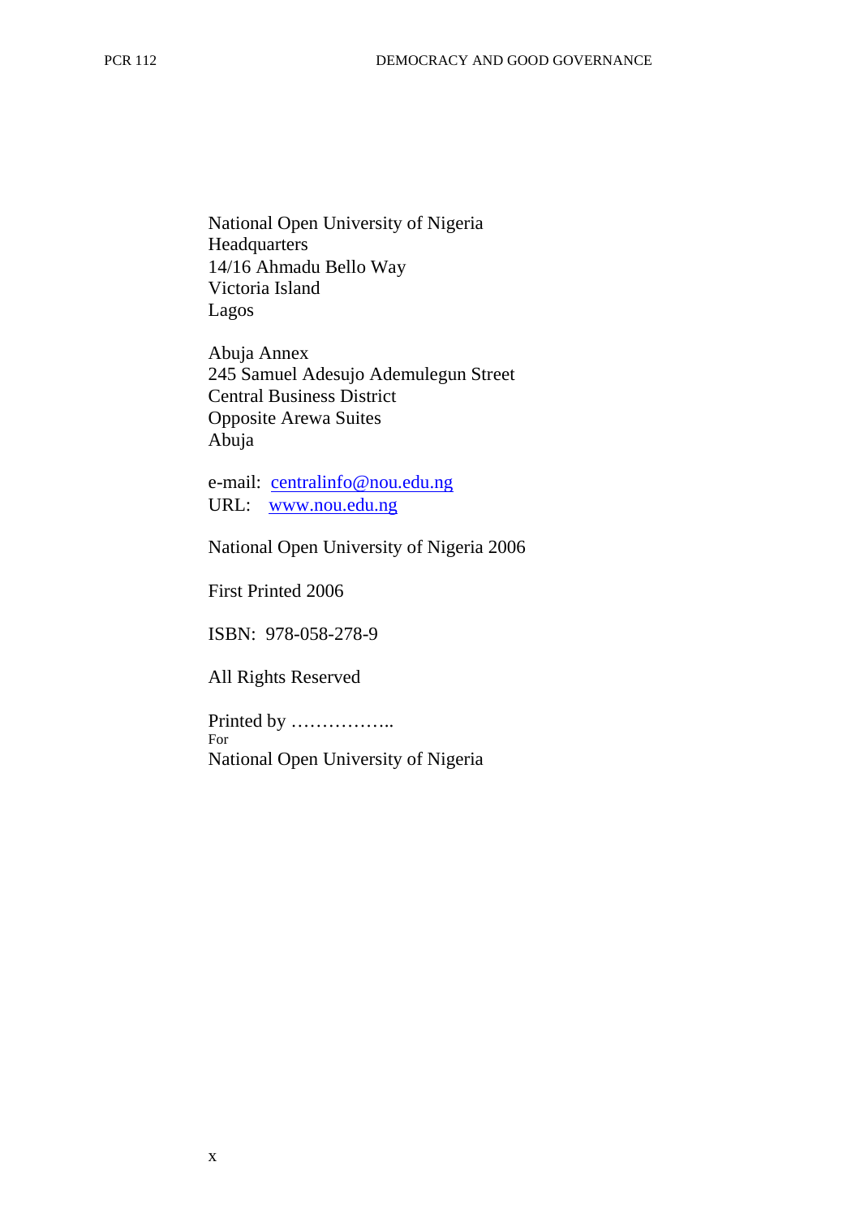National Open University of Nigeria
Headquarters
14/16 Ahmadu Bello Way
Victoria Island
Lagos

Abuja Annex
245 Samuel Adesujo Ademulegun Street
Central Business District
Opposite Arewa Suites
Abuja

e-mail: centralinfo@nou.edu.ng
URL: www.nou.edu.ng

National Open University of Nigeria 2006

First Printed 2006

ISBN: 978-058-278-9

All Rights Reserved

Printed by ……………..
For
National Open University of Nigeria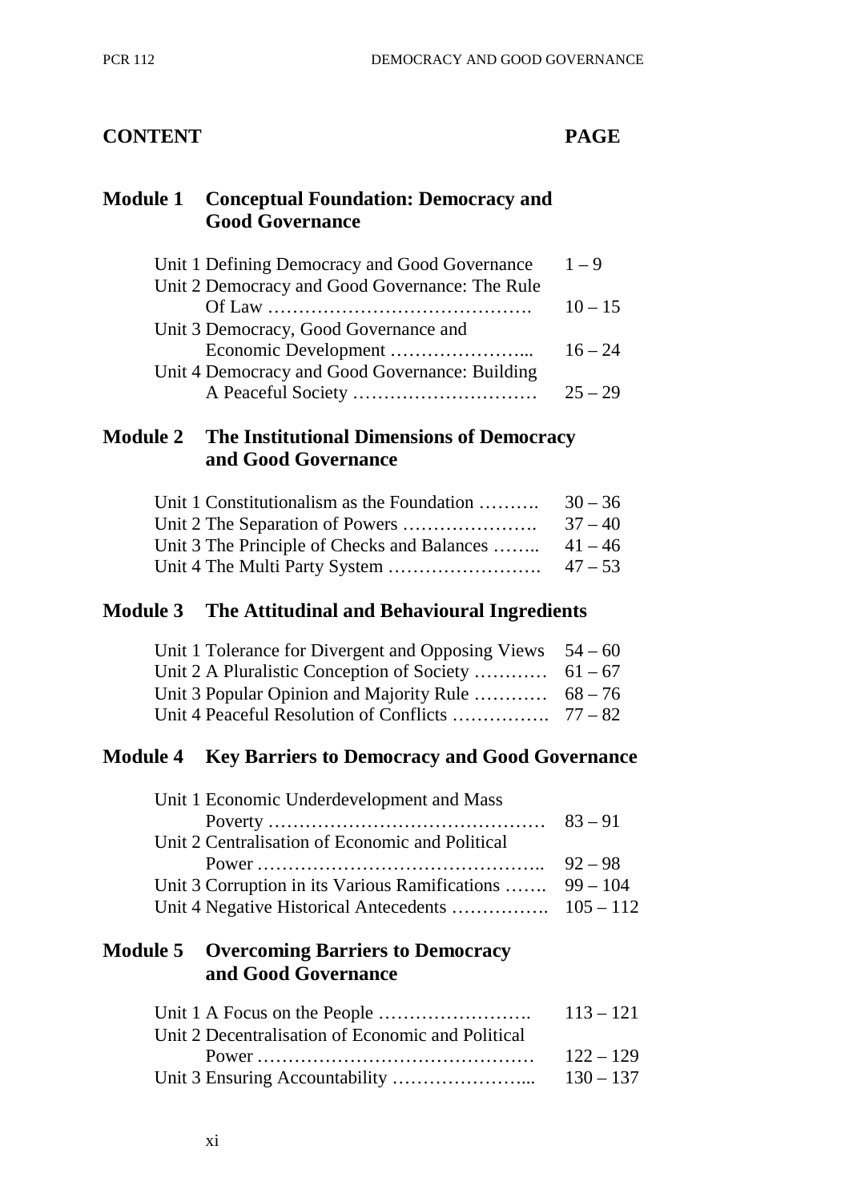## CONTENT PAGE

### Module 1 Conceptual Foundation: Democracy and Good Governance

| | |
|---|---|
| Unit 1 Defining Democracy and Good Governance | 1 – 9 |
| Unit 2 Democracy and Good Governance: The Rule Of Law ……………………………………. | 10 – 15 |
| Unit 3 Democracy, Good Governance and Economic Development …………………... | 16 – 24 |
| Unit 4 Democracy and Good Governance: Building A Peaceful Society ………………………… | 25 – 29 |

### Module 2 The Institutional Dimensions of Democracy and Good Governance

| | |
|---|---|
| Unit 1 Constitutionalism as the Foundation ………. | 30 – 36 |
| Unit 2 The Separation of Powers …………………. | 37 – 40 |
| Unit 3 The Principle of Checks and Balances …….. | 41 – 46 |
| Unit 4 The Multi Party System ……………………. | 47 – 53 |

### Module 3 The Attitudinal and Behavioural Ingredients

| | |
|---|---|
| Unit 1 Tolerance for Divergent and Opposing Views | 54 – 60 |
| Unit 2 A Pluralistic Conception of Society ………… | 61 – 67 |
| Unit 3 Popular Opinion and Majority Rule ………… | 68 – 76 |
| Unit 4 Peaceful Resolution of Conflicts ……………. | 77 – 82 |

### Module 4 Key Barriers to Democracy and Good Governance

| | |
|---|---|
| Unit 1 Economic Underdevelopment and Mass Poverty ……………………………………… | 83 – 91 |
| Unit 2 Centralisation of Economic and Political Power ……………………………………….. | 92 – 98 |
| Unit 3 Corruption in its Various Ramifications ……. | 99 – 104 |
| Unit 4 Negative Historical Antecedents ……………. | 105 – 112 |

### Module 5 Overcoming Barriers to Democracy and Good Governance

| | |
|---|---|
| Unit 1 A Focus on the People ……………………. | 113 – 121 |
| Unit 2 Decentralisation of Economic and Political Power ……………………………………… | 122 – 129 |
| Unit 3 Ensuring Accountability …………………... | 130 – 137 |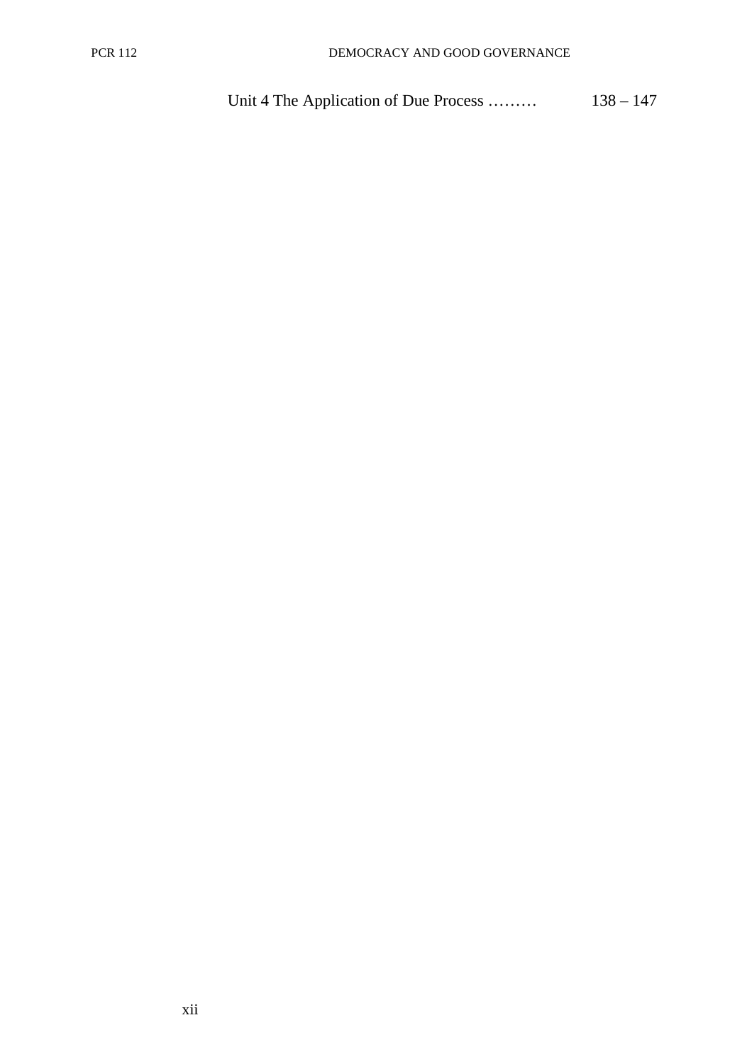Unit 4 The Application of Due Process ……… 138 – 147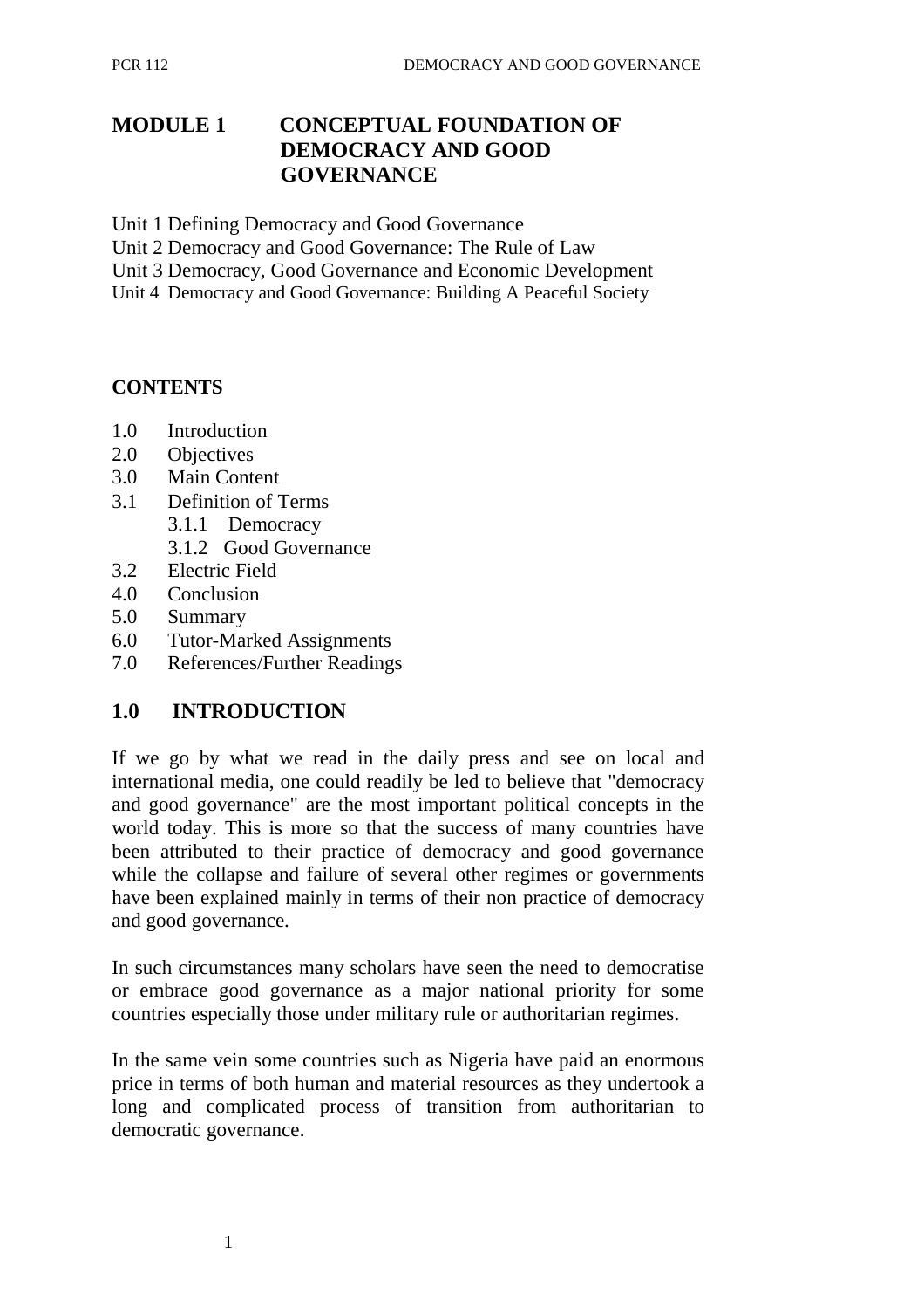# MODULE 1 CONCEPTUAL FOUNDATION OF DEMOCRACY AND GOOD GOVERNANCE

Unit 1 Defining Democracy and Good Governance
Unit 2 Democracy and Good Governance: The Rule of Law
Unit 3 Democracy, Good Governance and Economic Development
Unit 4 Democracy and Good Governance: Building A Peaceful Society

**CONTENTS**

- 1.0 Introduction
- 2.0 Objectives
- 3.0 Main Content
- 3.1 Definition of Terms
  - 3.1.1 Democracy
  - 3.1.2 Good Governance
- 3.2 Electric Field
- 4.0 Conclusion
- 5.0 Summary
- 6.0 Tutor-Marked Assignments
- 7.0 References/Further Readings

## 1.0 INTRODUCTION

If we go by what we read in the daily press and see on local and international media, one could readily be led to believe that "democracy and good governance" are the most important political concepts in the world today. This is more so that the success of many countries have been attributed to their practice of democracy and good governance while the collapse and failure of several other regimes or governments have been explained mainly in terms of their non practice of democracy and good governance.

In such circumstances many scholars have seen the need to democratise or embrace good governance as a major national priority for some countries especially those under military rule or authoritarian regimes.

In the same vein some countries such as Nigeria have paid an enormous price in terms of both human and material resources as they undertook a long and complicated process of transition from authoritarian to democratic governance.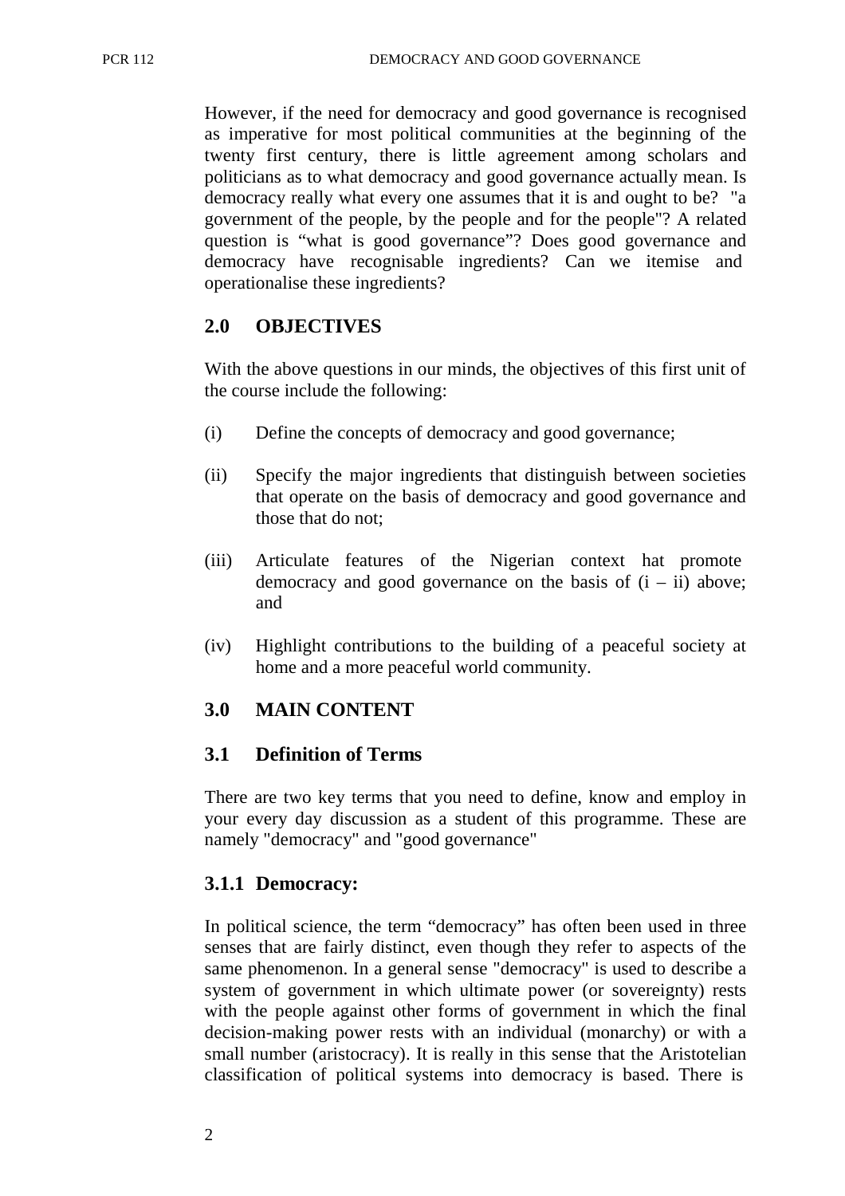However, if the need for democracy and good governance is recognised as imperative for most political communities at the beginning of the twenty first century, there is little agreement among scholars and politicians as to what democracy and good governance actually mean. Is democracy really what every one assumes that it is and ought to be? "a government of the people, by the people and for the people"? A related question is "what is good governance"? Does good governance and democracy have recognisable ingredients? Can we itemise and operationalise these ingredients?

## 2.0 OBJECTIVES

With the above questions in our minds, the objectives of this first unit of the course include the following:

(i) Define the concepts of democracy and good governance;

(ii) Specify the major ingredients that distinguish between societies that operate on the basis of democracy and good governance and those that do not;

(iii) Articulate features of the Nigerian context hat promote democracy and good governance on the basis of (i – ii) above; and

(iv) Highlight contributions to the building of a peaceful society at home and a more peaceful world community.

## 3.0 MAIN CONTENT

### 3.1 Definition of Terms

There are two key terms that you need to define, know and employ in your every day discussion as a student of this programme. These are namely "democracy" and "good governance"

#### 3.1.1 Democracy:

In political science, the term "democracy" has often been used in three senses that are fairly distinct, even though they refer to aspects of the same phenomenon. In a general sense "democracy" is used to describe a system of government in which ultimate power (or sovereignty) rests with the people against other forms of government in which the final decision-making power rests with an individual (monarchy) or with a small number (aristocracy). It is really in this sense that the Aristotelian classification of political systems into democracy is based. There is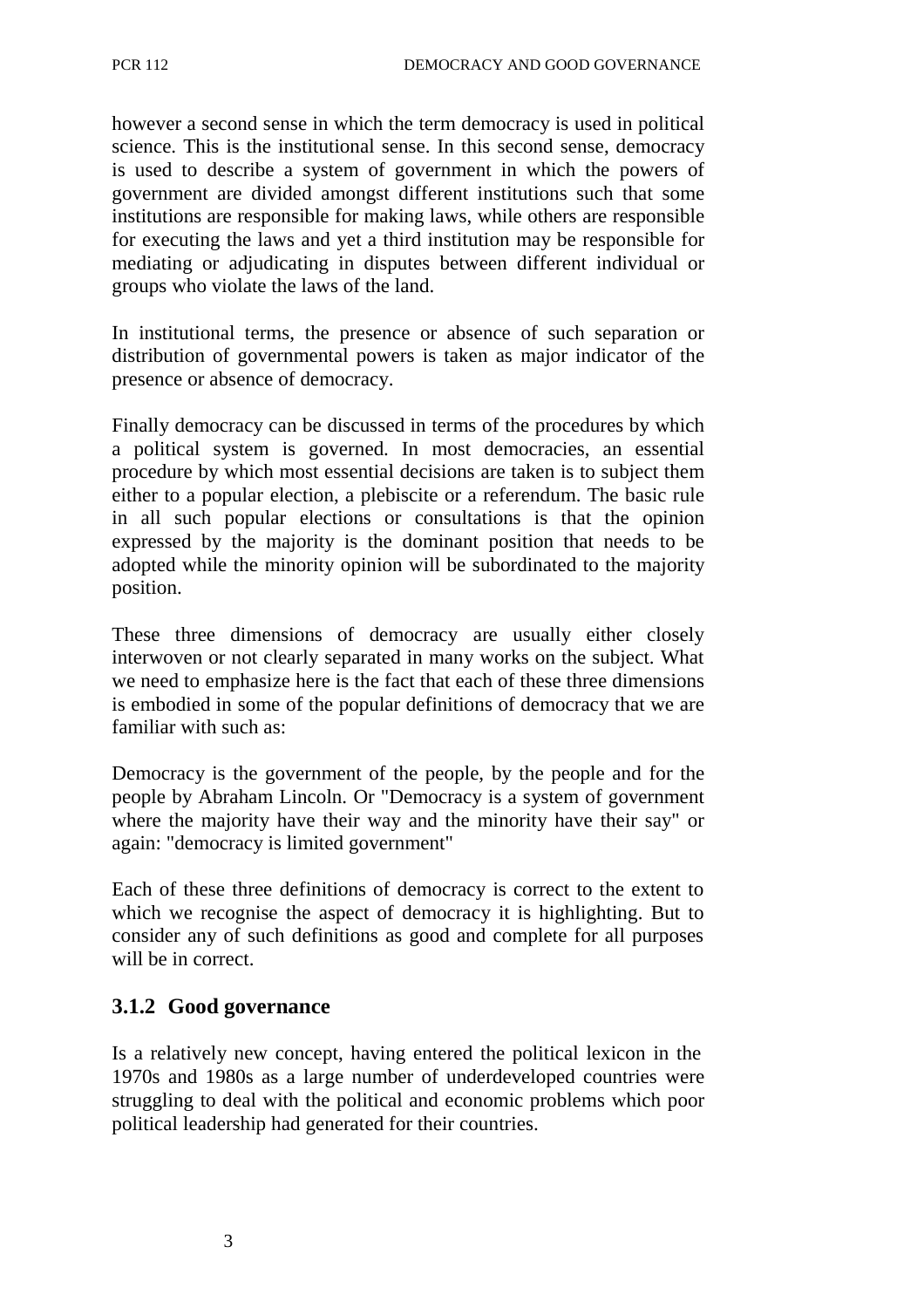however a second sense in which the term democracy is used in political science. This is the institutional sense. In this second sense, democracy is used to describe a system of government in which the powers of government are divided amongst different institutions such that some institutions are responsible for making laws, while others are responsible for executing the laws and yet a third institution may be responsible for mediating or adjudicating in disputes between different individual or groups who violate the laws of the land.

In institutional terms, the presence or absence of such separation or distribution of governmental powers is taken as major indicator of the presence or absence of democracy.

Finally democracy can be discussed in terms of the procedures by which a political system is governed. In most democracies, an essential procedure by which most essential decisions are taken is to subject them either to a popular election, a plebiscite or a referendum. The basic rule in all such popular elections or consultations is that the opinion expressed by the majority is the dominant position that needs to be adopted while the minority opinion will be subordinated to the majority position.

These three dimensions of democracy are usually either closely interwoven or not clearly separated in many works on the subject. What we need to emphasize here is the fact that each of these three dimensions is embodied in some of the popular definitions of democracy that we are familiar with such as:

Democracy is the government of the people, by the people and for the people by Abraham Lincoln. Or "Democracy is a system of government where the majority have their way and the minority have their say" or again: "democracy is limited government"

Each of these three definitions of democracy is correct to the extent to which we recognise the aspect of democracy it is highlighting. But to consider any of such definitions as good and complete for all purposes will be in correct.

### 3.1.2 Good governance

Is a relatively new concept, having entered the political lexicon in the 1970s and 1980s as a large number of underdeveloped countries were struggling to deal with the political and economic problems which poor political leadership had generated for their countries.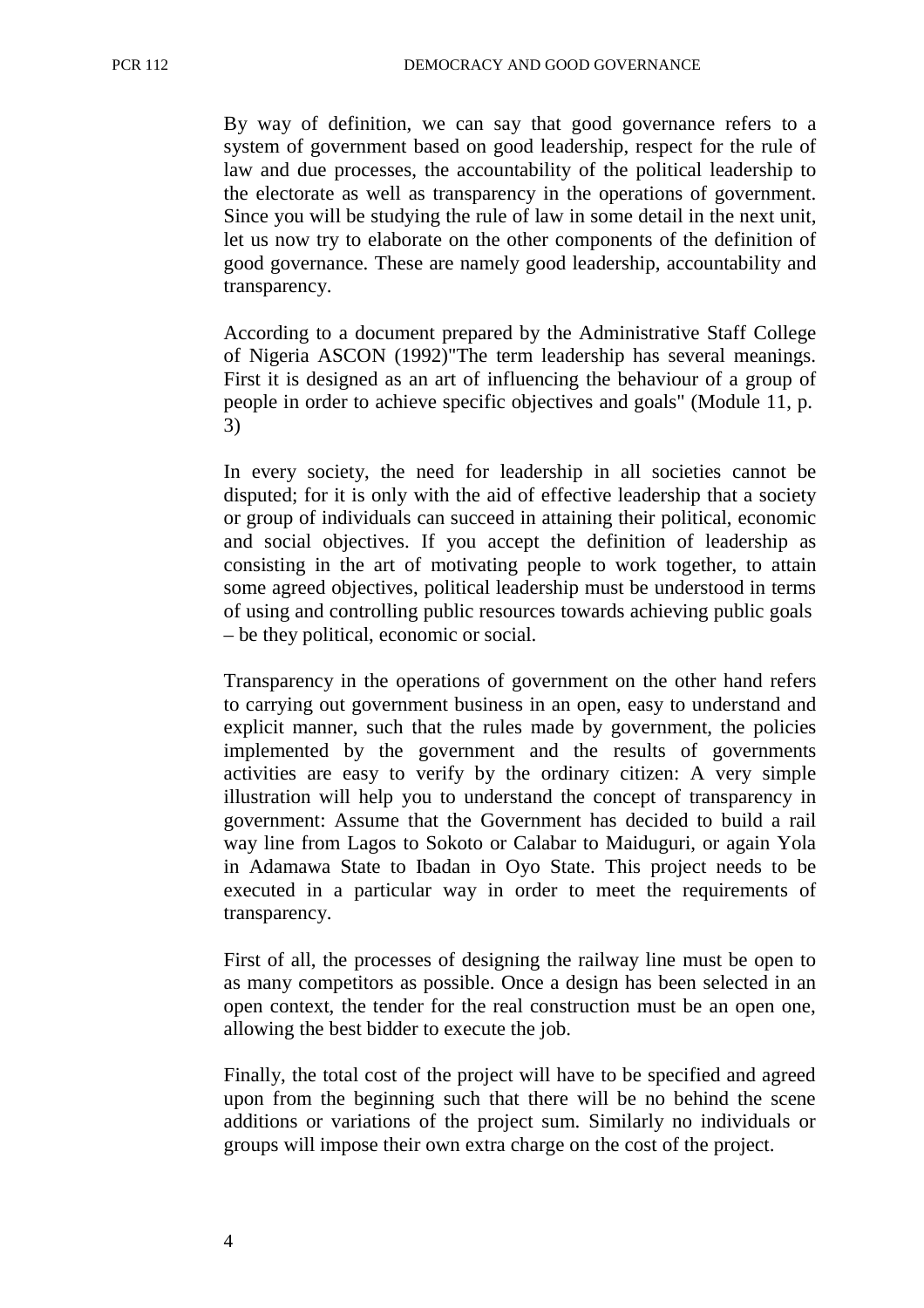By way of definition, we can say that good governance refers to a system of government based on good leadership, respect for the rule of law and due processes, the accountability of the political leadership to the electorate as well as transparency in the operations of government. Since you will be studying the rule of law in some detail in the next unit, let us now try to elaborate on the other components of the definition of good governance. These are namely good leadership, accountability and transparency.

According to a document prepared by the Administrative Staff College of Nigeria ASCON (1992)"The term leadership has several meanings. First it is designed as an art of influencing the behaviour of a group of people in order to achieve specific objectives and goals" (Module 11, p. 3)

In every society, the need for leadership in all societies cannot be disputed; for it is only with the aid of effective leadership that a society or group of individuals can succeed in attaining their political, economic and social objectives. If you accept the definition of leadership as consisting in the art of motivating people to work together, to attain some agreed objectives, political leadership must be understood in terms of using and controlling public resources towards achieving public goals – be they political, economic or social.

Transparency in the operations of government on the other hand refers to carrying out government business in an open, easy to understand and explicit manner, such that the rules made by government, the policies implemented by the government and the results of governments activities are easy to verify by the ordinary citizen: A very simple illustration will help you to understand the concept of transparency in government: Assume that the Government has decided to build a rail way line from Lagos to Sokoto or Calabar to Maiduguri, or again Yola in Adamawa State to Ibadan in Oyo State. This project needs to be executed in a particular way in order to meet the requirements of transparency.

First of all, the processes of designing the railway line must be open to as many competitors as possible. Once a design has been selected in an open context, the tender for the real construction must be an open one, allowing the best bidder to execute the job.

Finally, the total cost of the project will have to be specified and agreed upon from the beginning such that there will be no behind the scene additions or variations of the project sum. Similarly no individuals or groups will impose their own extra charge on the cost of the project.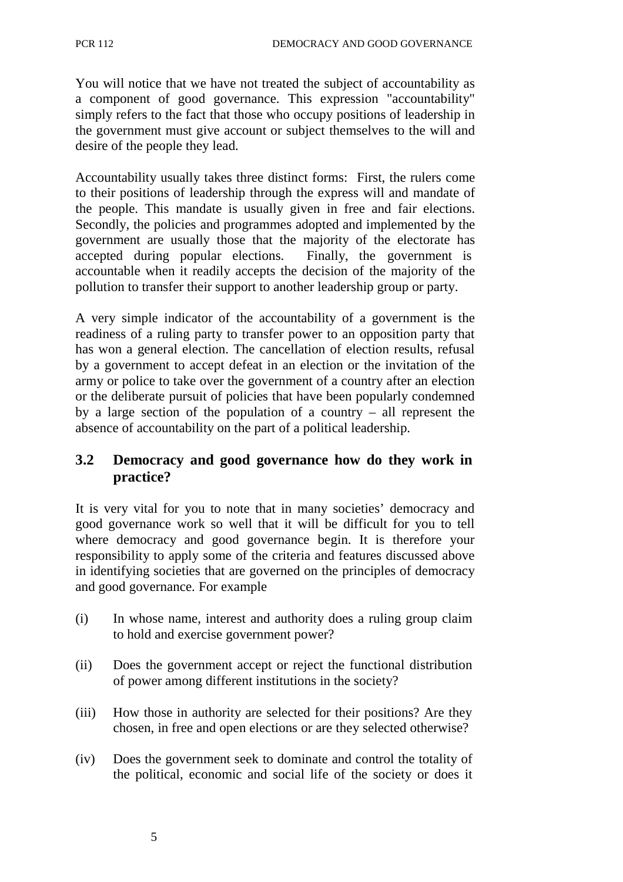You will notice that we have not treated the subject of accountability as a component of good governance. This expression "accountability" simply refers to the fact that those who occupy positions of leadership in the government must give account or subject themselves to the will and desire of the people they lead.

Accountability usually takes three distinct forms: First, the rulers come to their positions of leadership through the express will and mandate of the people. This mandate is usually given in free and fair elections. Secondly, the policies and programmes adopted and implemented by the government are usually those that the majority of the electorate has accepted during popular elections. Finally, the government is accountable when it readily accepts the decision of the majority of the pollution to transfer their support to another leadership group or party.

A very simple indicator of the accountability of a government is the readiness of a ruling party to transfer power to an opposition party that has won a general election. The cancellation of election results, refusal by a government to accept defeat in an election or the invitation of the army or police to take over the government of a country after an election or the deliberate pursuit of policies that have been popularly condemned by a large section of the population of a country – all represent the absence of accountability on the part of a political leadership.

## 3.2 Democracy and good governance how do they work in practice?

It is very vital for you to note that in many societies' democracy and good governance work so well that it will be difficult for you to tell where democracy and good governance begin. It is therefore your responsibility to apply some of the criteria and features discussed above in identifying societies that are governed on the principles of democracy and good governance. For example

(i) In whose name, interest and authority does a ruling group claim to hold and exercise government power?

(ii) Does the government accept or reject the functional distribution of power among different institutions in the society?

(iii) How those in authority are selected for their positions? Are they chosen, in free and open elections or are they selected otherwise?

(iv) Does the government seek to dominate and control the totality of the political, economic and social life of the society or does it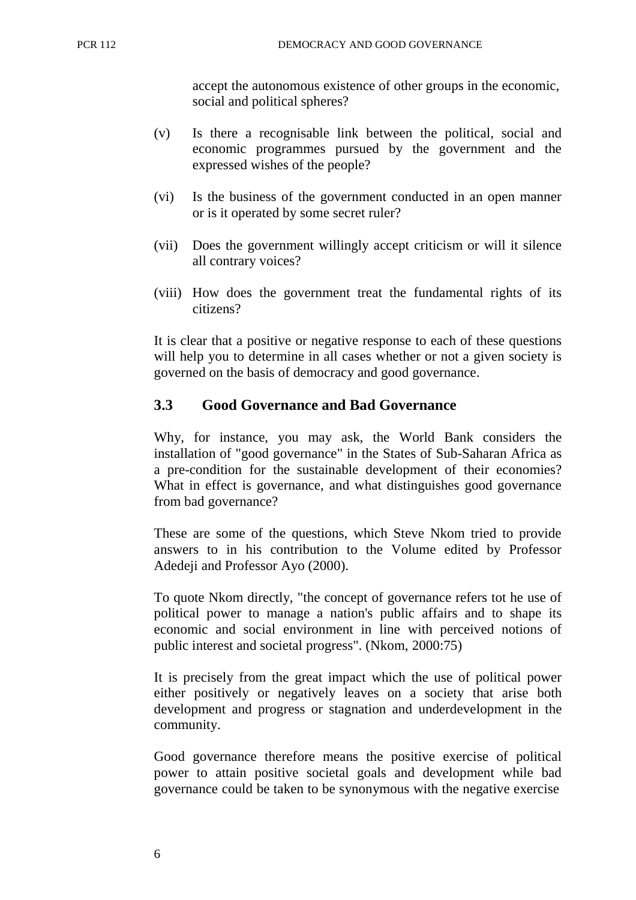accept the autonomous existence of other groups in the economic, social and political spheres?

(v) Is there a recognisable link between the political, social and economic programmes pursued by the government and the expressed wishes of the people?

(vi) Is the business of the government conducted in an open manner or is it operated by some secret ruler?

(vii) Does the government willingly accept criticism or will it silence all contrary voices?

(viii) How does the government treat the fundamental rights of its citizens?

It is clear that a positive or negative response to each of these questions will help you to determine in all cases whether or not a given society is governed on the basis of democracy and good governance.

### 3.3 Good Governance and Bad Governance

Why, for instance, you may ask, the World Bank considers the installation of "good governance" in the States of Sub-Saharan Africa as a pre-condition for the sustainable development of their economies? What in effect is governance, and what distinguishes good governance from bad governance?

These are some of the questions, which Steve Nkom tried to provide answers to in his contribution to the Volume edited by Professor Adedeji and Professor Ayo (2000).

To quote Nkom directly, "the concept of governance refers tot he use of political power to manage a nation's public affairs and to shape its economic and social environment in line with perceived notions of public interest and societal progress". (Nkom, 2000:75)

It is precisely from the great impact which the use of political power either positively or negatively leaves on a society that arise both development and progress or stagnation and underdevelopment in the community.

Good governance therefore means the positive exercise of political power to attain positive societal goals and development while bad governance could be taken to be synonymous with the negative exercise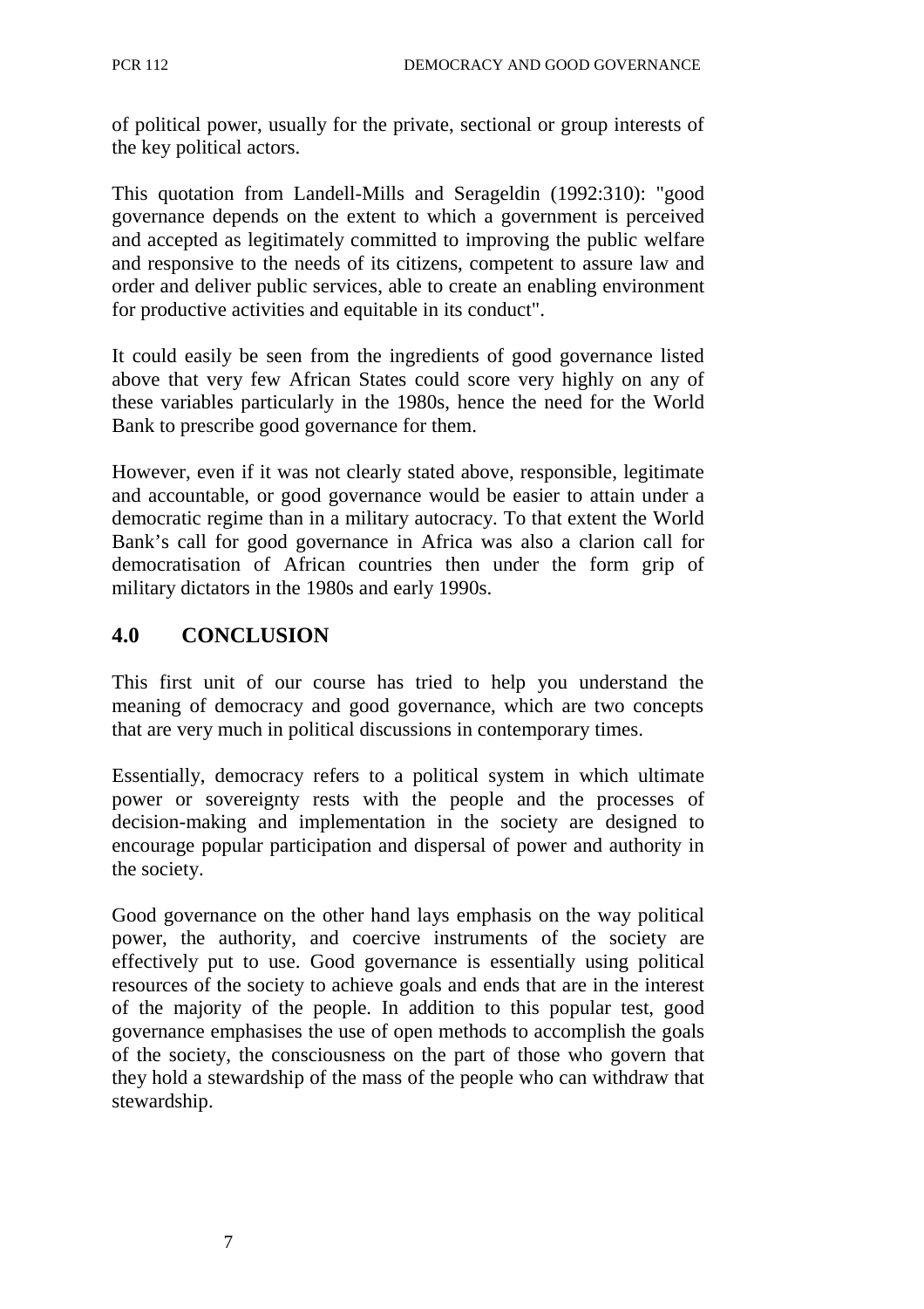of political power, usually for the private, sectional or group interests of the key political actors.

This quotation from Landell-Mills and Serageldin (1992:310): "good governance depends on the extent to which a government is perceived and accepted as legitimately committed to improving the public welfare and responsive to the needs of its citizens, competent to assure law and order and deliver public services, able to create an enabling environment for productive activities and equitable in its conduct".

It could easily be seen from the ingredients of good governance listed above that very few African States could score very highly on any of these variables particularly in the 1980s, hence the need for the World Bank to prescribe good governance for them.

However, even if it was not clearly stated above, responsible, legitimate and accountable, or good governance would be easier to attain under a democratic regime than in a military autocracy. To that extent the World Bank's call for good governance in Africa was also a clarion call for democratisation of African countries then under the form grip of military dictators in the 1980s and early 1990s.

## 4.0 CONCLUSION

This first unit of our course has tried to help you understand the meaning of democracy and good governance, which are two concepts that are very much in political discussions in contemporary times.

Essentially, democracy refers to a political system in which ultimate power or sovereignty rests with the people and the processes of decision-making and implementation in the society are designed to encourage popular participation and dispersal of power and authority in the society.

Good governance on the other hand lays emphasis on the way political power, the authority, and coercive instruments of the society are effectively put to use. Good governance is essentially using political resources of the society to achieve goals and ends that are in the interest of the majority of the people. In addition to this popular test, good governance emphasises the use of open methods to accomplish the goals of the society, the consciousness on the part of those who govern that they hold a stewardship of the mass of the people who can withdraw that stewardship.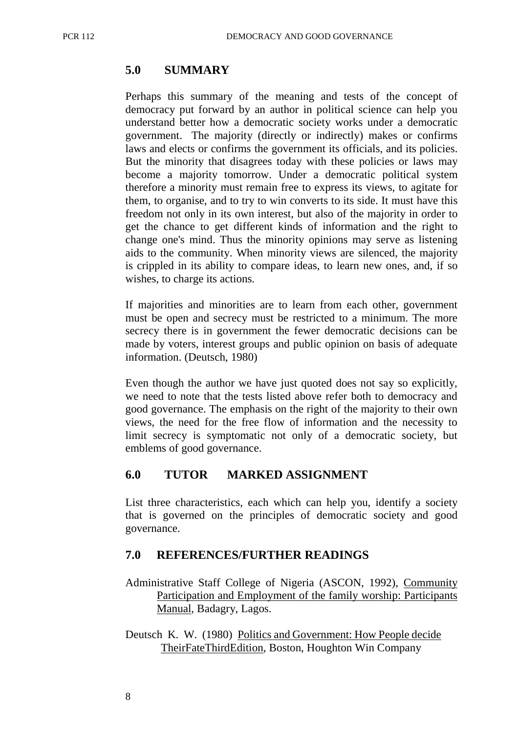## 5.0 SUMMARY

Perhaps this summary of the meaning and tests of the concept of democracy put forward by an author in political science can help you understand better how a democratic society works under a democratic government. The majority (directly or indirectly) makes or confirms laws and elects or confirms the government its officials, and its policies. But the minority that disagrees today with these policies or laws may become a majority tomorrow. Under a democratic political system therefore a minority must remain free to express its views, to agitate for them, to organise, and to try to win converts to its side. It must have this freedom not only in its own interest, but also of the majority in order to get the chance to get different kinds of information and the right to change one's mind. Thus the minority opinions may serve as listening aids to the community. When minority views are silenced, the majority is crippled in its ability to compare ideas, to learn new ones, and, if so wishes, to charge its actions.

If majorities and minorities are to learn from each other, government must be open and secrecy must be restricted to a minimum. The more secrecy there is in government the fewer democratic decisions can be made by voters, interest groups and public opinion on basis of adequate information. (Deutsch, 1980)

Even though the author we have just quoted does not say so explicitly, we need to note that the tests listed above refer both to democracy and good governance. The emphasis on the right of the majority to their own views, the need for the free flow of information and the necessity to limit secrecy is symptomatic not only of a democratic society, but emblems of good governance.

## 6.0 TUTOR MARKED ASSIGNMENT

List three characteristics, each which can help you, identify a society that is governed on the principles of democratic society and good governance.

## 7.0 REFERENCES/FURTHER READINGS

Administrative Staff College of Nigeria (ASCON, 1992), Community Participation and Employment of the family worship: Participants Manual, Badagry, Lagos.

Deutsch K. W. (1980) Politics and Government: How People decide TheirFateThirdEdition, Boston, Houghton Win Company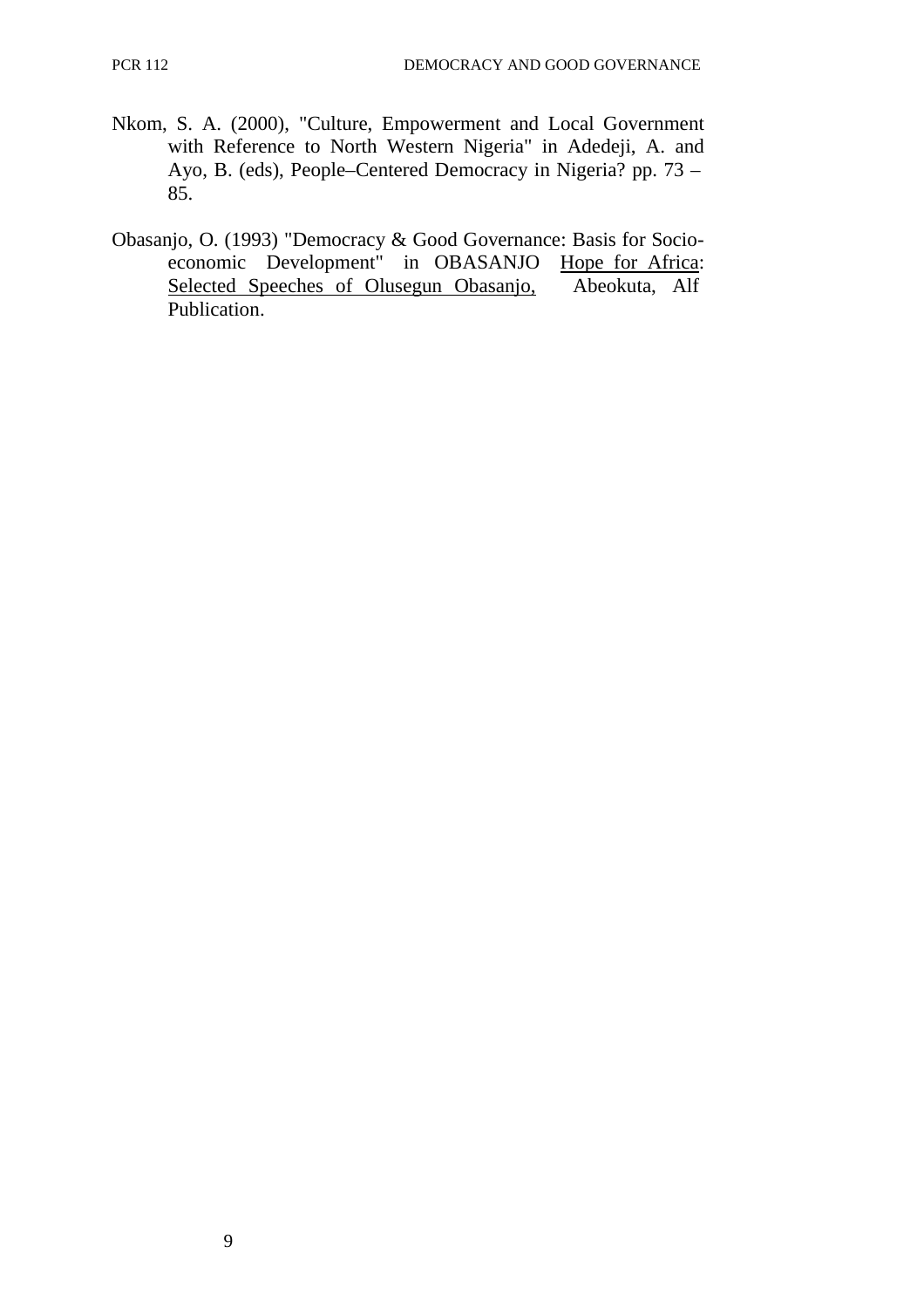Nkom, S. A. (2000), "Culture, Empowerment and Local Government with Reference to North Western Nigeria" in Adedeji, A. and Ayo, B. (eds), People–Centered Democracy in Nigeria? pp. 73 – 85.

Obasanjo, O. (1993) "Democracy & Good Governance: Basis for Socio-economic Development" in OBASANJO Hope for Africa: Selected Speeches of Olusegun Obasanjo, Abeokuta, Alf Publication.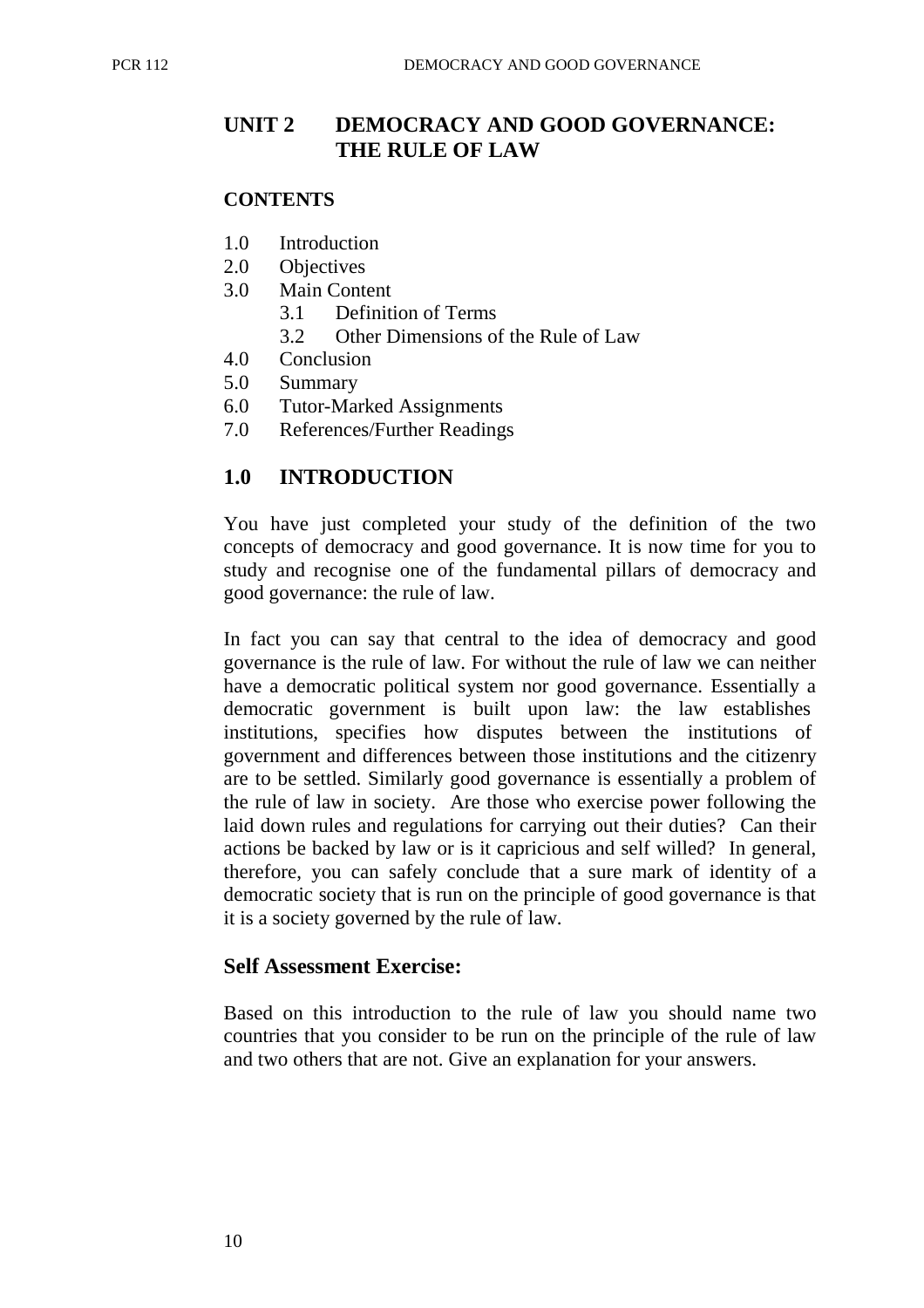# UNIT 2 DEMOCRACY AND GOOD GOVERNANCE: THE RULE OF LAW

**CONTENTS**

- 1.0 Introduction
- 2.0 Objectives
- 3.0 Main Content
  - 3.1 Definition of Terms
  - 3.2 Other Dimensions of the Rule of Law
- 4.0 Conclusion
- 5.0 Summary
- 6.0 Tutor-Marked Assignments
- 7.0 References/Further Readings

## 1.0 INTRODUCTION

You have just completed your study of the definition of the two concepts of democracy and good governance. It is now time for you to study and recognise one of the fundamental pillars of democracy and good governance: the rule of law.

In fact you can say that central to the idea of democracy and good governance is the rule of law. For without the rule of law we can neither have a democratic political system nor good governance. Essentially a democratic government is built upon law: the law establishes institutions, specifies how disputes between the institutions of government and differences between those institutions and the citizenry are to be settled. Similarly good governance is essentially a problem of the rule of law in society. Are those who exercise power following the laid down rules and regulations for carrying out their duties? Can their actions be backed by law or is it capricious and self willed? In general, therefore, you can safely conclude that a sure mark of identity of a democratic society that is run on the principle of good governance is that it is a society governed by the rule of law.

### Self Assessment Exercise:

Based on this introduction to the rule of law you should name two countries that you consider to be run on the principle of the rule of law and two others that are not. Give an explanation for your answers.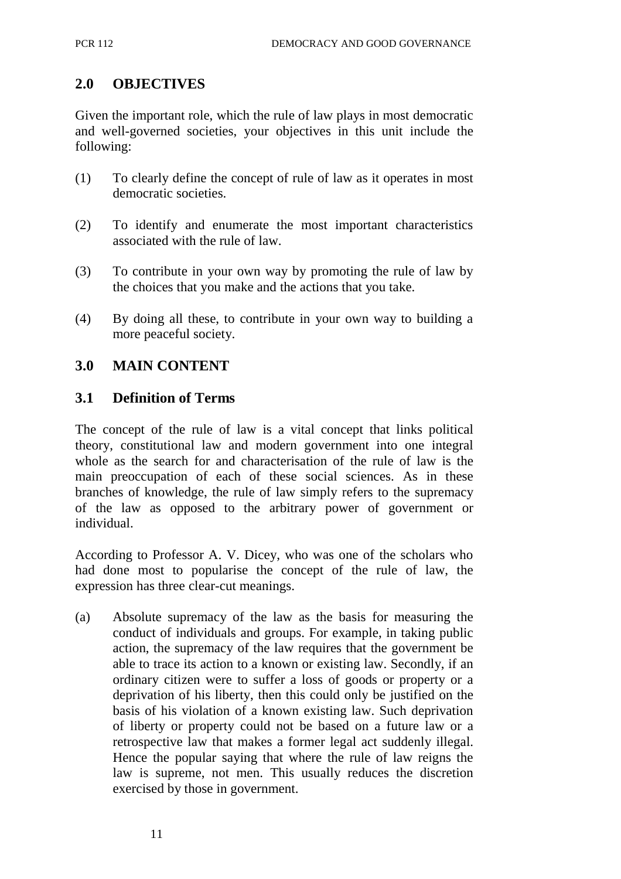## 2.0 OBJECTIVES

Given the important role, which the rule of law plays in most democratic and well-governed societies, your objectives in this unit include the following:

(1) To clearly define the concept of rule of law as it operates in most democratic societies.

(2) To identify and enumerate the most important characteristics associated with the rule of law.

(3) To contribute in your own way by promoting the rule of law by the choices that you make and the actions that you take.

(4) By doing all these, to contribute in your own way to building a more peaceful society.

## 3.0 MAIN CONTENT

### 3.1 Definition of Terms

The concept of the rule of law is a vital concept that links political theory, constitutional law and modern government into one integral whole as the search for and characterisation of the rule of law is the main preoccupation of each of these social sciences. As in these branches of knowledge, the rule of law simply refers to the supremacy of the law as opposed to the arbitrary power of government or individual.

According to Professor A. V. Dicey, who was one of the scholars who had done most to popularise the concept of the rule of law, the expression has three clear-cut meanings.

(a) Absolute supremacy of the law as the basis for measuring the conduct of individuals and groups. For example, in taking public action, the supremacy of the law requires that the government be able to trace its action to a known or existing law. Secondly, if an ordinary citizen were to suffer a loss of goods or property or a deprivation of his liberty, then this could only be justified on the basis of his violation of a known existing law. Such deprivation of liberty or property could not be based on a future law or a retrospective law that makes a former legal act suddenly illegal. Hence the popular saying that where the rule of law reigns the law is supreme, not men. This usually reduces the discretion exercised by those in government.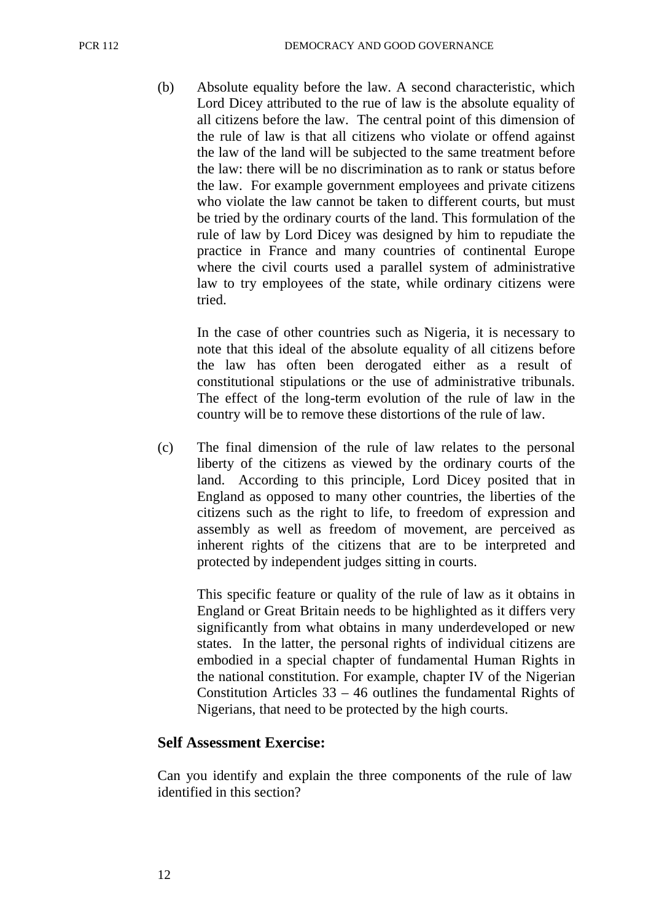(b) Absolute equality before the law. A second characteristic, which Lord Dicey attributed to the rue of law is the absolute equality of all citizens before the law. The central point of this dimension of the rule of law is that all citizens who violate or offend against the law of the land will be subjected to the same treatment before the law: there will be no discrimination as to rank or status before the law. For example government employees and private citizens who violate the law cannot be taken to different courts, but must be tried by the ordinary courts of the land. This formulation of the rule of law by Lord Dicey was designed by him to repudiate the practice in France and many countries of continental Europe where the civil courts used a parallel system of administrative law to try employees of the state, while ordinary citizens were tried.

In the case of other countries such as Nigeria, it is necessary to note that this ideal of the absolute equality of all citizens before the law has often been derogated either as a result of constitutional stipulations or the use of administrative tribunals. The effect of the long-term evolution of the rule of law in the country will be to remove these distortions of the rule of law.

(c) The final dimension of the rule of law relates to the personal liberty of the citizens as viewed by the ordinary courts of the land. According to this principle, Lord Dicey posited that in England as opposed to many other countries, the liberties of the citizens such as the right to life, to freedom of expression and assembly as well as freedom of movement, are perceived as inherent rights of the citizens that are to be interpreted and protected by independent judges sitting in courts.

This specific feature or quality of the rule of law as it obtains in England or Great Britain needs to be highlighted as it differs very significantly from what obtains in many underdeveloped or new states. In the latter, the personal rights of individual citizens are embodied in a special chapter of fundamental Human Rights in the national constitution. For example, chapter IV of the Nigerian Constitution Articles 33 – 46 outlines the fundamental Rights of Nigerians, that need to be protected by the high courts.

**Self Assessment Exercise:**

Can you identify and explain the three components of the rule of law identified in this section?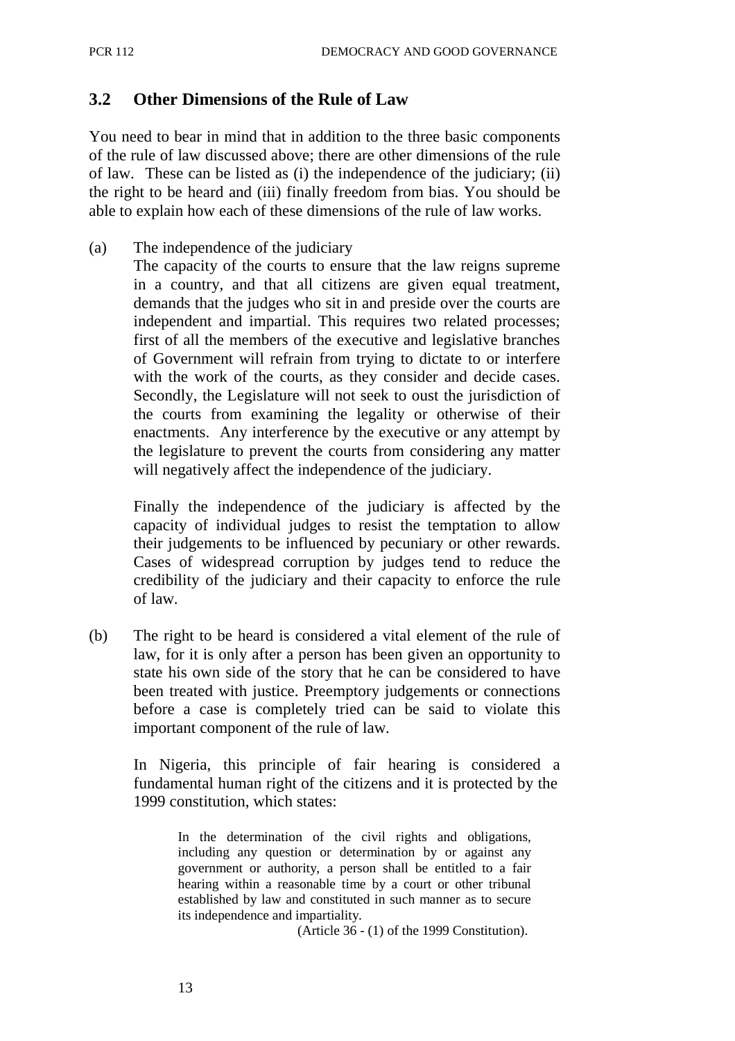### 3.2 Other Dimensions of the Rule of Law

You need to bear in mind that in addition to the three basic components of the rule of law discussed above; there are other dimensions of the rule of law. These can be listed as (i) the independence of the judiciary; (ii) the right to be heard and (iii) finally freedom from bias. You should be able to explain how each of these dimensions of the rule of law works.

(a) The independence of the judiciary

The capacity of the courts to ensure that the law reigns supreme in a country, and that all citizens are given equal treatment, demands that the judges who sit in and preside over the courts are independent and impartial. This requires two related processes; first of all the members of the executive and legislative branches of Government will refrain from trying to dictate to or interfere with the work of the courts, as they consider and decide cases. Secondly, the Legislature will not seek to oust the jurisdiction of the courts from examining the legality or otherwise of their enactments. Any interference by the executive or any attempt by the legislature to prevent the courts from considering any matter will negatively affect the independence of the judiciary.

Finally the independence of the judiciary is affected by the capacity of individual judges to resist the temptation to allow their judgements to be influenced by pecuniary or other rewards. Cases of widespread corruption by judges tend to reduce the credibility of the judiciary and their capacity to enforce the rule of law.

(b) The right to be heard is considered a vital element of the rule of law, for it is only after a person has been given an opportunity to state his own side of the story that he can be considered to have been treated with justice. Preemptory judgements or connections before a case is completely tried can be said to violate this important component of the rule of law.

In Nigeria, this principle of fair hearing is considered a fundamental human right of the citizens and it is protected by the 1999 constitution, which states:

> In the determination of the civil rights and obligations, including any question or determination by or against any government or authority, a person shall be entitled to a fair hearing within a reasonable time by a court or other tribunal established by law and constituted in such manner as to secure its independence and impartiality.
>
> (Article 36 - (1) of the 1999 Constitution).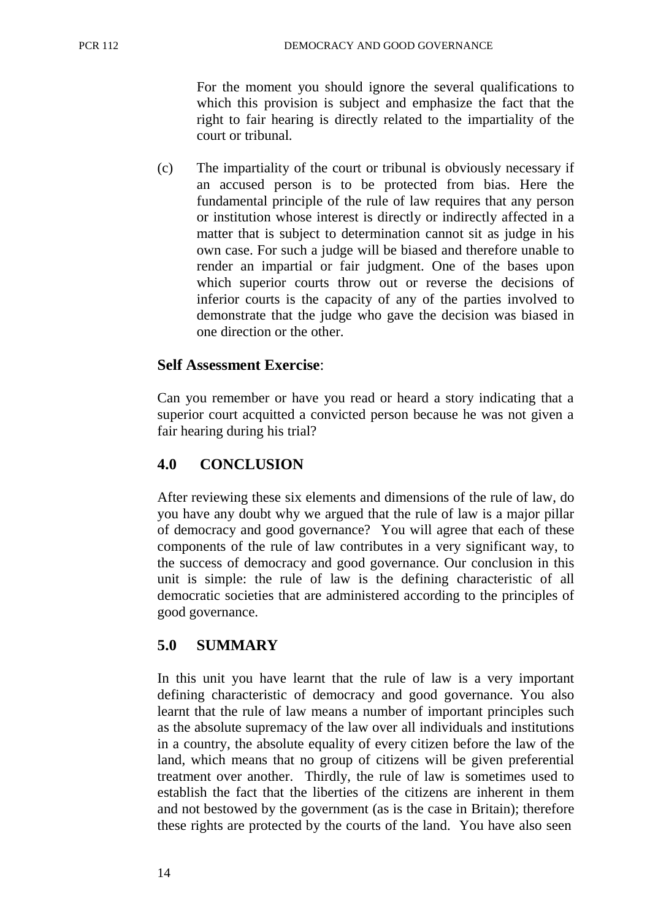For the moment you should ignore the several qualifications to which this provision is subject and emphasize the fact that the right to fair hearing is directly related to the impartiality of the court or tribunal.

(c) The impartiality of the court or tribunal is obviously necessary if an accused person is to be protected from bias. Here the fundamental principle of the rule of law requires that any person or institution whose interest is directly or indirectly affected in a matter that is subject to determination cannot sit as judge in his own case. For such a judge will be biased and therefore unable to render an impartial or fair judgment. One of the bases upon which superior courts throw out or reverse the decisions of inferior courts is the capacity of any of the parties involved to demonstrate that the judge who gave the decision was biased in one direction or the other.

**Self Assessment Exercise**:

Can you remember or have you read or heard a story indicating that a superior court acquitted a convicted person because he was not given a fair hearing during his trial?

## 4.0 CONCLUSION

After reviewing these six elements and dimensions of the rule of law, do you have any doubt why we argued that the rule of law is a major pillar of democracy and good governance? You will agree that each of these components of the rule of law contributes in a very significant way, to the success of democracy and good governance. Our conclusion in this unit is simple: the rule of law is the defining characteristic of all democratic societies that are administered according to the principles of good governance.

## 5.0 SUMMARY

In this unit you have learnt that the rule of law is a very important defining characteristic of democracy and good governance. You also learnt that the rule of law means a number of important principles such as the absolute supremacy of the law over all individuals and institutions in a country, the absolute equality of every citizen before the law of the land, which means that no group of citizens will be given preferential treatment over another. Thirdly, the rule of law is sometimes used to establish the fact that the liberties of the citizens are inherent in them and not bestowed by the government (as is the case in Britain); therefore these rights are protected by the courts of the land. You have also seen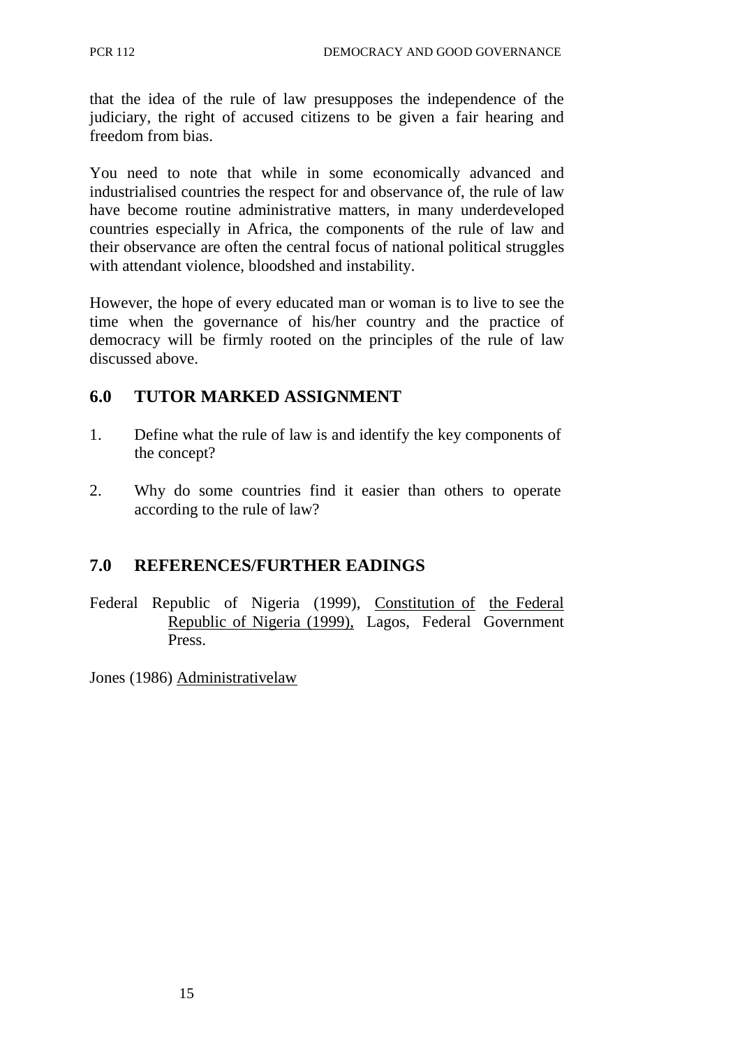that the idea of the rule of law presupposes the independence of the judiciary, the right of accused citizens to be given a fair hearing and freedom from bias.

You need to note that while in some economically advanced and industrialised countries the respect for and observance of, the rule of law have become routine administrative matters, in many underdeveloped countries especially in Africa, the components of the rule of law and their observance are often the central focus of national political struggles with attendant violence, bloodshed and instability.

However, the hope of every educated man or woman is to live to see the time when the governance of his/her country and the practice of democracy will be firmly rooted on the principles of the rule of law discussed above.

## 6.0 TUTOR MARKED ASSIGNMENT

1. Define what the rule of law is and identify the key components of the concept?
2. Why do some countries find it easier than others to operate according to the rule of law?

## 7.0 REFERENCES/FURTHER EADINGS

Federal Republic of Nigeria (1999), Constitution of the Federal Republic of Nigeria (1999), Lagos, Federal Government Press.

Jones (1986) Administrativelaw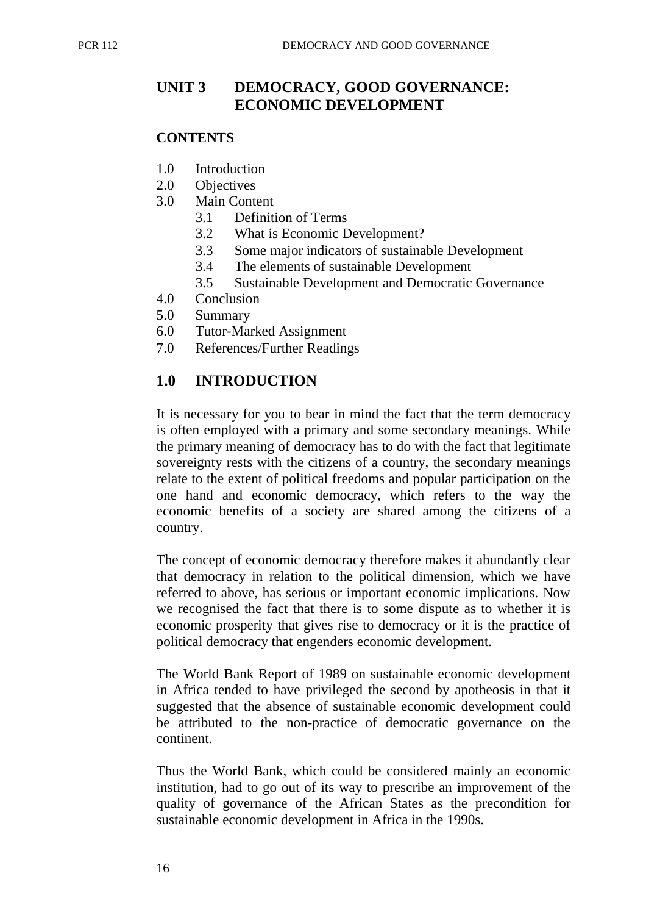## UNIT 3 DEMOCRACY, GOOD GOVERNANCE: ECONOMIC DEVELOPMENT

**CONTENTS**

1.0 Introduction
2.0 Objectives
3.0 Main Content
    3.1 Definition of Terms
    3.2 What is Economic Development?
    3.3 Some major indicators of sustainable Development
    3.4 The elements of sustainable Development
    3.5 Sustainable Development and Democratic Governance
4.0 Conclusion
5.0 Summary
6.0 Tutor-Marked Assignment
7.0 References/Further Readings

## 1.0 INTRODUCTION

It is necessary for you to bear in mind the fact that the term democracy is often employed with a primary and some secondary meanings. While the primary meaning of democracy has to do with the fact that legitimate sovereignty rests with the citizens of a country, the secondary meanings relate to the extent of political freedoms and popular participation on the one hand and economic democracy, which refers to the way the economic benefits of a society are shared among the citizens of a country.

The concept of economic democracy therefore makes it abundantly clear that democracy in relation to the political dimension, which we have referred to above, has serious or important economic implications. Now we recognised the fact that there is to some dispute as to whether it is economic prosperity that gives rise to democracy or it is the practice of political democracy that engenders economic development.

The World Bank Report of 1989 on sustainable economic development in Africa tended to have privileged the second by apotheosis in that it suggested that the absence of sustainable economic development could be attributed to the non-practice of democratic governance on the continent.

Thus the World Bank, which could be considered mainly an economic institution, had to go out of its way to prescribe an improvement of the quality of governance of the African States as the precondition for sustainable economic development in Africa in the 1990s.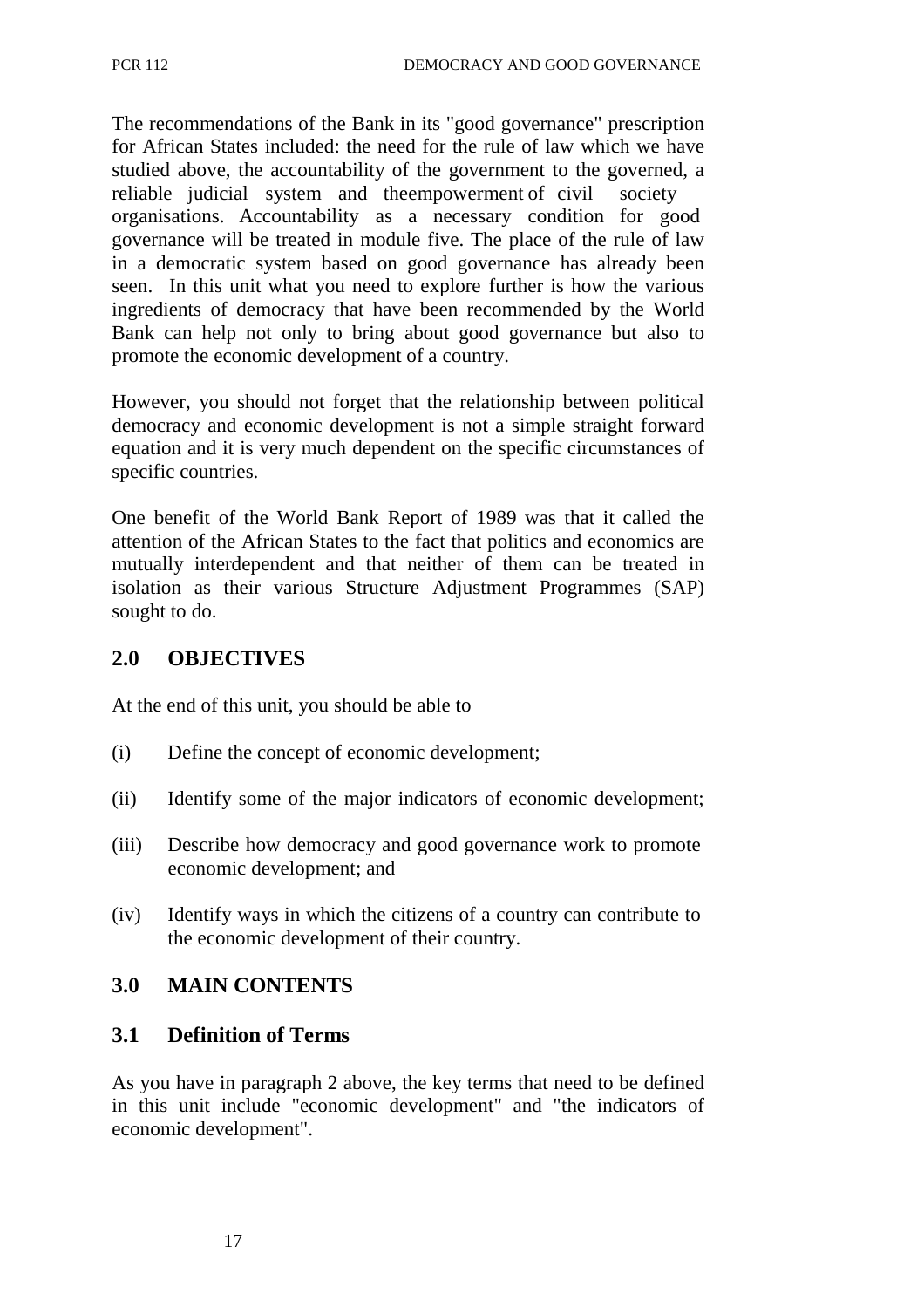The recommendations of the Bank in its "good governance" prescription for African States included: the need for the rule of law which we have studied above, the accountability of the government to the governed, a reliable judicial system and theempowerment of civil society organisations. Accountability as a necessary condition for good governance will be treated in module five. The place of the rule of law in a democratic system based on good governance has already been seen. In this unit what you need to explore further is how the various ingredients of democracy that have been recommended by the World Bank can help not only to bring about good governance but also to promote the economic development of a country.

However, you should not forget that the relationship between political democracy and economic development is not a simple straight forward equation and it is very much dependent on the specific circumstances of specific countries.

One benefit of the World Bank Report of 1989 was that it called the attention of the African States to the fact that politics and economics are mutually interdependent and that neither of them can be treated in isolation as their various Structure Adjustment Programmes (SAP) sought to do.

## 2.0 OBJECTIVES

At the end of this unit, you should be able to

(i) Define the concept of economic development;

(ii) Identify some of the major indicators of economic development;

(iii) Describe how democracy and good governance work to promote economic development; and

(iv) Identify ways in which the citizens of a country can contribute to the economic development of their country.

## 3.0 MAIN CONTENTS

### 3.1 Definition of Terms

As you have in paragraph 2 above, the key terms that need to be defined in this unit include "economic development" and "the indicators of economic development".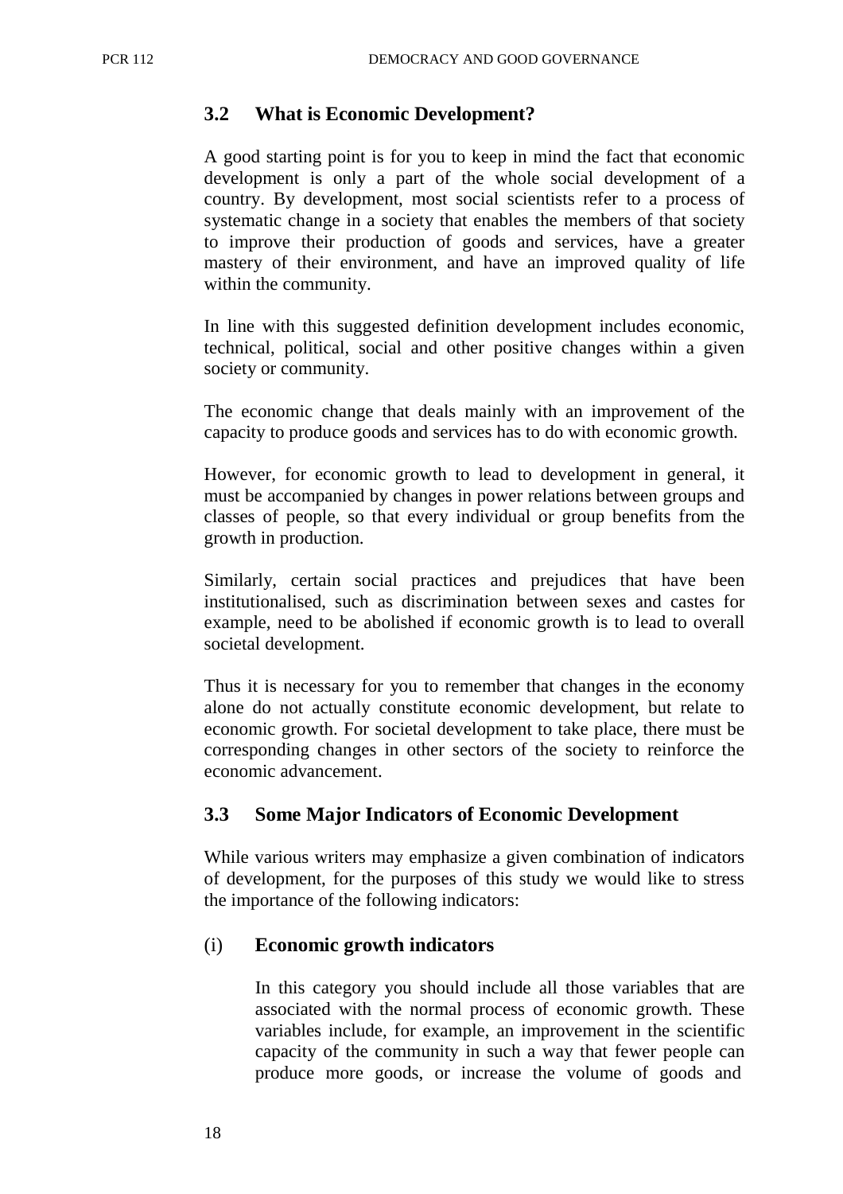## 3.2 What is Economic Development?

A good starting point is for you to keep in mind the fact that economic development is only a part of the whole social development of a country. By development, most social scientists refer to a process of systematic change in a society that enables the members of that society to improve their production of goods and services, have a greater mastery of their environment, and have an improved quality of life within the community.

In line with this suggested definition development includes economic, technical, political, social and other positive changes within a given society or community.

The economic change that deals mainly with an improvement of the capacity to produce goods and services has to do with economic growth.

However, for economic growth to lead to development in general, it must be accompanied by changes in power relations between groups and classes of people, so that every individual or group benefits from the growth in production.

Similarly, certain social practices and prejudices that have been institutionalised, such as discrimination between sexes and castes for example, need to be abolished if economic growth is to lead to overall societal development.

Thus it is necessary for you to remember that changes in the economy alone do not actually constitute economic development, but relate to economic growth. For societal development to take place, there must be corresponding changes in other sectors of the society to reinforce the economic advancement.

## 3.3 Some Major Indicators of Economic Development

While various writers may emphasize a given combination of indicators of development, for the purposes of this study we would like to stress the importance of the following indicators:

### (i) Economic growth indicators

In this category you should include all those variables that are associated with the normal process of economic growth. These variables include, for example, an improvement in the scientific capacity of the community in such a way that fewer people can produce more goods, or increase the volume of goods and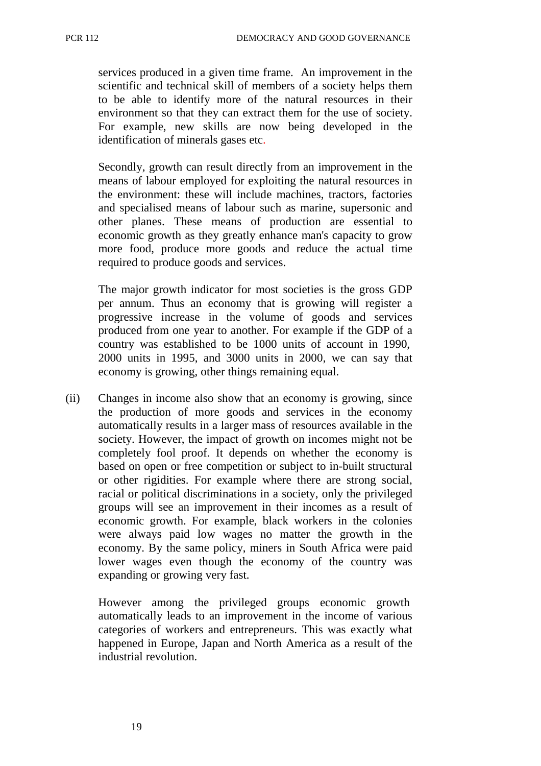services produced in a given time frame. An improvement in the scientific and technical skill of members of a society helps them to be able to identify more of the natural resources in their environment so that they can extract them for the use of society. For example, new skills are now being developed in the identification of minerals gases etc.

Secondly, growth can result directly from an improvement in the means of labour employed for exploiting the natural resources in the environment: these will include machines, tractors, factories and specialised means of labour such as marine, supersonic and other planes. These means of production are essential to economic growth as they greatly enhance man's capacity to grow more food, produce more goods and reduce the actual time required to produce goods and services.

The major growth indicator for most societies is the gross GDP per annum. Thus an economy that is growing will register a progressive increase in the volume of goods and services produced from one year to another. For example if the GDP of a country was established to be 1000 units of account in 1990, 2000 units in 1995, and 3000 units in 2000, we can say that economy is growing, other things remaining equal.

(ii) Changes in income also show that an economy is growing, since the production of more goods and services in the economy automatically results in a larger mass of resources available in the society. However, the impact of growth on incomes might not be completely fool proof. It depends on whether the economy is based on open or free competition or subject to in-built structural or other rigidities. For example where there are strong social, racial or political discriminations in a society, only the privileged groups will see an improvement in their incomes as a result of economic growth. For example, black workers in the colonies were always paid low wages no matter the growth in the economy. By the same policy, miners in South Africa were paid lower wages even though the economy of the country was expanding or growing very fast.

However among the privileged groups economic growth automatically leads to an improvement in the income of various categories of workers and entrepreneurs. This was exactly what happened in Europe, Japan and North America as a result of the industrial revolution.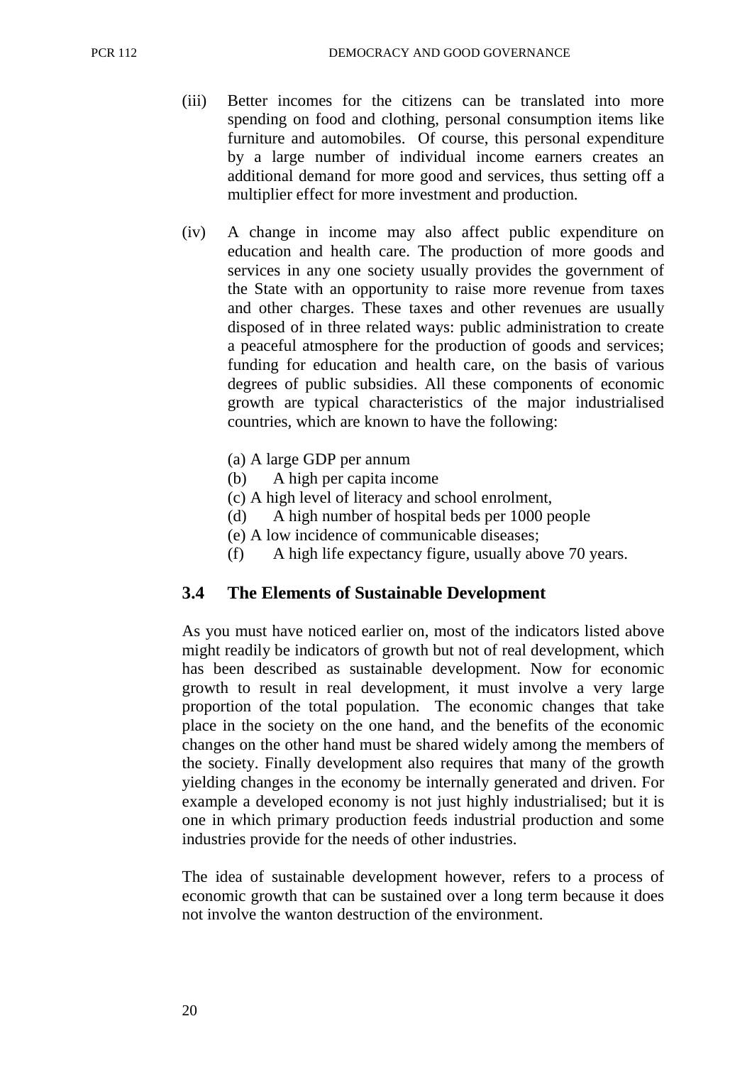(iii) Better incomes for the citizens can be translated into more spending on food and clothing, personal consumption items like furniture and automobiles. Of course, this personal expenditure by a large number of individual income earners creates an additional demand for more good and services, thus setting off a multiplier effect for more investment and production.

(iv) A change in income may also affect public expenditure on education and health care. The production of more goods and services in any one society usually provides the government of the State with an opportunity to raise more revenue from taxes and other charges. These taxes and other revenues are usually disposed of in three related ways: public administration to create a peaceful atmosphere for the production of goods and services; funding for education and health care, on the basis of various degrees of public subsidies. All these components of economic growth are typical characteristics of the major industrialised countries, which are known to have the following:

(a) A large GDP per annum
(b) A high per capita income
(c) A high level of literacy and school enrolment,
(d) A high number of hospital beds per 1000 people
(e) A low incidence of communicable diseases;
(f) A high life expectancy figure, usually above 70 years.

## 3.4 The Elements of Sustainable Development

As you must have noticed earlier on, most of the indicators listed above might readily be indicators of growth but not of real development, which has been described as sustainable development. Now for economic growth to result in real development, it must involve a very large proportion of the total population. The economic changes that take place in the society on the one hand, and the benefits of the economic changes on the other hand must be shared widely among the members of the society. Finally development also requires that many of the growth yielding changes in the economy be internally generated and driven. For example a developed economy is not just highly industrialised; but it is one in which primary production feeds industrial production and some industries provide for the needs of other industries.

The idea of sustainable development however, refers to a process of economic growth that can be sustained over a long term because it does not involve the wanton destruction of the environment.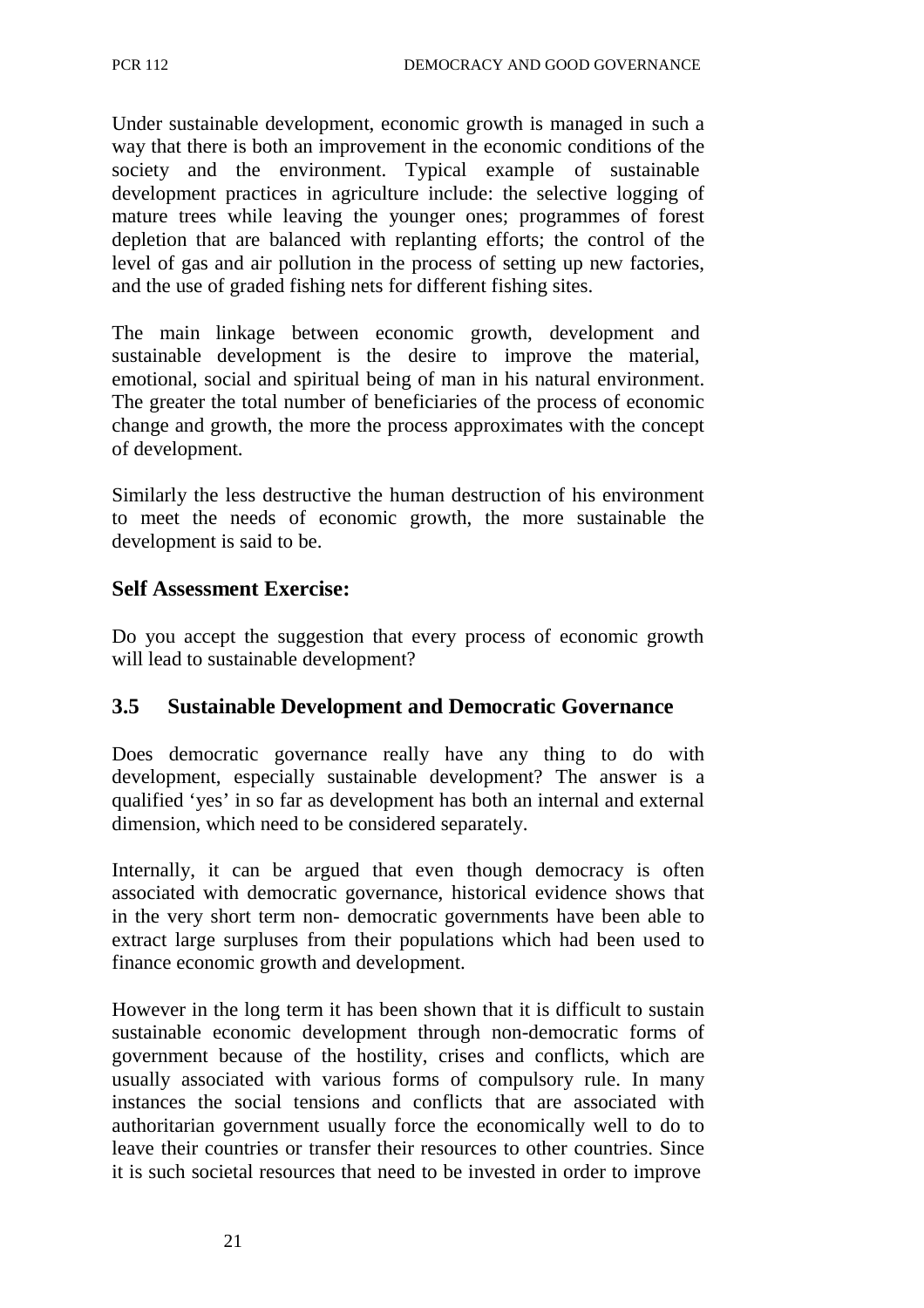Under sustainable development, economic growth is managed in such a way that there is both an improvement in the economic conditions of the society and the environment. Typical example of sustainable development practices in agriculture include: the selective logging of mature trees while leaving the younger ones; programmes of forest depletion that are balanced with replanting efforts; the control of the level of gas and air pollution in the process of setting up new factories, and the use of graded fishing nets for different fishing sites.

The main linkage between economic growth, development and sustainable development is the desire to improve the material, emotional, social and spiritual being of man in his natural environment. The greater the total number of beneficiaries of the process of economic change and growth, the more the process approximates with the concept of development.

Similarly the less destructive the human destruction of his environment to meet the needs of economic growth, the more sustainable the development is said to be.

### Self Assessment Exercise:

Do you accept the suggestion that every process of economic growth will lead to sustainable development?

## 3.5 Sustainable Development and Democratic Governance

Does democratic governance really have any thing to do with development, especially sustainable development? The answer is a qualified 'yes' in so far as development has both an internal and external dimension, which need to be considered separately.

Internally, it can be argued that even though democracy is often associated with democratic governance, historical evidence shows that in the very short term non- democratic governments have been able to extract large surpluses from their populations which had been used to finance economic growth and development.

However in the long term it has been shown that it is difficult to sustain sustainable economic development through non-democratic forms of government because of the hostility, crises and conflicts, which are usually associated with various forms of compulsory rule. In many instances the social tensions and conflicts that are associated with authoritarian government usually force the economically well to do to leave their countries or transfer their resources to other countries. Since it is such societal resources that need to be invested in order to improve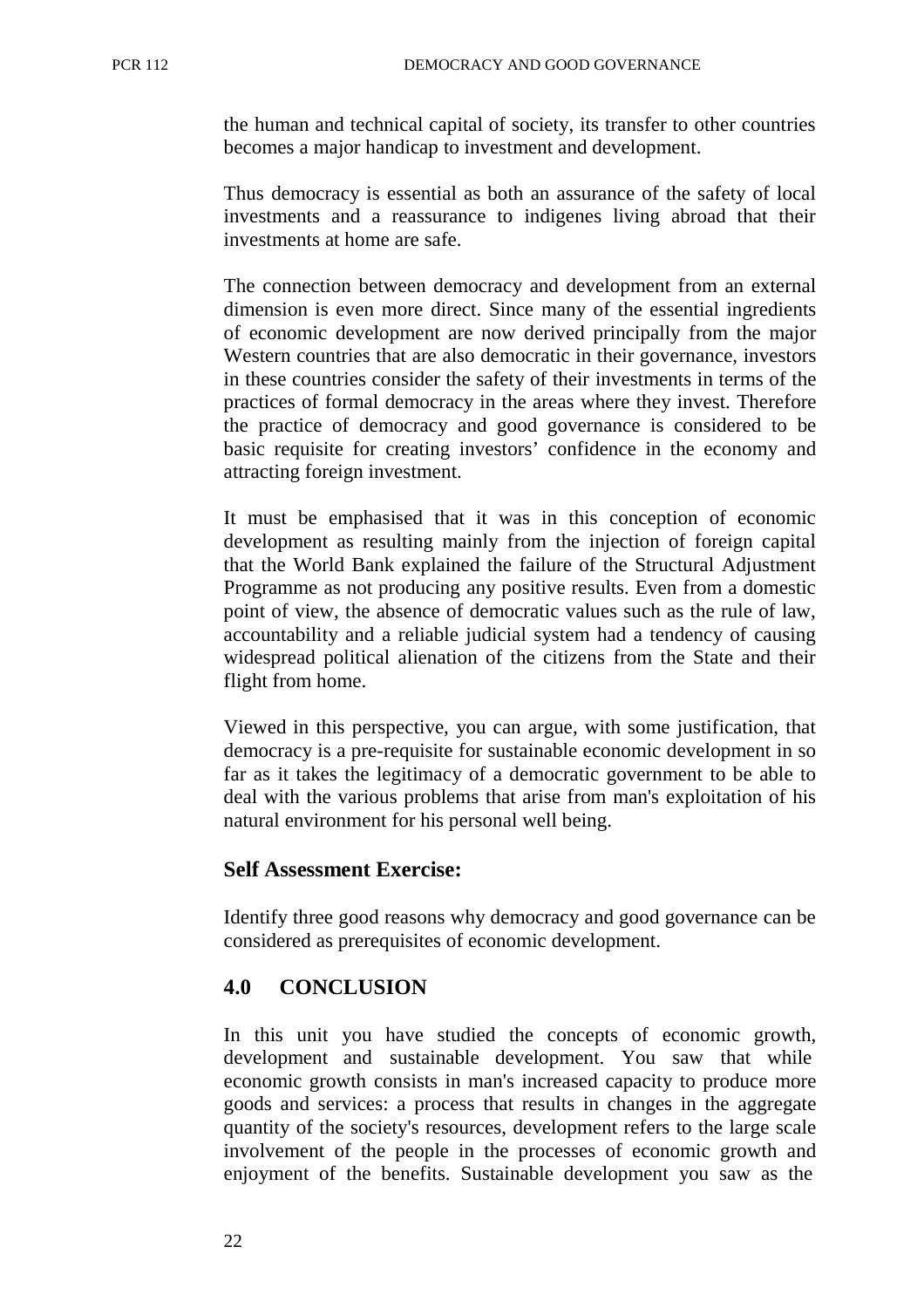the human and technical capital of society, its transfer to other countries becomes a major handicap to investment and development.

Thus democracy is essential as both an assurance of the safety of local investments and a reassurance to indigenes living abroad that their investments at home are safe.

The connection between democracy and development from an external dimension is even more direct. Since many of the essential ingredients of economic development are now derived principally from the major Western countries that are also democratic in their governance, investors in these countries consider the safety of their investments in terms of the practices of formal democracy in the areas where they invest. Therefore the practice of democracy and good governance is considered to be basic requisite for creating investors' confidence in the economy and attracting foreign investment.

It must be emphasised that it was in this conception of economic development as resulting mainly from the injection of foreign capital that the World Bank explained the failure of the Structural Adjustment Programme as not producing any positive results. Even from a domestic point of view, the absence of democratic values such as the rule of law, accountability and a reliable judicial system had a tendency of causing widespread political alienation of the citizens from the State and their flight from home.

Viewed in this perspective, you can argue, with some justification, that democracy is a pre-requisite for sustainable economic development in so far as it takes the legitimacy of a democratic government to be able to deal with the various problems that arise from man's exploitation of his natural environment for his personal well being.

### Self Assessment Exercise:

Identify three good reasons why democracy and good governance can be considered as prerequisites of economic development.

## 4.0 CONCLUSION

In this unit you have studied the concepts of economic growth, development and sustainable development. You saw that while economic growth consists in man's increased capacity to produce more goods and services: a process that results in changes in the aggregate quantity of the society's resources, development refers to the large scale involvement of the people in the processes of economic growth and enjoyment of the benefits. Sustainable development you saw as the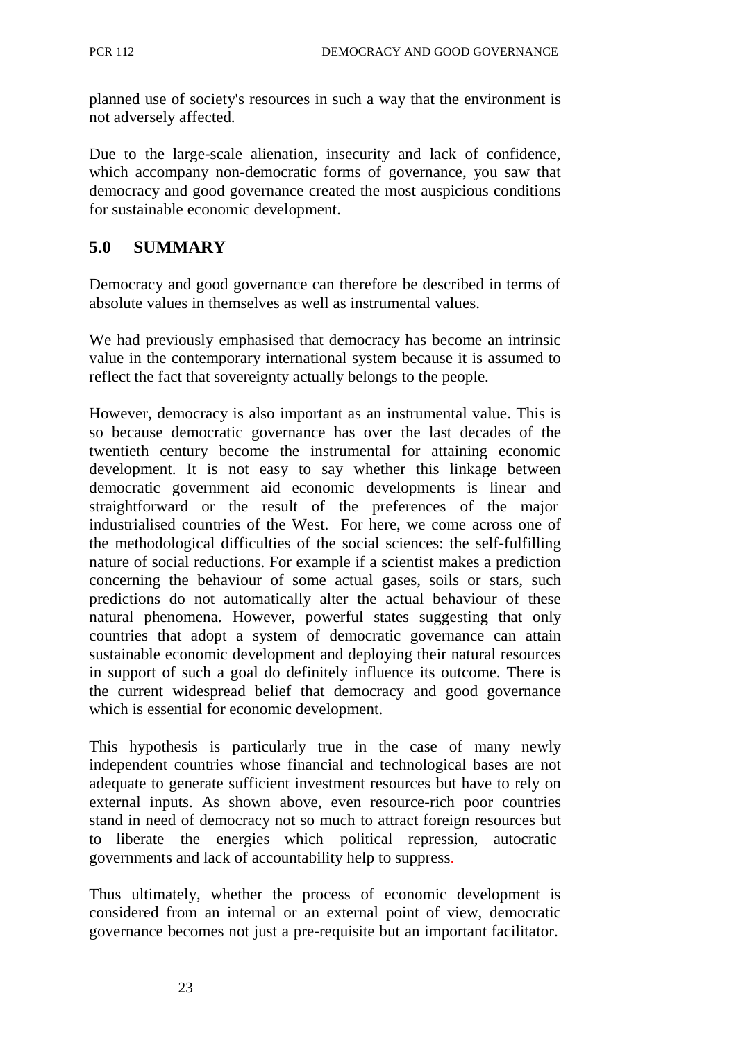planned use of society's resources in such a way that the environment is not adversely affected.

Due to the large-scale alienation, insecurity and lack of confidence, which accompany non-democratic forms of governance, you saw that democracy and good governance created the most auspicious conditions for sustainable economic development.

## 5.0 SUMMARY

Democracy and good governance can therefore be described in terms of absolute values in themselves as well as instrumental values.

We had previously emphasised that democracy has become an intrinsic value in the contemporary international system because it is assumed to reflect the fact that sovereignty actually belongs to the people.

However, democracy is also important as an instrumental value. This is so because democratic governance has over the last decades of the twentieth century become the instrumental for attaining economic development. It is not easy to say whether this linkage between democratic government aid economic developments is linear and straightforward or the result of the preferences of the major industrialised countries of the West. For here, we come across one of the methodological difficulties of the social sciences: the self-fulfilling nature of social reductions. For example if a scientist makes a prediction concerning the behaviour of some actual gases, soils or stars, such predictions do not automatically alter the actual behaviour of these natural phenomena. However, powerful states suggesting that only countries that adopt a system of democratic governance can attain sustainable economic development and deploying their natural resources in support of such a goal do definitely influence its outcome. There is the current widespread belief that democracy and good governance which is essential for economic development.

This hypothesis is particularly true in the case of many newly independent countries whose financial and technological bases are not adequate to generate sufficient investment resources but have to rely on external inputs. As shown above, even resource-rich poor countries stand in need of democracy not so much to attract foreign resources but to liberate the energies which political repression, autocratic governments and lack of accountability help to suppress.

Thus ultimately, whether the process of economic development is considered from an internal or an external point of view, democratic governance becomes not just a pre-requisite but an important facilitator.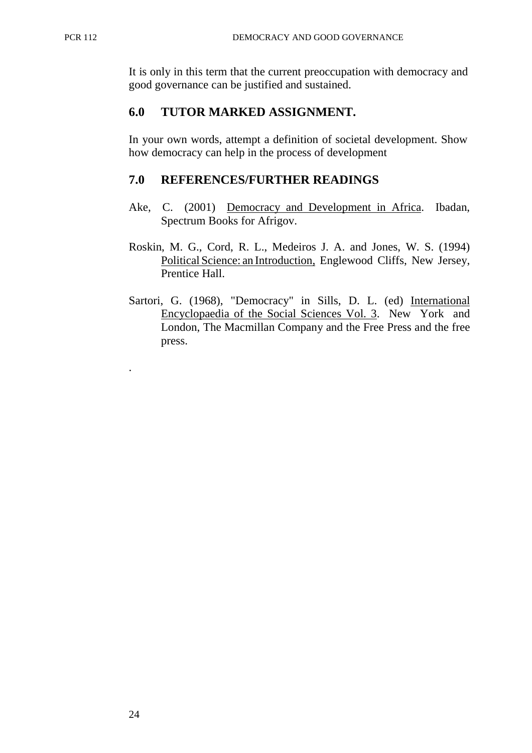It is only in this term that the current preoccupation with democracy and good governance can be justified and sustained.

## 6.0 TUTOR MARKED ASSIGNMENT.

In your own words, attempt a definition of societal development. Show how democracy can help in the process of development

## 7.0 REFERENCES/FURTHER READINGS

Ake, C. (2001) Democracy and Development in Africa. Ibadan, Spectrum Books for Afrigov.

Roskin, M. G., Cord, R. L., Medeiros J. A. and Jones, W. S. (1994) Political Science: an Introduction, Englewood Cliffs, New Jersey, Prentice Hall.

Sartori, G. (1968), "Democracy" in Sills, D. L. (ed) International Encyclopaedia of the Social Sciences Vol. 3. New York and London, The Macmillan Company and the Free Press and the free press.

.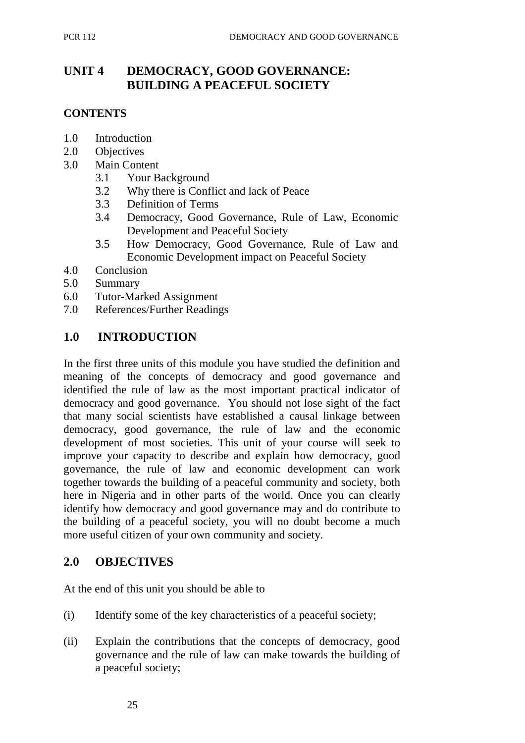# UNIT 4 DEMOCRACY, GOOD GOVERNANCE: BUILDING A PEACEFUL SOCIETY

**CONTENTS**

- 1.0 Introduction
- 2.0 Objectives
- 3.0 Main Content
  - 3.1 Your Background
  - 3.2 Why there is Conflict and lack of Peace
  - 3.3 Definition of Terms
  - 3.4 Democracy, Good Governance, Rule of Law, Economic Development and Peaceful Society
  - 3.5 How Democracy, Good Governance, Rule of Law and Economic Development impact on Peaceful Society
- 4.0 Conclusion
- 5.0 Summary
- 6.0 Tutor-Marked Assignment
- 7.0 References/Further Readings

## 1.0 INTRODUCTION

In the first three units of this module you have studied the definition and meaning of the concepts of democracy and good governance and identified the rule of law as the most important practical indicator of democracy and good governance. You should not lose sight of the fact that many social scientists have established a causal linkage between democracy, good governance, the rule of law and the economic development of most societies. This unit of your course will seek to improve your capacity to describe and explain how democracy, good governance, the rule of law and economic development can work together towards the building of a peaceful community and society, both here in Nigeria and in other parts of the world. Once you can clearly identify how democracy and good governance may and do contribute to the building of a peaceful society, you will no doubt become a much more useful citizen of your own community and society.

## 2.0 OBJECTIVES

At the end of this unit you should be able to

(i) Identify some of the key characteristics of a peaceful society;

(ii) Explain the contributions that the concepts of democracy, good governance and the rule of law can make towards the building of a peaceful society;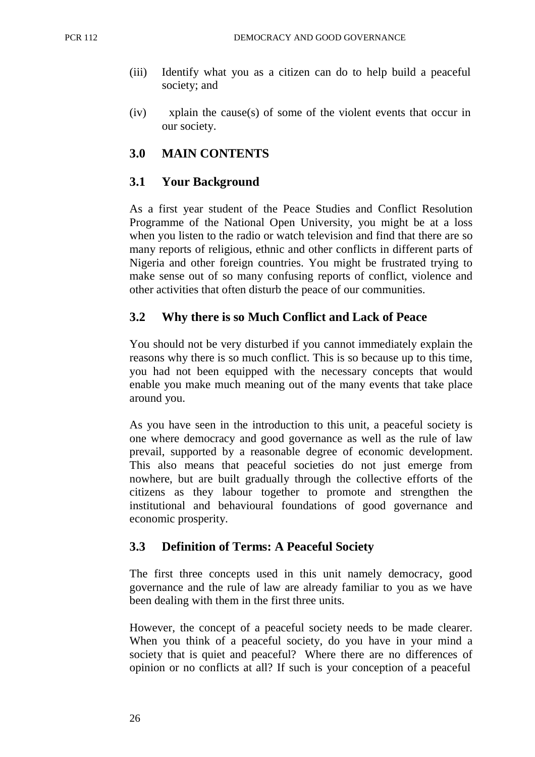(iii) Identify what you as a citizen can do to help build a peaceful society; and

(iv) xplain the cause(s) of some of the violent events that occur in our society.

## 3.0 MAIN CONTENTS

### 3.1 Your Background

As a first year student of the Peace Studies and Conflict Resolution Programme of the National Open University, you might be at a loss when you listen to the radio or watch television and find that there are so many reports of religious, ethnic and other conflicts in different parts of Nigeria and other foreign countries. You might be frustrated trying to make sense out of so many confusing reports of conflict, violence and other activities that often disturb the peace of our communities.

### 3.2 Why there is so Much Conflict and Lack of Peace

You should not be very disturbed if you cannot immediately explain the reasons why there is so much conflict. This is so because up to this time, you had not been equipped with the necessary concepts that would enable you make much meaning out of the many events that take place around you.

As you have seen in the introduction to this unit, a peaceful society is one where democracy and good governance as well as the rule of law prevail, supported by a reasonable degree of economic development. This also means that peaceful societies do not just emerge from nowhere, but are built gradually through the collective efforts of the citizens as they labour together to promote and strengthen the institutional and behavioural foundations of good governance and economic prosperity.

### 3.3 Definition of Terms: A Peaceful Society

The first three concepts used in this unit namely democracy, good governance and the rule of law are already familiar to you as we have been dealing with them in the first three units.

However, the concept of a peaceful society needs to be made clearer. When you think of a peaceful society, do you have in your mind a society that is quiet and peaceful? Where there are no differences of opinion or no conflicts at all? If such is your conception of a peaceful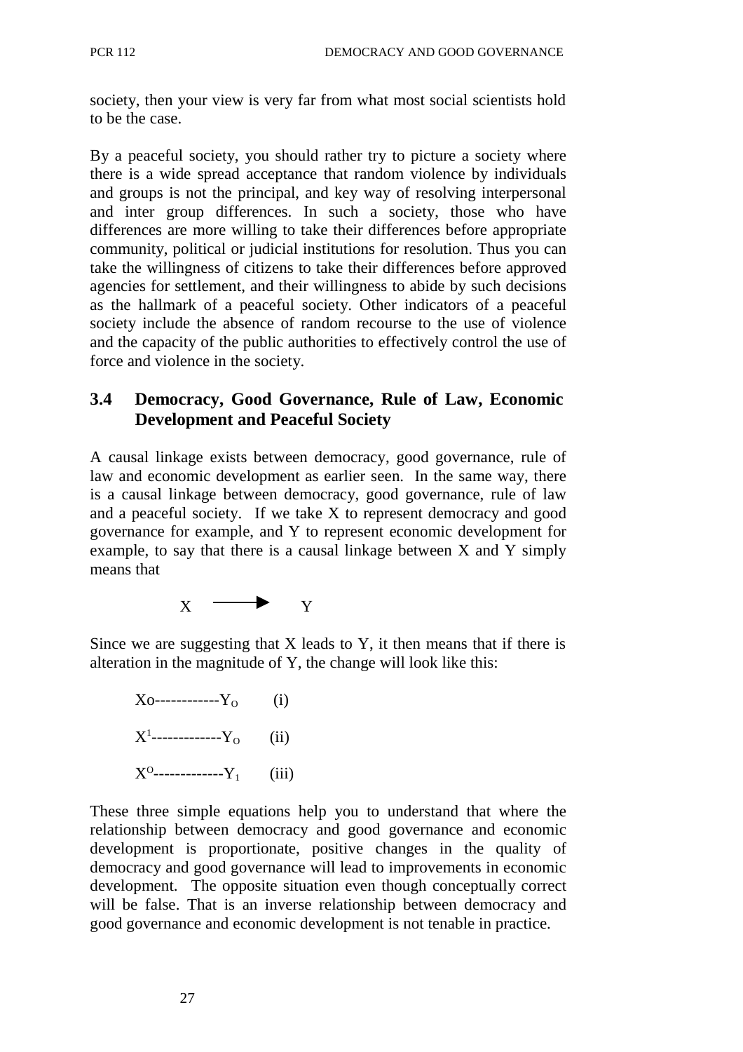society, then your view is very far from what most social scientists hold to be the case.

By a peaceful society, you should rather try to picture a society where there is a wide spread acceptance that random violence by individuals and groups is not the principal, and key way of resolving interpersonal and inter group differences. In such a society, those who have differences are more willing to take their differences before appropriate community, political or judicial institutions for resolution. Thus you can take the willingness of citizens to take their differences before approved agencies for settlement, and their willingness to abide by such decisions as the hallmark of a peaceful society. Other indicators of a peaceful society include the absence of random recourse to the use of violence and the capacity of the public authorities to effectively control the use of force and violence in the society.

### 3.4 Democracy, Good Governance, Rule of Law, Economic Development and Peaceful Society

A causal linkage exists between democracy, good governance, rule of law and economic development as earlier seen. In the same way, there is a causal linkage between democracy, good governance, rule of law and a peaceful society. If we take X to represent democracy and good governance for example, and Y to represent economic development for example, to say that there is a causal linkage between X and Y simply means that

$$X \longrightarrow Y$$

Since we are suggesting that X leads to Y, it then means that if there is alteration in the magnitude of Y, the change will look like this:

$$Xo\text{------------}Y_O \qquad \text{(i)}$$

$$X^1\text{-------------}Y_O \qquad \text{(ii)}$$

$$X^O\text{-------------}Y_1 \qquad \text{(iii)}$$

These three simple equations help you to understand that where the relationship between democracy and good governance and economic development is proportionate, positive changes in the quality of democracy and good governance will lead to improvements in economic development. The opposite situation even though conceptually correct will be false. That is an inverse relationship between democracy and good governance and economic development is not tenable in practice.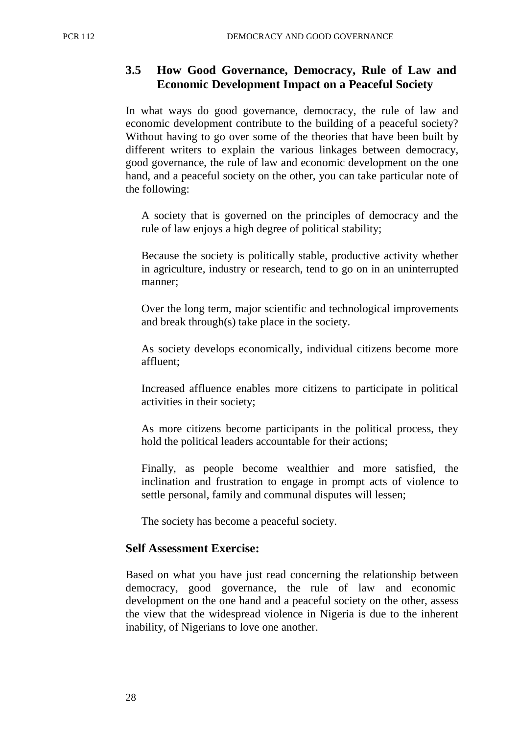### 3.5 How Good Governance, Democracy, Rule of Law and Economic Development Impact on a Peaceful Society

In what ways do good governance, democracy, the rule of law and economic development contribute to the building of a peaceful society? Without having to go over some of the theories that have been built by different writers to explain the various linkages between democracy, good governance, the rule of law and economic development on the one hand, and a peaceful society on the other, you can take particular note of the following:

A society that is governed on the principles of democracy and the rule of law enjoys a high degree of political stability;

Because the society is politically stable, productive activity whether in agriculture, industry or research, tend to go on in an uninterrupted manner;

Over the long term, major scientific and technological improvements and break through(s) take place in the society.

As society develops economically, individual citizens become more affluent;

Increased affluence enables more citizens to participate in political activities in their society;

As more citizens become participants in the political process, they hold the political leaders accountable for their actions;

Finally, as people become wealthier and more satisfied, the inclination and frustration to engage in prompt acts of violence to settle personal, family and communal disputes will lessen;

The society has become a peaceful society.

### Self Assessment Exercise:

Based on what you have just read concerning the relationship between democracy, good governance, the rule of law and economic development on the one hand and a peaceful society on the other, assess the view that the widespread violence in Nigeria is due to the inherent inability, of Nigerians to love one another.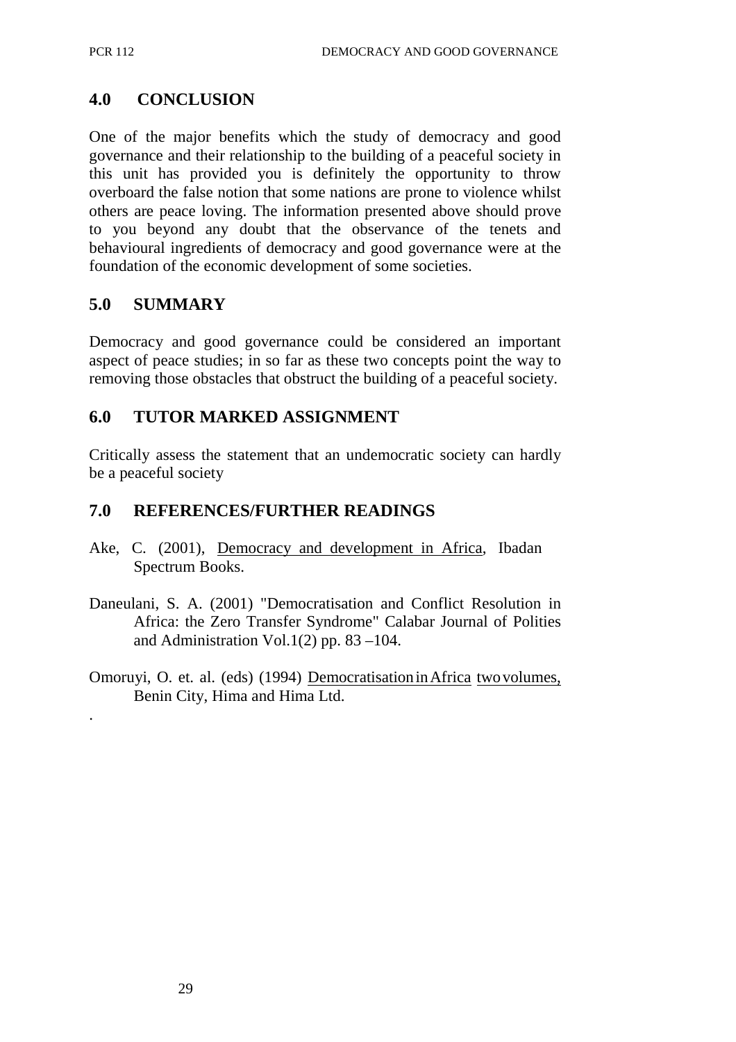## 4.0 CONCLUSION

One of the major benefits which the study of democracy and good governance and their relationship to the building of a peaceful society in this unit has provided you is definitely the opportunity to throw overboard the false notion that some nations are prone to violence whilst others are peace loving. The information presented above should prove to you beyond any doubt that the observance of the tenets and behavioural ingredients of democracy and good governance were at the foundation of the economic development of some societies.

## 5.0 SUMMARY

Democracy and good governance could be considered an important aspect of peace studies; in so far as these two concepts point the way to removing those obstacles that obstruct the building of a peaceful society.

## 6.0 TUTOR MARKED ASSIGNMENT

Critically assess the statement that an undemocratic society can hardly be a peaceful society

## 7.0 REFERENCES/FURTHER READINGS

Ake, C. (2001), Democracy and development in Africa, Ibadan Spectrum Books.

Daneulani, S. A. (2001) "Democratisation and Conflict Resolution in Africa: the Zero Transfer Syndrome" Calabar Journal of Polities and Administration Vol.1(2) pp. 83 –104.

Omoruyi, O. et. al. (eds) (1994) Democratisation in Africa two volumes, Benin City, Hima and Hima Ltd.

.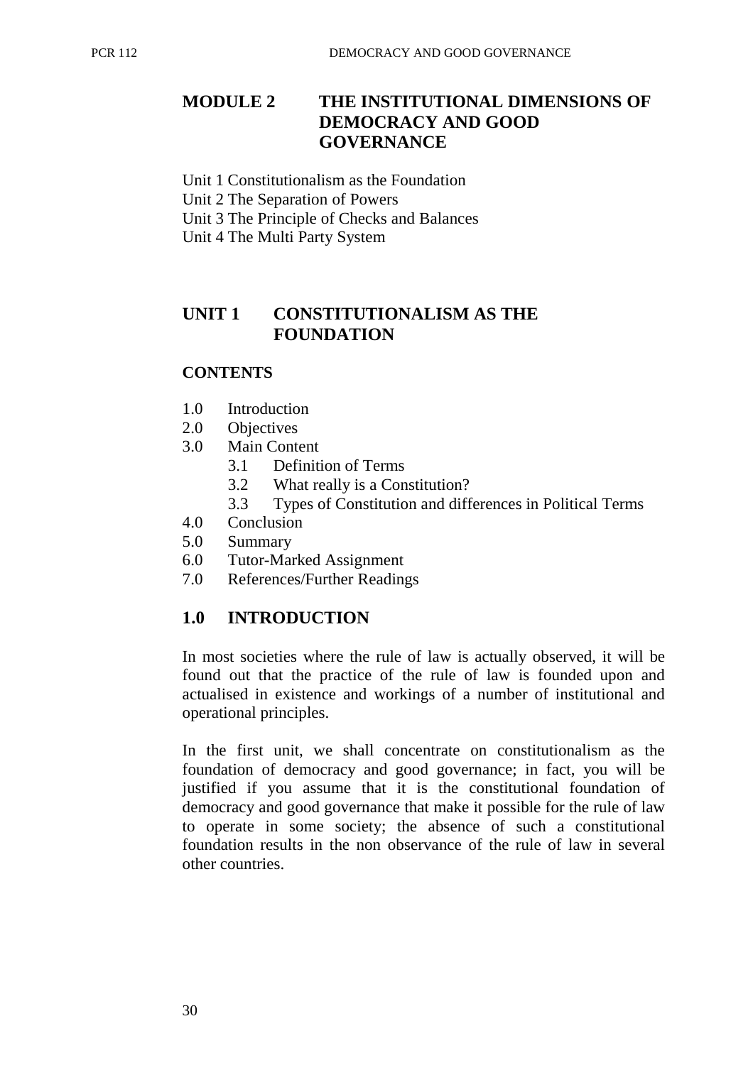# MODULE 2 THE INSTITUTIONAL DIMENSIONS OF DEMOCRACY AND GOOD GOVERNANCE

Unit 1 Constitutionalism as the Foundation
Unit 2 The Separation of Powers
Unit 3 The Principle of Checks and Balances
Unit 4 The Multi Party System

## UNIT 1 CONSTITUTIONALISM AS THE FOUNDATION

### CONTENTS

1.0 Introduction
2.0 Objectives
3.0 Main Content
  3.1 Definition of Terms
  3.2 What really is a Constitution?
  3.3 Types of Constitution and differences in Political Terms
4.0 Conclusion
5.0 Summary
6.0 Tutor-Marked Assignment
7.0 References/Further Readings

## 1.0 INTRODUCTION

In most societies where the rule of law is actually observed, it will be found out that the practice of the rule of law is founded upon and actualised in existence and workings of a number of institutional and operational principles.

In the first unit, we shall concentrate on constitutionalism as the foundation of democracy and good governance; in fact, you will be justified if you assume that it is the constitutional foundation of democracy and good governance that make it possible for the rule of law to operate in some society; the absence of such a constitutional foundation results in the non observance of the rule of law in several other countries.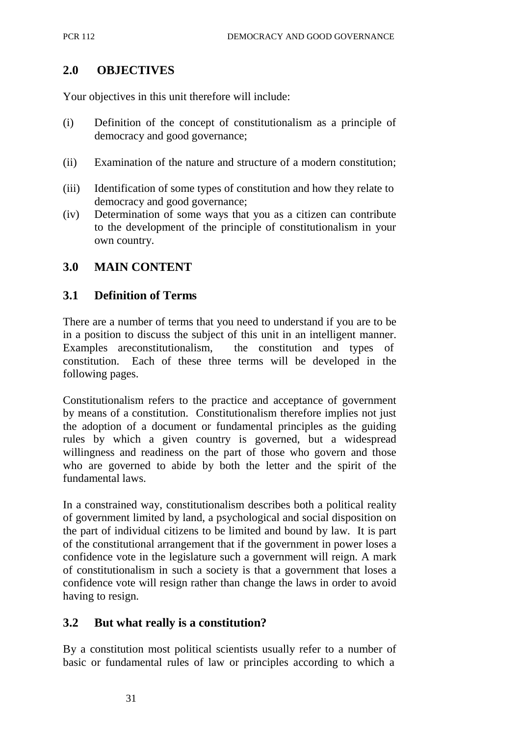## 2.0 OBJECTIVES

Your objectives in this unit therefore will include:

(i) Definition of the concept of constitutionalism as a principle of democracy and good governance;

(ii) Examination of the nature and structure of a modern constitution;

(iii) Identification of some types of constitution and how they relate to democracy and good governance;

(iv) Determination of some ways that you as a citizen can contribute to the development of the principle of constitutionalism in your own country.

## 3.0 MAIN CONTENT

### 3.1 Definition of Terms

There are a number of terms that you need to understand if you are to be in a position to discuss the subject of this unit in an intelligent manner. Examples areconstitutionalism, the constitution and types of constitution. Each of these three terms will be developed in the following pages.

Constitutionalism refers to the practice and acceptance of government by means of a constitution. Constitutionalism therefore implies not just the adoption of a document or fundamental principles as the guiding rules by which a given country is governed, but a widespread willingness and readiness on the part of those who govern and those who are governed to abide by both the letter and the spirit of the fundamental laws.

In a constrained way, constitutionalism describes both a political reality of government limited by land, a psychological and social disposition on the part of individual citizens to be limited and bound by law. It is part of the constitutional arrangement that if the government in power loses a confidence vote in the legislature such a government will reign. A mark of constitutionalism in such a society is that a government that loses a confidence vote will resign rather than change the laws in order to avoid having to resign.

### 3.2 But what really is a constitution?

By a constitution most political scientists usually refer to a number of basic or fundamental rules of law or principles according to which a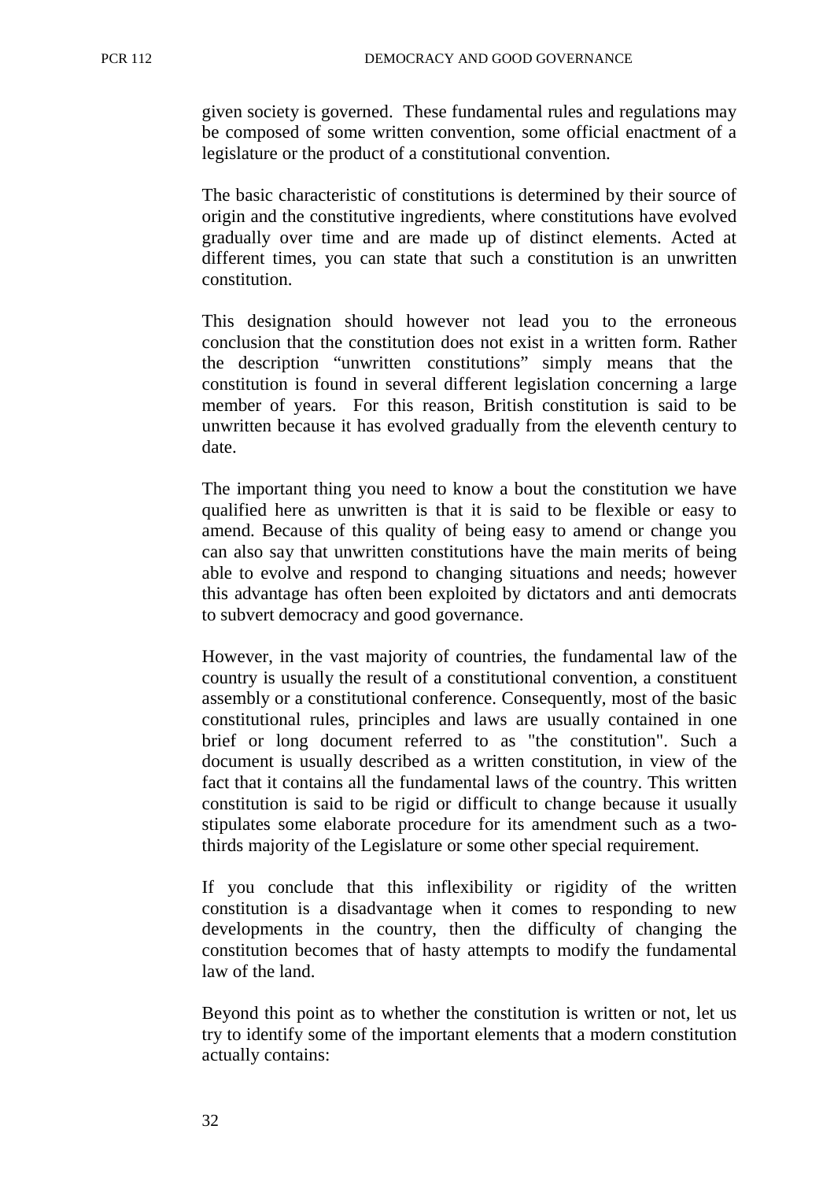given society is governed. These fundamental rules and regulations may be composed of some written convention, some official enactment of a legislature or the product of a constitutional convention.

The basic characteristic of constitutions is determined by their source of origin and the constitutive ingredients, where constitutions have evolved gradually over time and are made up of distinct elements. Acted at different times, you can state that such a constitution is an unwritten constitution.

This designation should however not lead you to the erroneous conclusion that the constitution does not exist in a written form. Rather the description "unwritten constitutions" simply means that the constitution is found in several different legislation concerning a large member of years. For this reason, British constitution is said to be unwritten because it has evolved gradually from the eleventh century to date.

The important thing you need to know a bout the constitution we have qualified here as unwritten is that it is said to be flexible or easy to amend. Because of this quality of being easy to amend or change you can also say that unwritten constitutions have the main merits of being able to evolve and respond to changing situations and needs; however this advantage has often been exploited by dictators and anti democrats to subvert democracy and good governance.

However, in the vast majority of countries, the fundamental law of the country is usually the result of a constitutional convention, a constituent assembly or a constitutional conference. Consequently, most of the basic constitutional rules, principles and laws are usually contained in one brief or long document referred to as "the constitution". Such a document is usually described as a written constitution, in view of the fact that it contains all the fundamental laws of the country. This written constitution is said to be rigid or difficult to change because it usually stipulates some elaborate procedure for its amendment such as a two-thirds majority of the Legislature or some other special requirement.

If you conclude that this inflexibility or rigidity of the written constitution is a disadvantage when it comes to responding to new developments in the country, then the difficulty of changing the constitution becomes that of hasty attempts to modify the fundamental law of the land.

Beyond this point as to whether the constitution is written or not, let us try to identify some of the important elements that a modern constitution actually contains: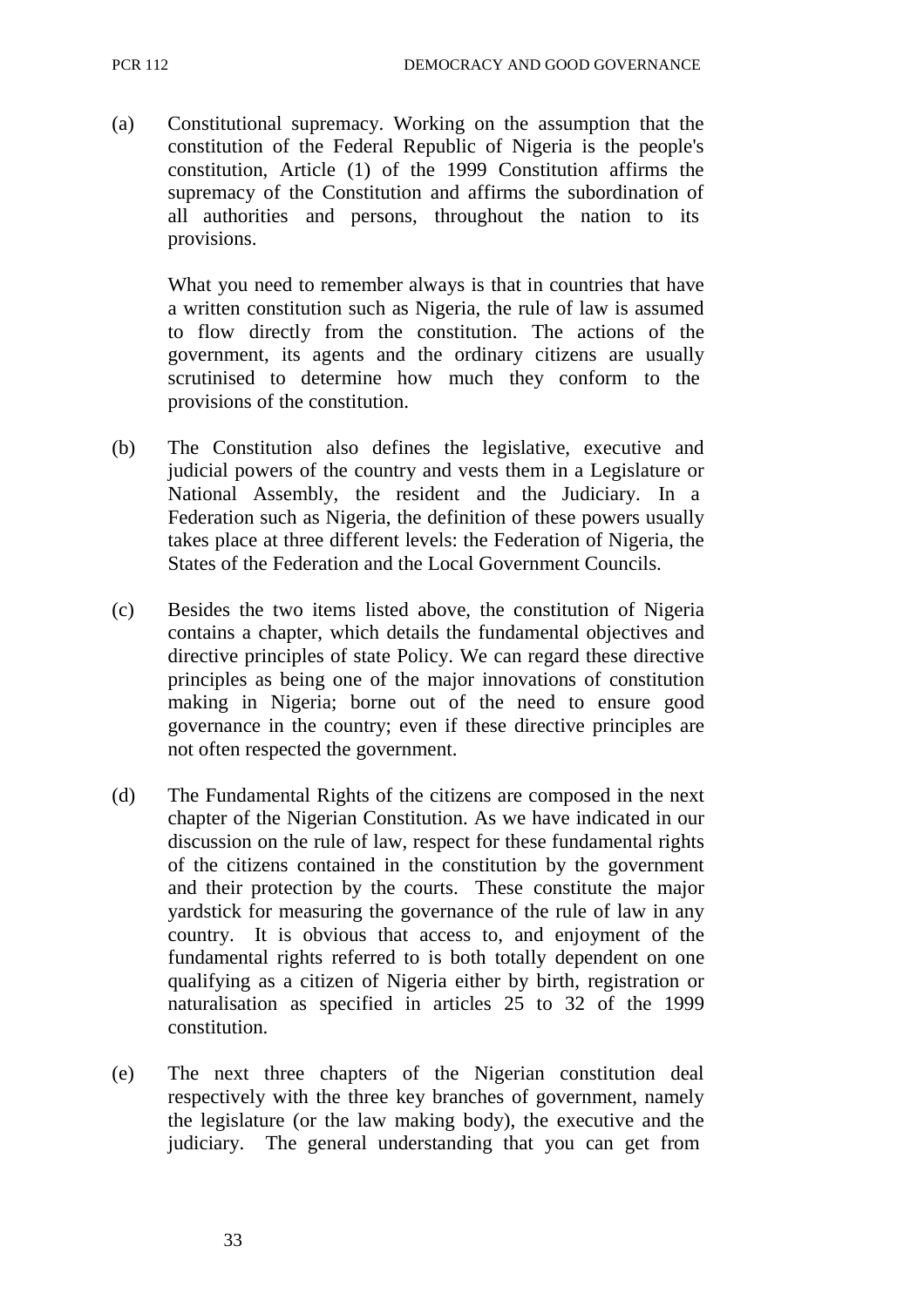(a) Constitutional supremacy. Working on the assumption that the constitution of the Federal Republic of Nigeria is the people's constitution, Article (1) of the 1999 Constitution affirms the supremacy of the Constitution and affirms the subordination of all authorities and persons, throughout the nation to its provisions.

    What you need to remember always is that in countries that have a written constitution such as Nigeria, the rule of law is assumed to flow directly from the constitution. The actions of the government, its agents and the ordinary citizens are usually scrutinised to determine how much they conform to the provisions of the constitution.

(b) The Constitution also defines the legislative, executive and judicial powers of the country and vests them in a Legislature or National Assembly, the resident and the Judiciary. In a Federation such as Nigeria, the definition of these powers usually takes place at three different levels: the Federation of Nigeria, the States of the Federation and the Local Government Councils.

(c) Besides the two items listed above, the constitution of Nigeria contains a chapter, which details the fundamental objectives and directive principles of state Policy. We can regard these directive principles as being one of the major innovations of constitution making in Nigeria; borne out of the need to ensure good governance in the country; even if these directive principles are not often respected the government.

(d) The Fundamental Rights of the citizens are composed in the next chapter of the Nigerian Constitution. As we have indicated in our discussion on the rule of law, respect for these fundamental rights of the citizens contained in the constitution by the government and their protection by the courts. These constitute the major yardstick for measuring the governance of the rule of law in any country. It is obvious that access to, and enjoyment of the fundamental rights referred to is both totally dependent on one qualifying as a citizen of Nigeria either by birth, registration or naturalisation as specified in articles 25 to 32 of the 1999 constitution.

(e) The next three chapters of the Nigerian constitution deal respectively with the three key branches of government, namely the legislature (or the law making body), the executive and the judiciary. The general understanding that you can get from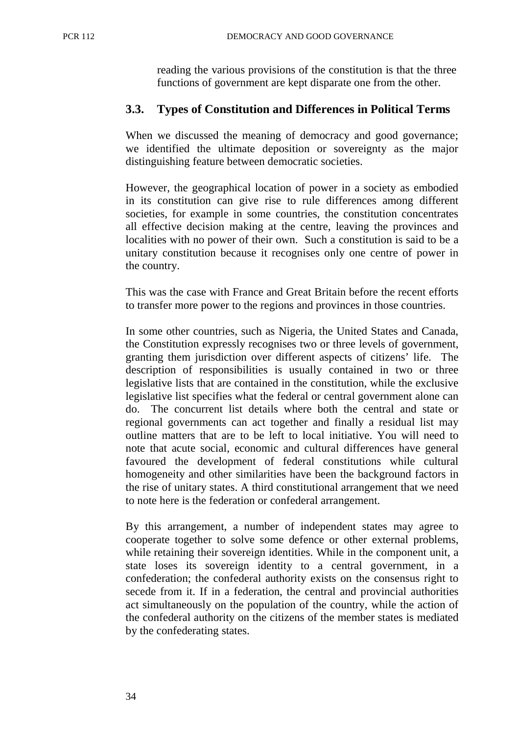reading the various provisions of the constitution is that the three functions of government are kept disparate one from the other.

## 3.3. Types of Constitution and Differences in Political Terms

When we discussed the meaning of democracy and good governance; we identified the ultimate deposition or sovereignty as the major distinguishing feature between democratic societies.

However, the geographical location of power in a society as embodied in its constitution can give rise to rule differences among different societies, for example in some countries, the constitution concentrates all effective decision making at the centre, leaving the provinces and localities with no power of their own. Such a constitution is said to be a unitary constitution because it recognises only one centre of power in the country.

This was the case with France and Great Britain before the recent efforts to transfer more power to the regions and provinces in those countries.

In some other countries, such as Nigeria, the United States and Canada, the Constitution expressly recognises two or three levels of government, granting them jurisdiction over different aspects of citizens' life. The description of responsibilities is usually contained in two or three legislative lists that are contained in the constitution, while the exclusive legislative list specifies what the federal or central government alone can do. The concurrent list details where both the central and state or regional governments can act together and finally a residual list may outline matters that are to be left to local initiative. You will need to note that acute social, economic and cultural differences have general favoured the development of federal constitutions while cultural homogeneity and other similarities have been the background factors in the rise of unitary states. A third constitutional arrangement that we need to note here is the federation or confederal arrangement.

By this arrangement, a number of independent states may agree to cooperate together to solve some defence or other external problems, while retaining their sovereign identities. While in the component unit, a state loses its sovereign identity to a central government, in a confederation; the confederal authority exists on the consensus right to secede from it. If in a federation, the central and provincial authorities act simultaneously on the population of the country, while the action of the confederal authority on the citizens of the member states is mediated by the confederating states.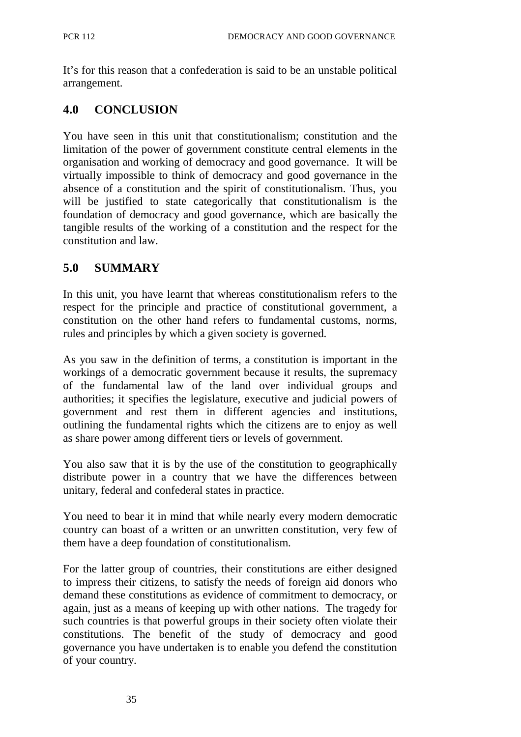It's for this reason that a confederation is said to be an unstable political arrangement.

## 4.0 CONCLUSION

You have seen in this unit that constitutionalism; constitution and the limitation of the power of government constitute central elements in the organisation and working of democracy and good governance. It will be virtually impossible to think of democracy and good governance in the absence of a constitution and the spirit of constitutionalism. Thus, you will be justified to state categorically that constitutionalism is the foundation of democracy and good governance, which are basically the tangible results of the working of a constitution and the respect for the constitution and law.

## 5.0 SUMMARY

In this unit, you have learnt that whereas constitutionalism refers to the respect for the principle and practice of constitutional government, a constitution on the other hand refers to fundamental customs, norms, rules and principles by which a given society is governed.

As you saw in the definition of terms, a constitution is important in the workings of a democratic government because it results, the supremacy of the fundamental law of the land over individual groups and authorities; it specifies the legislature, executive and judicial powers of government and rest them in different agencies and institutions, outlining the fundamental rights which the citizens are to enjoy as well as share power among different tiers or levels of government.

You also saw that it is by the use of the constitution to geographically distribute power in a country that we have the differences between unitary, federal and confederal states in practice.

You need to bear it in mind that while nearly every modern democratic country can boast of a written or an unwritten constitution, very few of them have a deep foundation of constitutionalism.

For the latter group of countries, their constitutions are either designed to impress their citizens, to satisfy the needs of foreign aid donors who demand these constitutions as evidence of commitment to democracy, or again, just as a means of keeping up with other nations. The tragedy for such countries is that powerful groups in their society often violate their constitutions. The benefit of the study of democracy and good governance you have undertaken is to enable you defend the constitution of your country.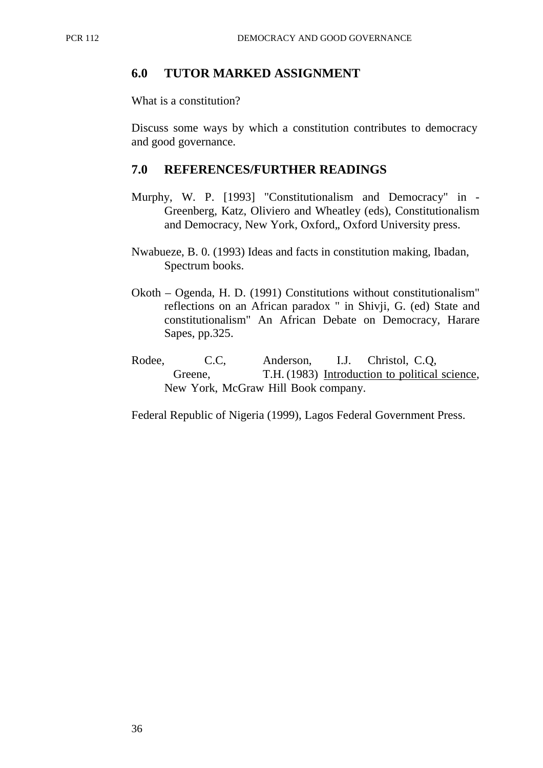## 6.0 TUTOR MARKED ASSIGNMENT

What is a constitution?

Discuss some ways by which a constitution contributes to democracy and good governance.

## 7.0 REFERENCES/FURTHER READINGS

Murphy, W. P. [1993] "Constitutionalism and Democracy" in - Greenberg, Katz, Oliviero and Wheatley (eds), Constitutionalism and Democracy, New York, Oxford,, Oxford University press.

Nwabueze, B. 0. (1993) Ideas and facts in constitution making, Ibadan, Spectrum books.

Okoth – Ogenda, H. D. (1991) Constitutions without constitutionalism" reflections on an African paradox " in Shivji, G. (ed) State and constitutionalism" An African Debate on Democracy, Harare Sapes, pp.325.

Rodee, C.C, Anderson, I.J. Christol, C.Q, Greene, T.H. (1983) Introduction to political science, New York, McGraw Hill Book company.

Federal Republic of Nigeria (1999), Lagos Federal Government Press.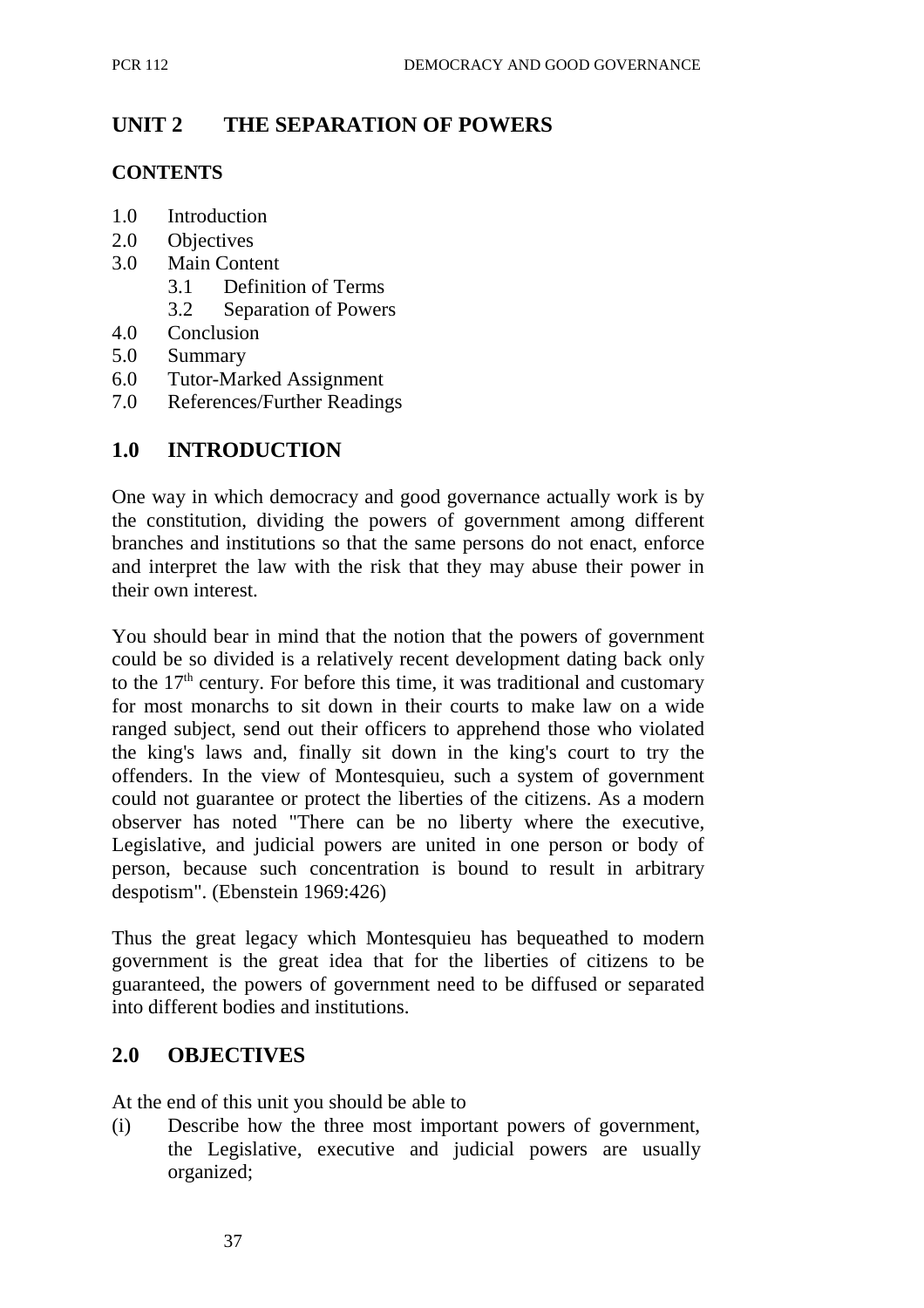# UNIT 2 THE SEPARATION OF POWERS

**CONTENTS**

- 1.0 Introduction
- 2.0 Objectives
- 3.0 Main Content
  - 3.1 Definition of Terms
  - 3.2 Separation of Powers
- 4.0 Conclusion
- 5.0 Summary
- 6.0 Tutor-Marked Assignment
- 7.0 References/Further Readings

## 1.0 INTRODUCTION

One way in which democracy and good governance actually work is by the constitution, dividing the powers of government among different branches and institutions so that the same persons do not enact, enforce and interpret the law with the risk that they may abuse their power in their own interest.

You should bear in mind that the notion that the powers of government could be so divided is a relatively recent development dating back only to the 17th century. For before this time, it was traditional and customary for most monarchs to sit down in their courts to make law on a wide ranged subject, send out their officers to apprehend those who violated the king's laws and, finally sit down in the king's court to try the offenders. In the view of Montesquieu, such a system of government could not guarantee or protect the liberties of the citizens. As a modern observer has noted "There can be no liberty where the executive, Legislative, and judicial powers are united in one person or body of person, because such concentration is bound to result in arbitrary despotism". (Ebenstein 1969:426)

Thus the great legacy which Montesquieu has bequeathed to modern government is the great idea that for the liberties of citizens to be guaranteed, the powers of government need to be diffused or separated into different bodies and institutions.

## 2.0 OBJECTIVES

At the end of this unit you should be able to

(i) Describe how the three most important powers of government, the Legislative, executive and judicial powers are usually organized;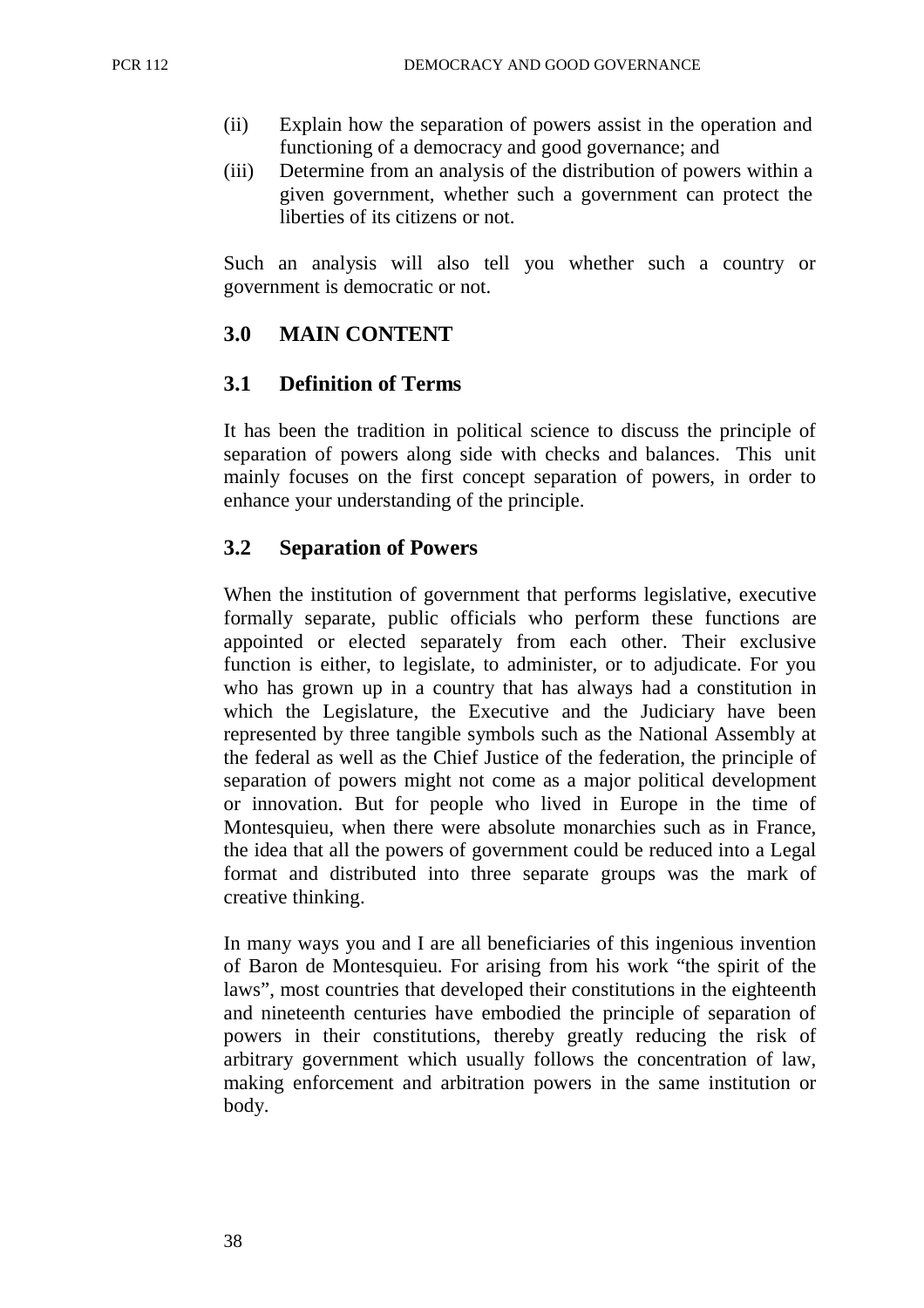(ii) Explain how the separation of powers assist in the operation and functioning of a democracy and good governance; and
(iii) Determine from an analysis of the distribution of powers within a given government, whether such a government can protect the liberties of its citizens or not.

Such an analysis will also tell you whether such a country or government is democratic or not.

## 3.0 MAIN CONTENT

### 3.1 Definition of Terms

It has been the tradition in political science to discuss the principle of separation of powers along side with checks and balances. This unit mainly focuses on the first concept separation of powers, in order to enhance your understanding of the principle.

### 3.2 Separation of Powers

When the institution of government that performs legislative, executive formally separate, public officials who perform these functions are appointed or elected separately from each other. Their exclusive function is either, to legislate, to administer, or to adjudicate. For you who has grown up in a country that has always had a constitution in which the Legislature, the Executive and the Judiciary have been represented by three tangible symbols such as the National Assembly at the federal as well as the Chief Justice of the federation, the principle of separation of powers might not come as a major political development or innovation. But for people who lived in Europe in the time of Montesquieu, when there were absolute monarchies such as in France, the idea that all the powers of government could be reduced into a Legal format and distributed into three separate groups was the mark of creative thinking.

In many ways you and I are all beneficiaries of this ingenious invention of Baron de Montesquieu. For arising from his work "the spirit of the laws", most countries that developed their constitutions in the eighteenth and nineteenth centuries have embodied the principle of separation of powers in their constitutions, thereby greatly reducing the risk of arbitrary government which usually follows the concentration of law, making enforcement and arbitration powers in the same institution or body.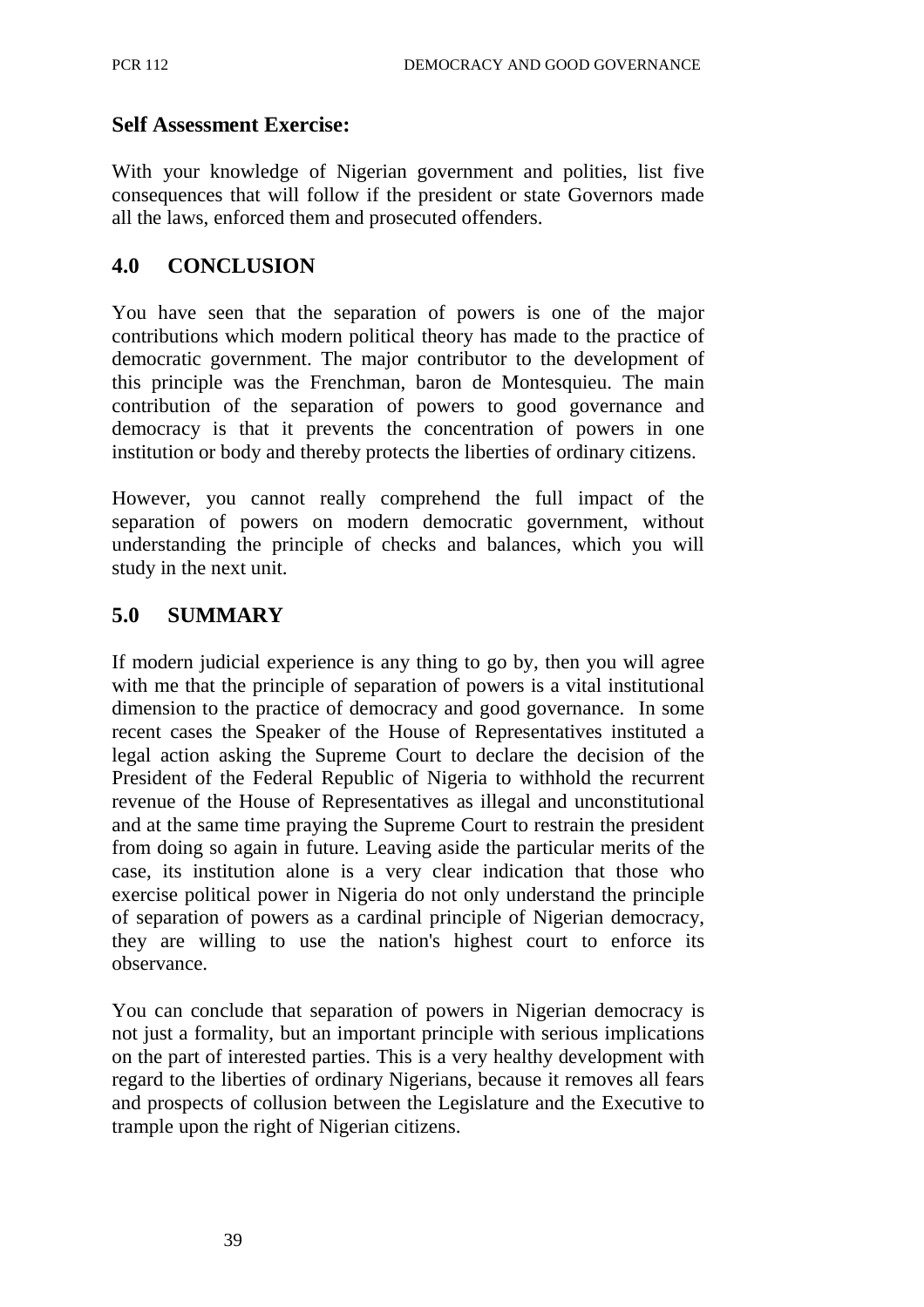## Self Assessment Exercise:

With your knowledge of Nigerian government and polities, list five consequences that will follow if the president or state Governors made all the laws, enforced them and prosecuted offenders.

## 4.0 CONCLUSION

You have seen that the separation of powers is one of the major contributions which modern political theory has made to the practice of democratic government. The major contributor to the development of this principle was the Frenchman, baron de Montesquieu. The main contribution of the separation of powers to good governance and democracy is that it prevents the concentration of powers in one institution or body and thereby protects the liberties of ordinary citizens.

However, you cannot really comprehend the full impact of the separation of powers on modern democratic government, without understanding the principle of checks and balances, which you will study in the next unit.

## 5.0 SUMMARY

If modern judicial experience is any thing to go by, then you will agree with me that the principle of separation of powers is a vital institutional dimension to the practice of democracy and good governance. In some recent cases the Speaker of the House of Representatives instituted a legal action asking the Supreme Court to declare the decision of the President of the Federal Republic of Nigeria to withhold the recurrent revenue of the House of Representatives as illegal and unconstitutional and at the same time praying the Supreme Court to restrain the president from doing so again in future. Leaving aside the particular merits of the case, its institution alone is a very clear indication that those who exercise political power in Nigeria do not only understand the principle of separation of powers as a cardinal principle of Nigerian democracy, they are willing to use the nation's highest court to enforce its observance.

You can conclude that separation of powers in Nigerian democracy is not just a formality, but an important principle with serious implications on the part of interested parties. This is a very healthy development with regard to the liberties of ordinary Nigerians, because it removes all fears and prospects of collusion between the Legislature and the Executive to trample upon the right of Nigerian citizens.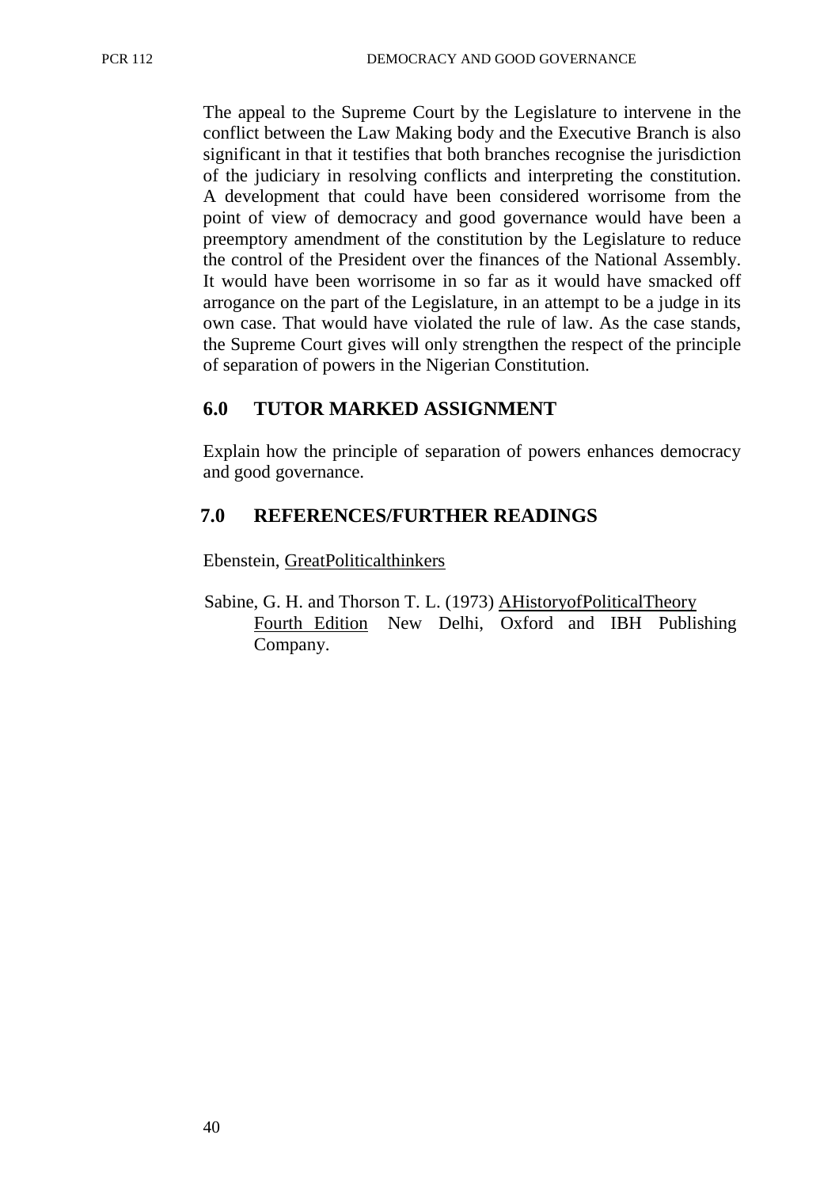The appeal to the Supreme Court by the Legislature to intervene in the conflict between the Law Making body and the Executive Branch is also significant in that it testifies that both branches recognise the jurisdiction of the judiciary in resolving conflicts and interpreting the constitution. A development that could have been considered worrisome from the point of view of democracy and good governance would have been a preemptory amendment of the constitution by the Legislature to reduce the control of the President over the finances of the National Assembly. It would have been worrisome in so far as it would have smacked off arrogance on the part of the Legislature, in an attempt to be a judge in its own case. That would have violated the rule of law. As the case stands, the Supreme Court gives will only strengthen the respect of the principle of separation of powers in the Nigerian Constitution.

## 6.0 TUTOR MARKED ASSIGNMENT

Explain how the principle of separation of powers enhances democracy and good governance.

## 7.0 REFERENCES/FURTHER READINGS

Ebenstein, GreatPoliticalthinkers

Sabine, G. H. and Thorson T. L. (1973) AHistoryofPoliticalTheory Fourth Edition New Delhi, Oxford and IBH Publishing Company.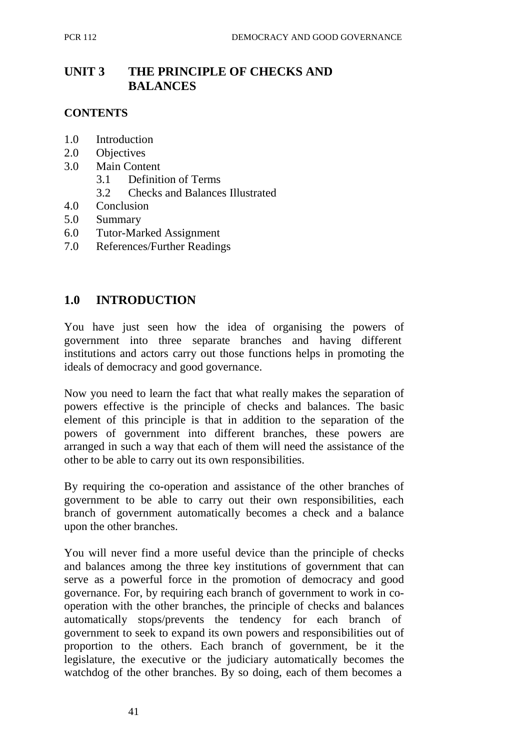# UNIT 3 THE PRINCIPLE OF CHECKS AND BALANCES

## CONTENTS

1.0 Introduction
2.0 Objectives
3.0 Main Content
  3.1 Definition of Terms
  3.2 Checks and Balances Illustrated
4.0 Conclusion
5.0 Summary
6.0 Tutor-Marked Assignment
7.0 References/Further Readings

## 1.0 INTRODUCTION

You have just seen how the idea of organising the powers of government into three separate branches and having different institutions and actors carry out those functions helps in promoting the ideals of democracy and good governance.

Now you need to learn the fact that what really makes the separation of powers effective is the principle of checks and balances. The basic element of this principle is that in addition to the separation of the powers of government into different branches, these powers are arranged in such a way that each of them will need the assistance of the other to be able to carry out its own responsibilities.

By requiring the co-operation and assistance of the other branches of government to be able to carry out their own responsibilities, each branch of government automatically becomes a check and a balance upon the other branches.

You will never find a more useful device than the principle of checks and balances among the three key institutions of government that can serve as a powerful force in the promotion of democracy and good governance. For, by requiring each branch of government to work in co-operation with the other branches, the principle of checks and balances automatically stops/prevents the tendency for each branch of government to seek to expand its own powers and responsibilities out of proportion to the others. Each branch of government, be it the legislature, the executive or the judiciary automatically becomes the watchdog of the other branches. By so doing, each of them becomes a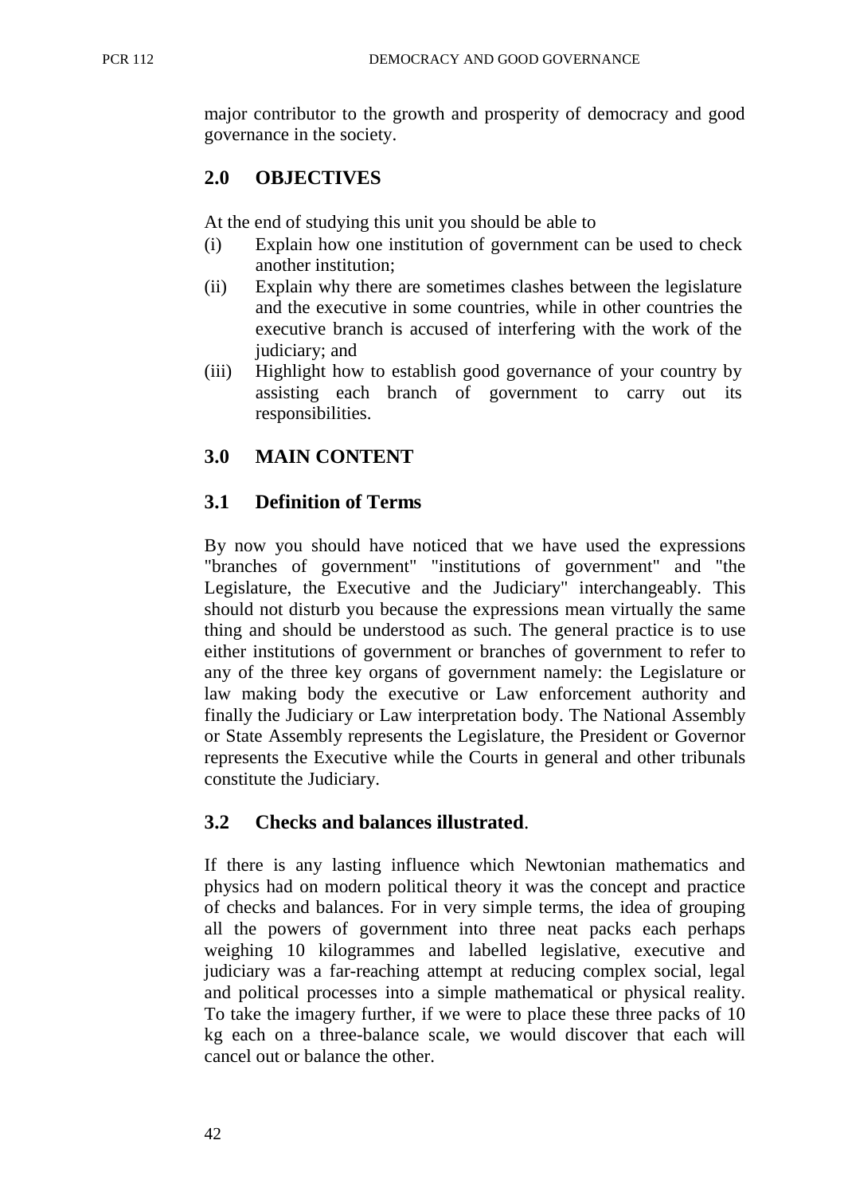major contributor to the growth and prosperity of democracy and good governance in the society.

## 2.0 OBJECTIVES

At the end of studying this unit you should be able to

(i) Explain how one institution of government can be used to check another institution;
(ii) Explain why there are sometimes clashes between the legislature and the executive in some countries, while in other countries the executive branch is accused of interfering with the work of the judiciary; and
(iii) Highlight how to establish good governance of your country by assisting each branch of government to carry out its responsibilities.

## 3.0 MAIN CONTENT

### 3.1 Definition of Terms

By now you should have noticed that we have used the expressions "branches of government" "institutions of government" and "the Legislature, the Executive and the Judiciary" interchangeably. This should not disturb you because the expressions mean virtually the same thing and should be understood as such. The general practice is to use either institutions of government or branches of government to refer to any of the three key organs of government namely: the Legislature or law making body the executive or Law enforcement authority and finally the Judiciary or Law interpretation body. The National Assembly or State Assembly represents the Legislature, the President or Governor represents the Executive while the Courts in general and other tribunals constitute the Judiciary.

### 3.2 Checks and balances illustrated.

If there is any lasting influence which Newtonian mathematics and physics had on modern political theory it was the concept and practice of checks and balances. For in very simple terms, the idea of grouping all the powers of government into three neat packs each perhaps weighing 10 kilogrammes and labelled legislative, executive and judiciary was a far-reaching attempt at reducing complex social, legal and political processes into a simple mathematical or physical reality. To take the imagery further, if we were to place these three packs of 10 kg each on a three-balance scale, we would discover that each will cancel out or balance the other.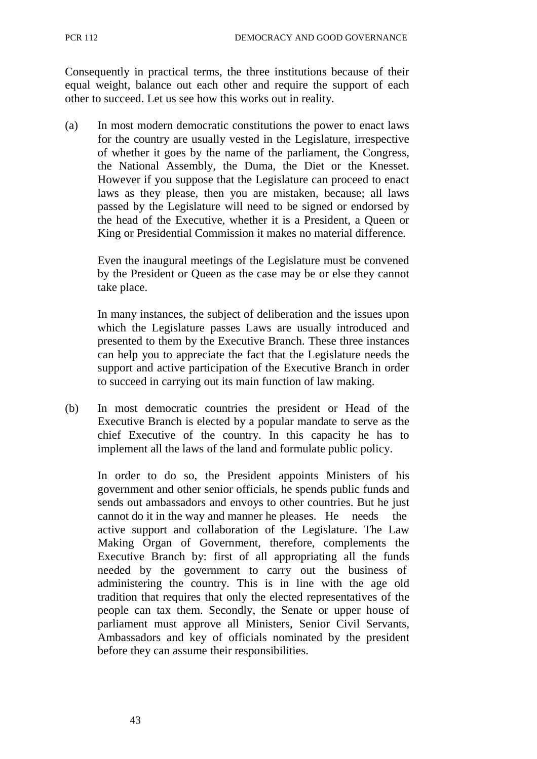Consequently in practical terms, the three institutions because of their equal weight, balance out each other and require the support of each other to succeed. Let us see how this works out in reality.

(a) In most modern democratic constitutions the power to enact laws for the country are usually vested in the Legislature, irrespective of whether it goes by the name of the parliament, the Congress, the National Assembly, the Duma, the Diet or the Knesset. However if you suppose that the Legislature can proceed to enact laws as they please, then you are mistaken, because; all laws passed by the Legislature will need to be signed or endorsed by the head of the Executive, whether it is a President, a Queen or King or Presidential Commission it makes no material difference.

    Even the inaugural meetings of the Legislature must be convened by the President or Queen as the case may be or else they cannot take place.

    In many instances, the subject of deliberation and the issues upon which the Legislature passes Laws are usually introduced and presented to them by the Executive Branch. These three instances can help you to appreciate the fact that the Legislature needs the support and active participation of the Executive Branch in order to succeed in carrying out its main function of law making.

(b) In most democratic countries the president or Head of the Executive Branch is elected by a popular mandate to serve as the chief Executive of the country. In this capacity he has to implement all the laws of the land and formulate public policy.

    In order to do so, the President appoints Ministers of his government and other senior officials, he spends public funds and sends out ambassadors and envoys to other countries. But he just cannot do it in the way and manner he pleases. He needs the active support and collaboration of the Legislature. The Law Making Organ of Government, therefore, complements the Executive Branch by: first of all appropriating all the funds needed by the government to carry out the business of administering the country. This is in line with the age old tradition that requires that only the elected representatives of the people can tax them. Secondly, the Senate or upper house of parliament must approve all Ministers, Senior Civil Servants, Ambassadors and key of officials nominated by the president before they can assume their responsibilities.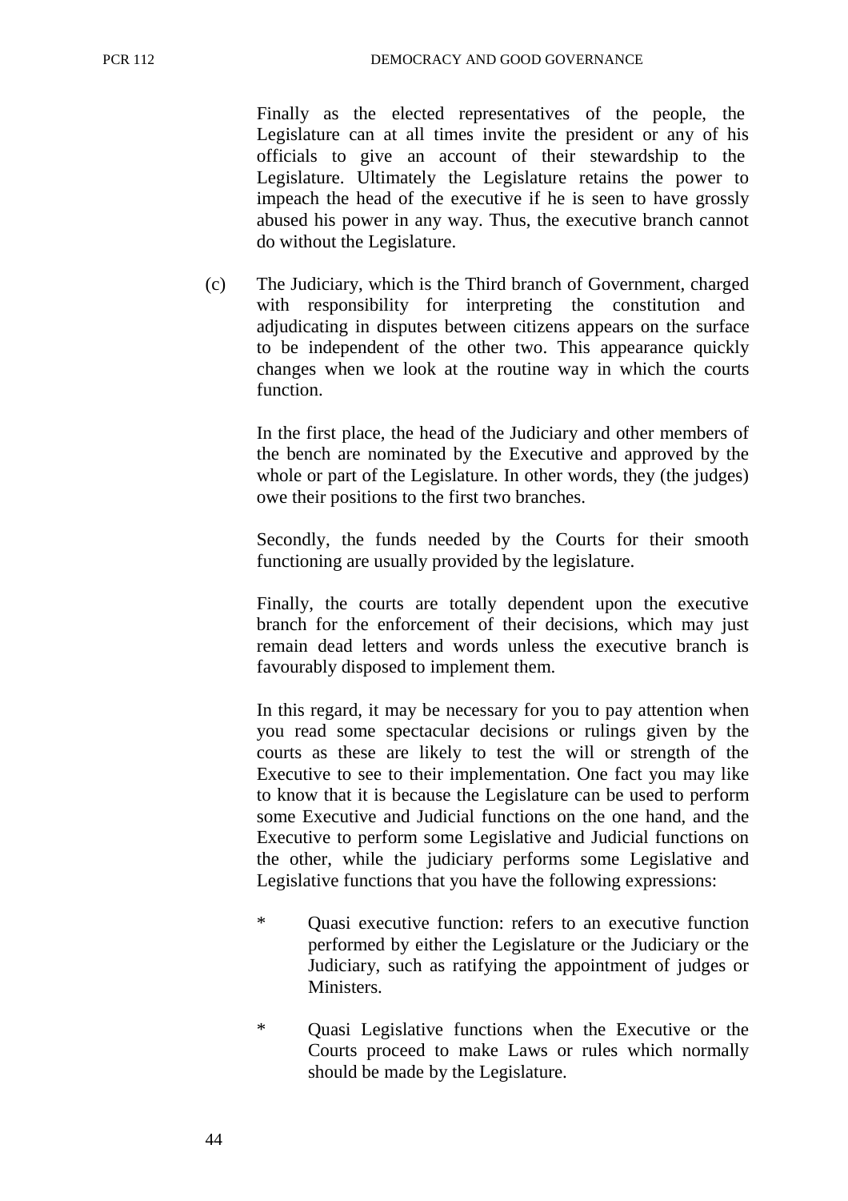Finally as the elected representatives of the people, the Legislature can at all times invite the president or any of his officials to give an account of their stewardship to the Legislature. Ultimately the Legislature retains the power to impeach the head of the executive if he is seen to have grossly abused his power in any way. Thus, the executive branch cannot do without the Legislature.

(c) The Judiciary, which is the Third branch of Government, charged with responsibility for interpreting the constitution and adjudicating in disputes between citizens appears on the surface to be independent of the other two. This appearance quickly changes when we look at the routine way in which the courts function.

In the first place, the head of the Judiciary and other members of the bench are nominated by the Executive and approved by the whole or part of the Legislature. In other words, they (the judges) owe their positions to the first two branches.

Secondly, the funds needed by the Courts for their smooth functioning are usually provided by the legislature.

Finally, the courts are totally dependent upon the executive branch for the enforcement of their decisions, which may just remain dead letters and words unless the executive branch is favourably disposed to implement them.

In this regard, it may be necessary for you to pay attention when you read some spectacular decisions or rulings given by the courts as these are likely to test the will or strength of the Executive to see to their implementation. One fact you may like to know that it is because the Legislature can be used to perform some Executive and Judicial functions on the one hand, and the Executive to perform some Legislative and Judicial functions on the other, while the judiciary performs some Legislative and Legislative functions that you have the following expressions:

- Quasi executive function: refers to an executive function performed by either the Legislature or the Judiciary or the Judiciary, such as ratifying the appointment of judges or Ministers.

- Quasi Legislative functions when the Executive or the Courts proceed to make Laws or rules which normally should be made by the Legislature.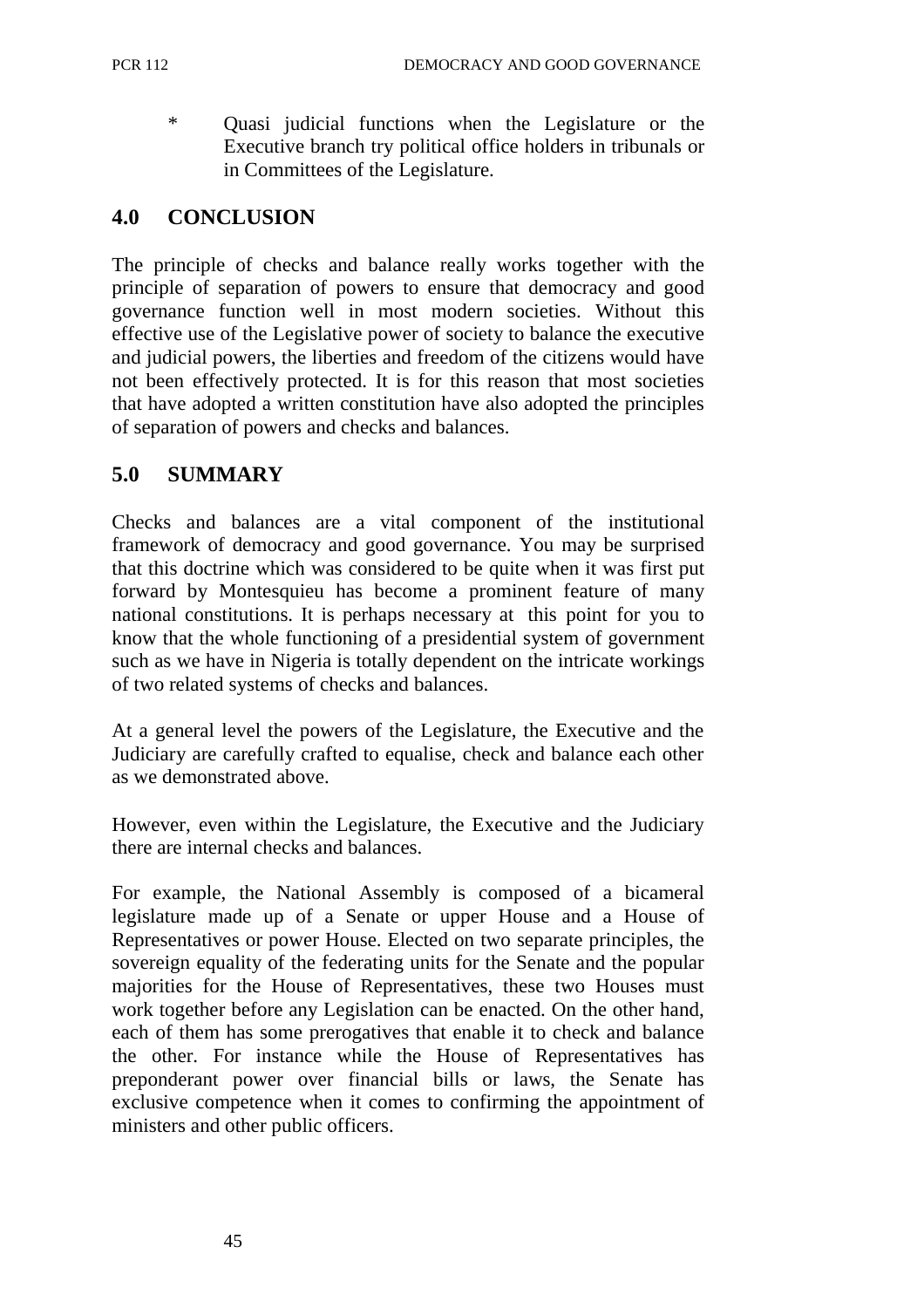* Quasi judicial functions when the Legislature or the Executive branch try political office holders in tribunals or in Committees of the Legislature.

## 4.0 CONCLUSION

The principle of checks and balance really works together with the principle of separation of powers to ensure that democracy and good governance function well in most modern societies. Without this effective use of the Legislative power of society to balance the executive and judicial powers, the liberties and freedom of the citizens would have not been effectively protected. It is for this reason that most societies that have adopted a written constitution have also adopted the principles of separation of powers and checks and balances.

## 5.0 SUMMARY

Checks and balances are a vital component of the institutional framework of democracy and good governance. You may be surprised that this doctrine which was considered to be quite when it was first put forward by Montesquieu has become a prominent feature of many national constitutions. It is perhaps necessary at this point for you to know that the whole functioning of a presidential system of government such as we have in Nigeria is totally dependent on the intricate workings of two related systems of checks and balances.

At a general level the powers of the Legislature, the Executive and the Judiciary are carefully crafted to equalise, check and balance each other as we demonstrated above.

However, even within the Legislature, the Executive and the Judiciary there are internal checks and balances.

For example, the National Assembly is composed of a bicameral legislature made up of a Senate or upper House and a House of Representatives or power House. Elected on two separate principles, the sovereign equality of the federating units for the Senate and the popular majorities for the House of Representatives, these two Houses must work together before any Legislation can be enacted. On the other hand, each of them has some prerogatives that enable it to check and balance the other. For instance while the House of Representatives has preponderant power over financial bills or laws, the Senate has exclusive competence when it comes to confirming the appointment of ministers and other public officers.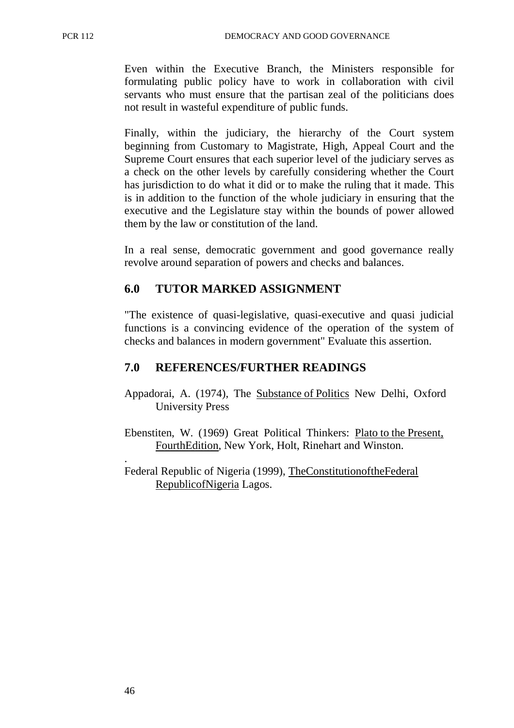Even within the Executive Branch, the Ministers responsible for formulating public policy have to work in collaboration with civil servants who must ensure that the partisan zeal of the politicians does not result in wasteful expenditure of public funds.

Finally, within the judiciary, the hierarchy of the Court system beginning from Customary to Magistrate, High, Appeal Court and the Supreme Court ensures that each superior level of the judiciary serves as a check on the other levels by carefully considering whether the Court has jurisdiction to do what it did or to make the ruling that it made. This is in addition to the function of the whole judiciary in ensuring that the executive and the Legislature stay within the bounds of power allowed them by the law or constitution of the land.

In a real sense, democratic government and good governance really revolve around separation of powers and checks and balances.

## 6.0 TUTOR MARKED ASSIGNMENT

"The existence of quasi-legislative, quasi-executive and quasi judicial functions is a convincing evidence of the operation of the system of checks and balances in modern government" Evaluate this assertion.

## 7.0 REFERENCES/FURTHER READINGS

Appadorai, A. (1974), The Substance of Politics New Delhi, Oxford University Press

Ebenstiten, W. (1969) Great Political Thinkers: Plato to the Present, FourthEdition, New York, Holt, Rinehart and Winston.

.

Federal Republic of Nigeria (1999), TheConstitutionoftheFederal RepublicofNigeria Lagos.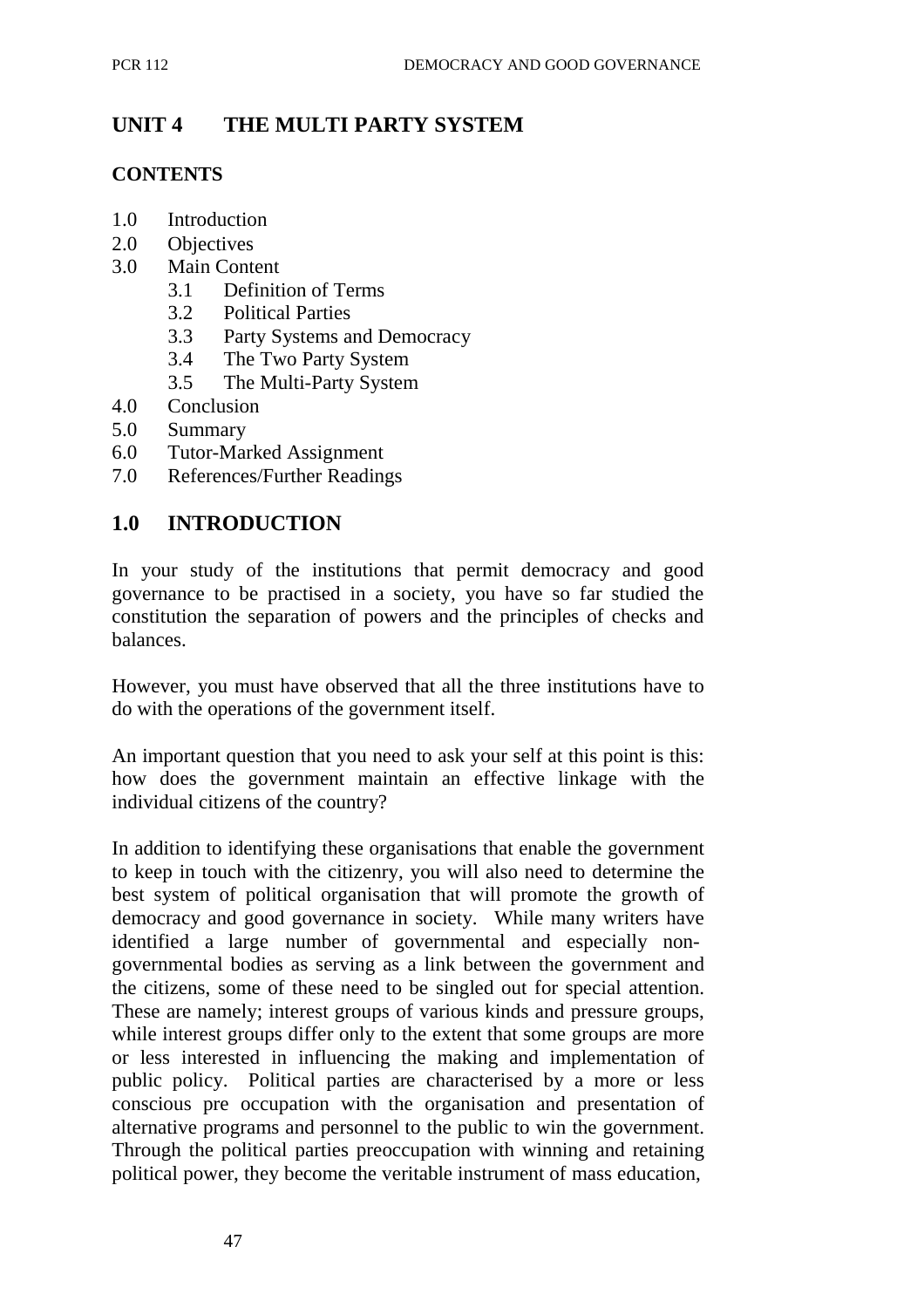## UNIT 4 THE MULTI PARTY SYSTEM

### CONTENTS

1.0 Introduction
2.0 Objectives
3.0 Main Content
   3.1 Definition of Terms
   3.2 Political Parties
   3.3 Party Systems and Democracy
   3.4 The Two Party System
   3.5 The Multi-Party System
4.0 Conclusion
5.0 Summary
6.0 Tutor-Marked Assignment
7.0 References/Further Readings

## 1.0 INTRODUCTION

In your study of the institutions that permit democracy and good governance to be practised in a society, you have so far studied the constitution the separation of powers and the principles of checks and balances.

However, you must have observed that all the three institutions have to do with the operations of the government itself.

An important question that you need to ask your self at this point is this: how does the government maintain an effective linkage with the individual citizens of the country?

In addition to identifying these organisations that enable the government to keep in touch with the citizenry, you will also need to determine the best system of political organisation that will promote the growth of democracy and good governance in society. While many writers have identified a large number of governmental and especially non-governmental bodies as serving as a link between the government and the citizens, some of these need to be singled out for special attention. These are namely; interest groups of various kinds and pressure groups, while interest groups differ only to the extent that some groups are more or less interested in influencing the making and implementation of public policy. Political parties are characterised by a more or less conscious pre occupation with the organisation and presentation of alternative programs and personnel to the public to win the government. Through the political parties preoccupation with winning and retaining political power, they become the veritable instrument of mass education,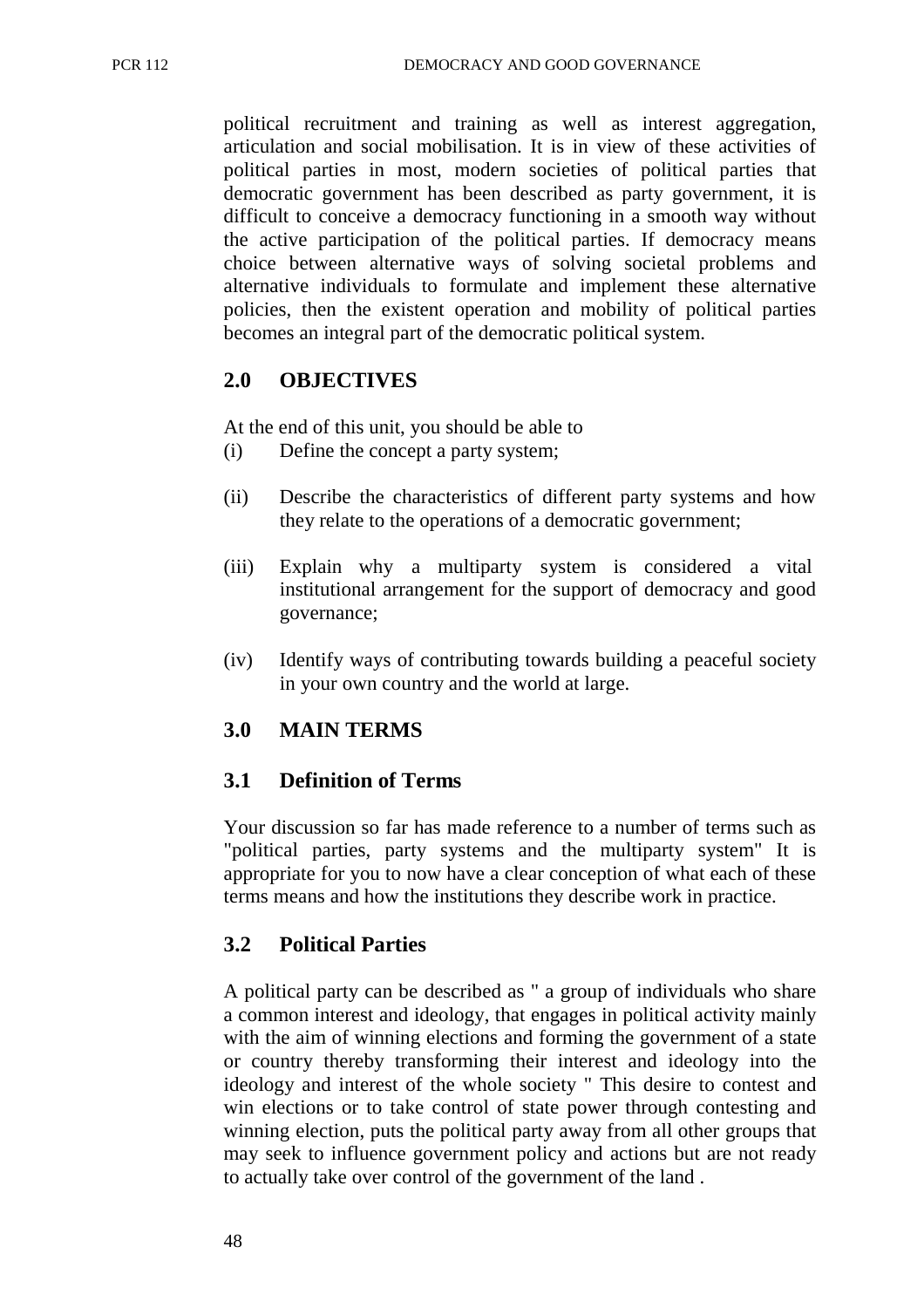political recruitment and training as well as interest aggregation, articulation and social mobilisation. It is in view of these activities of political parties in most, modern societies of political parties that democratic government has been described as party government, it is difficult to conceive a democracy functioning in a smooth way without the active participation of the political parties. If democracy means choice between alternative ways of solving societal problems and alternative individuals to formulate and implement these alternative policies, then the existent operation and mobility of political parties becomes an integral part of the democratic political system.

## 2.0 OBJECTIVES

At the end of this unit, you should be able to

(i) Define the concept a party system;

(ii) Describe the characteristics of different party systems and how they relate to the operations of a democratic government;

(iii) Explain why a multiparty system is considered a vital institutional arrangement for the support of democracy and good governance;

(iv) Identify ways of contributing towards building a peaceful society in your own country and the world at large.

## 3.0 MAIN TERMS

### 3.1 Definition of Terms

Your discussion so far has made reference to a number of terms such as "political parties, party systems and the multiparty system" It is appropriate for you to now have a clear conception of what each of these terms means and how the institutions they describe work in practice.

### 3.2 Political Parties

A political party can be described as " a group of individuals who share a common interest and ideology, that engages in political activity mainly with the aim of winning elections and forming the government of a state or country thereby transforming their interest and ideology into the ideology and interest of the whole society " This desire to contest and win elections or to take control of state power through contesting and winning election, puts the political party away from all other groups that may seek to influence government policy and actions but are not ready to actually take over control of the government of the land .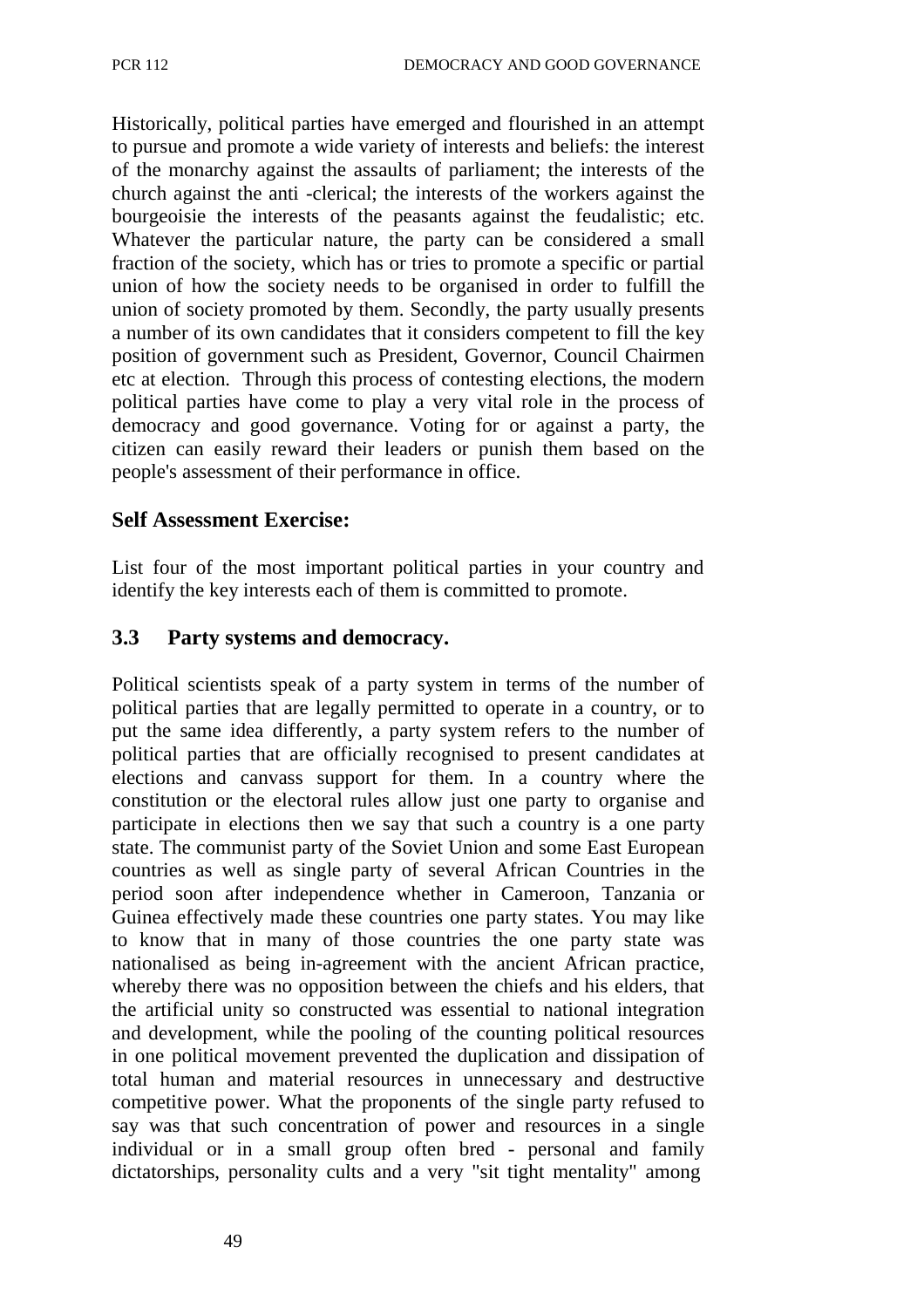Historically, political parties have emerged and flourished in an attempt to pursue and promote a wide variety of interests and beliefs: the interest of the monarchy against the assaults of parliament; the interests of the church against the anti -clerical; the interests of the workers against the bourgeoisie the interests of the peasants against the feudalistic; etc. Whatever the particular nature, the party can be considered a small fraction of the society, which has or tries to promote a specific or partial union of how the society needs to be organised in order to fulfill the union of society promoted by them. Secondly, the party usually presents a number of its own candidates that it considers competent to fill the key position of government such as President, Governor, Council Chairmen etc at election. Through this process of contesting elections, the modern political parties have come to play a very vital role in the process of democracy and good governance. Voting for or against a party, the citizen can easily reward their leaders or punish them based on the people's assessment of their performance in office.

## Self Assessment Exercise:

List four of the most important political parties in your country and identify the key interests each of them is committed to promote.

## 3.3 Party systems and democracy.

Political scientists speak of a party system in terms of the number of political parties that are legally permitted to operate in a country, or to put the same idea differently, a party system refers to the number of political parties that are officially recognised to present candidates at elections and canvass support for them. In a country where the constitution or the electoral rules allow just one party to organise and participate in elections then we say that such a country is a one party state. The communist party of the Soviet Union and some East European countries as well as single party of several African Countries in the period soon after independence whether in Cameroon, Tanzania or Guinea effectively made these countries one party states. You may like to know that in many of those countries the one party state was nationalised as being in-agreement with the ancient African practice, whereby there was no opposition between the chiefs and his elders, that the artificial unity so constructed was essential to national integration and development, while the pooling of the counting political resources in one political movement prevented the duplication and dissipation of total human and material resources in unnecessary and destructive competitive power. What the proponents of the single party refused to say was that such concentration of power and resources in a single individual or in a small group often bred - personal and family dictatorships, personality cults and a very "sit tight mentality" among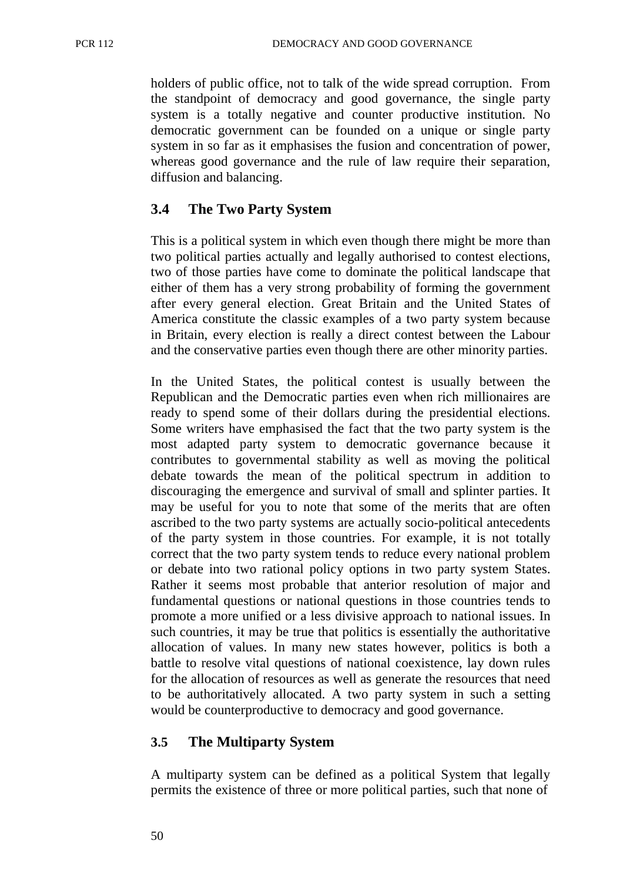holders of public office, not to talk of the wide spread corruption. From the standpoint of democracy and good governance, the single party system is a totally negative and counter productive institution. No democratic government can be founded on a unique or single party system in so far as it emphasises the fusion and concentration of power, whereas good governance and the rule of law require their separation, diffusion and balancing.

## 3.4 The Two Party System

This is a political system in which even though there might be more than two political parties actually and legally authorised to contest elections, two of those parties have come to dominate the political landscape that either of them has a very strong probability of forming the government after every general election. Great Britain and the United States of America constitute the classic examples of a two party system because in Britain, every election is really a direct contest between the Labour and the conservative parties even though there are other minority parties.

In the United States, the political contest is usually between the Republican and the Democratic parties even when rich millionaires are ready to spend some of their dollars during the presidential elections. Some writers have emphasised the fact that the two party system is the most adapted party system to democratic governance because it contributes to governmental stability as well as moving the political debate towards the mean of the political spectrum in addition to discouraging the emergence and survival of small and splinter parties. It may be useful for you to note that some of the merits that are often ascribed to the two party systems are actually socio-political antecedents of the party system in those countries. For example, it is not totally correct that the two party system tends to reduce every national problem or debate into two rational policy options in two party system States. Rather it seems most probable that anterior resolution of major and fundamental questions or national questions in those countries tends to promote a more unified or a less divisive approach to national issues. In such countries, it may be true that politics is essentially the authoritative allocation of values. In many new states however, politics is both a battle to resolve vital questions of national coexistence, lay down rules for the allocation of resources as well as generate the resources that need to be authoritatively allocated. A two party system in such a setting would be counterproductive to democracy and good governance.

## 3.5 The Multiparty System

A multiparty system can be defined as a political System that legally permits the existence of three or more political parties, such that none of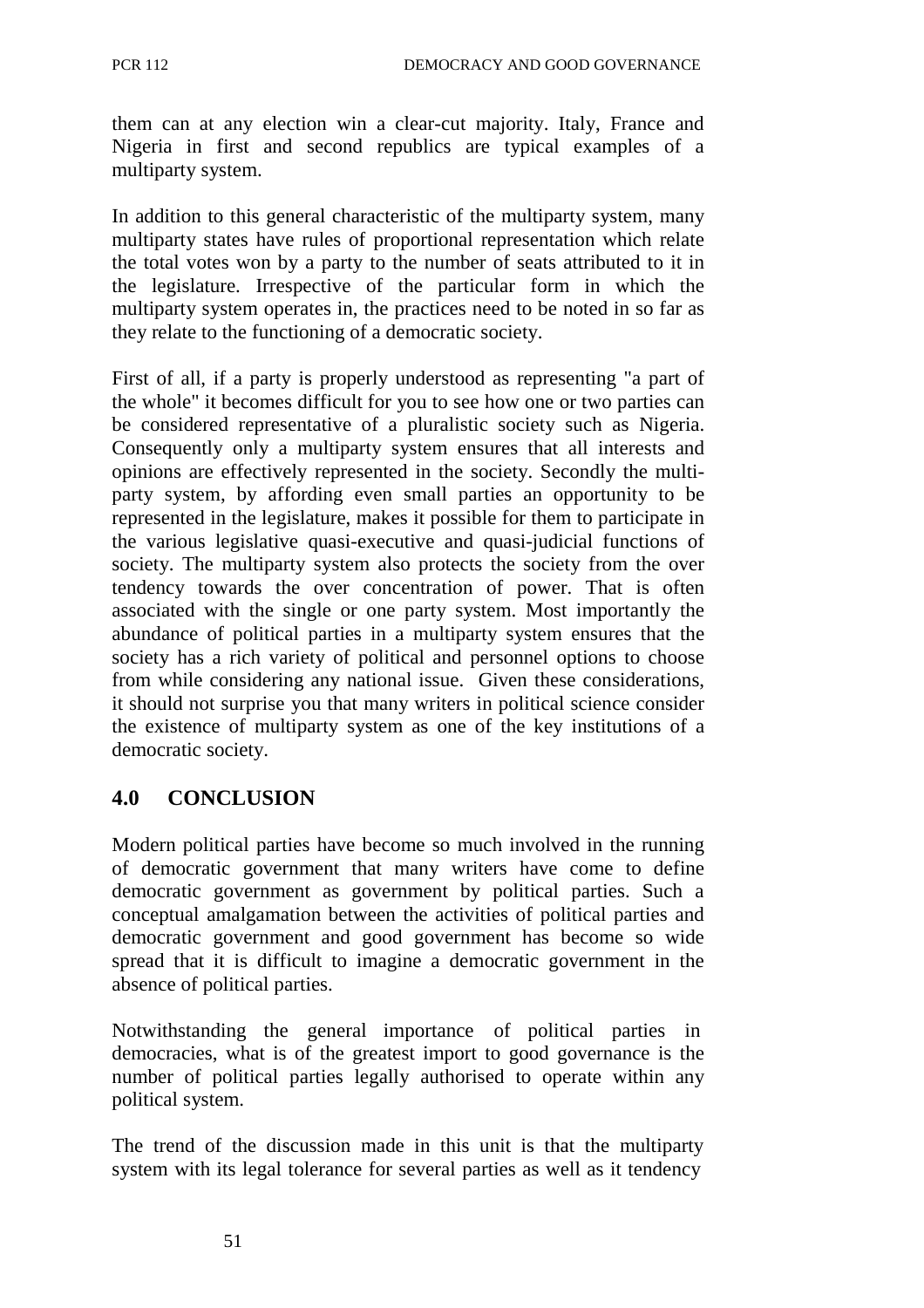them can at any election win a clear-cut majority. Italy, France and Nigeria in first and second republics are typical examples of a multiparty system.

In addition to this general characteristic of the multiparty system, many multiparty states have rules of proportional representation which relate the total votes won by a party to the number of seats attributed to it in the legislature. Irrespective of the particular form in which the multiparty system operates in, the practices need to be noted in so far as they relate to the functioning of a democratic society.

First of all, if a party is properly understood as representing "a part of the whole" it becomes difficult for you to see how one or two parties can be considered representative of a pluralistic society such as Nigeria. Consequently only a multiparty system ensures that all interests and opinions are effectively represented in the society. Secondly the multi-party system, by affording even small parties an opportunity to be represented in the legislature, makes it possible for them to participate in the various legislative quasi-executive and quasi-judicial functions of society. The multiparty system also protects the society from the over tendency towards the over concentration of power. That is often associated with the single or one party system. Most importantly the abundance of political parties in a multiparty system ensures that the society has a rich variety of political and personnel options to choose from while considering any national issue. Given these considerations, it should not surprise you that many writers in political science consider the existence of multiparty system as one of the key institutions of a democratic society.

## 4.0 CONCLUSION

Modern political parties have become so much involved in the running of democratic government that many writers have come to define democratic government as government by political parties. Such a conceptual amalgamation between the activities of political parties and democratic government and good government has become so wide spread that it is difficult to imagine a democratic government in the absence of political parties.

Notwithstanding the general importance of political parties in democracies, what is of the greatest import to good governance is the number of political parties legally authorised to operate within any political system.

The trend of the discussion made in this unit is that the multiparty system with its legal tolerance for several parties as well as it tendency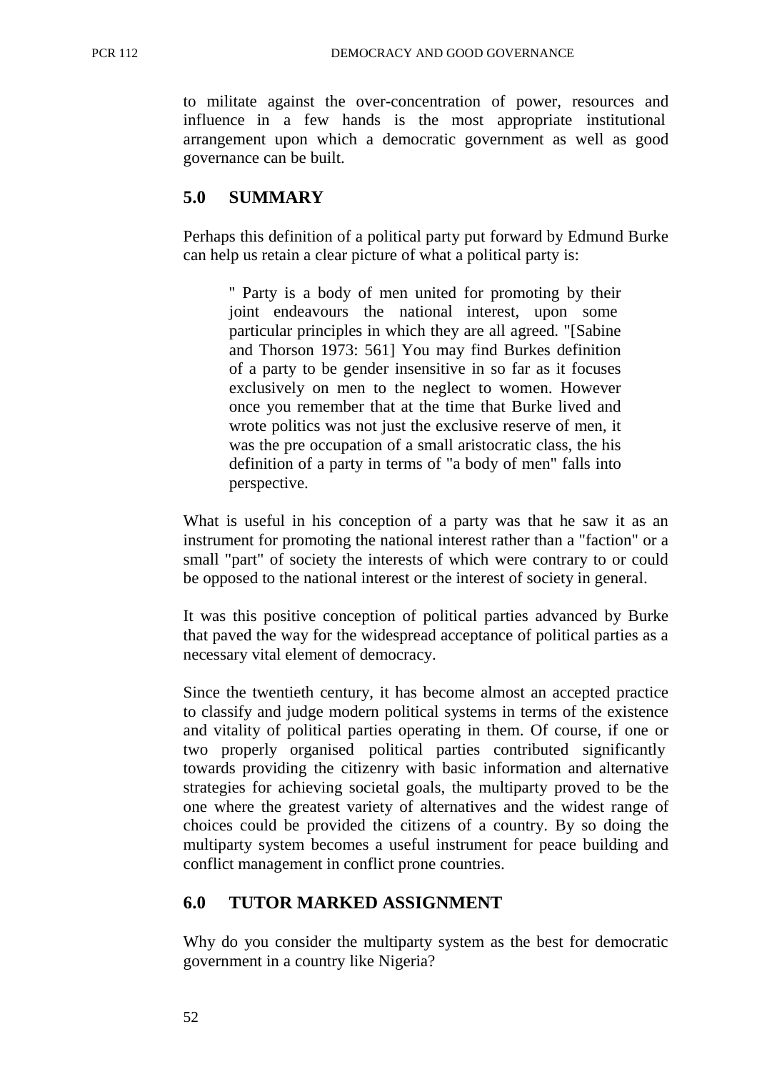to militate against the over-concentration of power, resources and influence in a few hands is the most appropriate institutional arrangement upon which a democratic government as well as good governance can be built.

## 5.0 SUMMARY

Perhaps this definition of a political party put forward by Edmund Burke can help us retain a clear picture of what a political party is:

> " Party is a body of men united for promoting by their joint endeavours the national interest, upon some particular principles in which they are all agreed. "[Sabine and Thorson 1973: 561] You may find Burkes definition of a party to be gender insensitive in so far as it focuses exclusively on men to the neglect to women. However once you remember that at the time that Burke lived and wrote politics was not just the exclusive reserve of men, it was the pre occupation of a small aristocratic class, the his definition of a party in terms of "a body of men" falls into perspective.

What is useful in his conception of a party was that he saw it as an instrument for promoting the national interest rather than a "faction" or a small "part" of society the interests of which were contrary to or could be opposed to the national interest or the interest of society in general.

It was this positive conception of political parties advanced by Burke that paved the way for the widespread acceptance of political parties as a necessary vital element of democracy.

Since the twentieth century, it has become almost an accepted practice to classify and judge modern political systems in terms of the existence and vitality of political parties operating in them. Of course, if one or two properly organised political parties contributed significantly towards providing the citizenry with basic information and alternative strategies for achieving societal goals, the multiparty proved to be the one where the greatest variety of alternatives and the widest range of choices could be provided the citizens of a country. By so doing the multiparty system becomes a useful instrument for peace building and conflict management in conflict prone countries.

## 6.0 TUTOR MARKED ASSIGNMENT

Why do you consider the multiparty system as the best for democratic government in a country like Nigeria?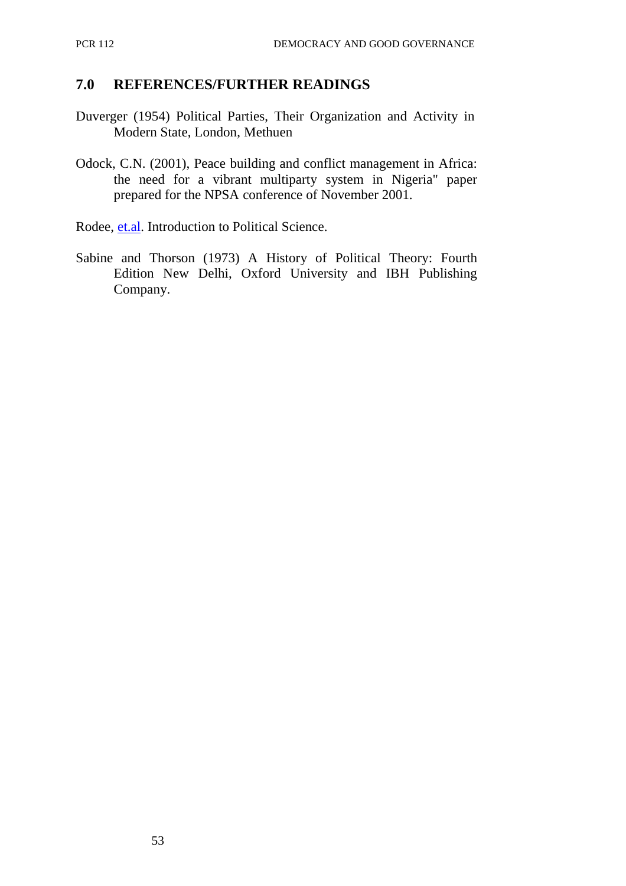## 7.0 REFERENCES/FURTHER READINGS

Duverger (1954) Political Parties, Their Organization and Activity in Modern State, London, Methuen

Odock, C.N. (2001), Peace building and conflict management in Africa: the need for a vibrant multiparty system in Nigeria" paper prepared for the NPSA conference of November 2001.

Rodee, et.al. Introduction to Political Science.

Sabine and Thorson (1973) A History of Political Theory: Fourth Edition New Delhi, Oxford University and IBH Publishing Company.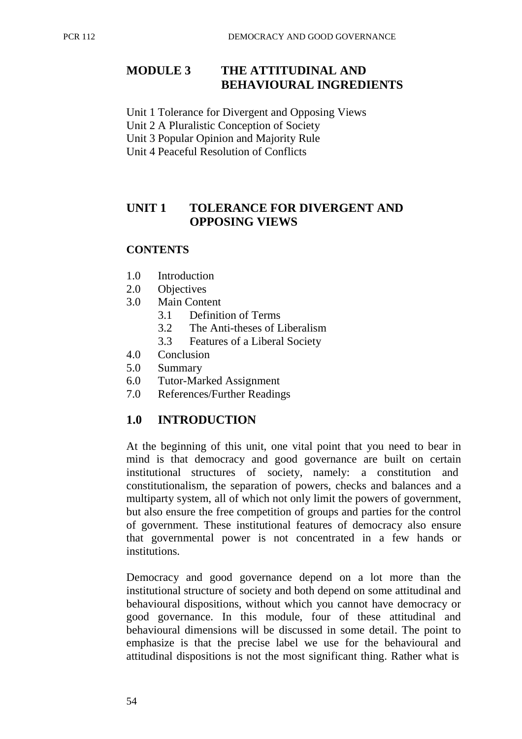# MODULE 3 THE ATTITUDINAL AND BEHAVIOURAL INGREDIENTS

Unit 1 Tolerance for Divergent and Opposing Views
Unit 2 A Pluralistic Conception of Society
Unit 3 Popular Opinion and Majority Rule
Unit 4 Peaceful Resolution of Conflicts

## UNIT 1 TOLERANCE FOR DIVERGENT AND OPPOSING VIEWS

**CONTENTS**

- 1.0 Introduction
- 2.0 Objectives
- 3.0 Main Content
  - 3.1 Definition of Terms
  - 3.2 The Anti-theses of Liberalism
  - 3.3 Features of a Liberal Society
- 4.0 Conclusion
- 5.0 Summary
- 6.0 Tutor-Marked Assignment
- 7.0 References/Further Readings

## 1.0 INTRODUCTION

At the beginning of this unit, one vital point that you need to bear in mind is that democracy and good governance are built on certain institutional structures of society, namely: a constitution and constitutionalism, the separation of powers, checks and balances and a multiparty system, all of which not only limit the powers of government, but also ensure the free competition of groups and parties for the control of government. These institutional features of democracy also ensure that governmental power is not concentrated in a few hands or institutions.

Democracy and good governance depend on a lot more than the institutional structure of society and both depend on some attitudinal and behavioural dispositions, without which you cannot have democracy or good governance. In this module, four of these attitudinal and behavioural dimensions will be discussed in some detail. The point to emphasize is that the precise label we use for the behavioural and attitudinal dispositions is not the most significant thing. Rather what is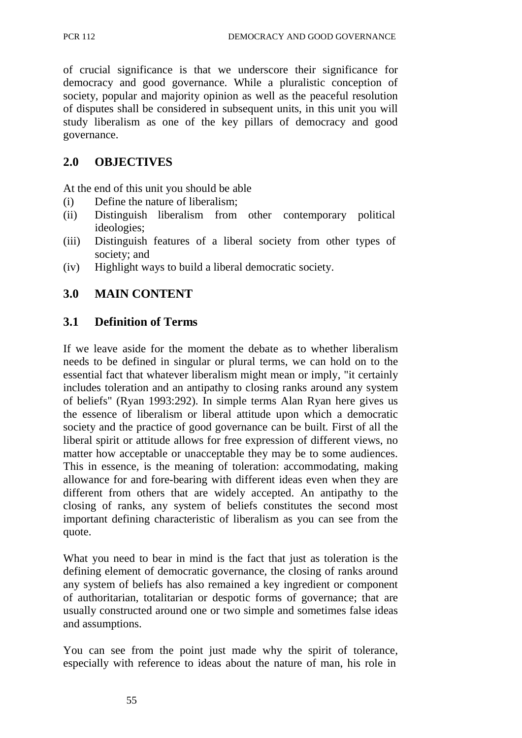of crucial significance is that we underscore their significance for democracy and good governance. While a pluralistic conception of society, popular and majority opinion as well as the peaceful resolution of disputes shall be considered in subsequent units, in this unit you will study liberalism as one of the key pillars of democracy and good governance.

## 2.0 OBJECTIVES

At the end of this unit you should be able

(i) Define the nature of liberalism;
(ii) Distinguish liberalism from other contemporary political ideologies;
(iii) Distinguish features of a liberal society from other types of society; and
(iv) Highlight ways to build a liberal democratic society.

## 3.0 MAIN CONTENT

### 3.1 Definition of Terms

If we leave aside for the moment the debate as to whether liberalism needs to be defined in singular or plural terms, we can hold on to the essential fact that whatever liberalism might mean or imply, "it certainly includes toleration and an antipathy to closing ranks around any system of beliefs" (Ryan 1993:292). In simple terms Alan Ryan here gives us the essence of liberalism or liberal attitude upon which a democratic society and the practice of good governance can be built. First of all the liberal spirit or attitude allows for free expression of different views, no matter how acceptable or unacceptable they may be to some audiences. This in essence, is the meaning of toleration: accommodating, making allowance for and fore-bearing with different ideas even when they are different from others that are widely accepted. An antipathy to the closing of ranks, any system of beliefs constitutes the second most important defining characteristic of liberalism as you can see from the quote.

What you need to bear in mind is the fact that just as toleration is the defining element of democratic governance, the closing of ranks around any system of beliefs has also remained a key ingredient or component of authoritarian, totalitarian or despotic forms of governance; that are usually constructed around one or two simple and sometimes false ideas and assumptions.

You can see from the point just made why the spirit of tolerance, especially with reference to ideas about the nature of man, his role in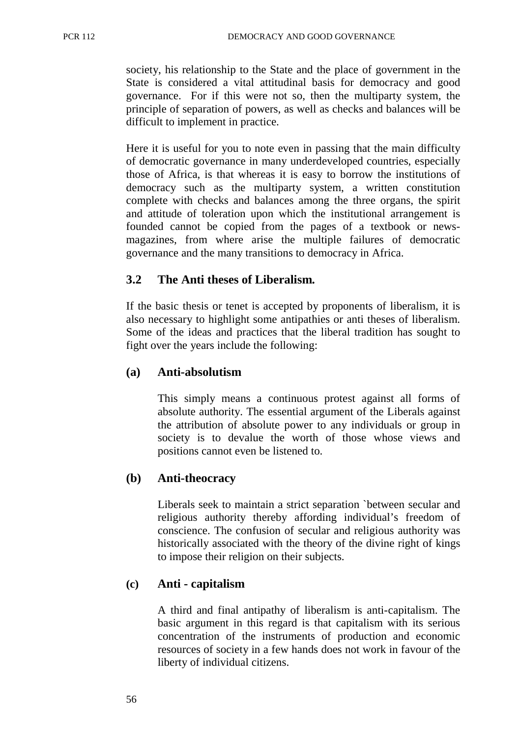society, his relationship to the State and the place of government in the State is considered a vital attitudinal basis for democracy and good governance. For if this were not so, then the multiparty system, the principle of separation of powers, as well as checks and balances will be difficult to implement in practice.

Here it is useful for you to note even in passing that the main difficulty of democratic governance in many underdeveloped countries, especially those of Africa, is that whereas it is easy to borrow the institutions of democracy such as the multiparty system, a written constitution complete with checks and balances among the three organs, the spirit and attitude of toleration upon which the institutional arrangement is founded cannot be copied from the pages of a textbook or news-magazines, from where arise the multiple failures of democratic governance and the many transitions to democracy in Africa.

### 3.2 The Anti theses of Liberalism.

If the basic thesis or tenet is accepted by proponents of liberalism, it is also necessary to highlight some antipathies or anti theses of liberalism. Some of the ideas and practices that the liberal tradition has sought to fight over the years include the following:

#### (a) Anti-absolutism

This simply means a continuous protest against all forms of absolute authority. The essential argument of the Liberals against the attribution of absolute power to any individuals or group in society is to devalue the worth of those whose views and positions cannot even be listened to.

#### (b) Anti-theocracy

Liberals seek to maintain a strict separation `between secular and religious authority thereby affording individual's freedom of conscience. The confusion of secular and religious authority was historically associated with the theory of the divine right of kings to impose their religion on their subjects.

#### (c) Anti - capitalism

A third and final antipathy of liberalism is anti-capitalism. The basic argument in this regard is that capitalism with its serious concentration of the instruments of production and economic resources of society in a few hands does not work in favour of the liberty of individual citizens.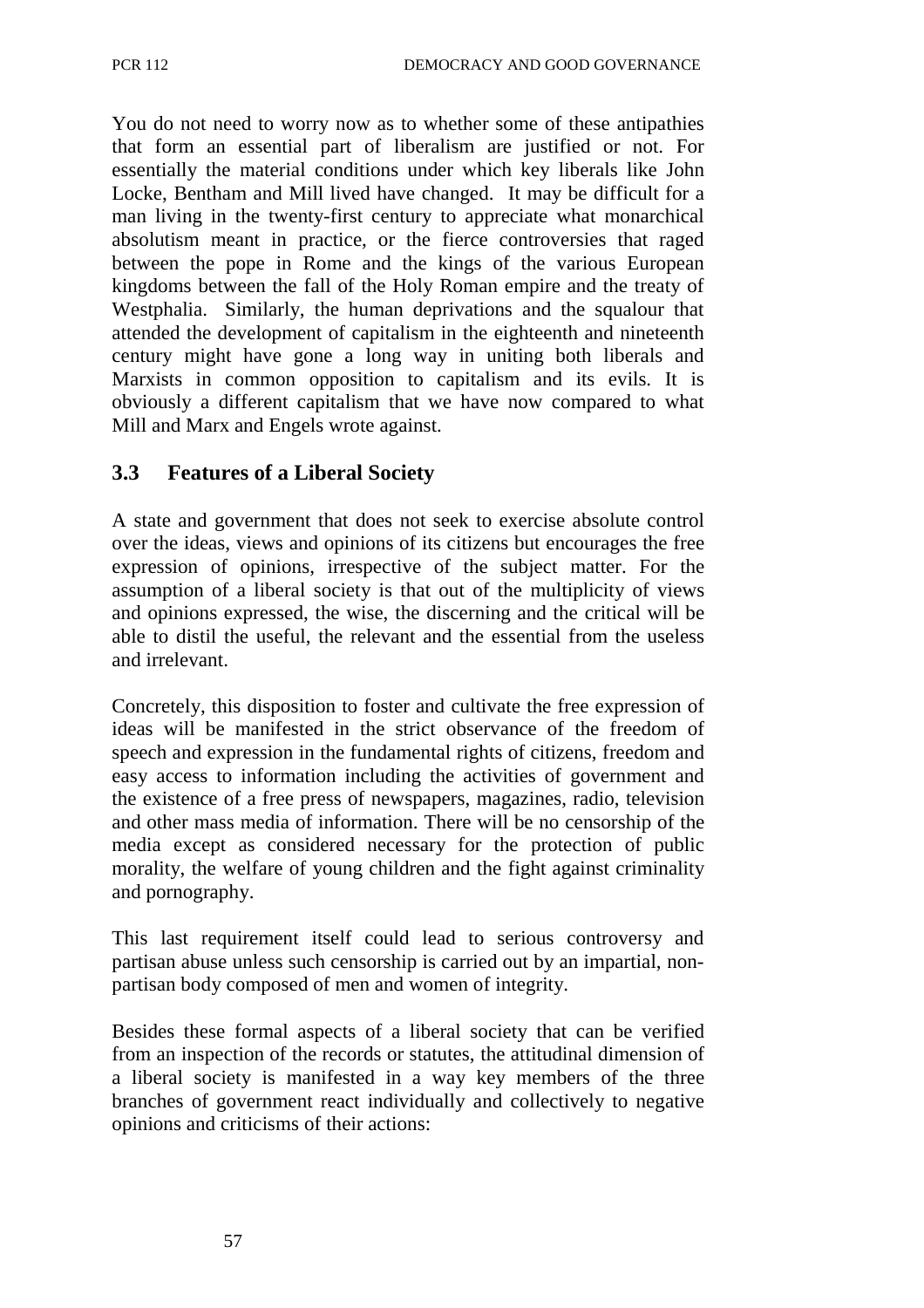You do not need to worry now as to whether some of these antipathies that form an essential part of liberalism are justified or not. For essentially the material conditions under which key liberals like John Locke, Bentham and Mill lived have changed. It may be difficult for a man living in the twenty-first century to appreciate what monarchical absolutism meant in practice, or the fierce controversies that raged between the pope in Rome and the kings of the various European kingdoms between the fall of the Holy Roman empire and the treaty of Westphalia. Similarly, the human deprivations and the squalour that attended the development of capitalism in the eighteenth and nineteenth century might have gone a long way in uniting both liberals and Marxists in common opposition to capitalism and its evils. It is obviously a different capitalism that we have now compared to what Mill and Marx and Engels wrote against.

### 3.3 Features of a Liberal Society

A state and government that does not seek to exercise absolute control over the ideas, views and opinions of its citizens but encourages the free expression of opinions, irrespective of the subject matter. For the assumption of a liberal society is that out of the multiplicity of views and opinions expressed, the wise, the discerning and the critical will be able to distil the useful, the relevant and the essential from the useless and irrelevant.

Concretely, this disposition to foster and cultivate the free expression of ideas will be manifested in the strict observance of the freedom of speech and expression in the fundamental rights of citizens, freedom and easy access to information including the activities of government and the existence of a free press of newspapers, magazines, radio, television and other mass media of information. There will be no censorship of the media except as considered necessary for the protection of public morality, the welfare of young children and the fight against criminality and pornography.

This last requirement itself could lead to serious controversy and partisan abuse unless such censorship is carried out by an impartial, non-partisan body composed of men and women of integrity.

Besides these formal aspects of a liberal society that can be verified from an inspection of the records or statutes, the attitudinal dimension of a liberal society is manifested in a way key members of the three branches of government react individually and collectively to negative opinions and criticisms of their actions: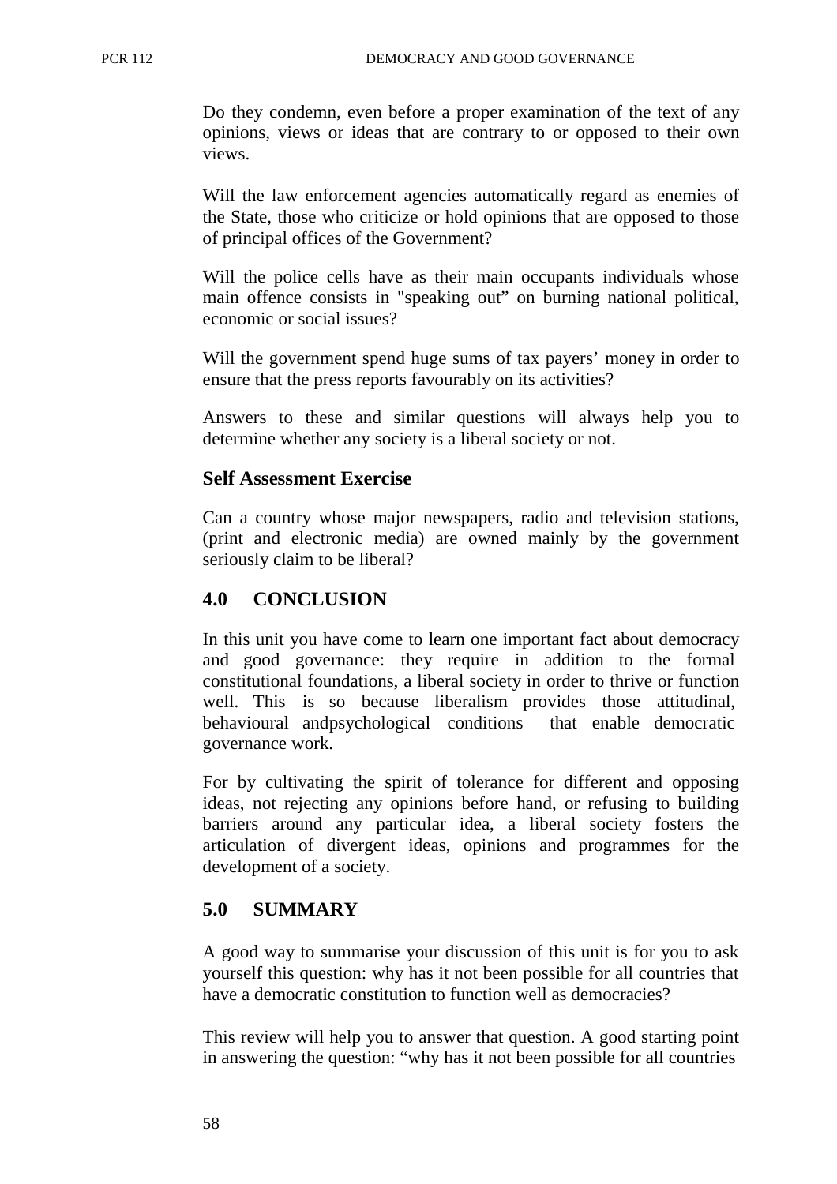Do they condemn, even before a proper examination of the text of any opinions, views or ideas that are contrary to or opposed to their own views.

Will the law enforcement agencies automatically regard as enemies of the State, those who criticize or hold opinions that are opposed to those of principal offices of the Government?

Will the police cells have as their main occupants individuals whose main offence consists in "speaking out" on burning national political, economic or social issues?

Will the government spend huge sums of tax payers' money in order to ensure that the press reports favourably on its activities?

Answers to these and similar questions will always help you to determine whether any society is a liberal society or not.

### Self Assessment Exercise

Can a country whose major newspapers, radio and television stations, (print and electronic media) are owned mainly by the government seriously claim to be liberal?

## 4.0 CONCLUSION

In this unit you have come to learn one important fact about democracy and good governance: they require in addition to the formal constitutional foundations, a liberal society in order to thrive or function well. This is so because liberalism provides those attitudinal, behavioural andpsychological conditions that enable democratic governance work.

For by cultivating the spirit of tolerance for different and opposing ideas, not rejecting any opinions before hand, or refusing to building barriers around any particular idea, a liberal society fosters the articulation of divergent ideas, opinions and programmes for the development of a society.

## 5.0 SUMMARY

A good way to summarise your discussion of this unit is for you to ask yourself this question: why has it not been possible for all countries that have a democratic constitution to function well as democracies?

This review will help you to answer that question. A good starting point in answering the question: "why has it not been possible for all countries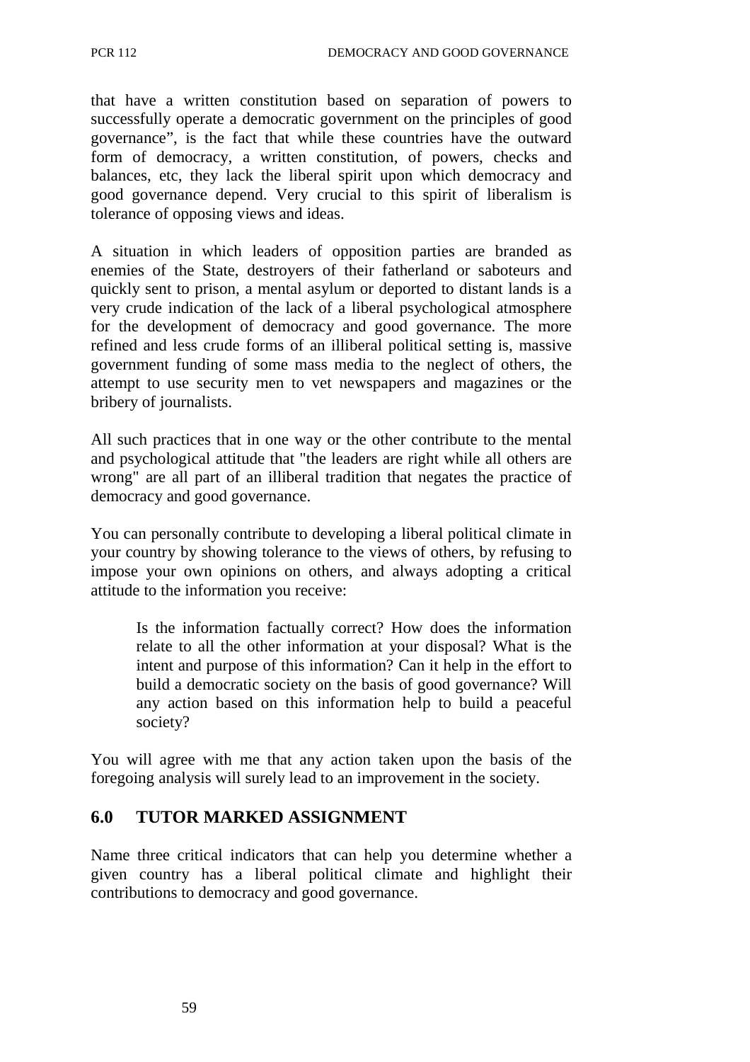that have a written constitution based on separation of powers to successfully operate a democratic government on the principles of good governance", is the fact that while these countries have the outward form of democracy, a written constitution, of powers, checks and balances, etc, they lack the liberal spirit upon which democracy and good governance depend. Very crucial to this spirit of liberalism is tolerance of opposing views and ideas.

A situation in which leaders of opposition parties are branded as enemies of the State, destroyers of their fatherland or saboteurs and quickly sent to prison, a mental asylum or deported to distant lands is a very crude indication of the lack of a liberal psychological atmosphere for the development of democracy and good governance. The more refined and less crude forms of an illiberal political setting is, massive government funding of some mass media to the neglect of others, the attempt to use security men to vet newspapers and magazines or the bribery of journalists.

All such practices that in one way or the other contribute to the mental and psychological attitude that "the leaders are right while all others are wrong" are all part of an illiberal tradition that negates the practice of democracy and good governance.

You can personally contribute to developing a liberal political climate in your country by showing tolerance to the views of others, by refusing to impose your own opinions on others, and always adopting a critical attitude to the information you receive:

> Is the information factually correct? How does the information relate to all the other information at your disposal? What is the intent and purpose of this information? Can it help in the effort to build a democratic society on the basis of good governance? Will any action based on this information help to build a peaceful society?

You will agree with me that any action taken upon the basis of the foregoing analysis will surely lead to an improvement in the society.

## 6.0 TUTOR MARKED ASSIGNMENT

Name three critical indicators that can help you determine whether a given country has a liberal political climate and highlight their contributions to democracy and good governance.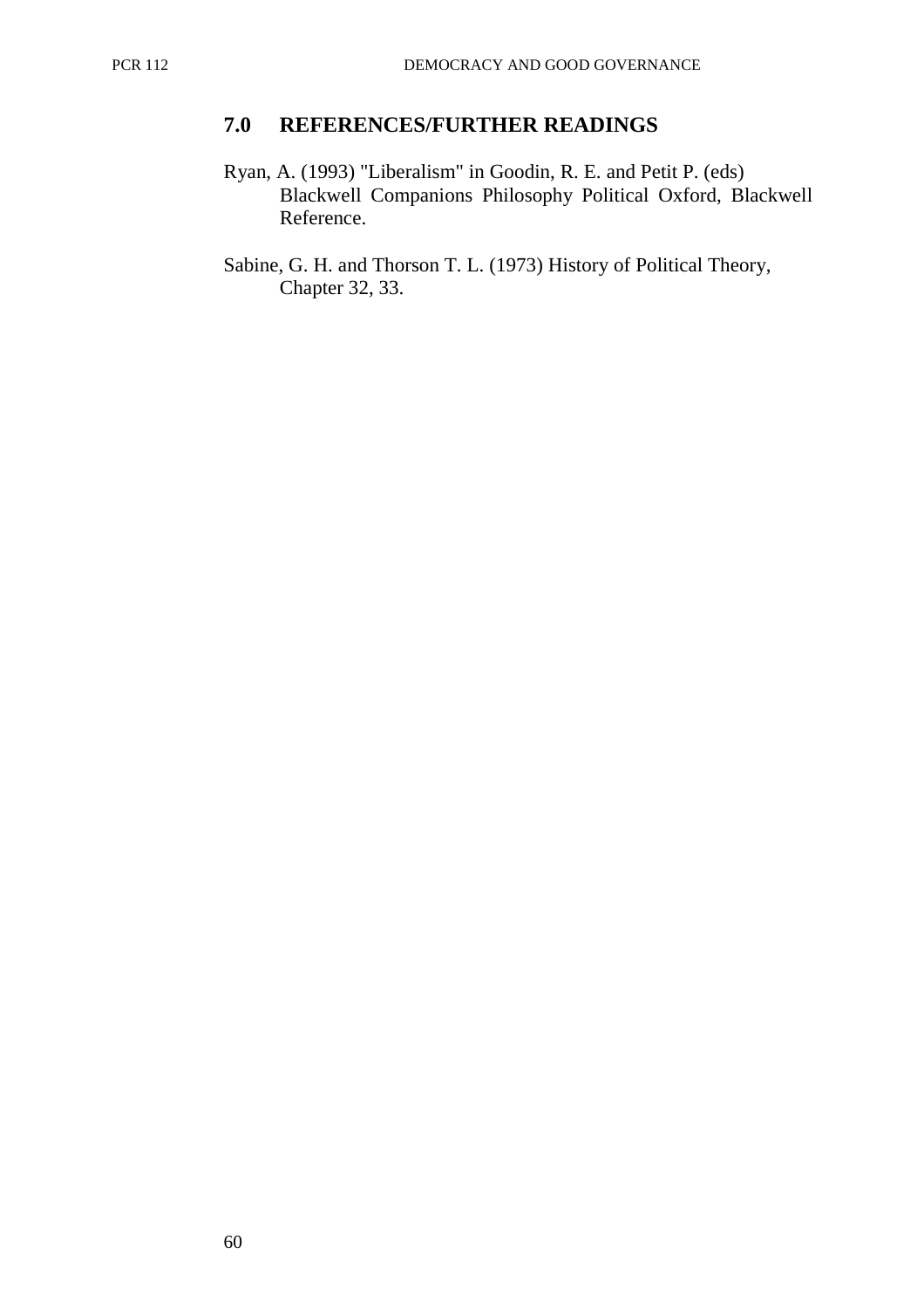## 7.0 REFERENCES/FURTHER READINGS

Ryan, A. (1993) "Liberalism" in Goodin, R. E. and Petit P. (eds) Blackwell Companions Philosophy Political Oxford, Blackwell Reference.

Sabine, G. H. and Thorson T. L. (1973) History of Political Theory, Chapter 32, 33.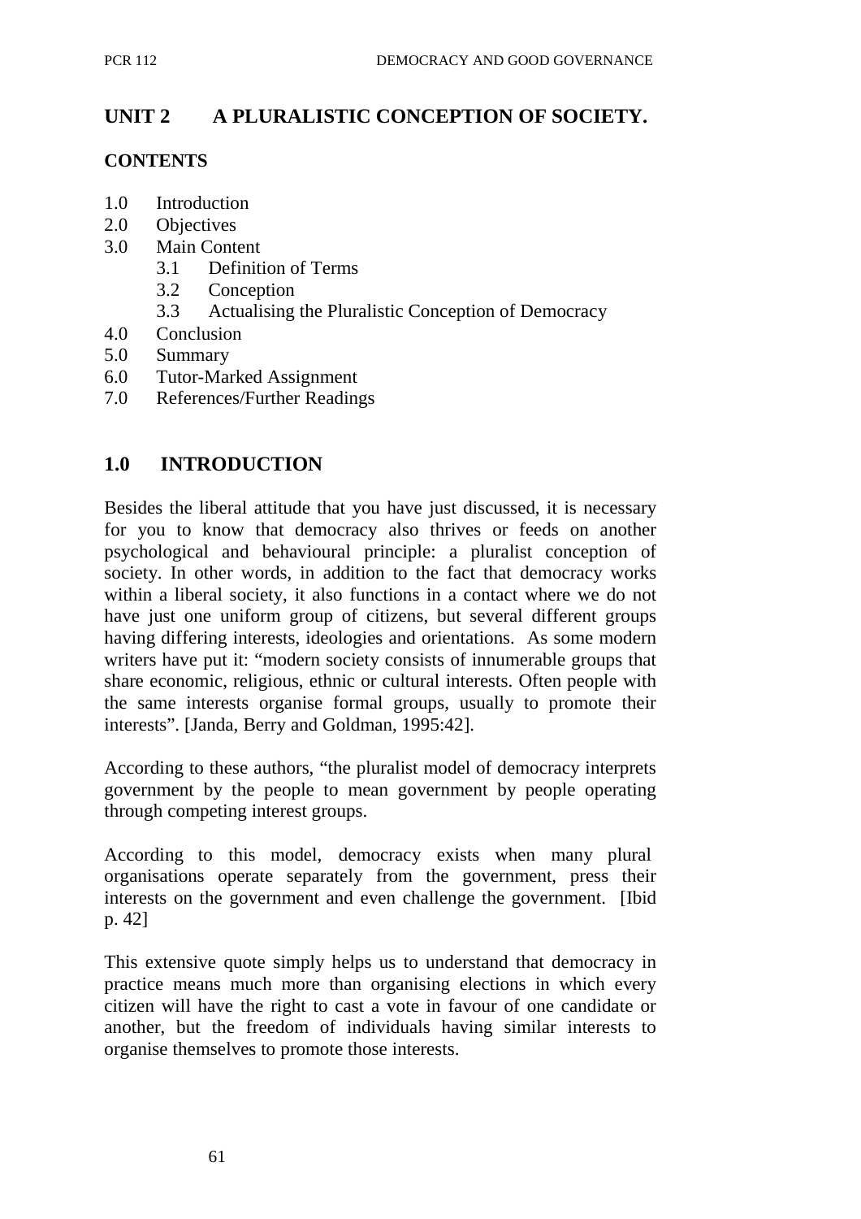## UNIT 2 A PLURALISTIC CONCEPTION OF SOCIETY.

**CONTENTS**

1.0 Introduction
2.0 Objectives
3.0 Main Content
   3.1 Definition of Terms
   3.2 Conception
   3.3 Actualising the Pluralistic Conception of Democracy
4.0 Conclusion
5.0 Summary
6.0 Tutor-Marked Assignment
7.0 References/Further Readings

## 1.0 INTRODUCTION

Besides the liberal attitude that you have just discussed, it is necessary for you to know that democracy also thrives or feeds on another psychological and behavioural principle: a pluralist conception of society. In other words, in addition to the fact that democracy works within a liberal society, it also functions in a contact where we do not have just one uniform group of citizens, but several different groups having differing interests, ideologies and orientations. As some modern writers have put it: "modern society consists of innumerable groups that share economic, religious, ethnic or cultural interests. Often people with the same interests organise formal groups, usually to promote their interests". [Janda, Berry and Goldman, 1995:42].

According to these authors, "the pluralist model of democracy interprets government by the people to mean government by people operating through competing interest groups.

According to this model, democracy exists when many plural organisations operate separately from the government, press their interests on the government and even challenge the government. [Ibid p. 42]

This extensive quote simply helps us to understand that democracy in practice means much more than organising elections in which every citizen will have the right to cast a vote in favour of one candidate or another, but the freedom of individuals having similar interests to organise themselves to promote those interests.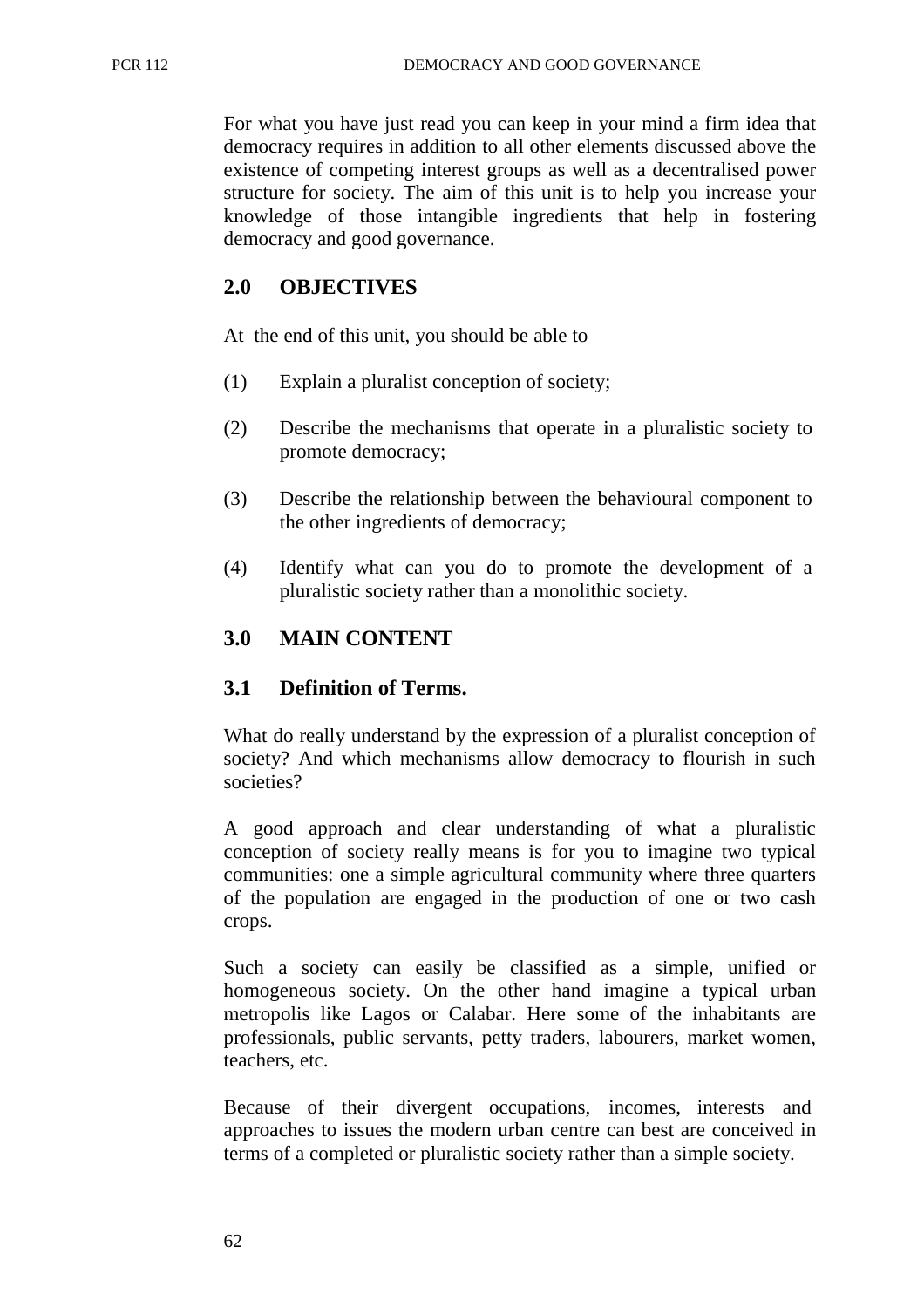For what you have just read you can keep in your mind a firm idea that democracy requires in addition to all other elements discussed above the existence of competing interest groups as well as a decentralised power structure for society. The aim of this unit is to help you increase your knowledge of those intangible ingredients that help in fostering democracy and good governance.

## 2.0 OBJECTIVES

At the end of this unit, you should be able to

(1) Explain a pluralist conception of society;

(2) Describe the mechanisms that operate in a pluralistic society to promote democracy;

(3) Describe the relationship between the behavioural component to the other ingredients of democracy;

(4) Identify what can you do to promote the development of a pluralistic society rather than a monolithic society.

## 3.0 MAIN CONTENT

### 3.1 Definition of Terms.

What do really understand by the expression of a pluralist conception of society? And which mechanisms allow democracy to flourish in such societies?

A good approach and clear understanding of what a pluralistic conception of society really means is for you to imagine two typical communities: one a simple agricultural community where three quarters of the population are engaged in the production of one or two cash crops.

Such a society can easily be classified as a simple, unified or homogeneous society. On the other hand imagine a typical urban metropolis like Lagos or Calabar. Here some of the inhabitants are professionals, public servants, petty traders, labourers, market women, teachers, etc.

Because of their divergent occupations, incomes, interests and approaches to issues the modern urban centre can best are conceived in terms of a completed or pluralistic society rather than a simple society.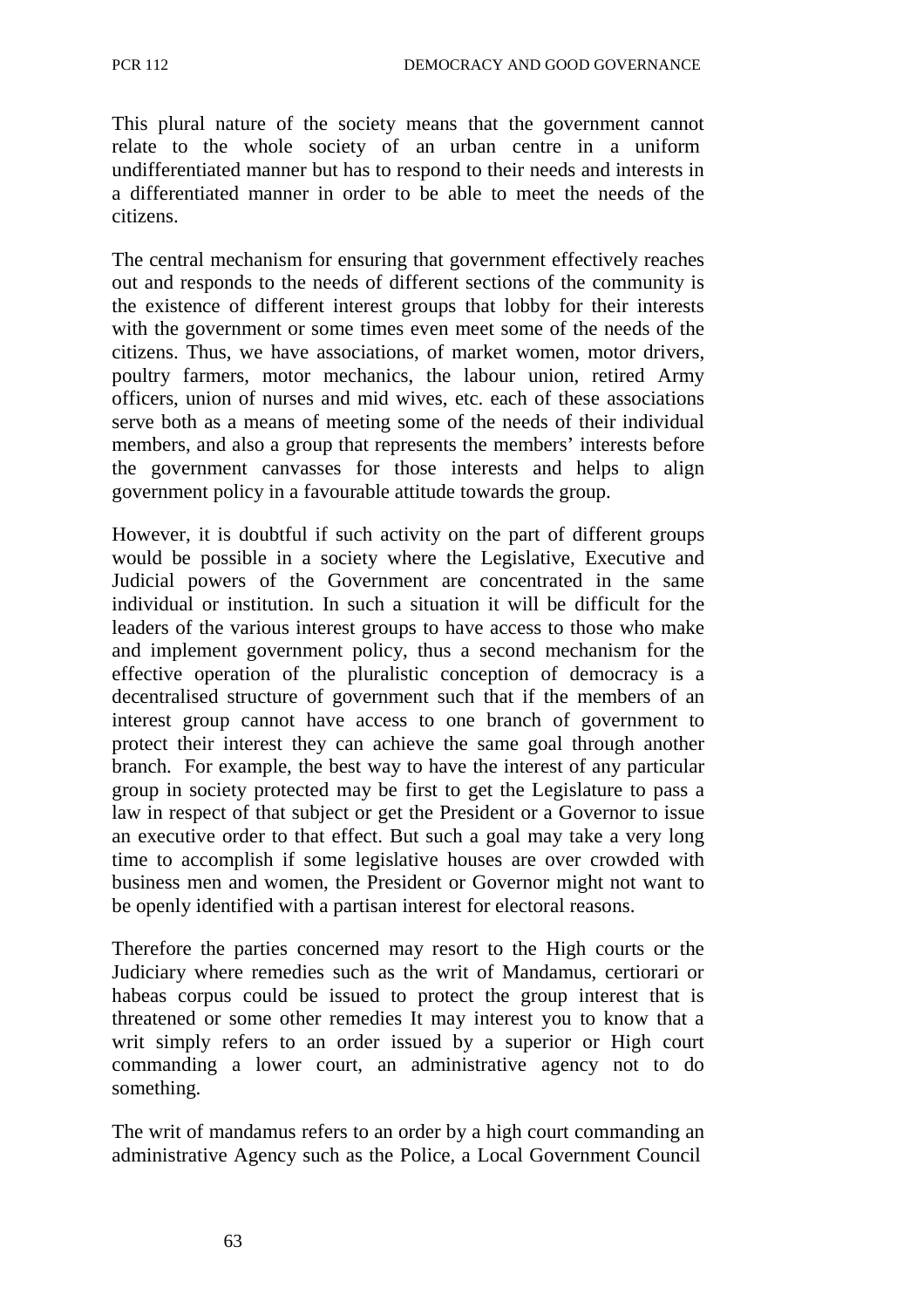This plural nature of the society means that the government cannot relate to the whole society of an urban centre in a uniform undifferentiated manner but has to respond to their needs and interests in a differentiated manner in order to be able to meet the needs of the citizens.

The central mechanism for ensuring that government effectively reaches out and responds to the needs of different sections of the community is the existence of different interest groups that lobby for their interests with the government or some times even meet some of the needs of the citizens. Thus, we have associations, of market women, motor drivers, poultry farmers, motor mechanics, the labour union, retired Army officers, union of nurses and mid wives, etc. each of these associations serve both as a means of meeting some of the needs of their individual members, and also a group that represents the members' interests before the government canvasses for those interests and helps to align government policy in a favourable attitude towards the group.

However, it is doubtful if such activity on the part of different groups would be possible in a society where the Legislative, Executive and Judicial powers of the Government are concentrated in the same individual or institution. In such a situation it will be difficult for the leaders of the various interest groups to have access to those who make and implement government policy, thus a second mechanism for the effective operation of the pluralistic conception of democracy is a decentralised structure of government such that if the members of an interest group cannot have access to one branch of government to protect their interest they can achieve the same goal through another branch. For example, the best way to have the interest of any particular group in society protected may be first to get the Legislature to pass a law in respect of that subject or get the President or a Governor to issue an executive order to that effect. But such a goal may take a very long time to accomplish if some legislative houses are over crowded with business men and women, the President or Governor might not want to be openly identified with a partisan interest for electoral reasons.

Therefore the parties concerned may resort to the High courts or the Judiciary where remedies such as the writ of Mandamus, certiorari or habeas corpus could be issued to protect the group interest that is threatened or some other remedies It may interest you to know that a writ simply refers to an order issued by a superior or High court commanding a lower court, an administrative agency not to do something.

The writ of mandamus refers to an order by a high court commanding an administrative Agency such as the Police, a Local Government Council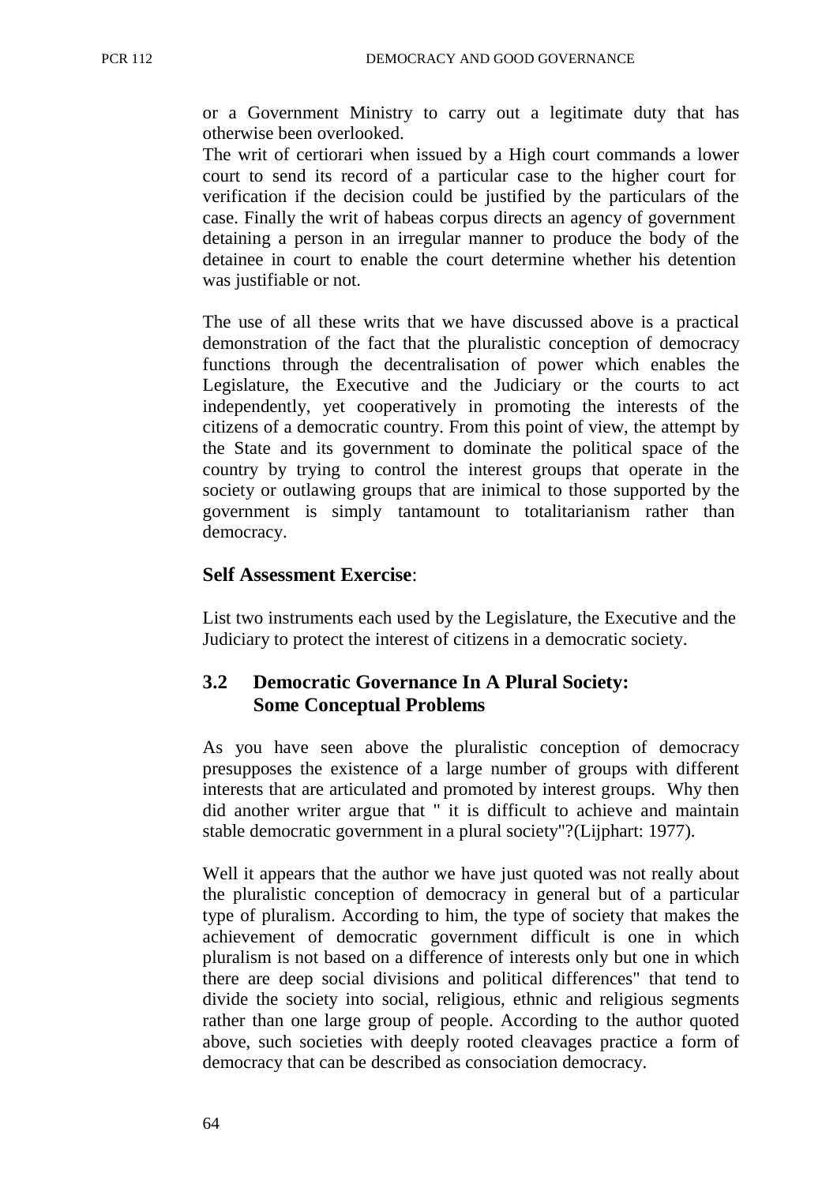or a Government Ministry to carry out a legitimate duty that has otherwise been overlooked.
The writ of certiorari when issued by a High court commands a lower court to send its record of a particular case to the higher court for verification if the decision could be justified by the particulars of the case. Finally the writ of habeas corpus directs an agency of government detaining a person in an irregular manner to produce the body of the detainee in court to enable the court determine whether his detention was justifiable or not.

The use of all these writs that we have discussed above is a practical demonstration of the fact that the pluralistic conception of democracy functions through the decentralisation of power which enables the Legislature, the Executive and the Judiciary or the courts to act independently, yet cooperatively in promoting the interests of the citizens of a democratic country. From this point of view, the attempt by the State and its government to dominate the political space of the country by trying to control the interest groups that operate in the society or outlawing groups that are inimical to those supported by the government is simply tantamount to totalitarianism rather than democracy.

**Self Assessment Exercise**:

List two instruments each used by the Legislature, the Executive and the Judiciary to protect the interest of citizens in a democratic society.

## 3.2 Democratic Governance In A Plural Society: Some Conceptual Problems

As you have seen above the pluralistic conception of democracy presupposes the existence of a large number of groups with different interests that are articulated and promoted by interest groups. Why then did another writer argue that " it is difficult to achieve and maintain stable democratic government in a plural society"?(Lijphart: 1977).

Well it appears that the author we have just quoted was not really about the pluralistic conception of democracy in general but of a particular type of pluralism. According to him, the type of society that makes the achievement of democratic government difficult is one in which pluralism is not based on a difference of interests only but one in which there are deep social divisions and political differences" that tend to divide the society into social, religious, ethnic and religious segments rather than one large group of people. According to the author quoted above, such societies with deeply rooted cleavages practice a form of democracy that can be described as consociation democracy.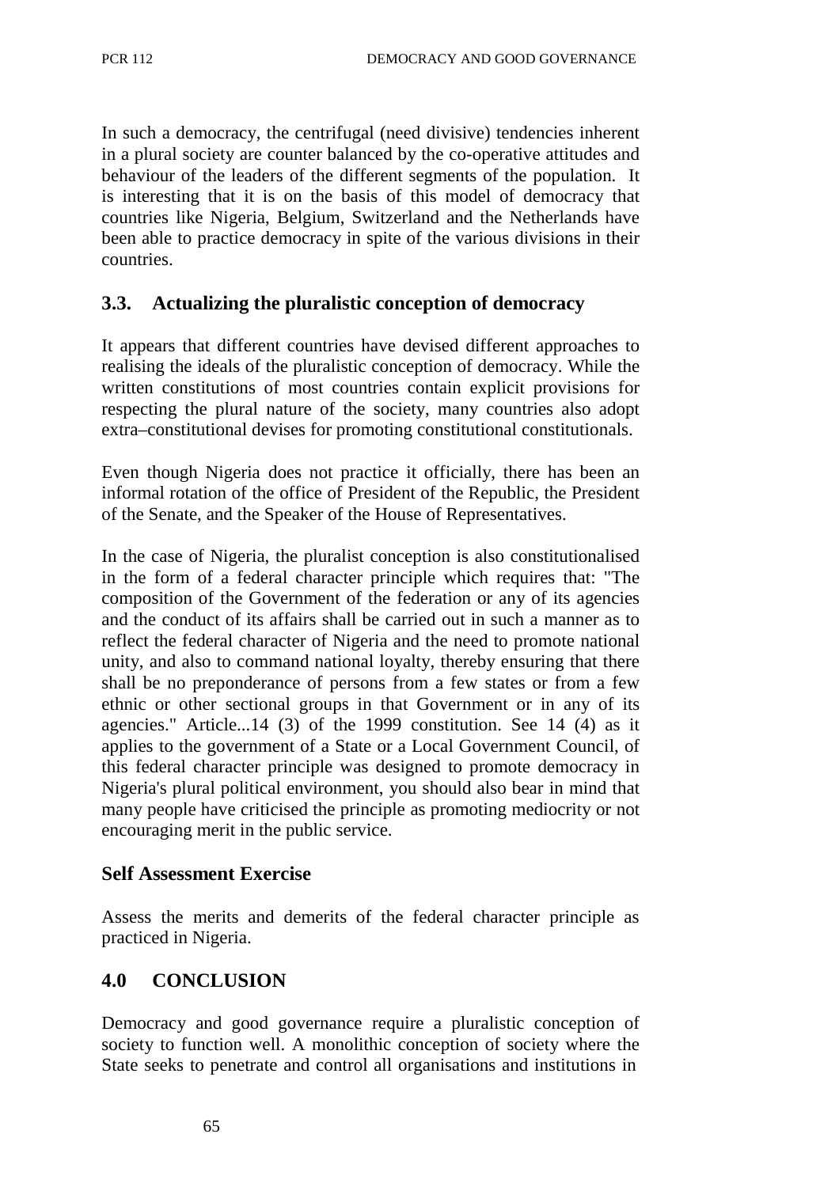In such a democracy, the centrifugal (need divisive) tendencies inherent in a plural society are counter balanced by the co-operative attitudes and behaviour of the leaders of the different segments of the population. It is interesting that it is on the basis of this model of democracy that countries like Nigeria, Belgium, Switzerland and the Netherlands have been able to practice democracy in spite of the various divisions in their countries.

## 3.3. Actualizing the pluralistic conception of democracy

It appears that different countries have devised different approaches to realising the ideals of the pluralistic conception of democracy. While the written constitutions of most countries contain explicit provisions for respecting the plural nature of the society, many countries also adopt extra–constitutional devises for promoting constitutional constitutionals.

Even though Nigeria does not practice it officially, there has been an informal rotation of the office of President of the Republic, the President of the Senate, and the Speaker of the House of Representatives.

In the case of Nigeria, the pluralist conception is also constitutionalised in the form of a federal character principle which requires that: "The composition of the Government of the federation or any of its agencies and the conduct of its affairs shall be carried out in such a manner as to reflect the federal character of Nigeria and the need to promote national unity, and also to command national loyalty, thereby ensuring that there shall be no preponderance of persons from a few states or from a few ethnic or other sectional groups in that Government or in any of its agencies." Article...14 (3) of the 1999 constitution. See 14 (4) as it applies to the government of a State or a Local Government Council, of this federal character principle was designed to promote democracy in Nigeria's plural political environment, you should also bear in mind that many people have criticised the principle as promoting mediocrity or not encouraging merit in the public service.

### Self Assessment Exercise

Assess the merits and demerits of the federal character principle as practiced in Nigeria.

## 4.0 CONCLUSION

Democracy and good governance require a pluralistic conception of society to function well. A monolithic conception of society where the State seeks to penetrate and control all organisations and institutions in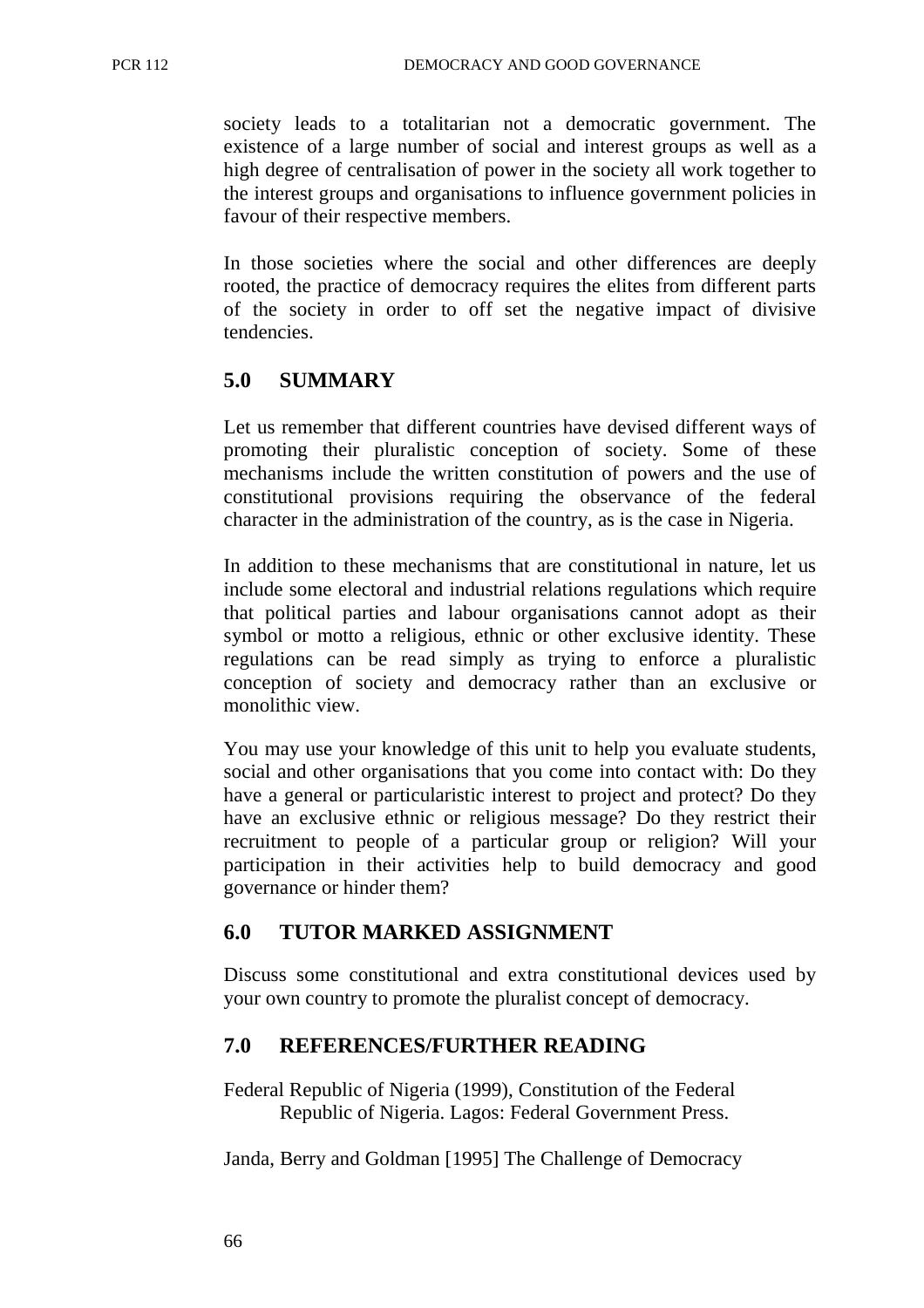society leads to a totalitarian not a democratic government. The existence of a large number of social and interest groups as well as a high degree of centralisation of power in the society all work together to the interest groups and organisations to influence government policies in favour of their respective members.

In those societies where the social and other differences are deeply rooted, the practice of democracy requires the elites from different parts of the society in order to off set the negative impact of divisive tendencies.

## 5.0 SUMMARY

Let us remember that different countries have devised different ways of promoting their pluralistic conception of society. Some of these mechanisms include the written constitution of powers and the use of constitutional provisions requiring the observance of the federal character in the administration of the country, as is the case in Nigeria.

In addition to these mechanisms that are constitutional in nature, let us include some electoral and industrial relations regulations which require that political parties and labour organisations cannot adopt as their symbol or motto a religious, ethnic or other exclusive identity. These regulations can be read simply as trying to enforce a pluralistic conception of society and democracy rather than an exclusive or monolithic view.

You may use your knowledge of this unit to help you evaluate students, social and other organisations that you come into contact with: Do they have a general or particularistic interest to project and protect? Do they have an exclusive ethnic or religious message? Do they restrict their recruitment to people of a particular group or religion? Will your participation in their activities help to build democracy and good governance or hinder them?

## 6.0 TUTOR MARKED ASSIGNMENT

Discuss some constitutional and extra constitutional devices used by your own country to promote the pluralist concept of democracy.

## 7.0 REFERENCES/FURTHER READING

Federal Republic of Nigeria (1999), Constitution of the Federal Republic of Nigeria. Lagos: Federal Government Press.

Janda, Berry and Goldman [1995] The Challenge of Democracy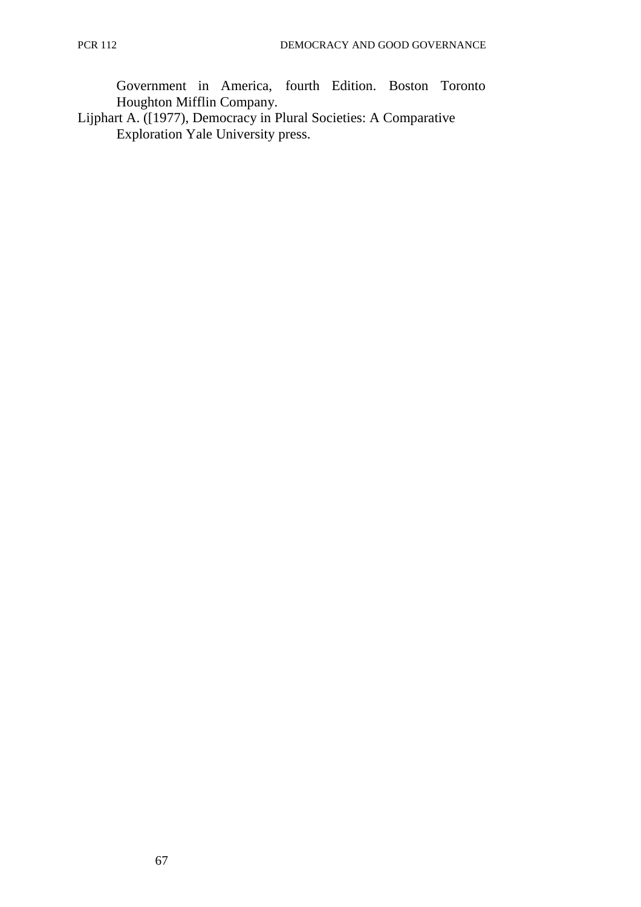Government in America, fourth Edition. Boston Toronto Houghton Mifflin Company.

Lijphart A. ([1977), Democracy in Plural Societies: A Comparative Exploration Yale University press.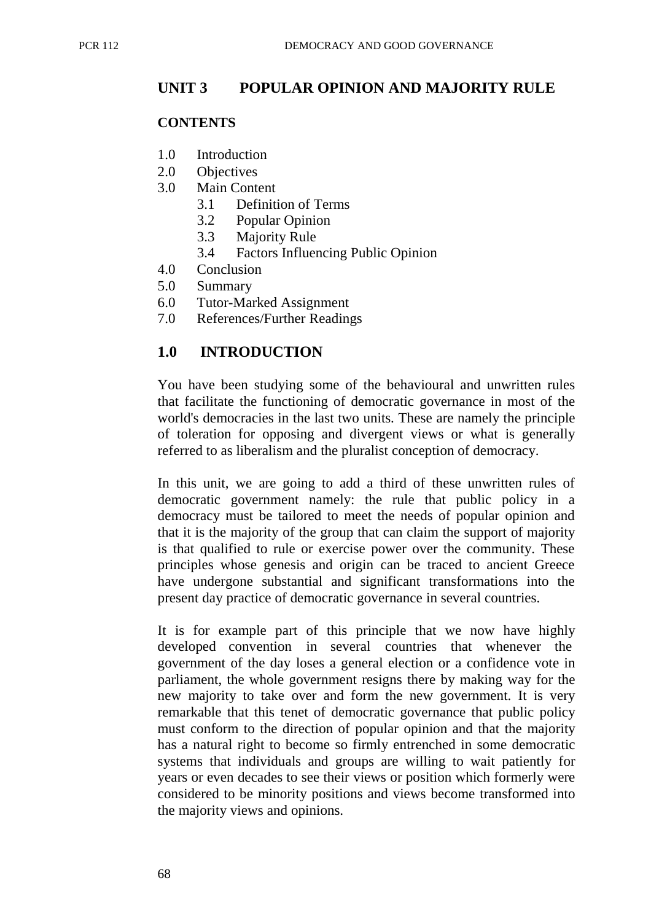## UNIT 3 POPULAR OPINION AND MAJORITY RULE

**CONTENTS**

- 1.0 Introduction
- 2.0 Objectives
- 3.0 Main Content
  - 3.1 Definition of Terms
  - 3.2 Popular Opinion
  - 3.3 Majority Rule
  - 3.4 Factors Influencing Public Opinion
- 4.0 Conclusion
- 5.0 Summary
- 6.0 Tutor-Marked Assignment
- 7.0 References/Further Readings

## 1.0 INTRODUCTION

You have been studying some of the behavioural and unwritten rules that facilitate the functioning of democratic governance in most of the world's democracies in the last two units. These are namely the principle of toleration for opposing and divergent views or what is generally referred to as liberalism and the pluralist conception of democracy.

In this unit, we are going to add a third of these unwritten rules of democratic government namely: the rule that public policy in a democracy must be tailored to meet the needs of popular opinion and that it is the majority of the group that can claim the support of majority is that qualified to rule or exercise power over the community. These principles whose genesis and origin can be traced to ancient Greece have undergone substantial and significant transformations into the present day practice of democratic governance in several countries.

It is for example part of this principle that we now have highly developed convention in several countries that whenever the government of the day loses a general election or a confidence vote in parliament, the whole government resigns there by making way for the new majority to take over and form the new government. It is very remarkable that this tenet of democratic governance that public policy must conform to the direction of popular opinion and that the majority has a natural right to become so firmly entrenched in some democratic systems that individuals and groups are willing to wait patiently for years or even decades to see their views or position which formerly were considered to be minority positions and views become transformed into the majority views and opinions.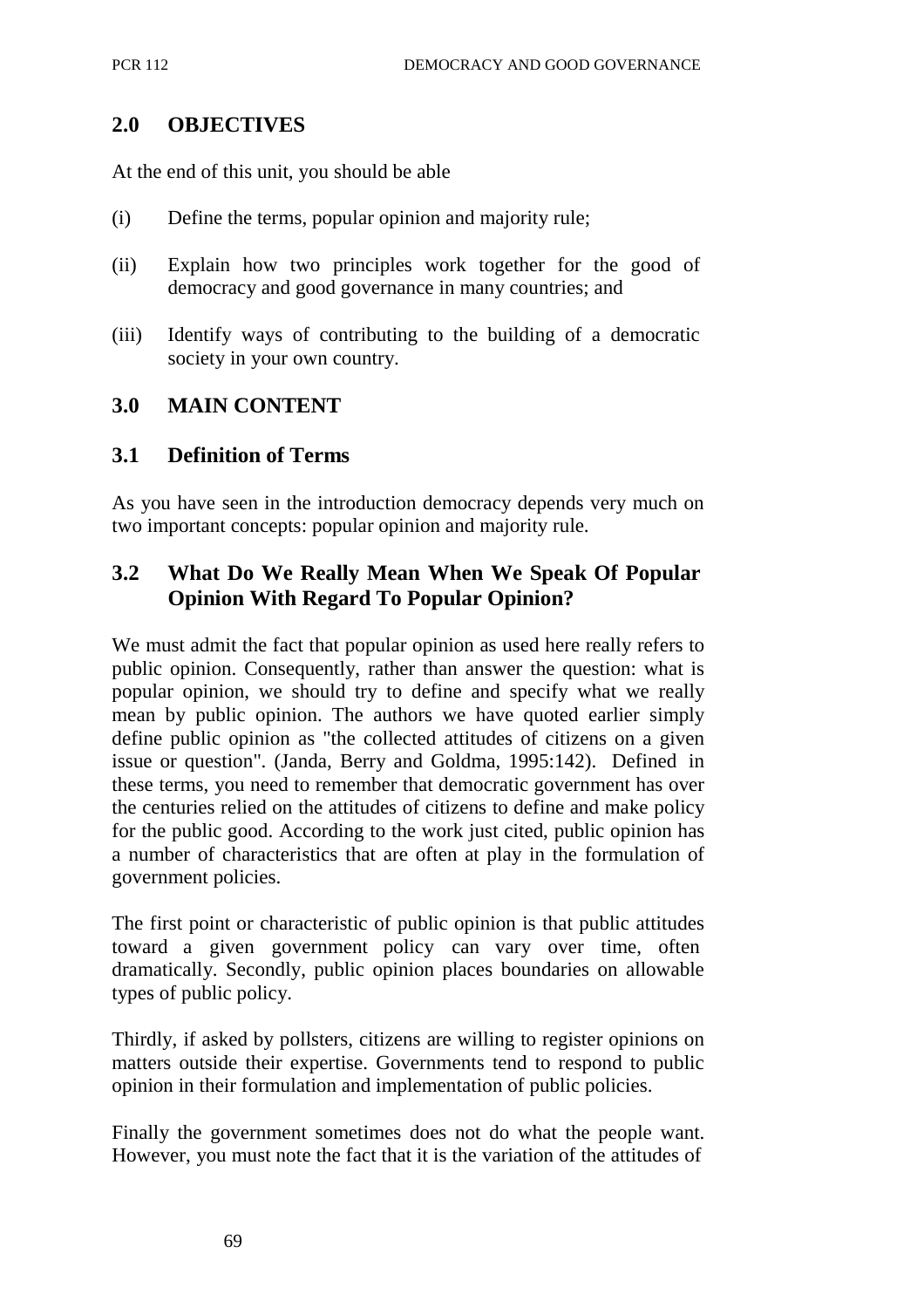## 2.0 OBJECTIVES

At the end of this unit, you should be able

(i) Define the terms, popular opinion and majority rule;

(ii) Explain how two principles work together for the good of democracy and good governance in many countries; and

(iii) Identify ways of contributing to the building of a democratic society in your own country.

## 3.0 MAIN CONTENT

### 3.1 Definition of Terms

As you have seen in the introduction democracy depends very much on two important concepts: popular opinion and majority rule.

### 3.2 What Do We Really Mean When We Speak Of Popular Opinion With Regard To Popular Opinion?

We must admit the fact that popular opinion as used here really refers to public opinion. Consequently, rather than answer the question: what is popular opinion, we should try to define and specify what we really mean by public opinion. The authors we have quoted earlier simply define public opinion as "the collected attitudes of citizens on a given issue or question". (Janda, Berry and Goldma, 1995:142). Defined in these terms, you need to remember that democratic government has over the centuries relied on the attitudes of citizens to define and make policy for the public good. According to the work just cited, public opinion has a number of characteristics that are often at play in the formulation of government policies.

The first point or characteristic of public opinion is that public attitudes toward a given government policy can vary over time, often dramatically. Secondly, public opinion places boundaries on allowable types of public policy.

Thirdly, if asked by pollsters, citizens are willing to register opinions on matters outside their expertise. Governments tend to respond to public opinion in their formulation and implementation of public policies.

Finally the government sometimes does not do what the people want. However, you must note the fact that it is the variation of the attitudes of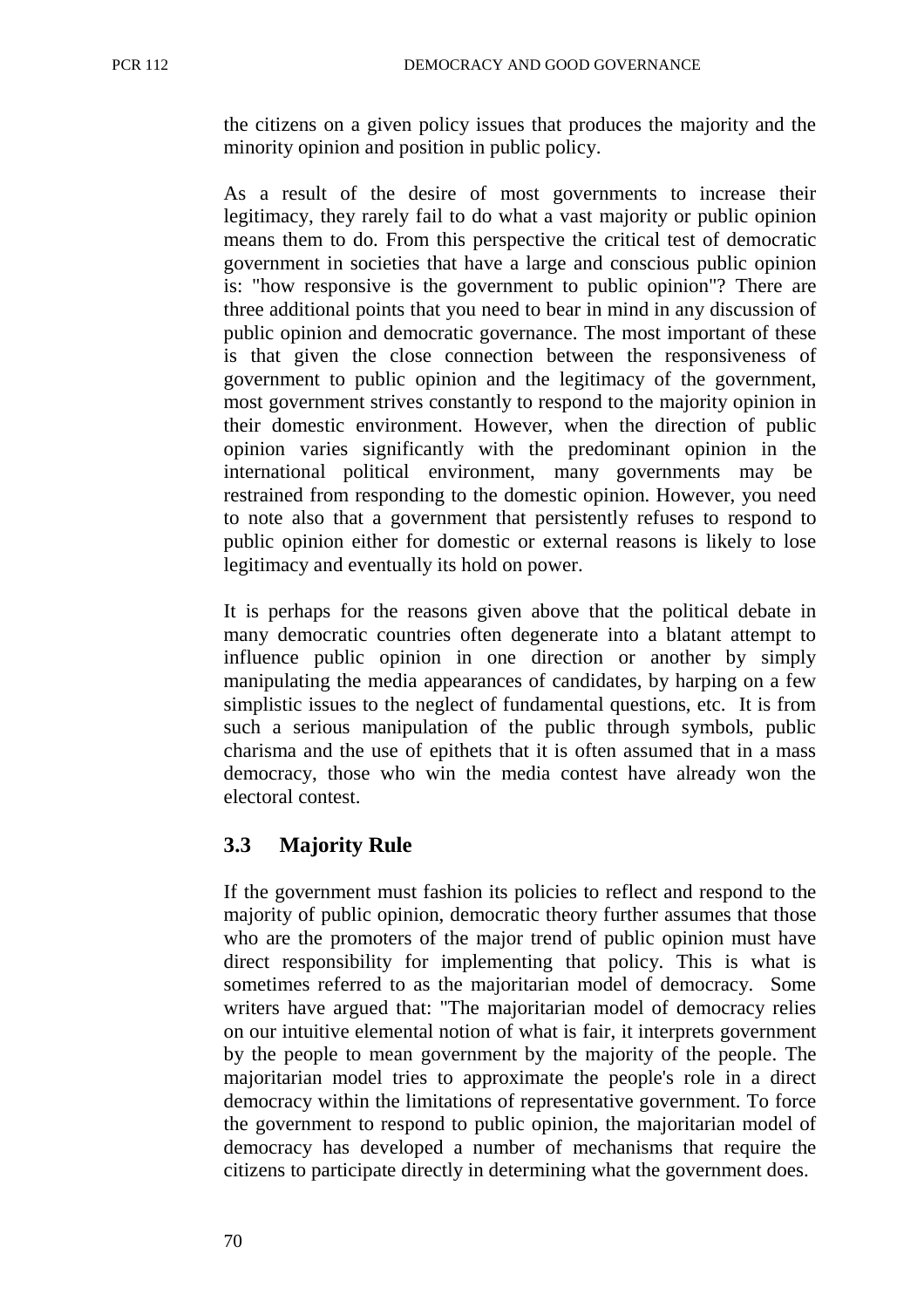the citizens on a given policy issues that produces the majority and the minority opinion and position in public policy.

As a result of the desire of most governments to increase their legitimacy, they rarely fail to do what a vast majority or public opinion means them to do. From this perspective the critical test of democratic government in societies that have a large and conscious public opinion is: "how responsive is the government to public opinion"? There are three additional points that you need to bear in mind in any discussion of public opinion and democratic governance. The most important of these is that given the close connection between the responsiveness of government to public opinion and the legitimacy of the government, most government strives constantly to respond to the majority opinion in their domestic environment. However, when the direction of public opinion varies significantly with the predominant opinion in the international political environment, many governments may be restrained from responding to the domestic opinion. However, you need to note also that a government that persistently refuses to respond to public opinion either for domestic or external reasons is likely to lose legitimacy and eventually its hold on power.

It is perhaps for the reasons given above that the political debate in many democratic countries often degenerate into a blatant attempt to influence public opinion in one direction or another by simply manipulating the media appearances of candidates, by harping on a few simplistic issues to the neglect of fundamental questions, etc. It is from such a serious manipulation of the public through symbols, public charisma and the use of epithets that it is often assumed that in a mass democracy, those who win the media contest have already won the electoral contest.

## 3.3 Majority Rule

If the government must fashion its policies to reflect and respond to the majority of public opinion, democratic theory further assumes that those who are the promoters of the major trend of public opinion must have direct responsibility for implementing that policy. This is what is sometimes referred to as the majoritarian model of democracy. Some writers have argued that: "The majoritarian model of democracy relies on our intuitive elemental notion of what is fair, it interprets government by the people to mean government by the majority of the people. The majoritarian model tries to approximate the people's role in a direct democracy within the limitations of representative government. To force the government to respond to public opinion, the majoritarian model of democracy has developed a number of mechanisms that require the citizens to participate directly in determining what the government does.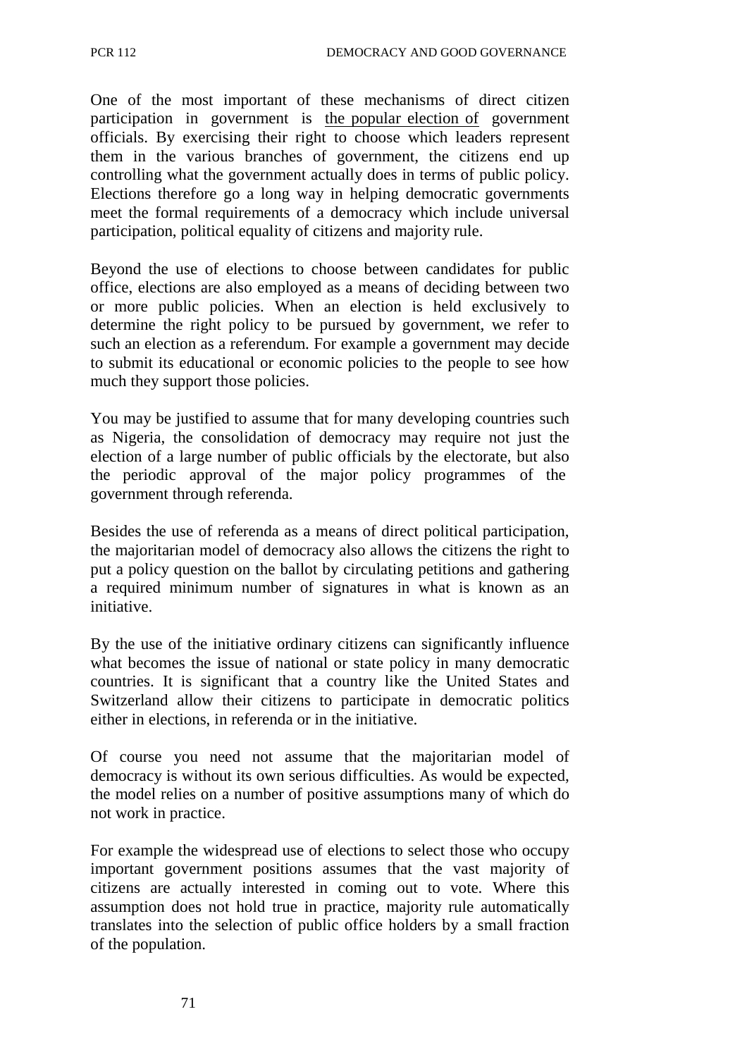One of the most important of these mechanisms of direct citizen participation in government is the popular election of government officials. By exercising their right to choose which leaders represent them in the various branches of government, the citizens end up controlling what the government actually does in terms of public policy. Elections therefore go a long way in helping democratic governments meet the formal requirements of a democracy which include universal participation, political equality of citizens and majority rule.

Beyond the use of elections to choose between candidates for public office, elections are also employed as a means of deciding between two or more public policies. When an election is held exclusively to determine the right policy to be pursued by government, we refer to such an election as a referendum. For example a government may decide to submit its educational or economic policies to the people to see how much they support those policies.

You may be justified to assume that for many developing countries such as Nigeria, the consolidation of democracy may require not just the election of a large number of public officials by the electorate, but also the periodic approval of the major policy programmes of the government through referenda.

Besides the use of referenda as a means of direct political participation, the majoritarian model of democracy also allows the citizens the right to put a policy question on the ballot by circulating petitions and gathering a required minimum number of signatures in what is known as an initiative.

By the use of the initiative ordinary citizens can significantly influence what becomes the issue of national or state policy in many democratic countries. It is significant that a country like the United States and Switzerland allow their citizens to participate in democratic politics either in elections, in referenda or in the initiative.

Of course you need not assume that the majoritarian model of democracy is without its own serious difficulties. As would be expected, the model relies on a number of positive assumptions many of which do not work in practice.

For example the widespread use of elections to select those who occupy important government positions assumes that the vast majority of citizens are actually interested in coming out to vote. Where this assumption does not hold true in practice, majority rule automatically translates into the selection of public office holders by a small fraction of the population.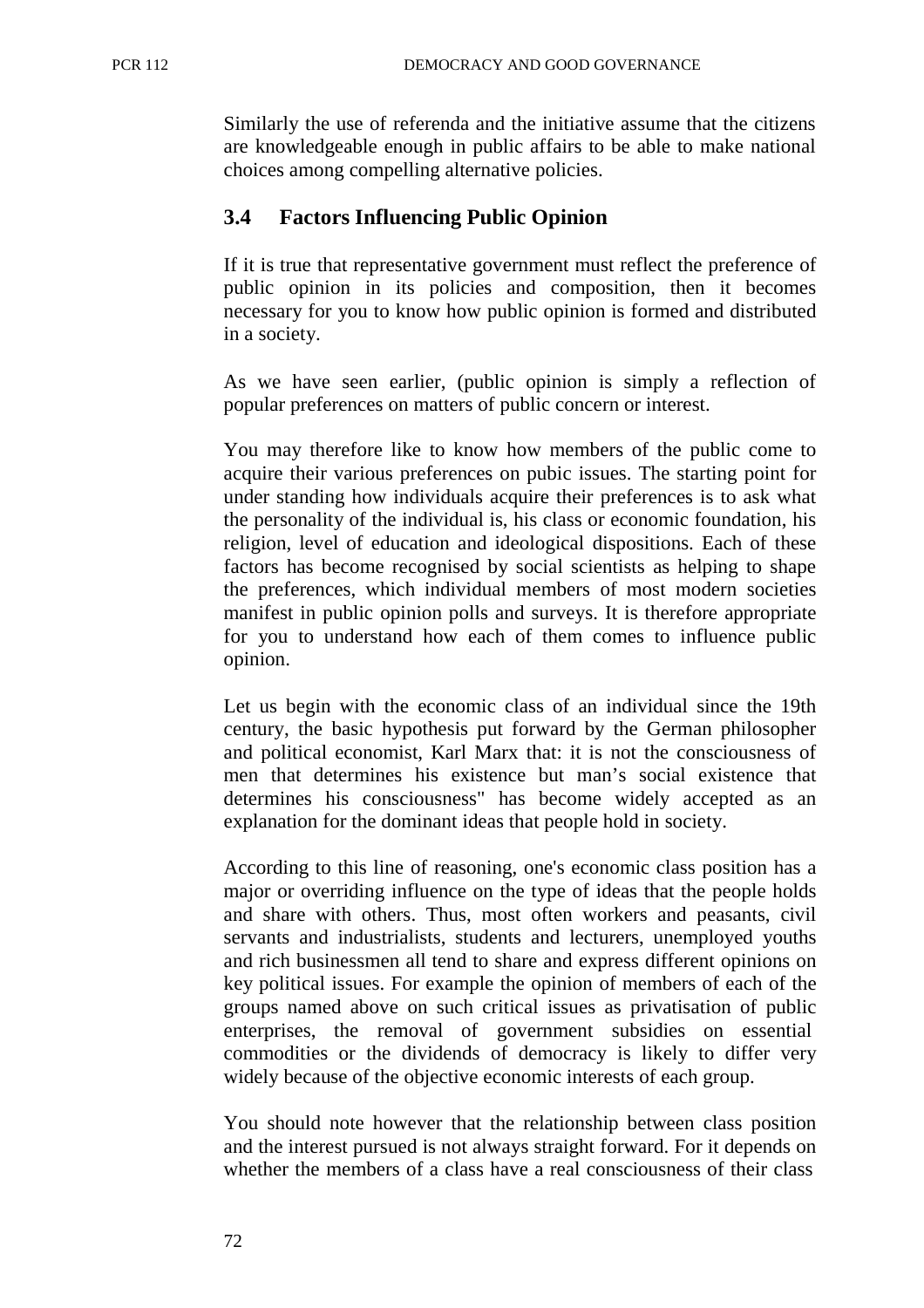Similarly the use of referenda and the initiative assume that the citizens are knowledgeable enough in public affairs to be able to make national choices among compelling alternative policies.

## 3.4 Factors Influencing Public Opinion

If it is true that representative government must reflect the preference of public opinion in its policies and composition, then it becomes necessary for you to know how public opinion is formed and distributed in a society.

As we have seen earlier, (public opinion is simply a reflection of popular preferences on matters of public concern or interest.

You may therefore like to know how members of the public come to acquire their various preferences on pubic issues. The starting point for under standing how individuals acquire their preferences is to ask what the personality of the individual is, his class or economic foundation, his religion, level of education and ideological dispositions. Each of these factors has become recognised by social scientists as helping to shape the preferences, which individual members of most modern societies manifest in public opinion polls and surveys. It is therefore appropriate for you to understand how each of them comes to influence public opinion.

Let us begin with the economic class of an individual since the 19th century, the basic hypothesis put forward by the German philosopher and political economist, Karl Marx that: it is not the consciousness of men that determines his existence but man's social existence that determines his consciousness" has become widely accepted as an explanation for the dominant ideas that people hold in society.

According to this line of reasoning, one's economic class position has a major or overriding influence on the type of ideas that the people holds and share with others. Thus, most often workers and peasants, civil servants and industrialists, students and lecturers, unemployed youths and rich businessmen all tend to share and express different opinions on key political issues. For example the opinion of members of each of the groups named above on such critical issues as privatisation of public enterprises, the removal of government subsidies on essential commodities or the dividends of democracy is likely to differ very widely because of the objective economic interests of each group.

You should note however that the relationship between class position and the interest pursued is not always straight forward. For it depends on whether the members of a class have a real consciousness of their class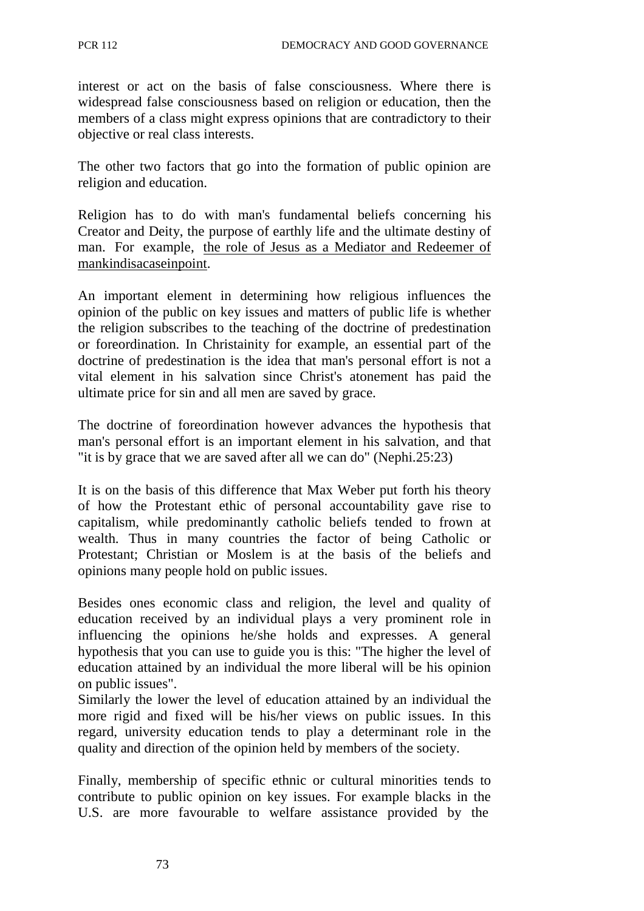interest or act on the basis of false consciousness. Where there is widespread false consciousness based on religion or education, then the members of a class might express opinions that are contradictory to their objective or real class interests.

The other two factors that go into the formation of public opinion are religion and education.

Religion has to do with man's fundamental beliefs concerning his Creator and Deity, the purpose of earthly life and the ultimate destiny of man. For example, <u>the role of Jesus as a Mediator and Redeemer of mankindisacaseinpoint</u>.

An important element in determining how religious influences the opinion of the public on key issues and matters of public life is whether the religion subscribes to the teaching of the doctrine of predestination or foreordination. In Christainity for example, an essential part of the doctrine of predestination is the idea that man's personal effort is not a vital element in his salvation since Christ's atonement has paid the ultimate price for sin and all men are saved by grace.

The doctrine of foreordination however advances the hypothesis that man's personal effort is an important element in his salvation, and that "it is by grace that we are saved after all we can do" (Nephi.25:23)

It is on the basis of this difference that Max Weber put forth his theory of how the Protestant ethic of personal accountability gave rise to capitalism, while predominantly catholic beliefs tended to frown at wealth. Thus in many countries the factor of being Catholic or Protestant; Christian or Moslem is at the basis of the beliefs and opinions many people hold on public issues.

Besides ones economic class and religion, the level and quality of education received by an individual plays a very prominent role in influencing the opinions he/she holds and expresses. A general hypothesis that you can use to guide you is this: "The higher the level of education attained by an individual the more liberal will be his opinion on public issues".
Similarly the lower the level of education attained by an individual the more rigid and fixed will be his/her views on public issues. In this regard, university education tends to play a determinant role in the quality and direction of the opinion held by members of the society.

Finally, membership of specific ethnic or cultural minorities tends to contribute to public opinion on key issues. For example blacks in the U.S. are more favourable to welfare assistance provided by the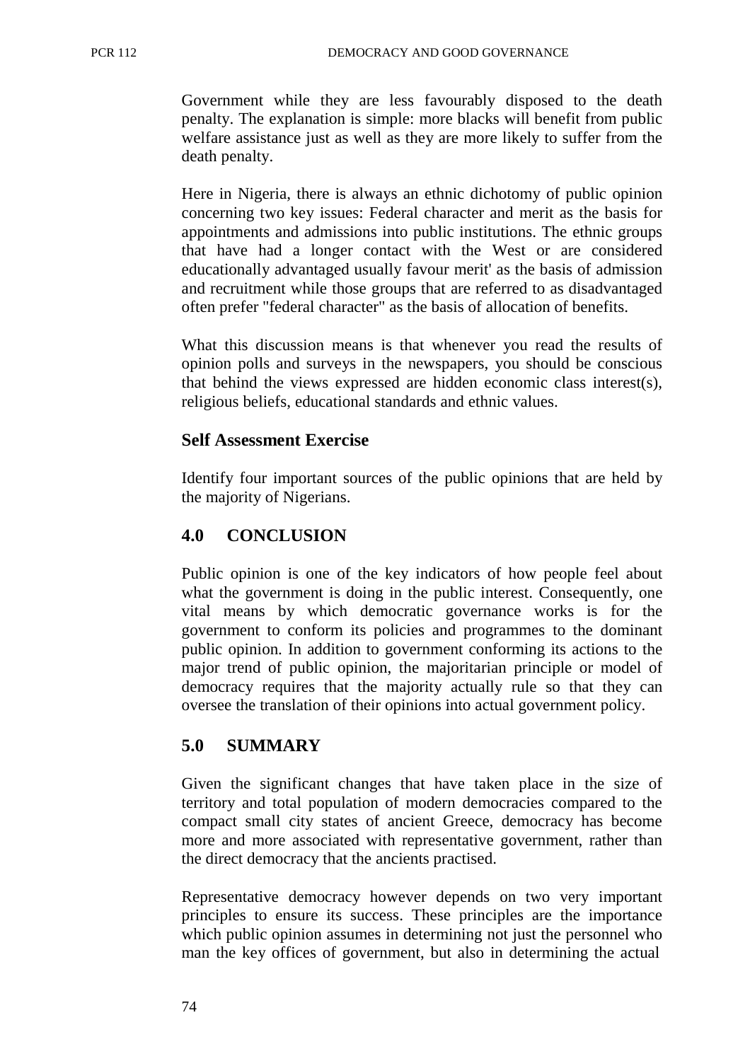Government while they are less favourably disposed to the death penalty. The explanation is simple: more blacks will benefit from public welfare assistance just as well as they are more likely to suffer from the death penalty.

Here in Nigeria, there is always an ethnic dichotomy of public opinion concerning two key issues: Federal character and merit as the basis for appointments and admissions into public institutions. The ethnic groups that have had a longer contact with the West or are considered educationally advantaged usually favour merit' as the basis of admission and recruitment while those groups that are referred to as disadvantaged often prefer "federal character" as the basis of allocation of benefits.

What this discussion means is that whenever you read the results of opinion polls and surveys in the newspapers, you should be conscious that behind the views expressed are hidden economic class interest(s), religious beliefs, educational standards and ethnic values.

### Self Assessment Exercise

Identify four important sources of the public opinions that are held by the majority of Nigerians.

## 4.0 CONCLUSION

Public opinion is one of the key indicators of how people feel about what the government is doing in the public interest. Consequently, one vital means by which democratic governance works is for the government to conform its policies and programmes to the dominant public opinion. In addition to government conforming its actions to the major trend of public opinion, the majoritarian principle or model of democracy requires that the majority actually rule so that they can oversee the translation of their opinions into actual government policy.

## 5.0 SUMMARY

Given the significant changes that have taken place in the size of territory and total population of modern democracies compared to the compact small city states of ancient Greece, democracy has become more and more associated with representative government, rather than the direct democracy that the ancients practised.

Representative democracy however depends on two very important principles to ensure its success. These principles are the importance which public opinion assumes in determining not just the personnel who man the key offices of government, but also in determining the actual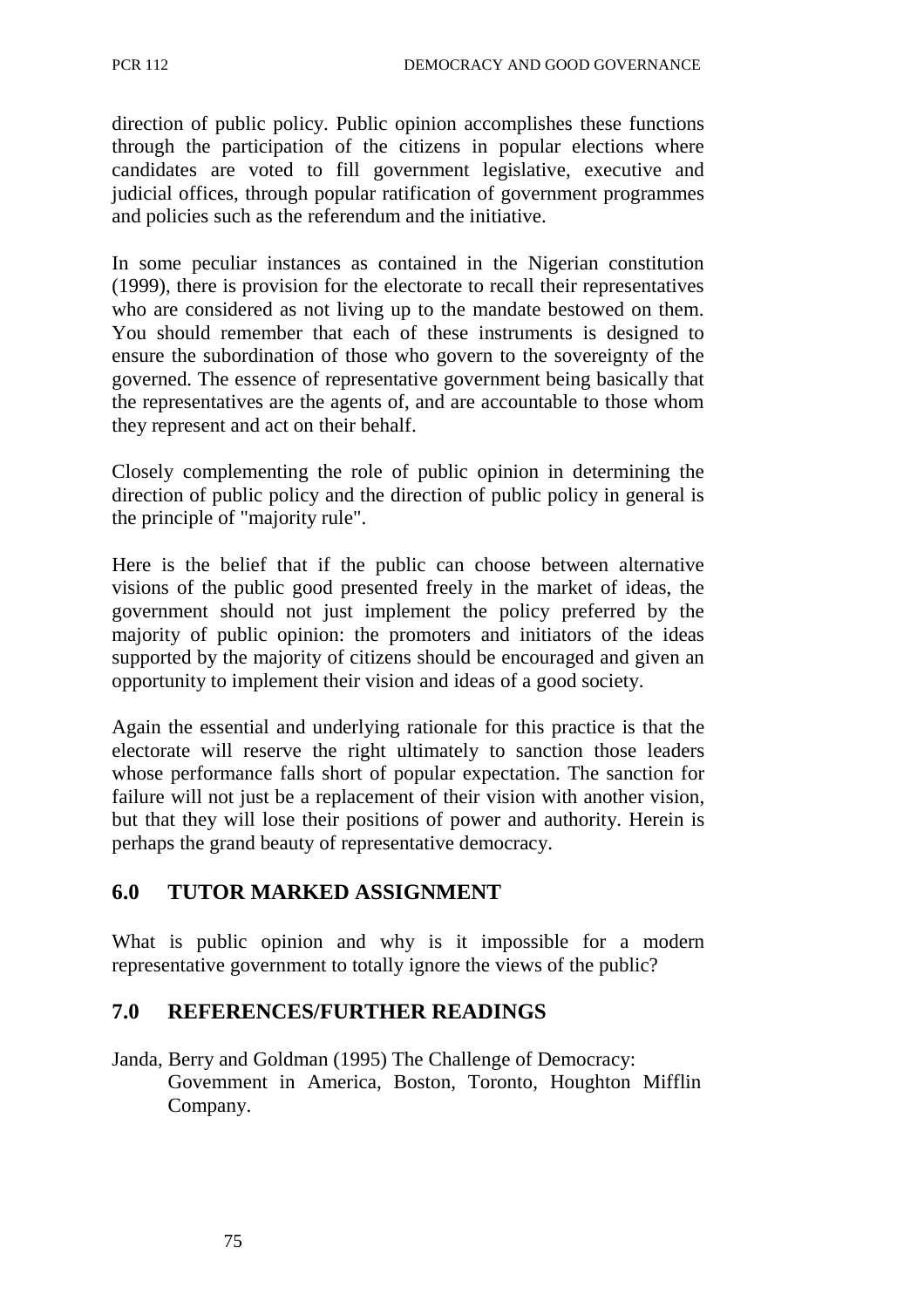direction of public policy. Public opinion accomplishes these functions through the participation of the citizens in popular elections where candidates are voted to fill government legislative, executive and judicial offices, through popular ratification of government programmes and policies such as the referendum and the initiative.

In some peculiar instances as contained in the Nigerian constitution (1999), there is provision for the electorate to recall their representatives who are considered as not living up to the mandate bestowed on them. You should remember that each of these instruments is designed to ensure the subordination of those who govern to the sovereignty of the governed. The essence of representative government being basically that the representatives are the agents of, and are accountable to those whom they represent and act on their behalf.

Closely complementing the role of public opinion in determining the direction of public policy and the direction of public policy in general is the principle of "majority rule".

Here is the belief that if the public can choose between alternative visions of the public good presented freely in the market of ideas, the government should not just implement the policy preferred by the majority of public opinion: the promoters and initiators of the ideas supported by the majority of citizens should be encouraged and given an opportunity to implement their vision and ideas of a good society.

Again the essential and underlying rationale for this practice is that the electorate will reserve the right ultimately to sanction those leaders whose performance falls short of popular expectation. The sanction for failure will not just be a replacement of their vision with another vision, but that they will lose their positions of power and authority. Herein is perhaps the grand beauty of representative democracy.

## 6.0 TUTOR MARKED ASSIGNMENT

What is public opinion and why is it impossible for a modern representative government to totally ignore the views of the public?

## 7.0 REFERENCES/FURTHER READINGS

Janda, Berry and Goldman (1995) The Challenge of Democracy: Govemment in America, Boston, Toronto, Houghton Mifflin Company.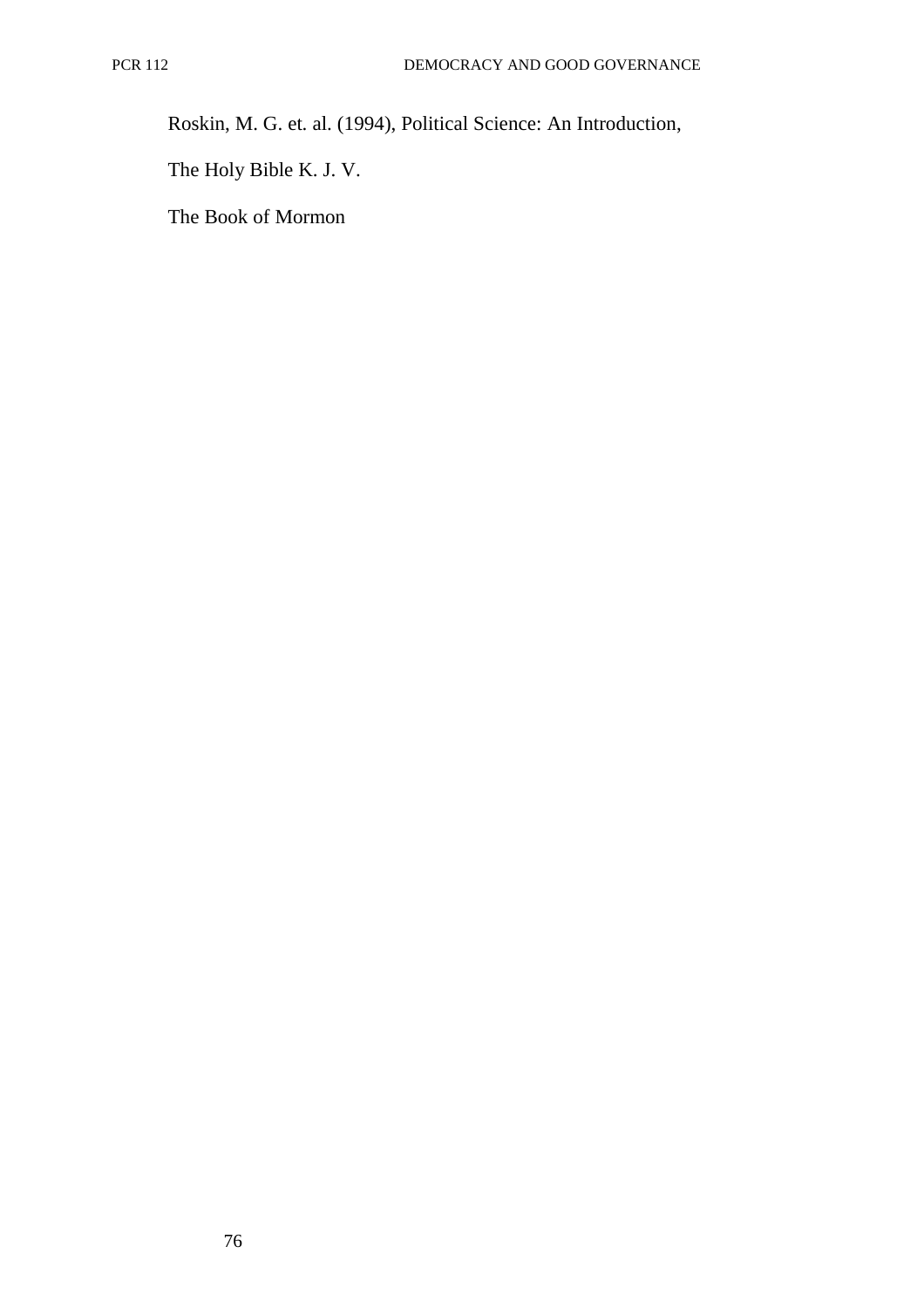Roskin, M. G. et. al. (1994), Political Science: An Introduction,

The Holy Bible K. J. V.

The Book of Mormon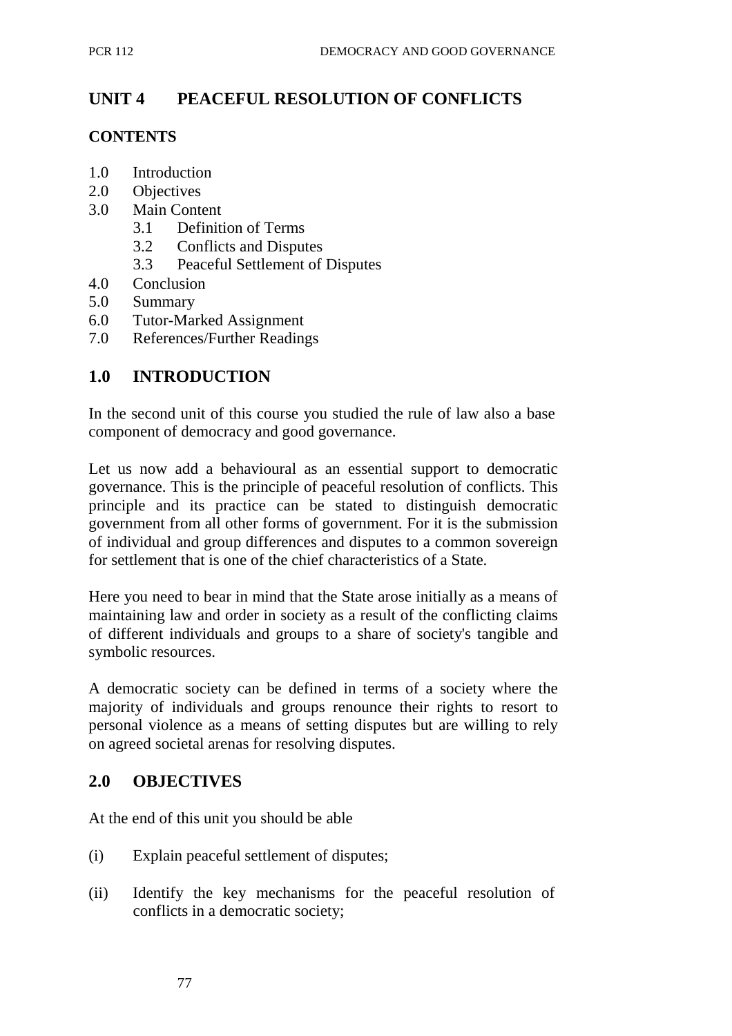## UNIT 4 PEACEFUL RESOLUTION OF CONFLICTS

### CONTENTS

- 1.0 Introduction
- 2.0 Objectives
- 3.0 Main Content
  - 3.1 Definition of Terms
  - 3.2 Conflicts and Disputes
  - 3.3 Peaceful Settlement of Disputes
- 4.0 Conclusion
- 5.0 Summary
- 6.0 Tutor-Marked Assignment
- 7.0 References/Further Readings

### 1.0 INTRODUCTION

In the second unit of this course you studied the rule of law also a base component of democracy and good governance.

Let us now add a behavioural as an essential support to democratic governance. This is the principle of peaceful resolution of conflicts. This principle and its practice can be stated to distinguish democratic government from all other forms of government. For it is the submission of individual and group differences and disputes to a common sovereign for settlement that is one of the chief characteristics of a State.

Here you need to bear in mind that the State arose initially as a means of maintaining law and order in society as a result of the conflicting claims of different individuals and groups to a share of society's tangible and symbolic resources.

A democratic society can be defined in terms of a society where the majority of individuals and groups renounce their rights to resort to personal violence as a means of setting disputes but are willing to rely on agreed societal arenas for resolving disputes.

### 2.0 OBJECTIVES

At the end of this unit you should be able

(i) Explain peaceful settlement of disputes;

(ii) Identify the key mechanisms for the peaceful resolution of conflicts in a democratic society;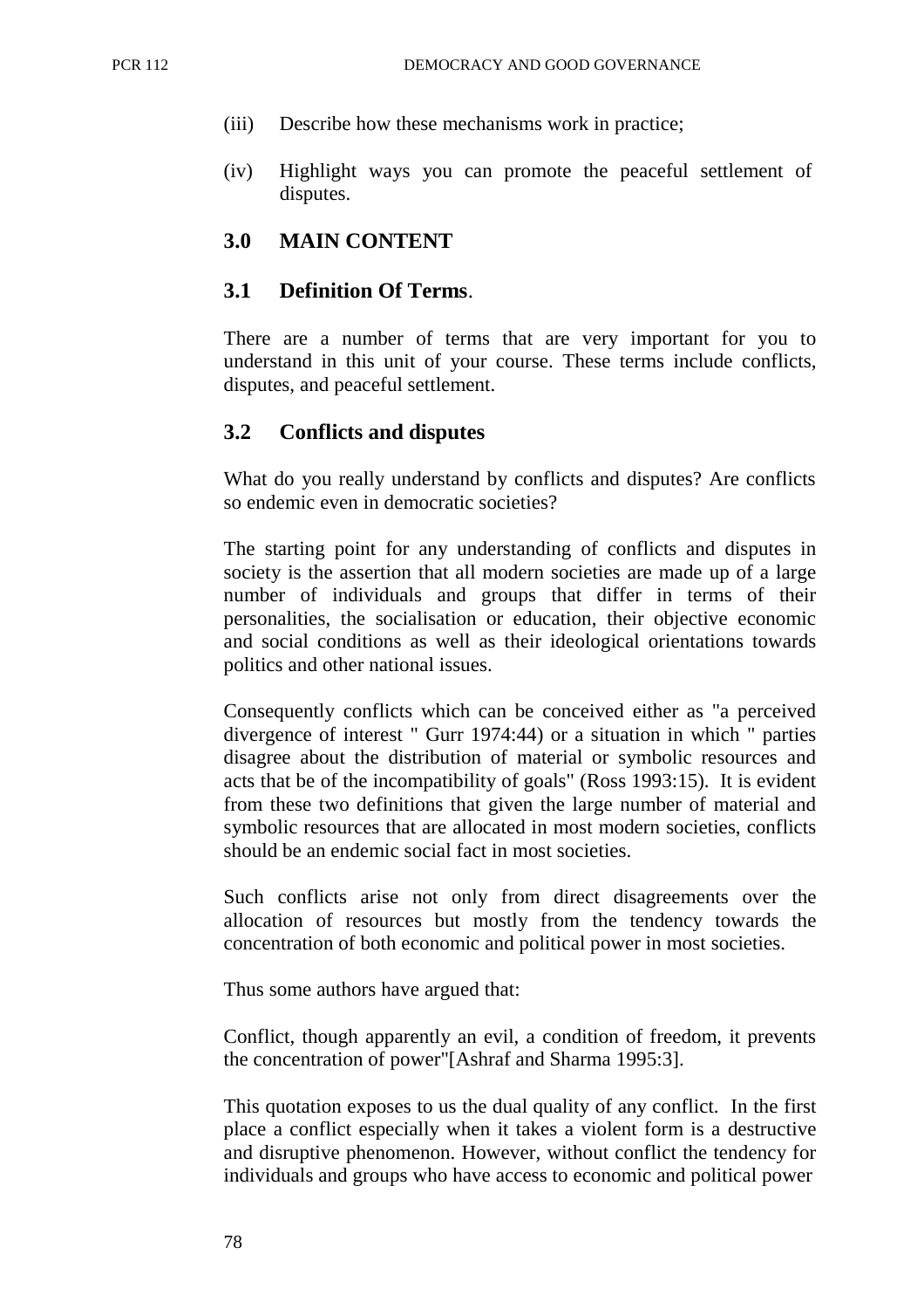(iii) Describe how these mechanisms work in practice;

(iv) Highlight ways you can promote the peaceful settlement of disputes.

## 3.0 MAIN CONTENT

### 3.1 Definition Of Terms.

There are a number of terms that are very important for you to understand in this unit of your course. These terms include conflicts, disputes, and peaceful settlement.

### 3.2 Conflicts and disputes

What do you really understand by conflicts and disputes? Are conflicts so endemic even in democratic societies?

The starting point for any understanding of conflicts and disputes in society is the assertion that all modern societies are made up of a large number of individuals and groups that differ in terms of their personalities, the socialisation or education, their objective economic and social conditions as well as their ideological orientations towards politics and other national issues.

Consequently conflicts which can be conceived either as "a perceived divergence of interest " Gurr 1974:44) or a situation in which " parties disagree about the distribution of material or symbolic resources and acts that be of the incompatibility of goals" (Ross 1993:15). It is evident from these two definitions that given the large number of material and symbolic resources that are allocated in most modern societies, conflicts should be an endemic social fact in most societies.

Such conflicts arise not only from direct disagreements over the allocation of resources but mostly from the tendency towards the concentration of both economic and political power in most societies.

Thus some authors have argued that:

Conflict, though apparently an evil, a condition of freedom, it prevents the concentration of power"[Ashraf and Sharma 1995:3].

This quotation exposes to us the dual quality of any conflict. In the first place a conflict especially when it takes a violent form is a destructive and disruptive phenomenon. However, without conflict the tendency for individuals and groups who have access to economic and political power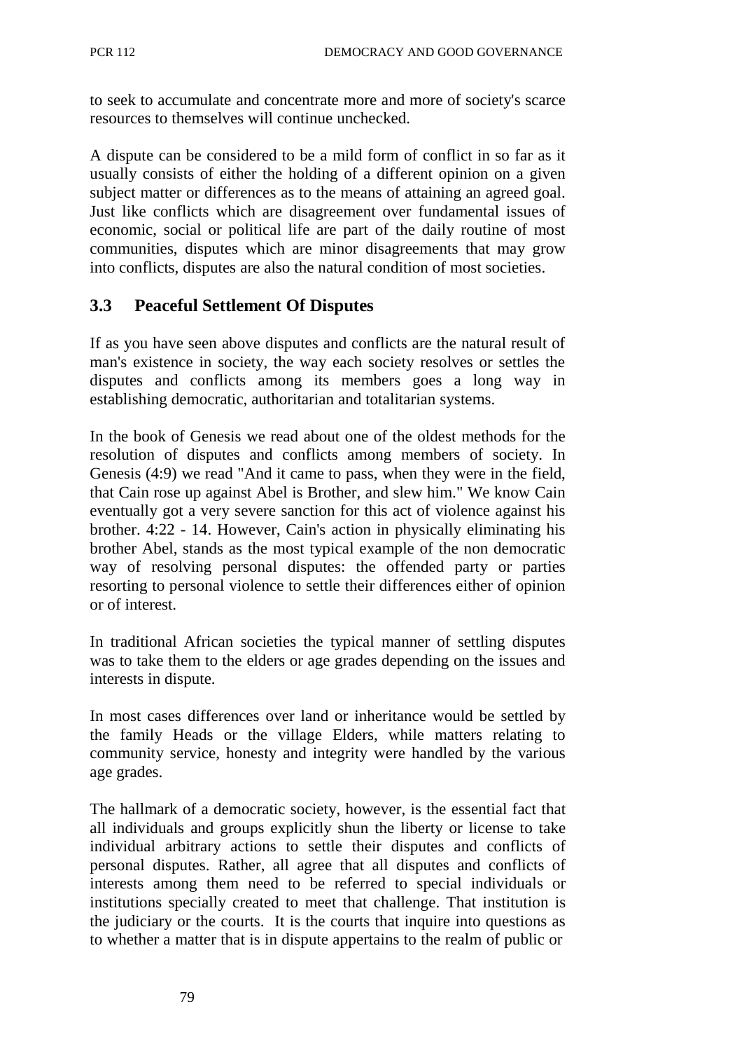to seek to accumulate and concentrate more and more of society's scarce resources to themselves will continue unchecked.

A dispute can be considered to be a mild form of conflict in so far as it usually consists of either the holding of a different opinion on a given subject matter or differences as to the means of attaining an agreed goal. Just like conflicts which are disagreement over fundamental issues of economic, social or political life are part of the daily routine of most communities, disputes which are minor disagreements that may grow into conflicts, disputes are also the natural condition of most societies.

### 3.3 Peaceful Settlement Of Disputes

If as you have seen above disputes and conflicts are the natural result of man's existence in society, the way each society resolves or settles the disputes and conflicts among its members goes a long way in establishing democratic, authoritarian and totalitarian systems.

In the book of Genesis we read about one of the oldest methods for the resolution of disputes and conflicts among members of society. In Genesis (4:9) we read "And it came to pass, when they were in the field, that Cain rose up against Abel is Brother, and slew him." We know Cain eventually got a very severe sanction for this act of violence against his brother. 4:22 - 14. However, Cain's action in physically eliminating his brother Abel, stands as the most typical example of the non democratic way of resolving personal disputes: the offended party or parties resorting to personal violence to settle their differences either of opinion or of interest.

In traditional African societies the typical manner of settling disputes was to take them to the elders or age grades depending on the issues and interests in dispute.

In most cases differences over land or inheritance would be settled by the family Heads or the village Elders, while matters relating to community service, honesty and integrity were handled by the various age grades.

The hallmark of a democratic society, however, is the essential fact that all individuals and groups explicitly shun the liberty or license to take individual arbitrary actions to settle their disputes and conflicts of personal disputes. Rather, all agree that all disputes and conflicts of interests among them need to be referred to special individuals or institutions specially created to meet that challenge. That institution is the judiciary or the courts. It is the courts that inquire into questions as to whether a matter that is in dispute appertains to the realm of public or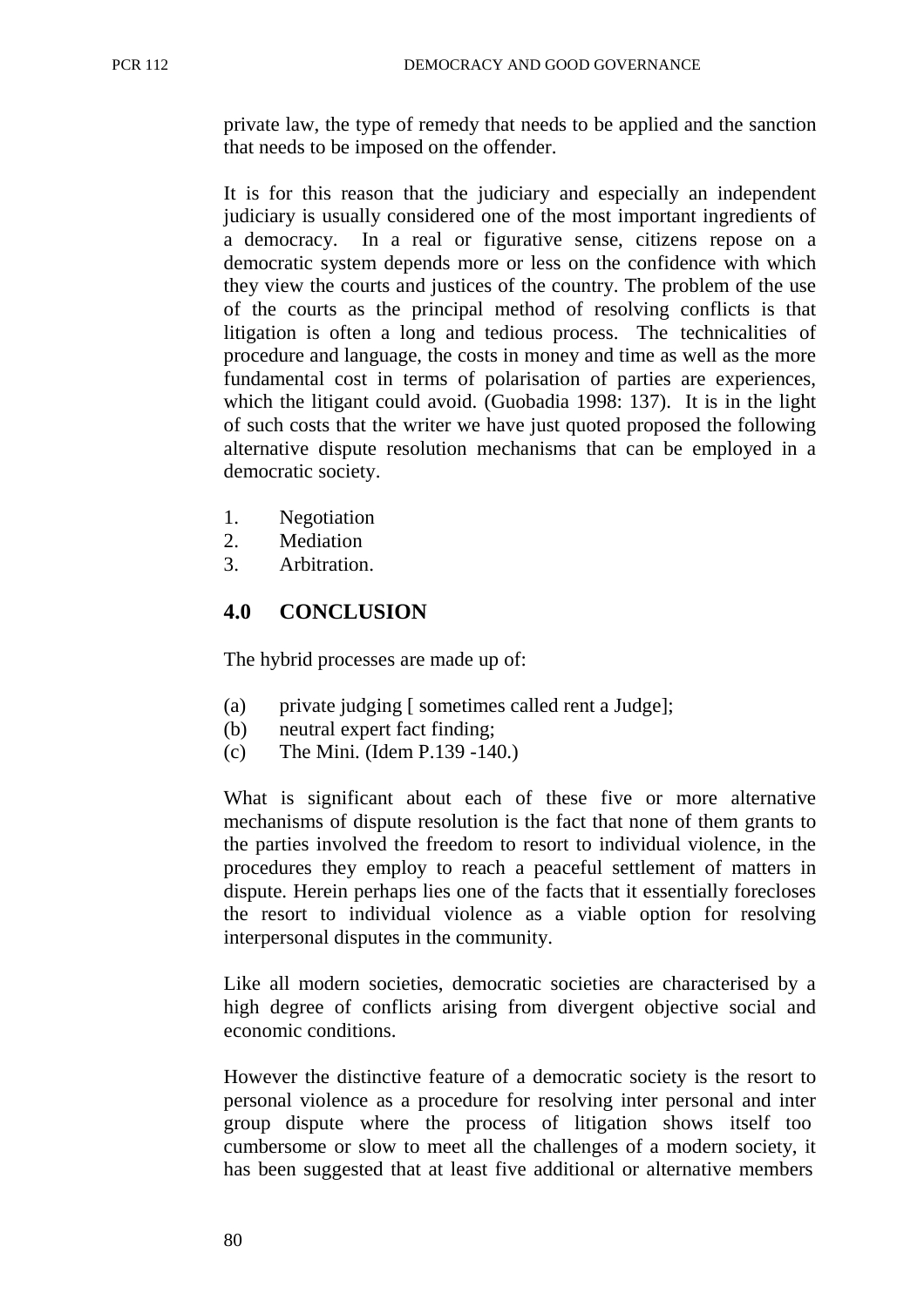private law, the type of remedy that needs to be applied and the sanction that needs to be imposed on the offender.

It is for this reason that the judiciary and especially an independent judiciary is usually considered one of the most important ingredients of a democracy. In a real or figurative sense, citizens repose on a democratic system depends more or less on the confidence with which they view the courts and justices of the country. The problem of the use of the courts as the principal method of resolving conflicts is that litigation is often a long and tedious process. The technicalities of procedure and language, the costs in money and time as well as the more fundamental cost in terms of polarisation of parties are experiences, which the litigant could avoid. (Guobadia 1998: 137). It is in the light of such costs that the writer we have just quoted proposed the following alternative dispute resolution mechanisms that can be employed in a democratic society.

1. Negotiation
2. Mediation
3. Arbitration.

## 4.0 CONCLUSION

The hybrid processes are made up of:

(a) private judging [ sometimes called rent a Judge];
(b) neutral expert fact finding;
(c) The Mini. (Idem P.139 -140.)

What is significant about each of these five or more alternative mechanisms of dispute resolution is the fact that none of them grants to the parties involved the freedom to resort to individual violence, in the procedures they employ to reach a peaceful settlement of matters in dispute. Herein perhaps lies one of the facts that it essentially forecloses the resort to individual violence as a viable option for resolving interpersonal disputes in the community.

Like all modern societies, democratic societies are characterised by a high degree of conflicts arising from divergent objective social and economic conditions.

However the distinctive feature of a democratic society is the resort to personal violence as a procedure for resolving inter personal and inter group dispute where the process of litigation shows itself too cumbersome or slow to meet all the challenges of a modern society, it has been suggested that at least five additional or alternative members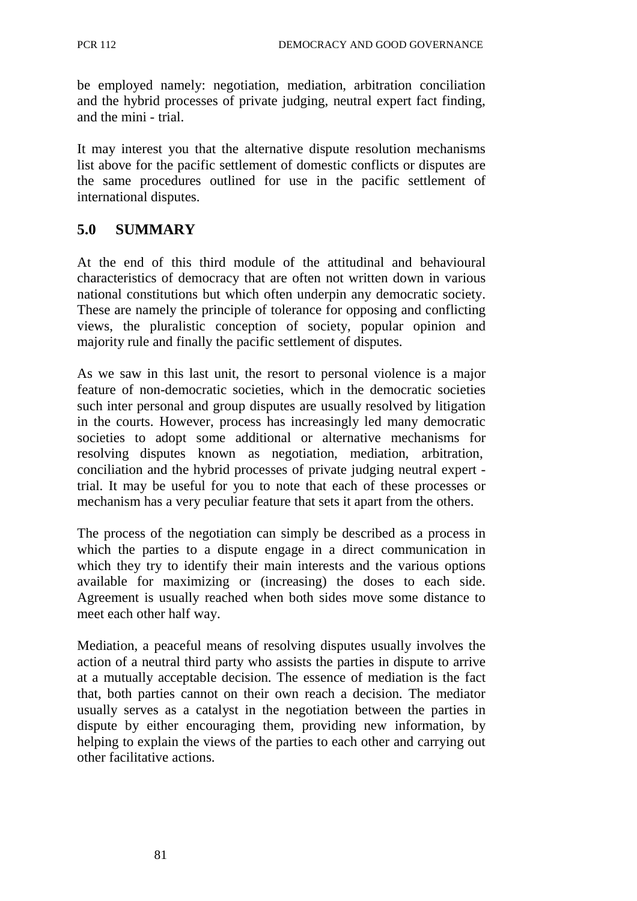be employed namely: negotiation, mediation, arbitration conciliation and the hybrid processes of private judging, neutral expert fact finding, and the mini - trial.

It may interest you that the alternative dispute resolution mechanisms list above for the pacific settlement of domestic conflicts or disputes are the same procedures outlined for use in the pacific settlement of international disputes.

## 5.0 SUMMARY

At the end of this third module of the attitudinal and behavioural characteristics of democracy that are often not written down in various national constitutions but which often underpin any democratic society. These are namely the principle of tolerance for opposing and conflicting views, the pluralistic conception of society, popular opinion and majority rule and finally the pacific settlement of disputes.

As we saw in this last unit, the resort to personal violence is a major feature of non-democratic societies, which in the democratic societies such inter personal and group disputes are usually resolved by litigation in the courts. However, process has increasingly led many democratic societies to adopt some additional or alternative mechanisms for resolving disputes known as negotiation, mediation, arbitration, conciliation and the hybrid processes of private judging neutral expert - trial. It may be useful for you to note that each of these processes or mechanism has a very peculiar feature that sets it apart from the others.

The process of the negotiation can simply be described as a process in which the parties to a dispute engage in a direct communication in which they try to identify their main interests and the various options available for maximizing or (increasing) the doses to each side. Agreement is usually reached when both sides move some distance to meet each other half way.

Mediation, a peaceful means of resolving disputes usually involves the action of a neutral third party who assists the parties in dispute to arrive at a mutually acceptable decision. The essence of mediation is the fact that, both parties cannot on their own reach a decision. The mediator usually serves as a catalyst in the negotiation between the parties in dispute by either encouraging them, providing new information, by helping to explain the views of the parties to each other and carrying out other facilitative actions.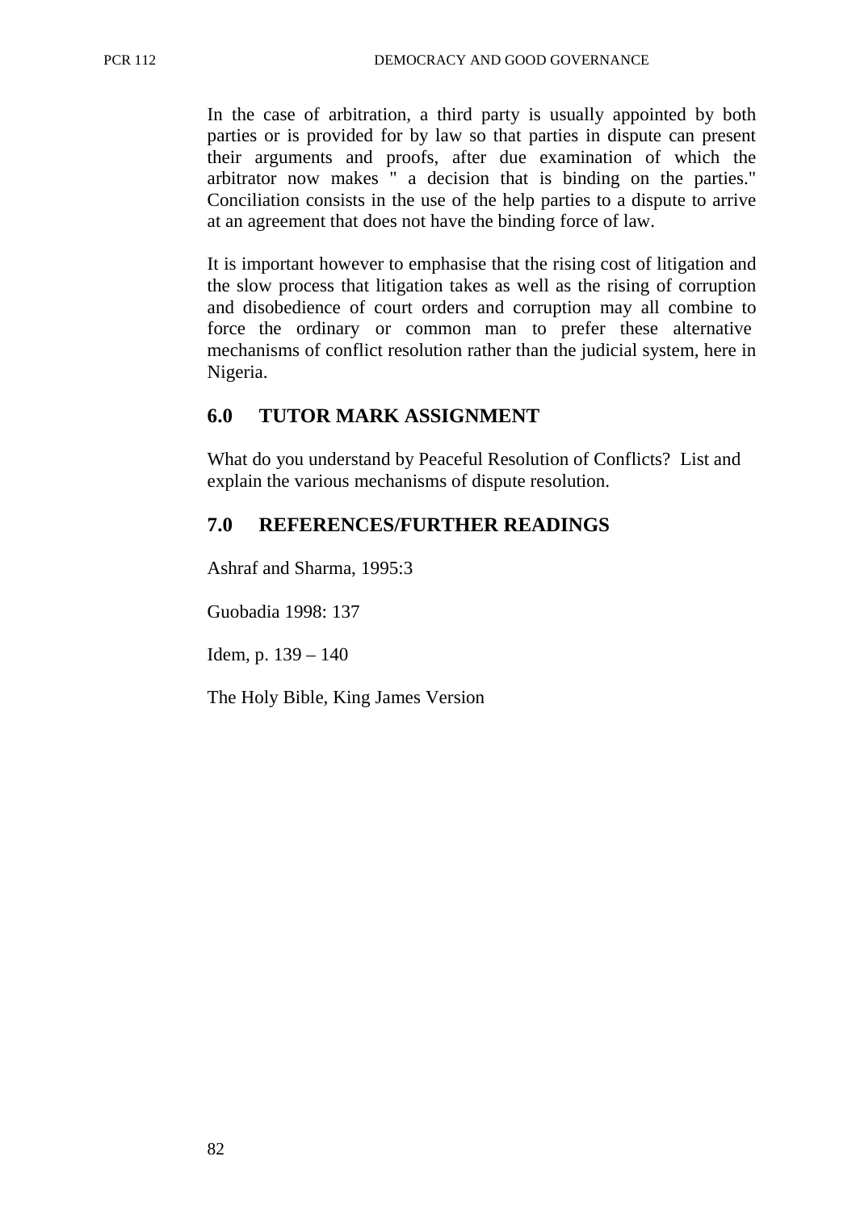In the case of arbitration, a third party is usually appointed by both parties or is provided for by law so that parties in dispute can present their arguments and proofs, after due examination of which the arbitrator now makes " a decision that is binding on the parties." Conciliation consists in the use of the help parties to a dispute to arrive at an agreement that does not have the binding force of law.

It is important however to emphasise that the rising cost of litigation and the slow process that litigation takes as well as the rising of corruption and disobedience of court orders and corruption may all combine to force the ordinary or common man to prefer these alternative mechanisms of conflict resolution rather than the judicial system, here in Nigeria.

## 6.0 TUTOR MARK ASSIGNMENT

What do you understand by Peaceful Resolution of Conflicts? List and explain the various mechanisms of dispute resolution.

## 7.0 REFERENCES/FURTHER READINGS

Ashraf and Sharma, 1995:3

Guobadia 1998: 137

Idem, p. 139 – 140

The Holy Bible, King James Version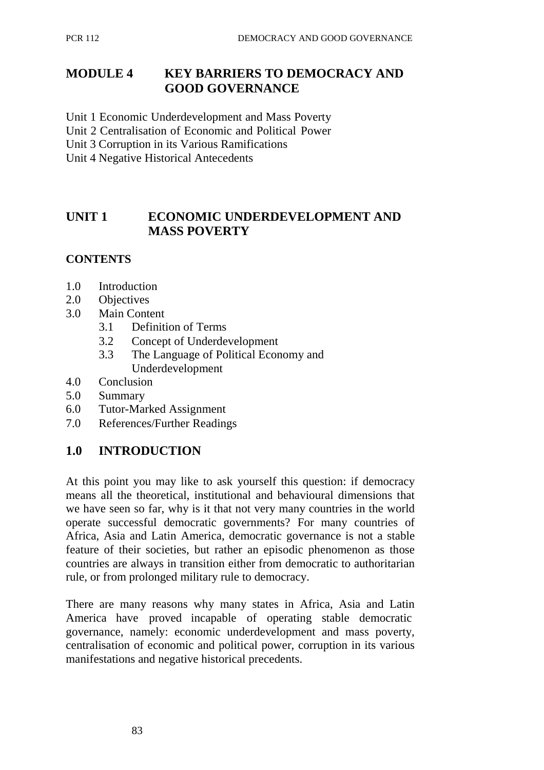# MODULE 4 KEY BARRIERS TO DEMOCRACY AND GOOD GOVERNANCE

Unit 1 Economic Underdevelopment and Mass Poverty
Unit 2 Centralisation of Economic and Political Power
Unit 3 Corruption in its Various Ramifications
Unit 4 Negative Historical Antecedents

## UNIT 1 ECONOMIC UNDERDEVELOPMENT AND MASS POVERTY

### CONTENTS

1.0 Introduction
2.0 Objectives
3.0 Main Content
  3.1 Definition of Terms
  3.2 Concept of Underdevelopment
  3.3 The Language of Political Economy and Underdevelopment
4.0 Conclusion
5.0 Summary
6.0 Tutor-Marked Assignment
7.0 References/Further Readings

## 1.0 INTRODUCTION

At this point you may like to ask yourself this question: if democracy means all the theoretical, institutional and behavioural dimensions that we have seen so far, why is it that not very many countries in the world operate successful democratic governments? For many countries of Africa, Asia and Latin America, democratic governance is not a stable feature of their societies, but rather an episodic phenomenon as those countries are always in transition either from democratic to authoritarian rule, or from prolonged military rule to democracy.

There are many reasons why many states in Africa, Asia and Latin America have proved incapable of operating stable democratic governance, namely: economic underdevelopment and mass poverty, centralisation of economic and political power, corruption in its various manifestations and negative historical precedents.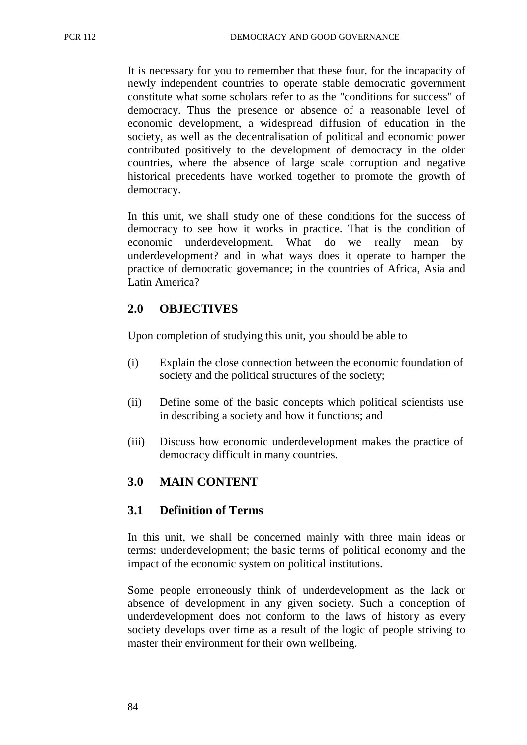It is necessary for you to remember that these four, for the incapacity of newly independent countries to operate stable democratic government constitute what some scholars refer to as the "conditions for success" of democracy. Thus the presence or absence of a reasonable level of economic development, a widespread diffusion of education in the society, as well as the decentralisation of political and economic power contributed positively to the development of democracy in the older countries, where the absence of large scale corruption and negative historical precedents have worked together to promote the growth of democracy.

In this unit, we shall study one of these conditions for the success of democracy to see how it works in practice. That is the condition of economic underdevelopment. What do we really mean by underdevelopment? and in what ways does it operate to hamper the practice of democratic governance; in the countries of Africa, Asia and Latin America?

## 2.0 OBJECTIVES

Upon completion of studying this unit, you should be able to

(i) Explain the close connection between the economic foundation of society and the political structures of the society;

(ii) Define some of the basic concepts which political scientists use in describing a society and how it functions; and

(iii) Discuss how economic underdevelopment makes the practice of democracy difficult in many countries.

## 3.0 MAIN CONTENT

### 3.1 Definition of Terms

In this unit, we shall be concerned mainly with three main ideas or terms: underdevelopment; the basic terms of political economy and the impact of the economic system on political institutions.

Some people erroneously think of underdevelopment as the lack or absence of development in any given society. Such a conception of underdevelopment does not conform to the laws of history as every society develops over time as a result of the logic of people striving to master their environment for their own wellbeing.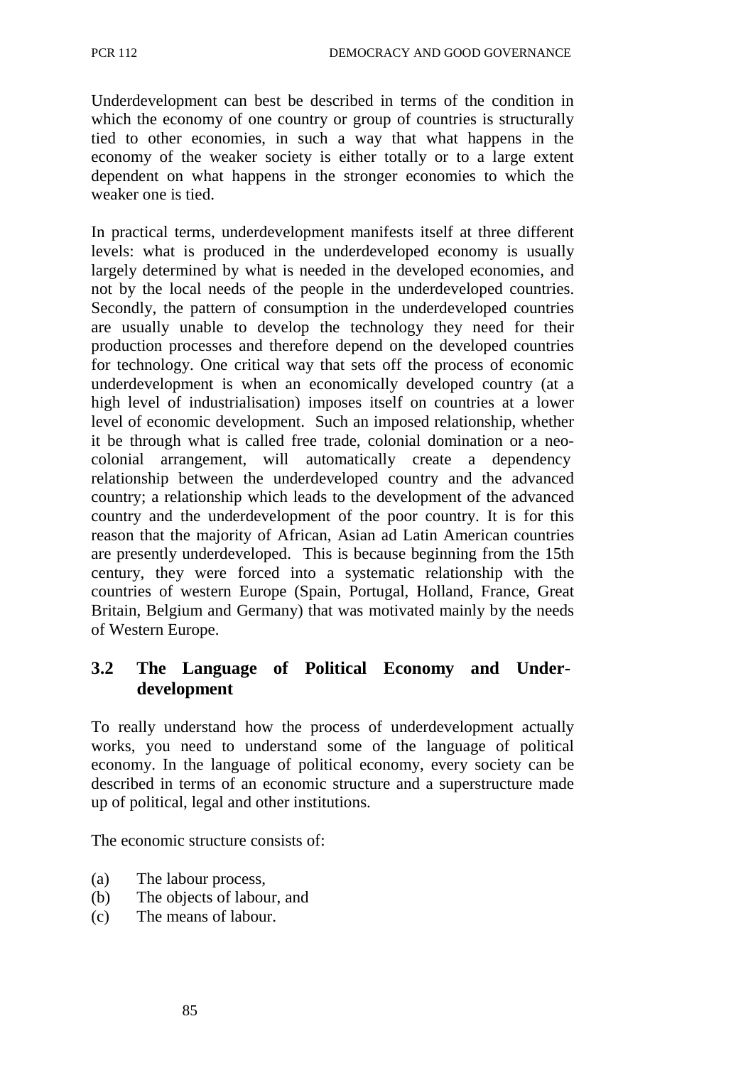Underdevelopment can best be described in terms of the condition in which the economy of one country or group of countries is structurally tied to other economies, in such a way that what happens in the economy of the weaker society is either totally or to a large extent dependent on what happens in the stronger economies to which the weaker one is tied.

In practical terms, underdevelopment manifests itself at three different levels: what is produced in the underdeveloped economy is usually largely determined by what is needed in the developed economies, and not by the local needs of the people in the underdeveloped countries. Secondly, the pattern of consumption in the underdeveloped countries are usually unable to develop the technology they need for their production processes and therefore depend on the developed countries for technology. One critical way that sets off the process of economic underdevelopment is when an economically developed country (at a high level of industrialisation) imposes itself on countries at a lower level of economic development. Such an imposed relationship, whether it be through what is called free trade, colonial domination or a neo-colonial arrangement, will automatically create a dependency relationship between the underdeveloped country and the advanced country; a relationship which leads to the development of the advanced country and the underdevelopment of the poor country. It is for this reason that the majority of African, Asian ad Latin American countries are presently underdeveloped. This is because beginning from the 15th century, they were forced into a systematic relationship with the countries of western Europe (Spain, Portugal, Holland, France, Great Britain, Belgium and Germany) that was motivated mainly by the needs of Western Europe.

## 3.2 The Language of Political Economy and Under-development

To really understand how the process of underdevelopment actually works, you need to understand some of the language of political economy. In the language of political economy, every society can be described in terms of an economic structure and a superstructure made up of political, legal and other institutions.

The economic structure consists of:

(a) The labour process,
(b) The objects of labour, and
(c) The means of labour.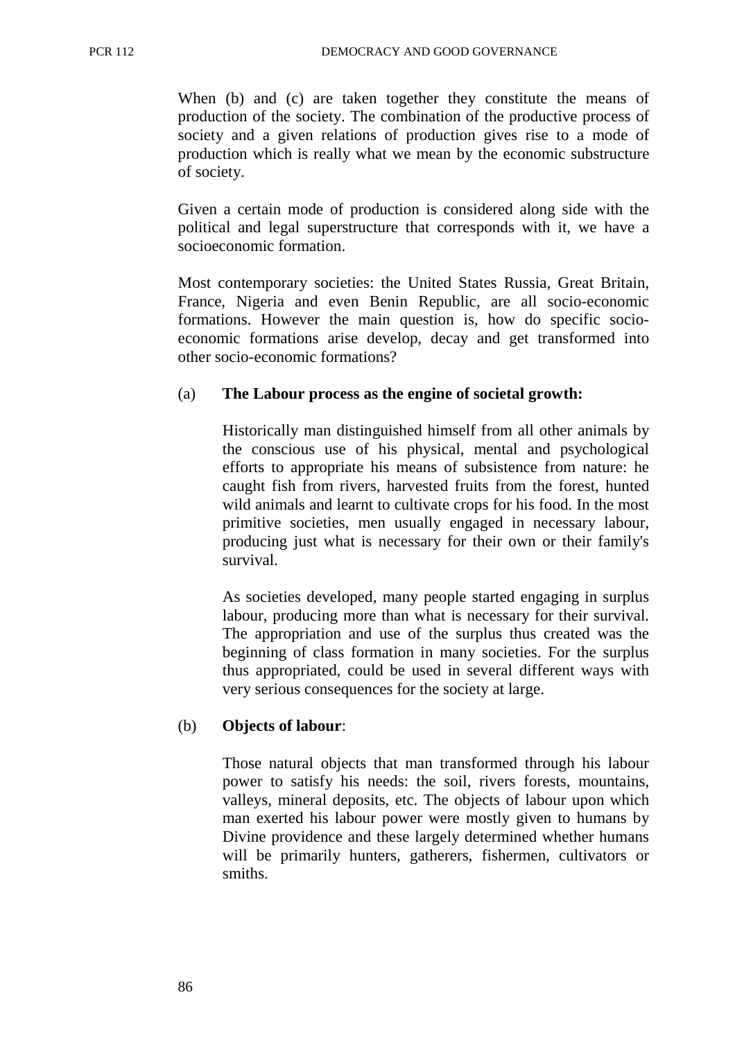When (b) and (c) are taken together they constitute the means of production of the society. The combination of the productive process of society and a given relations of production gives rise to a mode of production which is really what we mean by the economic substructure of society.

Given a certain mode of production is considered along side with the political and legal superstructure that corresponds with it, we have a socioeconomic formation.

Most contemporary societies: the United States Russia, Great Britain, France, Nigeria and even Benin Republic, are all socio-economic formations. However the main question is, how do specific socio-economic formations arise develop, decay and get transformed into other socio-economic formations?

(a) **The Labour process as the engine of societal growth:**

Historically man distinguished himself from all other animals by the conscious use of his physical, mental and psychological efforts to appropriate his means of subsistence from nature: he caught fish from rivers, harvested fruits from the forest, hunted wild animals and learnt to cultivate crops for his food. In the most primitive societies, men usually engaged in necessary labour, producing just what is necessary for their own or their family's survival.

As societies developed, many people started engaging in surplus labour, producing more than what is necessary for their survival. The appropriation and use of the surplus thus created was the beginning of class formation in many societies. For the surplus thus appropriated, could be used in several different ways with very serious consequences for the society at large.

(b) **Objects of labour**:

Those natural objects that man transformed through his labour power to satisfy his needs: the soil, rivers forests, mountains, valleys, mineral deposits, etc. The objects of labour upon which man exerted his labour power were mostly given to humans by Divine providence and these largely determined whether humans will be primarily hunters, gatherers, fishermen, cultivators or smiths.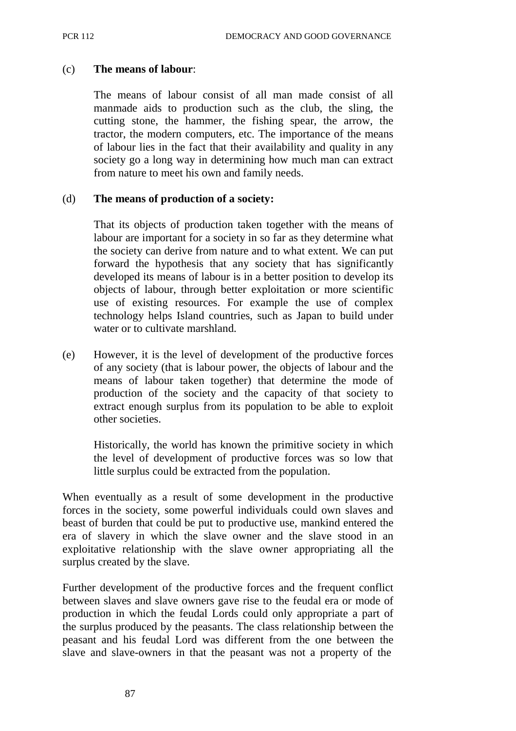(c) **The means of labour**:

The means of labour consist of all man made consist of all manmade aids to production such as the club, the sling, the cutting stone, the hammer, the fishing spear, the arrow, the tractor, the modern computers, etc. The importance of the means of labour lies in the fact that their availability and quality in any society go a long way in determining how much man can extract from nature to meet his own and family needs.

(d) **The means of production of a society:**

That its objects of production taken together with the means of labour are important for a society in so far as they determine what the society can derive from nature and to what extent. We can put forward the hypothesis that any society that has significantly developed its means of labour is in a better position to develop its objects of labour, through better exploitation or more scientific use of existing resources. For example the use of complex technology helps Island countries, such as Japan to build under water or to cultivate marshland.

(e) However, it is the level of development of the productive forces of any society (that is labour power, the objects of labour and the means of labour taken together) that determine the mode of production of the society and the capacity of that society to extract enough surplus from its population to be able to exploit other societies.

Historically, the world has known the primitive society in which the level of development of productive forces was so low that little surplus could be extracted from the population.

When eventually as a result of some development in the productive forces in the society, some powerful individuals could own slaves and beast of burden that could be put to productive use, mankind entered the era of slavery in which the slave owner and the slave stood in an exploitative relationship with the slave owner appropriating all the surplus created by the slave.

Further development of the productive forces and the frequent conflict between slaves and slave owners gave rise to the feudal era or mode of production in which the feudal Lords could only appropriate a part of the surplus produced by the peasants. The class relationship between the peasant and his feudal Lord was different from the one between the slave and slave-owners in that the peasant was not a property of the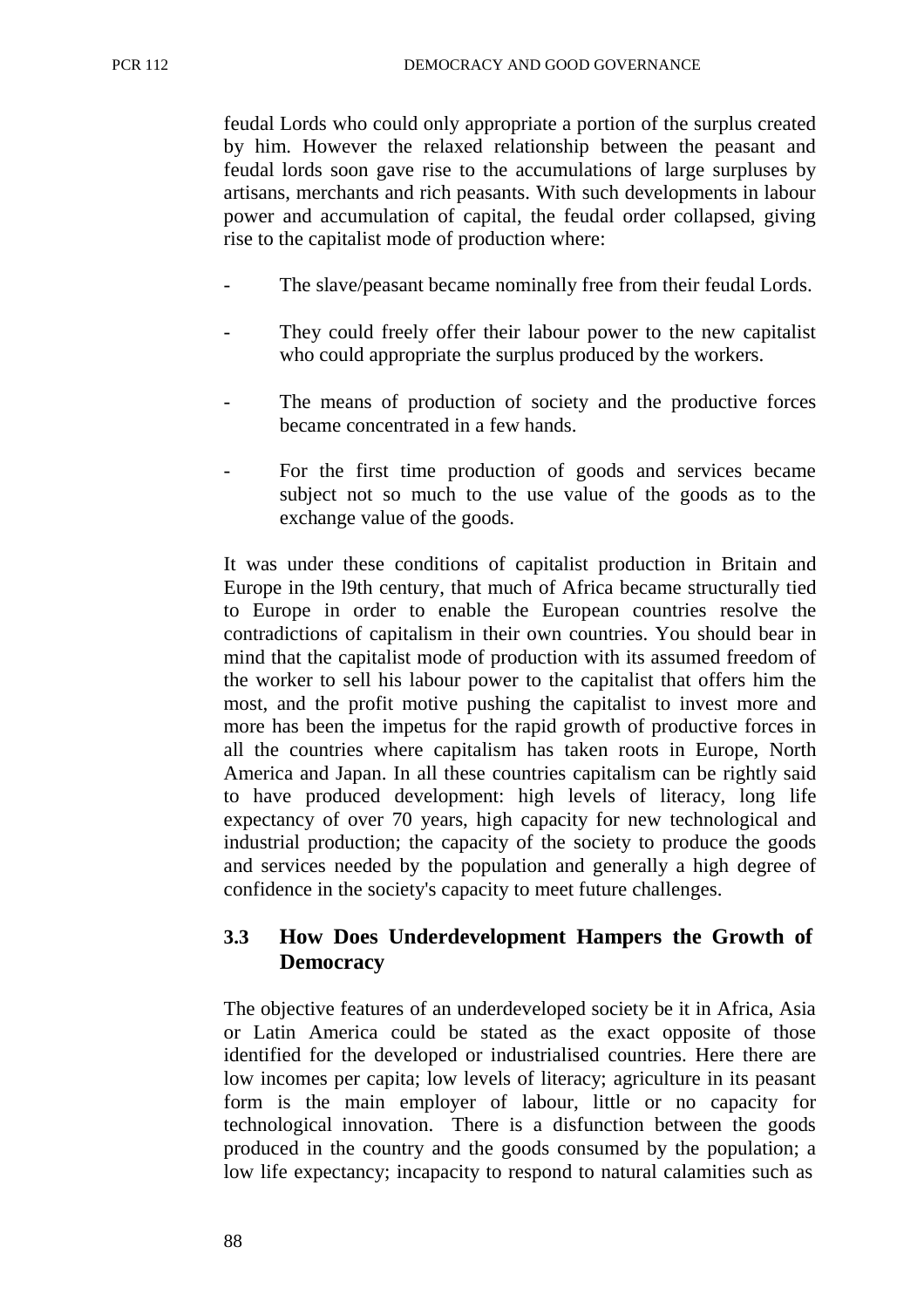feudal Lords who could only appropriate a portion of the surplus created by him. However the relaxed relationship between the peasant and feudal lords soon gave rise to the accumulations of large surpluses by artisans, merchants and rich peasants. With such developments in labour power and accumulation of capital, the feudal order collapsed, giving rise to the capitalist mode of production where:

- The slave/peasant became nominally free from their feudal Lords.
- They could freely offer their labour power to the new capitalist who could appropriate the surplus produced by the workers.
- The means of production of society and the productive forces became concentrated in a few hands.
- For the first time production of goods and services became subject not so much to the use value of the goods as to the exchange value of the goods.

It was under these conditions of capitalist production in Britain and Europe in the l9th century, that much of Africa became structurally tied to Europe in order to enable the European countries resolve the contradictions of capitalism in their own countries. You should bear in mind that the capitalist mode of production with its assumed freedom of the worker to sell his labour power to the capitalist that offers him the most, and the profit motive pushing the capitalist to invest more and more has been the impetus for the rapid growth of productive forces in all the countries where capitalism has taken roots in Europe, North America and Japan. In all these countries capitalism can be rightly said to have produced development: high levels of literacy, long life expectancy of over 70 years, high capacity for new technological and industrial production; the capacity of the society to produce the goods and services needed by the population and generally a high degree of confidence in the society's capacity to meet future challenges.

### 3.3 How Does Underdevelopment Hampers the Growth of Democracy

The objective features of an underdeveloped society be it in Africa, Asia or Latin America could be stated as the exact opposite of those identified for the developed or industrialised countries. Here there are low incomes per capita; low levels of literacy; agriculture in its peasant form is the main employer of labour, little or no capacity for technological innovation. There is a disfunction between the goods produced in the country and the goods consumed by the population; a low life expectancy; incapacity to respond to natural calamities such as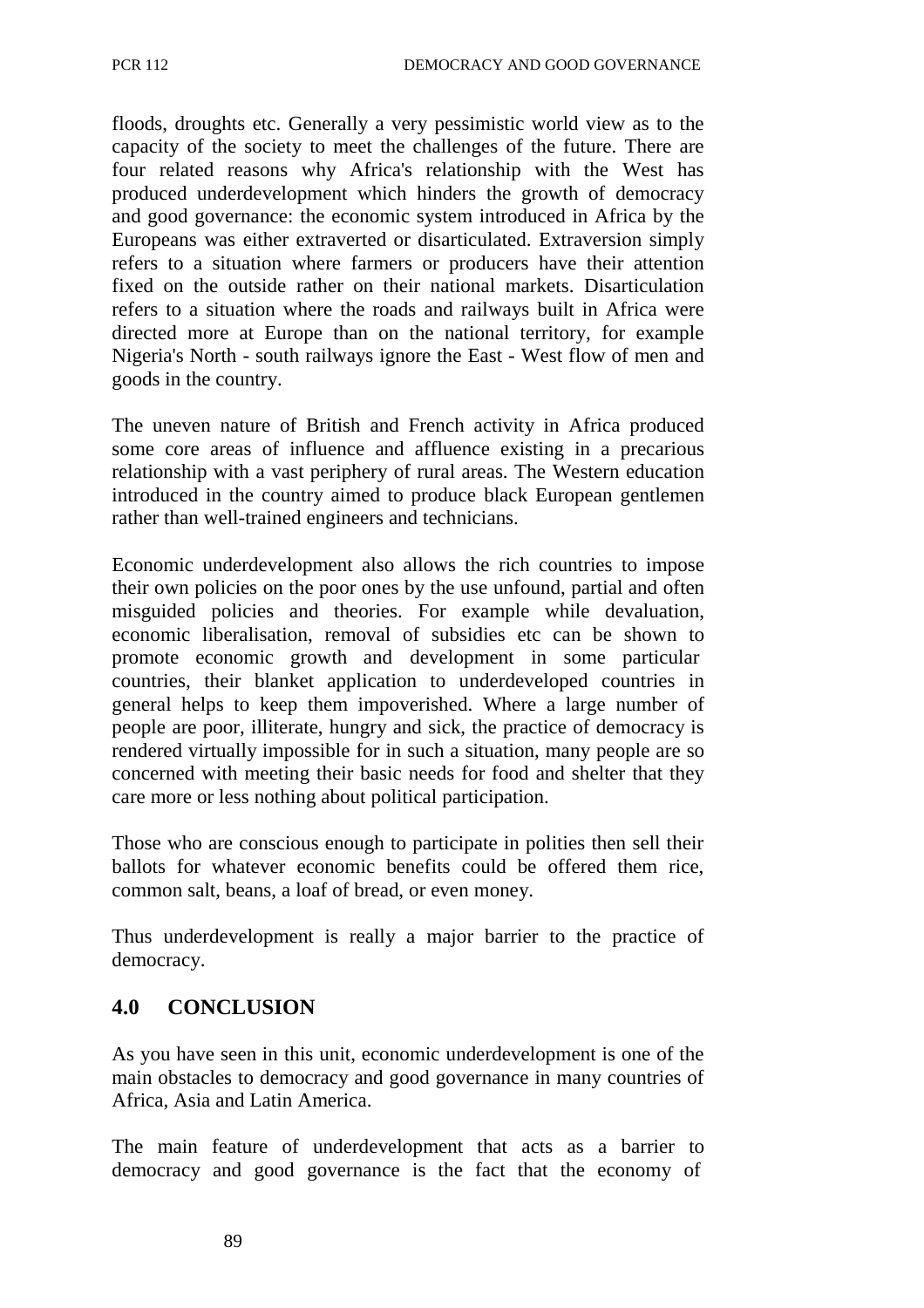floods, droughts etc. Generally a very pessimistic world view as to the capacity of the society to meet the challenges of the future. There are four related reasons why Africa's relationship with the West has produced underdevelopment which hinders the growth of democracy and good governance: the economic system introduced in Africa by the Europeans was either extraverted or disarticulated. Extraversion simply refers to a situation where farmers or producers have their attention fixed on the outside rather on their national markets. Disarticulation refers to a situation where the roads and railways built in Africa were directed more at Europe than on the national territory, for example Nigeria's North - south railways ignore the East - West flow of men and goods in the country.

The uneven nature of British and French activity in Africa produced some core areas of influence and affluence existing in a precarious relationship with a vast periphery of rural areas. The Western education introduced in the country aimed to produce black European gentlemen rather than well-trained engineers and technicians.

Economic underdevelopment also allows the rich countries to impose their own policies on the poor ones by the use unfound, partial and often misguided policies and theories. For example while devaluation, economic liberalisation, removal of subsidies etc can be shown to promote economic growth and development in some particular countries, their blanket application to underdeveloped countries in general helps to keep them impoverished. Where a large number of people are poor, illiterate, hungry and sick, the practice of democracy is rendered virtually impossible for in such a situation, many people are so concerned with meeting their basic needs for food and shelter that they care more or less nothing about political participation.

Those who are conscious enough to participate in polities then sell their ballots for whatever economic benefits could be offered them rice, common salt, beans, a loaf of bread, or even money.

Thus underdevelopment is really a major barrier to the practice of democracy.

## 4.0 CONCLUSION

As you have seen in this unit, economic underdevelopment is one of the main obstacles to democracy and good governance in many countries of Africa, Asia and Latin America.

The main feature of underdevelopment that acts as a barrier to democracy and good governance is the fact that the economy of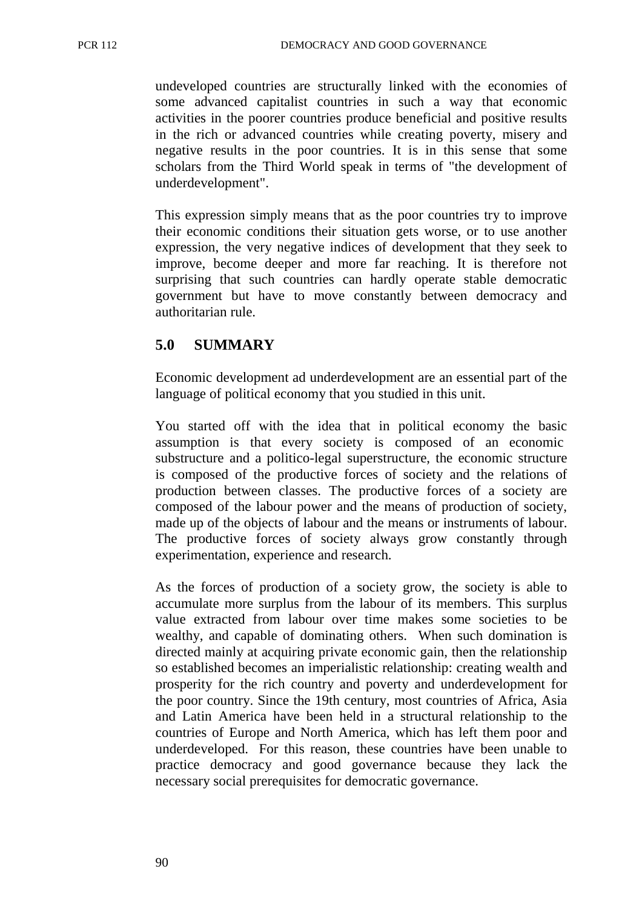undeveloped countries are structurally linked with the economies of some advanced capitalist countries in such a way that economic activities in the poorer countries produce beneficial and positive results in the rich or advanced countries while creating poverty, misery and negative results in the poor countries. It is in this sense that some scholars from the Third World speak in terms of "the development of underdevelopment".

This expression simply means that as the poor countries try to improve their economic conditions their situation gets worse, or to use another expression, the very negative indices of development that they seek to improve, become deeper and more far reaching. It is therefore not surprising that such countries can hardly operate stable democratic government but have to move constantly between democracy and authoritarian rule.

## 5.0 SUMMARY

Economic development ad underdevelopment are an essential part of the language of political economy that you studied in this unit.

You started off with the idea that in political economy the basic assumption is that every society is composed of an economic substructure and a politico-legal superstructure, the economic structure is composed of the productive forces of society and the relations of production between classes. The productive forces of a society are composed of the labour power and the means of production of society, made up of the objects of labour and the means or instruments of labour. The productive forces of society always grow constantly through experimentation, experience and research.

As the forces of production of a society grow, the society is able to accumulate more surplus from the labour of its members. This surplus value extracted from labour over time makes some societies to be wealthy, and capable of dominating others. When such domination is directed mainly at acquiring private economic gain, then the relationship so established becomes an imperialistic relationship: creating wealth and prosperity for the rich country and poverty and underdevelopment for the poor country. Since the 19th century, most countries of Africa, Asia and Latin America have been held in a structural relationship to the countries of Europe and North America, which has left them poor and underdeveloped. For this reason, these countries have been unable to practice democracy and good governance because they lack the necessary social prerequisites for democratic governance.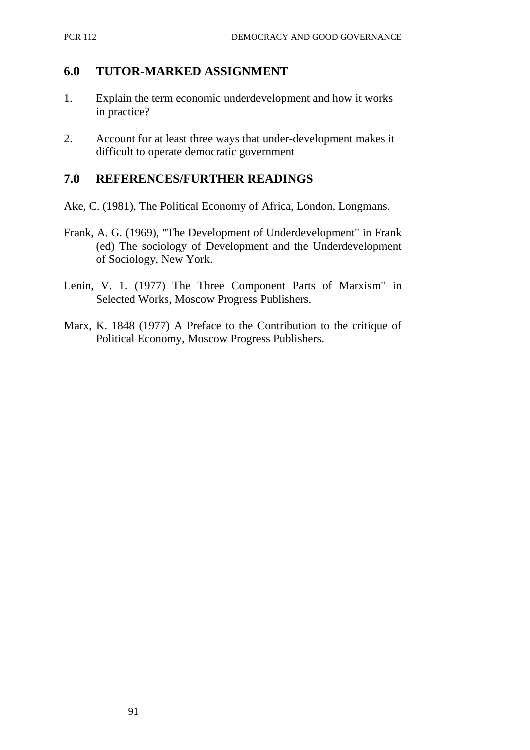## 6.0 TUTOR-MARKED ASSIGNMENT

1. Explain the term economic underdevelopment and how it works in practice?

2. Account for at least three ways that under-development makes it difficult to operate democratic government

## 7.0 REFERENCES/FURTHER READINGS

Ake, C. (1981), The Political Economy of Africa, London, Longmans.

Frank, A. G. (1969), "The Development of Underdevelopment" in Frank (ed) The sociology of Development and the Underdevelopment of Sociology, New York.

Lenin, V. 1. (1977) The Three Component Parts of Marxism" in Selected Works, Moscow Progress Publishers.

Marx, K. 1848 (1977) A Preface to the Contribution to the critique of Political Economy, Moscow Progress Publishers.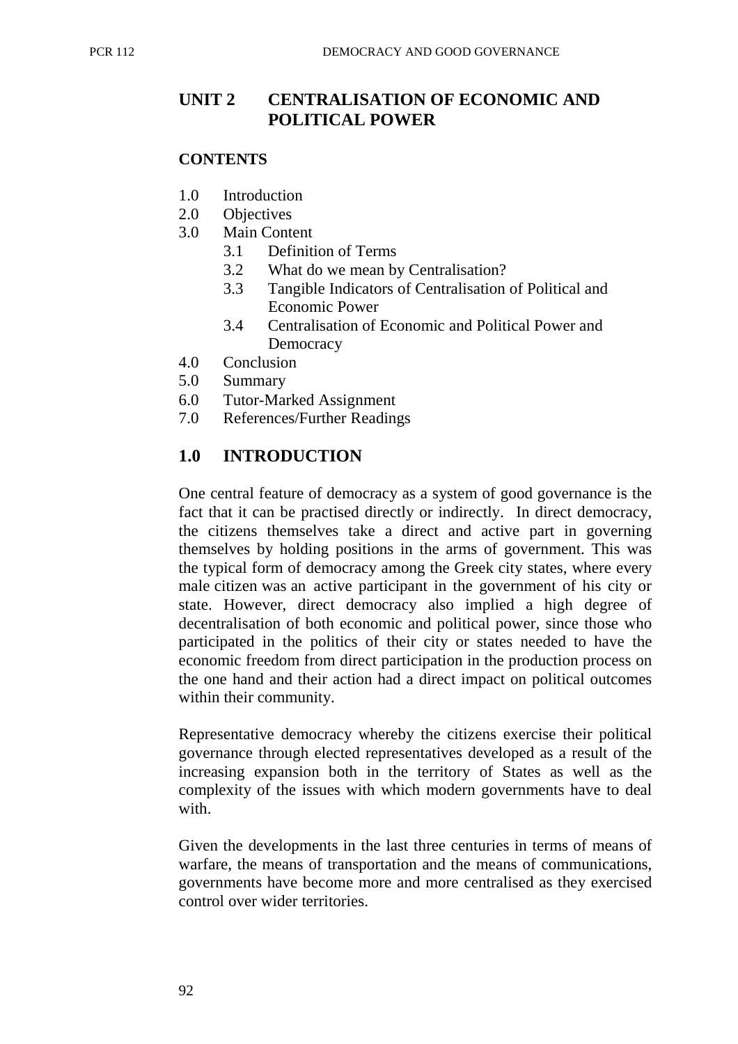## UNIT 2 CENTRALISATION OF ECONOMIC AND POLITICAL POWER

**CONTENTS**

- 1.0 Introduction
- 2.0 Objectives
- 3.0 Main Content
  - 3.1 Definition of Terms
  - 3.2 What do we mean by Centralisation?
  - 3.3 Tangible Indicators of Centralisation of Political and Economic Power
  - 3.4 Centralisation of Economic and Political Power and Democracy
- 4.0 Conclusion
- 5.0 Summary
- 6.0 Tutor-Marked Assignment
- 7.0 References/Further Readings

## 1.0 INTRODUCTION

One central feature of democracy as a system of good governance is the fact that it can be practised directly or indirectly. In direct democracy, the citizens themselves take a direct and active part in governing themselves by holding positions in the arms of government. This was the typical form of democracy among the Greek city states, where every male citizen was an active participant in the government of his city or state. However, direct democracy also implied a high degree of decentralisation of both economic and political power, since those who participated in the politics of their city or states needed to have the economic freedom from direct participation in the production process on the one hand and their action had a direct impact on political outcomes within their community.

Representative democracy whereby the citizens exercise their political governance through elected representatives developed as a result of the increasing expansion both in the territory of States as well as the complexity of the issues with which modern governments have to deal with.

Given the developments in the last three centuries in terms of means of warfare, the means of transportation and the means of communications, governments have become more and more centralised as they exercised control over wider territories.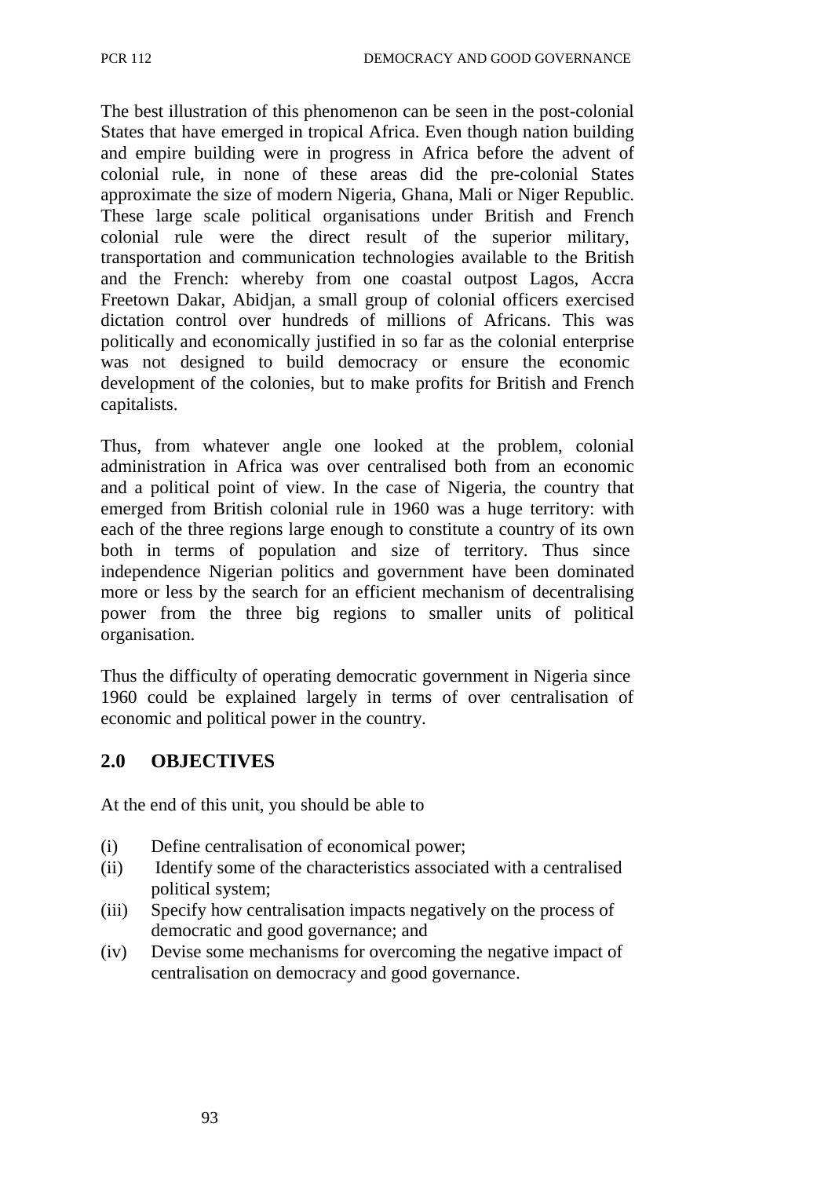The best illustration of this phenomenon can be seen in the post-colonial States that have emerged in tropical Africa. Even though nation building and empire building were in progress in Africa before the advent of colonial rule, in none of these areas did the pre-colonial States approximate the size of modern Nigeria, Ghana, Mali or Niger Republic. These large scale political organisations under British and French colonial rule were the direct result of the superior military, transportation and communication technologies available to the British and the French: whereby from one coastal outpost Lagos, Accra Freetown Dakar, Abidjan, a small group of colonial officers exercised dictation control over hundreds of millions of Africans. This was politically and economically justified in so far as the colonial enterprise was not designed to build democracy or ensure the economic development of the colonies, but to make profits for British and French capitalists.

Thus, from whatever angle one looked at the problem, colonial administration in Africa was over centralised both from an economic and a political point of view. In the case of Nigeria, the country that emerged from British colonial rule in 1960 was a huge territory: with each of the three regions large enough to constitute a country of its own both in terms of population and size of territory. Thus since independence Nigerian politics and government have been dominated more or less by the search for an efficient mechanism of decentralising power from the three big regions to smaller units of political organisation.

Thus the difficulty of operating democratic government in Nigeria since 1960 could be explained largely in terms of over centralisation of economic and political power in the country.

## 2.0 OBJECTIVES

At the end of this unit, you should be able to

(i) Define centralisation of economical power;
(ii) Identify some of the characteristics associated with a centralised political system;
(iii) Specify how centralisation impacts negatively on the process of democratic and good governance; and
(iv) Devise some mechanisms for overcoming the negative impact of centralisation on democracy and good governance.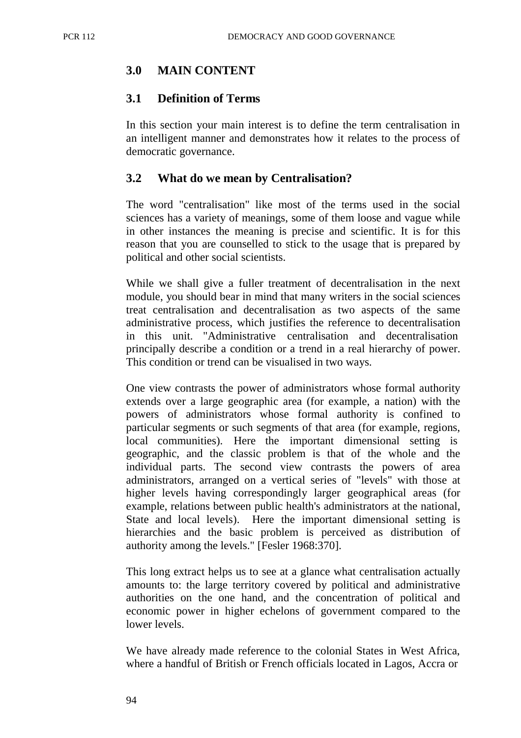## 3.0 MAIN CONTENT

### 3.1 Definition of Terms

In this section your main interest is to define the term centralisation in an intelligent manner and demonstrates how it relates to the process of democratic governance.

### 3.2 What do we mean by Centralisation?

The word "centralisation" like most of the terms used in the social sciences has a variety of meanings, some of them loose and vague while in other instances the meaning is precise and scientific. It is for this reason that you are counselled to stick to the usage that is prepared by political and other social scientists.

While we shall give a fuller treatment of decentralisation in the next module, you should bear in mind that many writers in the social sciences treat centralisation and decentralisation as two aspects of the same administrative process, which justifies the reference to decentralisation in this unit. "Administrative centralisation and decentralisation principally describe a condition or a trend in a real hierarchy of power. This condition or trend can be visualised in two ways.

One view contrasts the power of administrators whose formal authority extends over a large geographic area (for example, a nation) with the powers of administrators whose formal authority is confined to particular segments or such segments of that area (for example, regions, local communities). Here the important dimensional setting is geographic, and the classic problem is that of the whole and the individual parts. The second view contrasts the powers of area administrators, arranged on a vertical series of "levels" with those at higher levels having correspondingly larger geographical areas (for example, relations between public health's administrators at the national, State and local levels). Here the important dimensional setting is hierarchies and the basic problem is perceived as distribution of authority among the levels." [Fesler 1968:370].

This long extract helps us to see at a glance what centralisation actually amounts to: the large territory covered by political and administrative authorities on the one hand, and the concentration of political and economic power in higher echelons of government compared to the lower levels.

We have already made reference to the colonial States in West Africa, where a handful of British or French officials located in Lagos, Accra or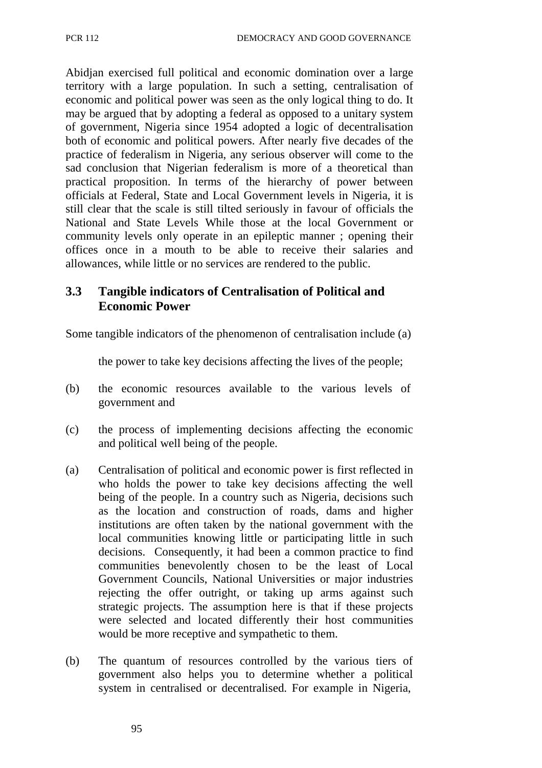Abidjan exercised full political and economic domination over a large territory with a large population. In such a setting, centralisation of economic and political power was seen as the only logical thing to do. It may be argued that by adopting a federal as opposed to a unitary system of government, Nigeria since 1954 adopted a logic of decentralisation both of economic and political powers. After nearly five decades of the practice of federalism in Nigeria, any serious observer will come to the sad conclusion that Nigerian federalism is more of a theoretical than practical proposition. In terms of the hierarchy of power between officials at Federal, State and Local Government levels in Nigeria, it is still clear that the scale is still tilted seriously in favour of officials the National and State Levels While those at the local Government or community levels only operate in an epileptic manner ; opening their offices once in a mouth to be able to receive their salaries and allowances, while little or no services are rendered to the public.

## 3.3 Tangible indicators of Centralisation of Political and Economic Power

Some tangible indicators of the phenomenon of centralisation include (a)

the power to take key decisions affecting the lives of the people;

(b) the economic resources available to the various levels of government and

(c) the process of implementing decisions affecting the economic and political well being of the people.

(a) Centralisation of political and economic power is first reflected in who holds the power to take key decisions affecting the well being of the people. In a country such as Nigeria, decisions such as the location and construction of roads, dams and higher institutions are often taken by the national government with the local communities knowing little or participating little in such decisions. Consequently, it had been a common practice to find communities benevolently chosen to be the least of Local Government Councils, National Universities or major industries rejecting the offer outright, or taking up arms against such strategic projects. The assumption here is that if these projects were selected and located differently their host communities would be more receptive and sympathetic to them.

(b) The quantum of resources controlled by the various tiers of government also helps you to determine whether a political system in centralised or decentralised. For example in Nigeria,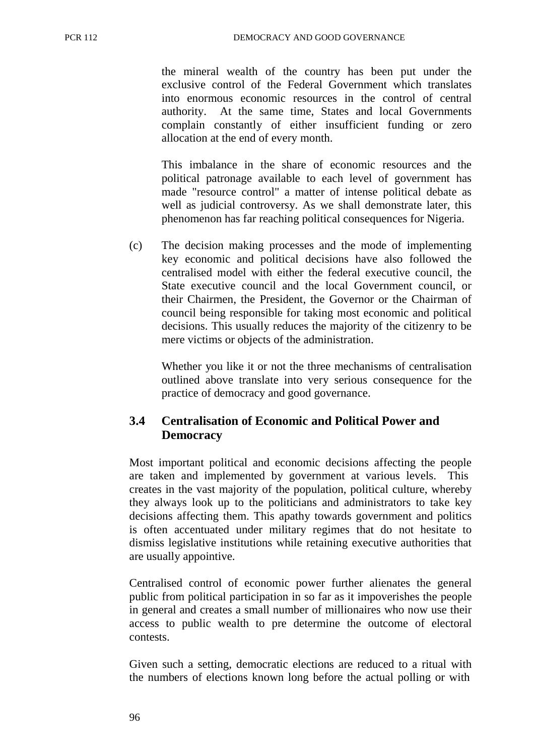the mineral wealth of the country has been put under the exclusive control of the Federal Government which translates into enormous economic resources in the control of central authority. At the same time, States and local Governments complain constantly of either insufficient funding or zero allocation at the end of every month.

This imbalance in the share of economic resources and the political patronage available to each level of government has made "resource control" a matter of intense political debate as well as judicial controversy. As we shall demonstrate later, this phenomenon has far reaching political consequences for Nigeria.

(c) The decision making processes and the mode of implementing key economic and political decisions have also followed the centralised model with either the federal executive council, the State executive council and the local Government council, or their Chairmen, the President, the Governor or the Chairman of council being responsible for taking most economic and political decisions. This usually reduces the majority of the citizenry to be mere victims or objects of the administration.

Whether you like it or not the three mechanisms of centralisation outlined above translate into very serious consequence for the practice of democracy and good governance.

### 3.4 Centralisation of Economic and Political Power and Democracy

Most important political and economic decisions affecting the people are taken and implemented by government at various levels. This creates in the vast majority of the population, political culture, whereby they always look up to the politicians and administrators to take key decisions affecting them. This apathy towards government and politics is often accentuated under military regimes that do not hesitate to dismiss legislative institutions while retaining executive authorities that are usually appointive.

Centralised control of economic power further alienates the general public from political participation in so far as it impoverishes the people in general and creates a small number of millionaires who now use their access to public wealth to pre determine the outcome of electoral contests.

Given such a setting, democratic elections are reduced to a ritual with the numbers of elections known long before the actual polling or with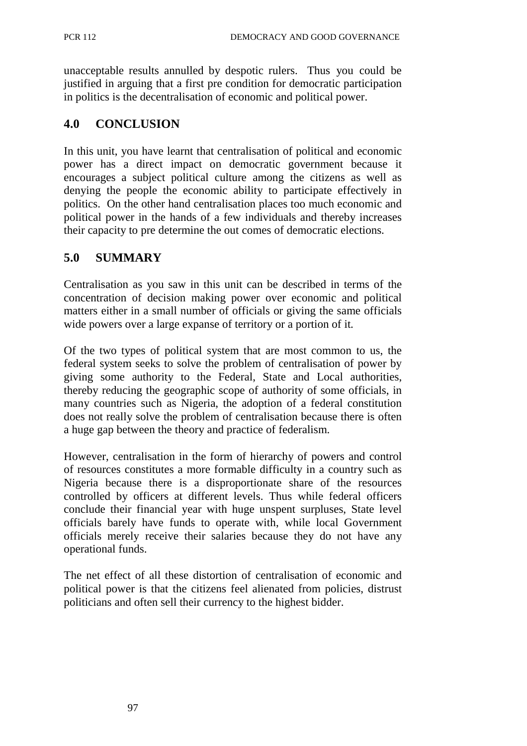unacceptable results annulled by despotic rulers. Thus you could be justified in arguing that a first pre condition for democratic participation in politics is the decentralisation of economic and political power.

## 4.0 CONCLUSION

In this unit, you have learnt that centralisation of political and economic power has a direct impact on democratic government because it encourages a subject political culture among the citizens as well as denying the people the economic ability to participate effectively in politics. On the other hand centralisation places too much economic and political power in the hands of a few individuals and thereby increases their capacity to pre determine the out comes of democratic elections.

## 5.0 SUMMARY

Centralisation as you saw in this unit can be described in terms of the concentration of decision making power over economic and political matters either in a small number of officials or giving the same officials wide powers over a large expanse of territory or a portion of it.

Of the two types of political system that are most common to us, the federal system seeks to solve the problem of centralisation of power by giving some authority to the Federal, State and Local authorities, thereby reducing the geographic scope of authority of some officials, in many countries such as Nigeria, the adoption of a federal constitution does not really solve the problem of centralisation because there is often a huge gap between the theory and practice of federalism.

However, centralisation in the form of hierarchy of powers and control of resources constitutes a more formable difficulty in a country such as Nigeria because there is a disproportionate share of the resources controlled by officers at different levels. Thus while federal officers conclude their financial year with huge unspent surpluses, State level officials barely have funds to operate with, while local Government officials merely receive their salaries because they do not have any operational funds.

The net effect of all these distortion of centralisation of economic and political power is that the citizens feel alienated from policies, distrust politicians and often sell their currency to the highest bidder.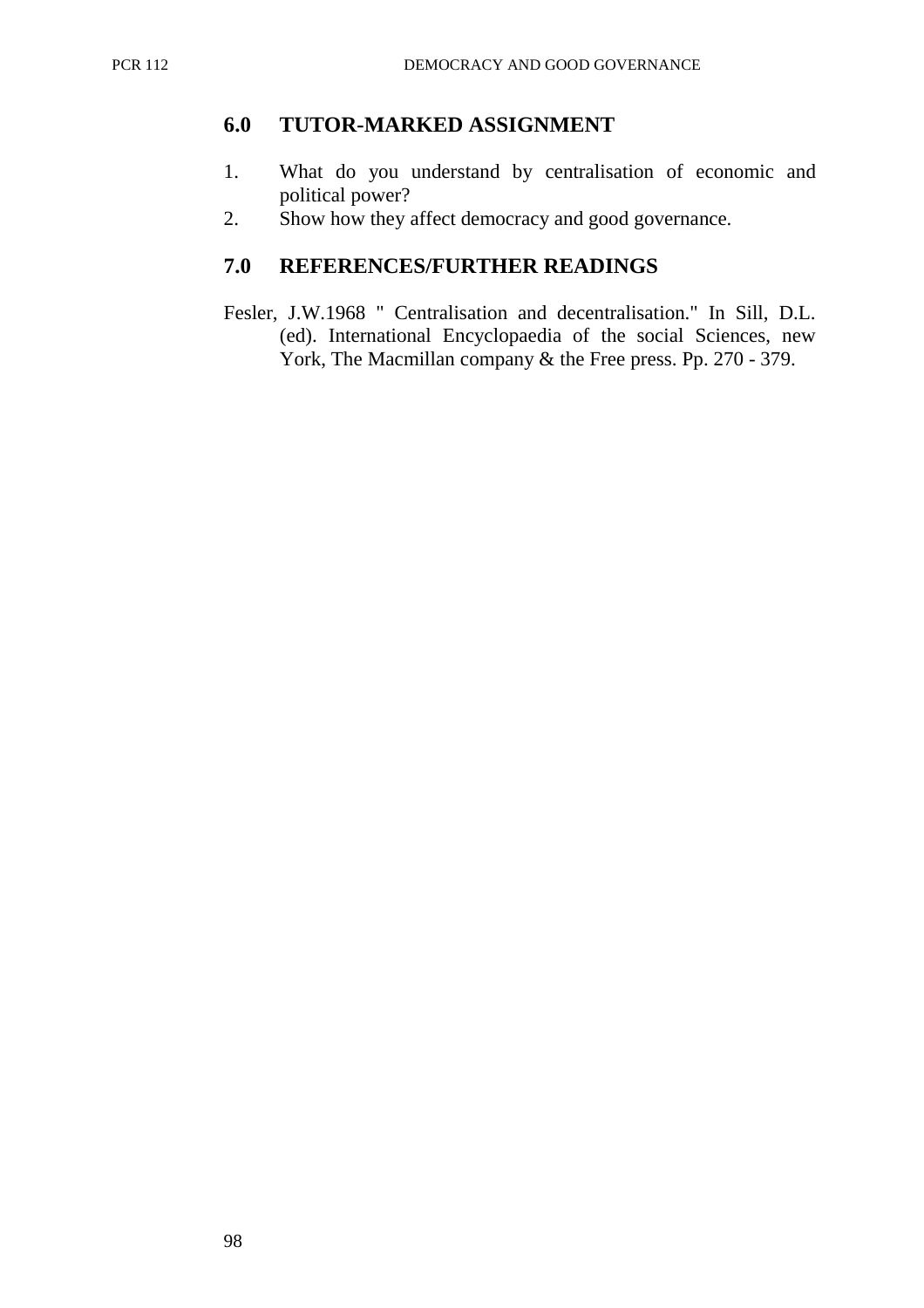## 6.0 TUTOR-MARKED ASSIGNMENT

1. What do you understand by centralisation of economic and political power?
2. Show how they affect democracy and good governance.

## 7.0 REFERENCES/FURTHER READINGS

Fesler, J.W.1968 " Centralisation and decentralisation." In Sill, D.L. (ed). International Encyclopaedia of the social Sciences, new York, The Macmillan company & the Free press. Pp. 270 - 379.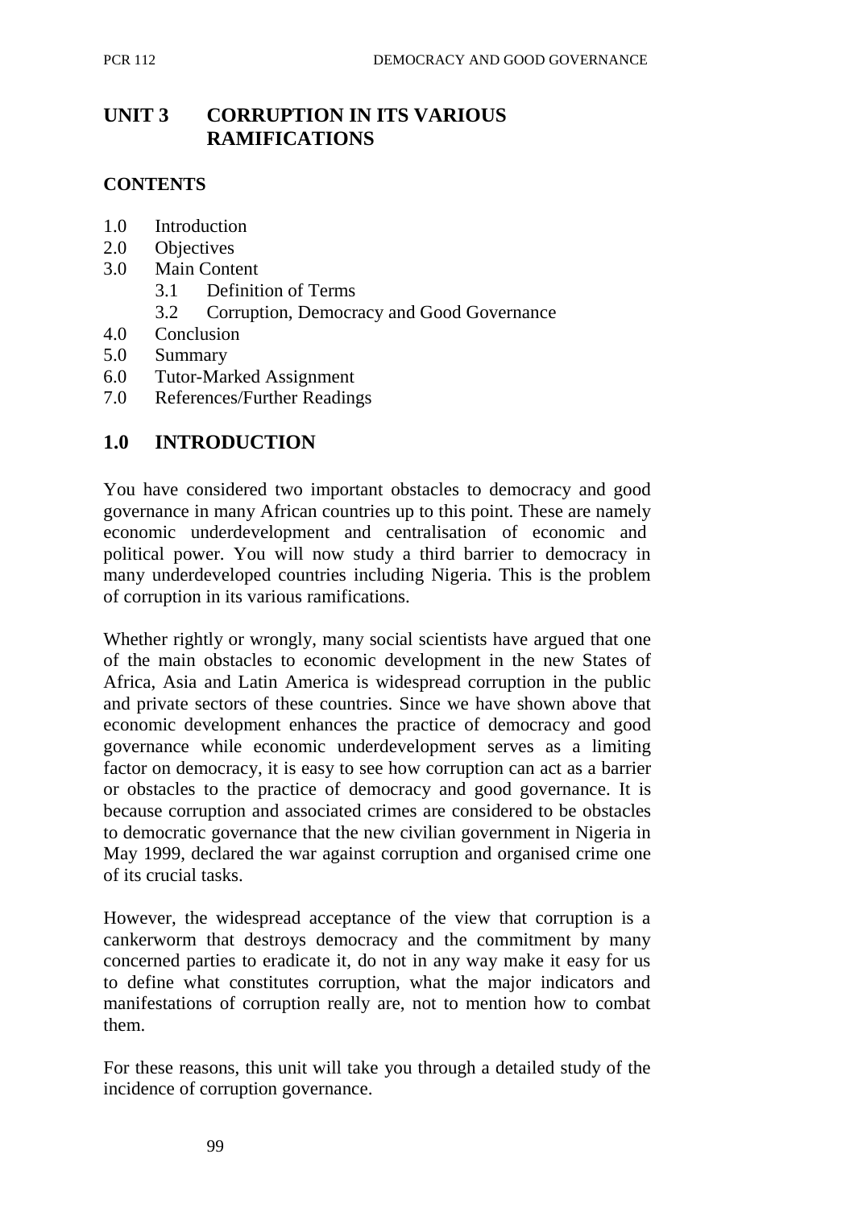# UNIT 3 CORRUPTION IN ITS VARIOUS RAMIFICATIONS

**CONTENTS**

- 1.0 Introduction
- 2.0 Objectives
- 3.0 Main Content
  - 3.1 Definition of Terms
  - 3.2 Corruption, Democracy and Good Governance
- 4.0 Conclusion
- 5.0 Summary
- 6.0 Tutor-Marked Assignment
- 7.0 References/Further Readings

## 1.0 INTRODUCTION

You have considered two important obstacles to democracy and good governance in many African countries up to this point. These are namely economic underdevelopment and centralisation of economic and political power. You will now study a third barrier to democracy in many underdeveloped countries including Nigeria. This is the problem of corruption in its various ramifications.

Whether rightly or wrongly, many social scientists have argued that one of the main obstacles to economic development in the new States of Africa, Asia and Latin America is widespread corruption in the public and private sectors of these countries. Since we have shown above that economic development enhances the practice of democracy and good governance while economic underdevelopment serves as a limiting factor on democracy, it is easy to see how corruption can act as a barrier or obstacles to the practice of democracy and good governance. It is because corruption and associated crimes are considered to be obstacles to democratic governance that the new civilian government in Nigeria in May 1999, declared the war against corruption and organised crime one of its crucial tasks.

However, the widespread acceptance of the view that corruption is a cankerworm that destroys democracy and the commitment by many concerned parties to eradicate it, do not in any way make it easy for us to define what constitutes corruption, what the major indicators and manifestations of corruption really are, not to mention how to combat them.

For these reasons, this unit will take you through a detailed study of the incidence of corruption governance.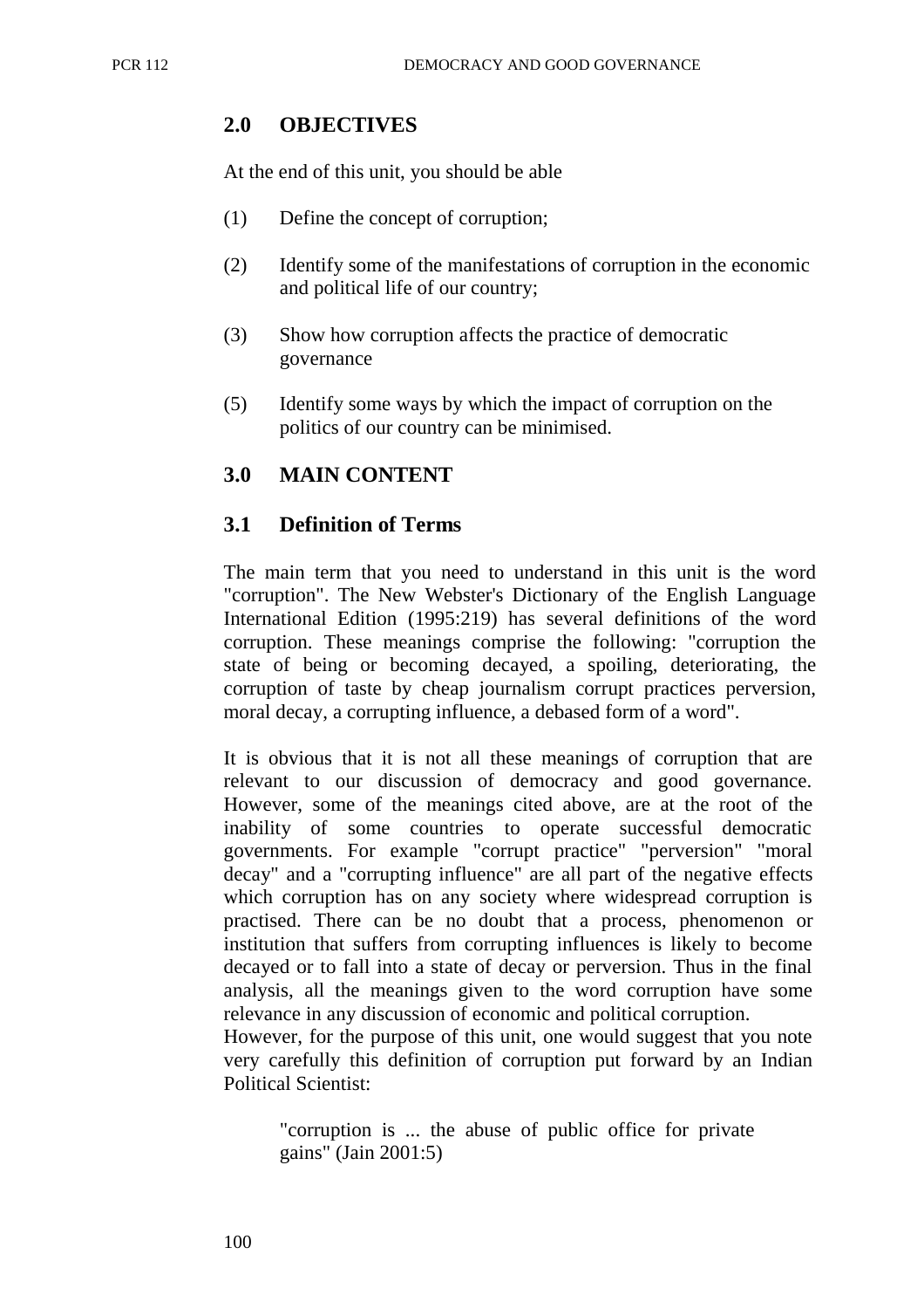## 2.0 OBJECTIVES

At the end of this unit, you should be able

(1) Define the concept of corruption;

(2) Identify some of the manifestations of corruption in the economic and political life of our country;

(3) Show how corruption affects the practice of democratic governance

(5) Identify some ways by which the impact of corruption on the politics of our country can be minimised.

## 3.0 MAIN CONTENT

### 3.1 Definition of Terms

The main term that you need to understand in this unit is the word "corruption". The New Webster's Dictionary of the English Language International Edition (1995:219) has several definitions of the word corruption. These meanings comprise the following: "corruption the state of being or becoming decayed, a spoiling, deteriorating, the corruption of taste by cheap journalism corrupt practices perversion, moral decay, a corrupting influence, a debased form of a word".

It is obvious that it is not all these meanings of corruption that are relevant to our discussion of democracy and good governance. However, some of the meanings cited above, are at the root of the inability of some countries to operate successful democratic governments. For example "corrupt practice" "perversion" "moral decay" and a "corrupting influence" are all part of the negative effects which corruption has on any society where widespread corruption is practised. There can be no doubt that a process, phenomenon or institution that suffers from corrupting influences is likely to become decayed or to fall into a state of decay or perversion. Thus in the final analysis, all the meanings given to the word corruption have some relevance in any discussion of economic and political corruption.
However, for the purpose of this unit, one would suggest that you note very carefully this definition of corruption put forward by an Indian Political Scientist:

> "corruption is ... the abuse of public office for private gains" (Jain 2001:5)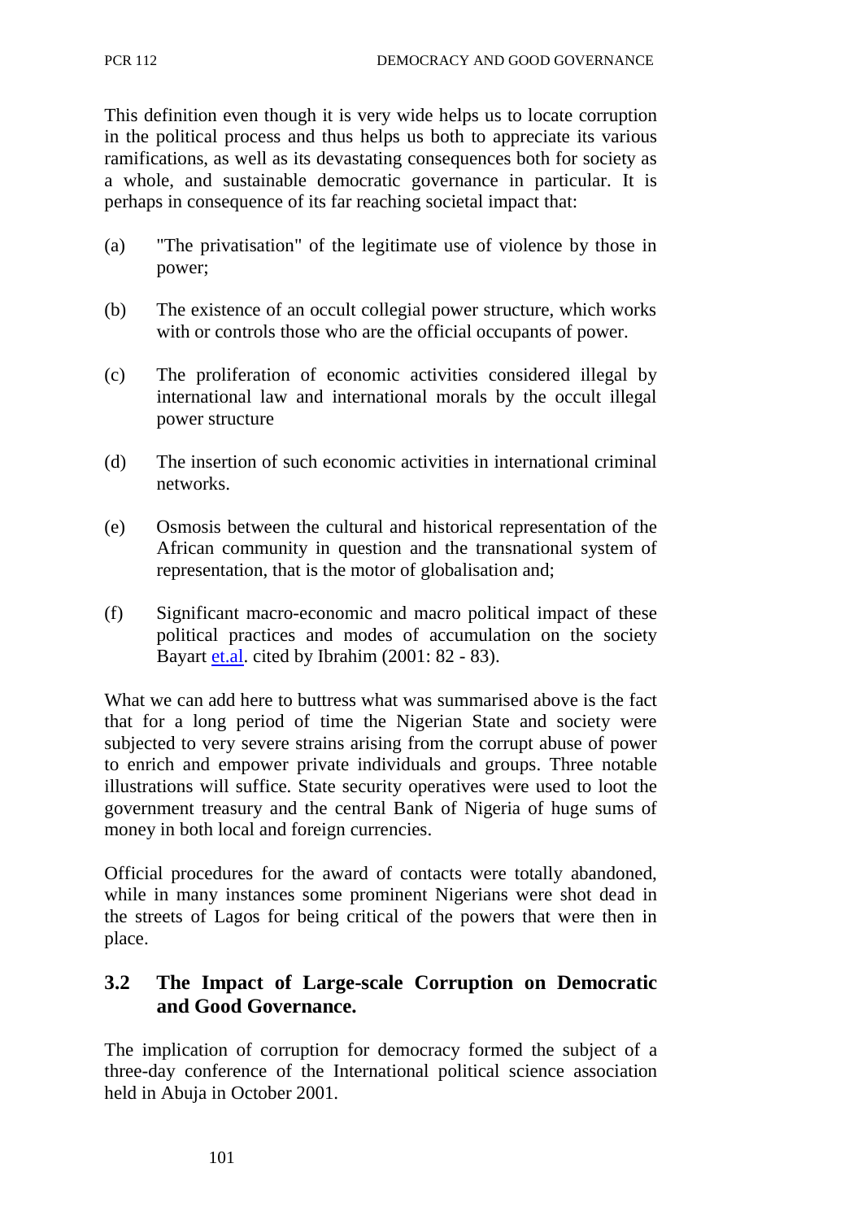This definition even though it is very wide helps us to locate corruption in the political process and thus helps us both to appreciate its various ramifications, as well as its devastating consequences both for society as a whole, and sustainable democratic governance in particular. It is perhaps in consequence of its far reaching societal impact that:

(a) "The privatisation" of the legitimate use of violence by those in power;

(b) The existence of an occult collegial power structure, which works with or controls those who are the official occupants of power.

(c) The proliferation of economic activities considered illegal by international law and international morals by the occult illegal power structure

(d) The insertion of such economic activities in international criminal networks.

(e) Osmosis between the cultural and historical representation of the African community in question and the transnational system of representation, that is the motor of globalisation and;

(f) Significant macro-economic and macro political impact of these political practices and modes of accumulation on the society Bayart et.al. cited by Ibrahim (2001: 82 - 83).

What we can add here to buttress what was summarised above is the fact that for a long period of time the Nigerian State and society were subjected to very severe strains arising from the corrupt abuse of power to enrich and empower private individuals and groups. Three notable illustrations will suffice. State security operatives were used to loot the government treasury and the central Bank of Nigeria of huge sums of money in both local and foreign currencies.

Official procedures for the award of contacts were totally abandoned, while in many instances some prominent Nigerians were shot dead in the streets of Lagos for being critical of the powers that were then in place.

## 3.2 The Impact of Large-scale Corruption on Democratic and Good Governance.

The implication of corruption for democracy formed the subject of a three-day conference of the International political science association held in Abuja in October 2001.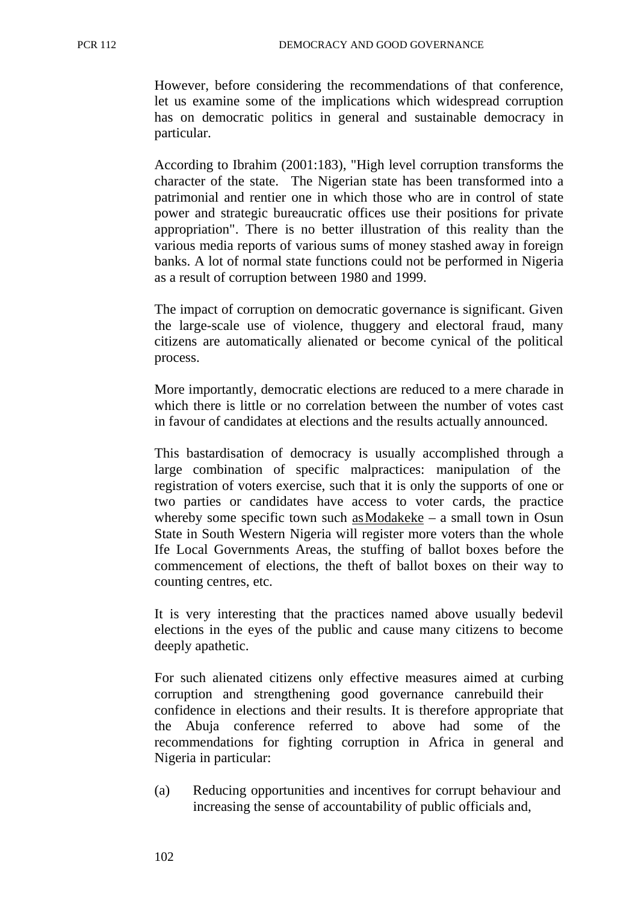However, before considering the recommendations of that conference, let us examine some of the implications which widespread corruption has on democratic politics in general and sustainable democracy in particular.

According to Ibrahim (2001:183), "High level corruption transforms the character of the state. The Nigerian state has been transformed into a patrimonial and rentier one in which those who are in control of state power and strategic bureaucratic offices use their positions for private appropriation". There is no better illustration of this reality than the various media reports of various sums of money stashed away in foreign banks. A lot of normal state functions could not be performed in Nigeria as a result of corruption between 1980 and 1999.

The impact of corruption on democratic governance is significant. Given the large-scale use of violence, thuggery and electoral fraud, many citizens are automatically alienated or become cynical of the political process.

More importantly, democratic elections are reduced to a mere charade in which there is little or no correlation between the number of votes cast in favour of candidates at elections and the results actually announced.

This bastardisation of democracy is usually accomplished through a large combination of specific malpractices: manipulation of the registration of voters exercise, such that it is only the supports of one or two parties or candidates have access to voter cards, the practice whereby some specific town such asModakeke – a small town in Osun State in South Western Nigeria will register more voters than the whole Ife Local Governments Areas, the stuffing of ballot boxes before the commencement of elections, the theft of ballot boxes on their way to counting centres, etc.

It is very interesting that the practices named above usually bedevil elections in the eyes of the public and cause many citizens to become deeply apathetic.

For such alienated citizens only effective measures aimed at curbing corruption and strengthening good governance canrebuild their confidence in elections and their results. It is therefore appropriate that the Abuja conference referred to above had some of the recommendations for fighting corruption in Africa in general and Nigeria in particular:

(a) Reducing opportunities and incentives for corrupt behaviour and increasing the sense of accountability of public officials and,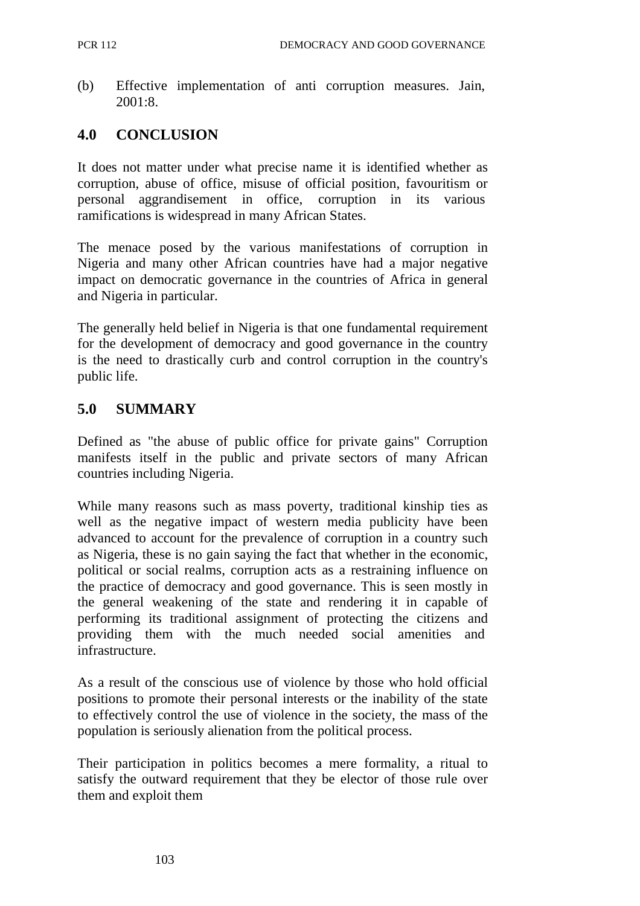(b) Effective implementation of anti corruption measures. Jain, 2001:8.

## 4.0 CONCLUSION

It does not matter under what precise name it is identified whether as corruption, abuse of office, misuse of official position, favouritism or personal aggrandisement in office, corruption in its various ramifications is widespread in many African States.

The menace posed by the various manifestations of corruption in Nigeria and many other African countries have had a major negative impact on democratic governance in the countries of Africa in general and Nigeria in particular.

The generally held belief in Nigeria is that one fundamental requirement for the development of democracy and good governance in the country is the need to drastically curb and control corruption in the country's public life.

## 5.0 SUMMARY

Defined as "the abuse of public office for private gains" Corruption manifests itself in the public and private sectors of many African countries including Nigeria.

While many reasons such as mass poverty, traditional kinship ties as well as the negative impact of western media publicity have been advanced to account for the prevalence of corruption in a country such as Nigeria, these is no gain saying the fact that whether in the economic, political or social realms, corruption acts as a restraining influence on the practice of democracy and good governance. This is seen mostly in the general weakening of the state and rendering it in capable of performing its traditional assignment of protecting the citizens and providing them with the much needed social amenities and infrastructure.

As a result of the conscious use of violence by those who hold official positions to promote their personal interests or the inability of the state to effectively control the use of violence in the society, the mass of the population is seriously alienation from the political process.

Their participation in politics becomes a mere formality, a ritual to satisfy the outward requirement that they be elector of those rule over them and exploit them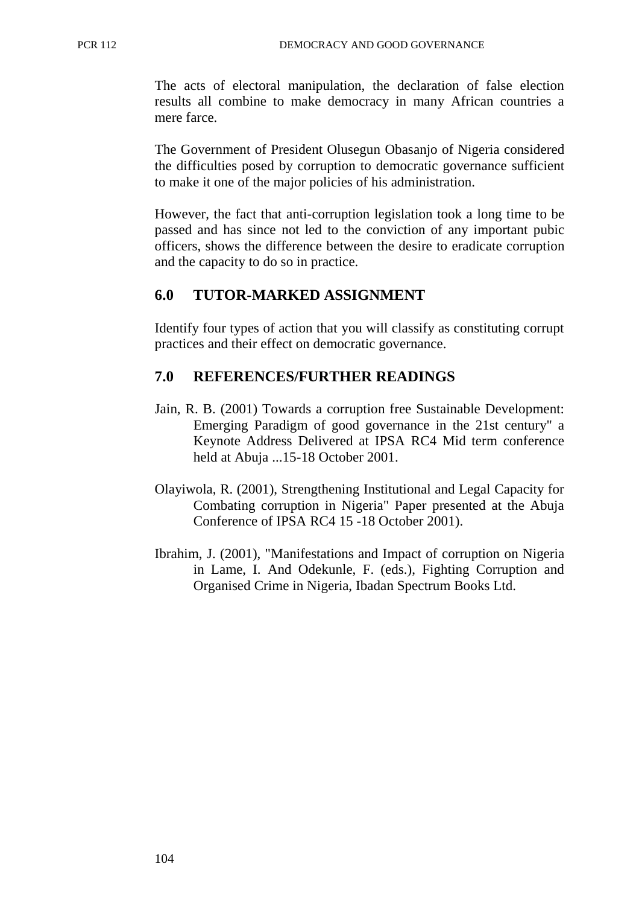The acts of electoral manipulation, the declaration of false election results all combine to make democracy in many African countries a mere farce.

The Government of President Olusegun Obasanjo of Nigeria considered the difficulties posed by corruption to democratic governance sufficient to make it one of the major policies of his administration.

However, the fact that anti-corruption legislation took a long time to be passed and has since not led to the conviction of any important pubic officers, shows the difference between the desire to eradicate corruption and the capacity to do so in practice.

## 6.0 TUTOR-MARKED ASSIGNMENT

Identify four types of action that you will classify as constituting corrupt practices and their effect on democratic governance.

## 7.0 REFERENCES/FURTHER READINGS

Jain, R. B. (2001) Towards a corruption free Sustainable Development: Emerging Paradigm of good governance in the 21st century" a Keynote Address Delivered at IPSA RC4 Mid term conference held at Abuja ...15-18 October 2001.

Olayiwola, R. (2001), Strengthening Institutional and Legal Capacity for Combating corruption in Nigeria" Paper presented at the Abuja Conference of IPSA RC4 15 -18 October 2001).

Ibrahim, J. (2001), "Manifestations and Impact of corruption on Nigeria in Lame, I. And Odekunle, F. (eds.), Fighting Corruption and Organised Crime in Nigeria, Ibadan Spectrum Books Ltd.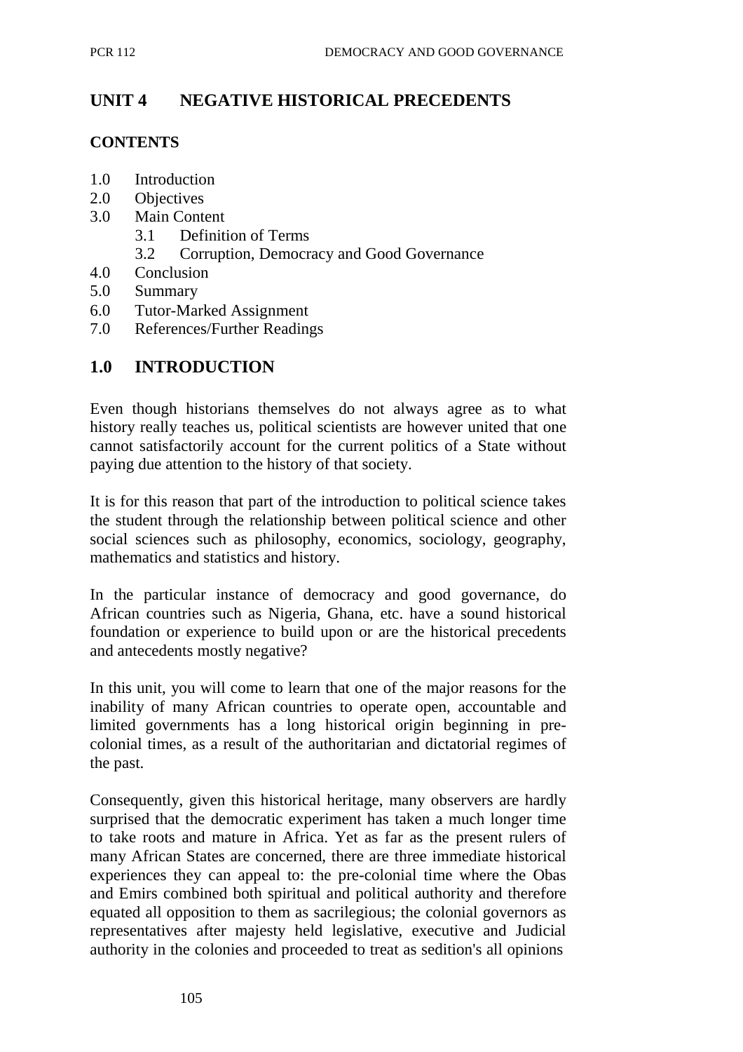# UNIT 4 NEGATIVE HISTORICAL PRECEDENTS

**CONTENTS**

- 1.0 Introduction
- 2.0 Objectives
- 3.0 Main Content
  - 3.1 Definition of Terms
  - 3.2 Corruption, Democracy and Good Governance
- 4.0 Conclusion
- 5.0 Summary
- 6.0 Tutor-Marked Assignment
- 7.0 References/Further Readings

## 1.0 INTRODUCTION

Even though historians themselves do not always agree as to what history really teaches us, political scientists are however united that one cannot satisfactorily account for the current politics of a State without paying due attention to the history of that society.

It is for this reason that part of the introduction to political science takes the student through the relationship between political science and other social sciences such as philosophy, economics, sociology, geography, mathematics and statistics and history.

In the particular instance of democracy and good governance, do African countries such as Nigeria, Ghana, etc. have a sound historical foundation or experience to build upon or are the historical precedents and antecedents mostly negative?

In this unit, you will come to learn that one of the major reasons for the inability of many African countries to operate open, accountable and limited governments has a long historical origin beginning in pre-colonial times, as a result of the authoritarian and dictatorial regimes of the past.

Consequently, given this historical heritage, many observers are hardly surprised that the democratic experiment has taken a much longer time to take roots and mature in Africa. Yet as far as the present rulers of many African States are concerned, there are three immediate historical experiences they can appeal to: the pre-colonial time where the Obas and Emirs combined both spiritual and political authority and therefore equated all opposition to them as sacrilegious; the colonial governors as representatives after majesty held legislative, executive and Judicial authority in the colonies and proceeded to treat as sedition's all opinions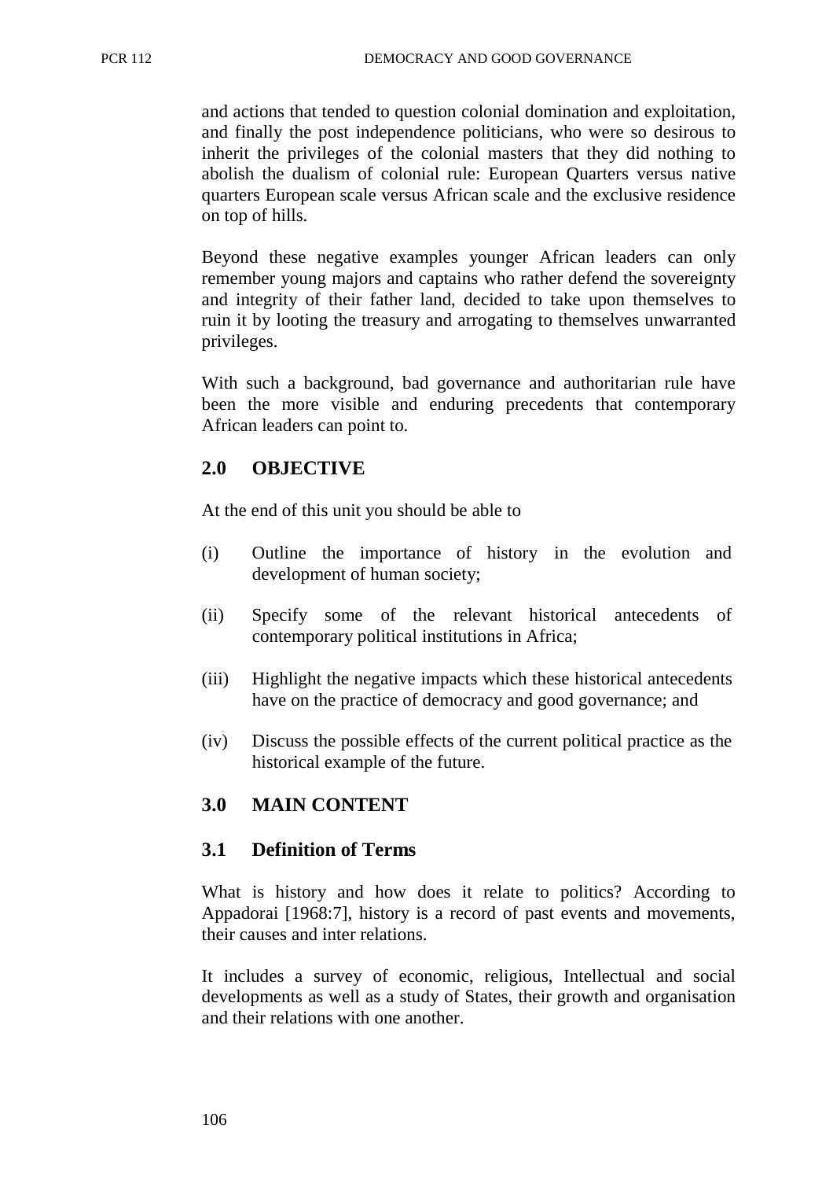and actions that tended to question colonial domination and exploitation, and finally the post independence politicians, who were so desirous to inherit the privileges of the colonial masters that they did nothing to abolish the dualism of colonial rule: European Quarters versus native quarters European scale versus African scale and the exclusive residence on top of hills.

Beyond these negative examples younger African leaders can only remember young majors and captains who rather defend the sovereignty and integrity of their father land, decided to take upon themselves to ruin it by looting the treasury and arrogating to themselves unwarranted privileges.

With such a background, bad governance and authoritarian rule have been the more visible and enduring precedents that contemporary African leaders can point to.

## 2.0 OBJECTIVE

At the end of this unit you should be able to

(i) Outline the importance of history in the evolution and development of human society;

(ii) Specify some of the relevant historical antecedents of contemporary political institutions in Africa;

(iii) Highlight the negative impacts which these historical antecedents have on the practice of democracy and good governance; and

(iv) Discuss the possible effects of the current political practice as the historical example of the future.

## 3.0 MAIN CONTENT

### 3.1 Definition of Terms

What is history and how does it relate to politics? According to Appadorai [1968:7], history is a record of past events and movements, their causes and inter relations.

It includes a survey of economic, religious, Intellectual and social developments as well as a study of States, their growth and organisation and their relations with one another.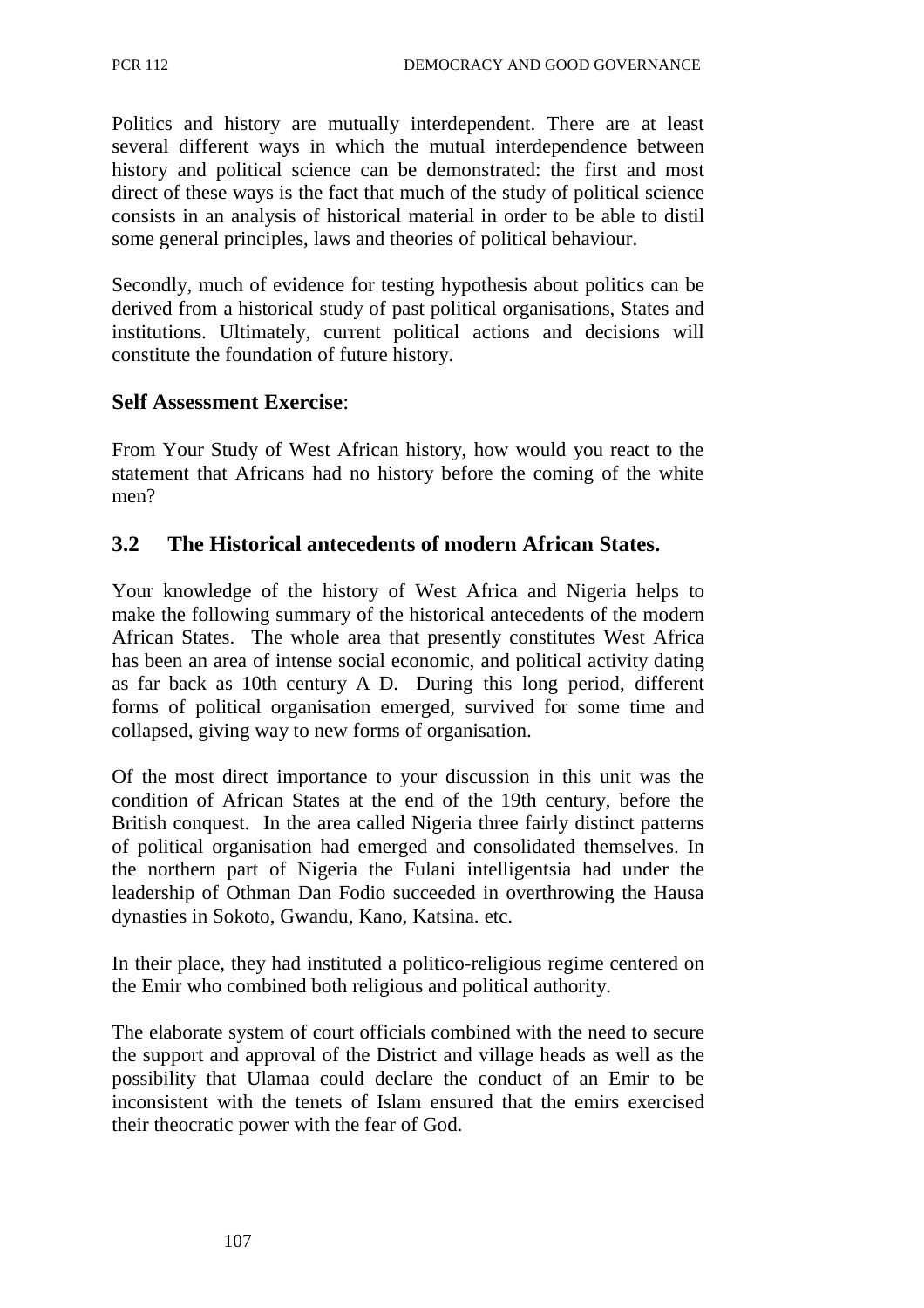Politics and history are mutually interdependent. There are at least several different ways in which the mutual interdependence between history and political science can be demonstrated: the first and most direct of these ways is the fact that much of the study of political science consists in an analysis of historical material in order to be able to distil some general principles, laws and theories of political behaviour.

Secondly, much of evidence for testing hypothesis about politics can be derived from a historical study of past political organisations, States and institutions. Ultimately, current political actions and decisions will constitute the foundation of future history.

### Self Assessment Exercise:

From Your Study of West African history, how would you react to the statement that Africans had no history before the coming of the white men?

## 3.2 The Historical antecedents of modern African States.

Your knowledge of the history of West Africa and Nigeria helps to make the following summary of the historical antecedents of the modern African States. The whole area that presently constitutes West Africa has been an area of intense social economic, and political activity dating as far back as 10th century A D. During this long period, different forms of political organisation emerged, survived for some time and collapsed, giving way to new forms of organisation.

Of the most direct importance to your discussion in this unit was the condition of African States at the end of the 19th century, before the British conquest. In the area called Nigeria three fairly distinct patterns of political organisation had emerged and consolidated themselves. In the northern part of Nigeria the Fulani intelligentsia had under the leadership of Othman Dan Fodio succeeded in overthrowing the Hausa dynasties in Sokoto, Gwandu, Kano, Katsina. etc.

In their place, they had instituted a politico-religious regime centered on the Emir who combined both religious and political authority.

The elaborate system of court officials combined with the need to secure the support and approval of the District and village heads as well as the possibility that Ulamaa could declare the conduct of an Emir to be inconsistent with the tenets of Islam ensured that the emirs exercised their theocratic power with the fear of God.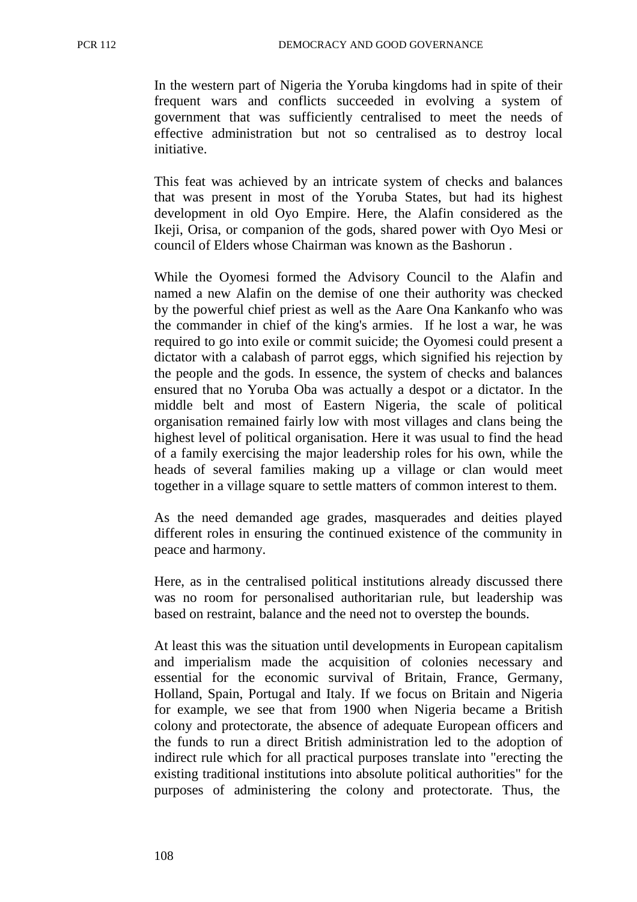In the western part of Nigeria the Yoruba kingdoms had in spite of their frequent wars and conflicts succeeded in evolving a system of government that was sufficiently centralised to meet the needs of effective administration but not so centralised as to destroy local initiative.

This feat was achieved by an intricate system of checks and balances that was present in most of the Yoruba States, but had its highest development in old Oyo Empire. Here, the Alafin considered as the Ikeji, Orisa, or companion of the gods, shared power with Oyo Mesi or council of Elders whose Chairman was known as the Bashorun .

While the Oyomesi formed the Advisory Council to the Alafin and named a new Alafin on the demise of one their authority was checked by the powerful chief priest as well as the Aare Ona Kankanfo who was the commander in chief of the king's armies. If he lost a war, he was required to go into exile or commit suicide; the Oyomesi could present a dictator with a calabash of parrot eggs, which signified his rejection by the people and the gods. In essence, the system of checks and balances ensured that no Yoruba Oba was actually a despot or a dictator. In the middle belt and most of Eastern Nigeria, the scale of political organisation remained fairly low with most villages and clans being the highest level of political organisation. Here it was usual to find the head of a family exercising the major leadership roles for his own, while the heads of several families making up a village or clan would meet together in a village square to settle matters of common interest to them.

As the need demanded age grades, masquerades and deities played different roles in ensuring the continued existence of the community in peace and harmony.

Here, as in the centralised political institutions already discussed there was no room for personalised authoritarian rule, but leadership was based on restraint, balance and the need not to overstep the bounds.

At least this was the situation until developments in European capitalism and imperialism made the acquisition of colonies necessary and essential for the economic survival of Britain, France, Germany, Holland, Spain, Portugal and Italy. If we focus on Britain and Nigeria for example, we see that from 1900 when Nigeria became a British colony and protectorate, the absence of adequate European officers and the funds to run a direct British administration led to the adoption of indirect rule which for all practical purposes translate into "erecting the existing traditional institutions into absolute political authorities" for the purposes of administering the colony and protectorate. Thus, the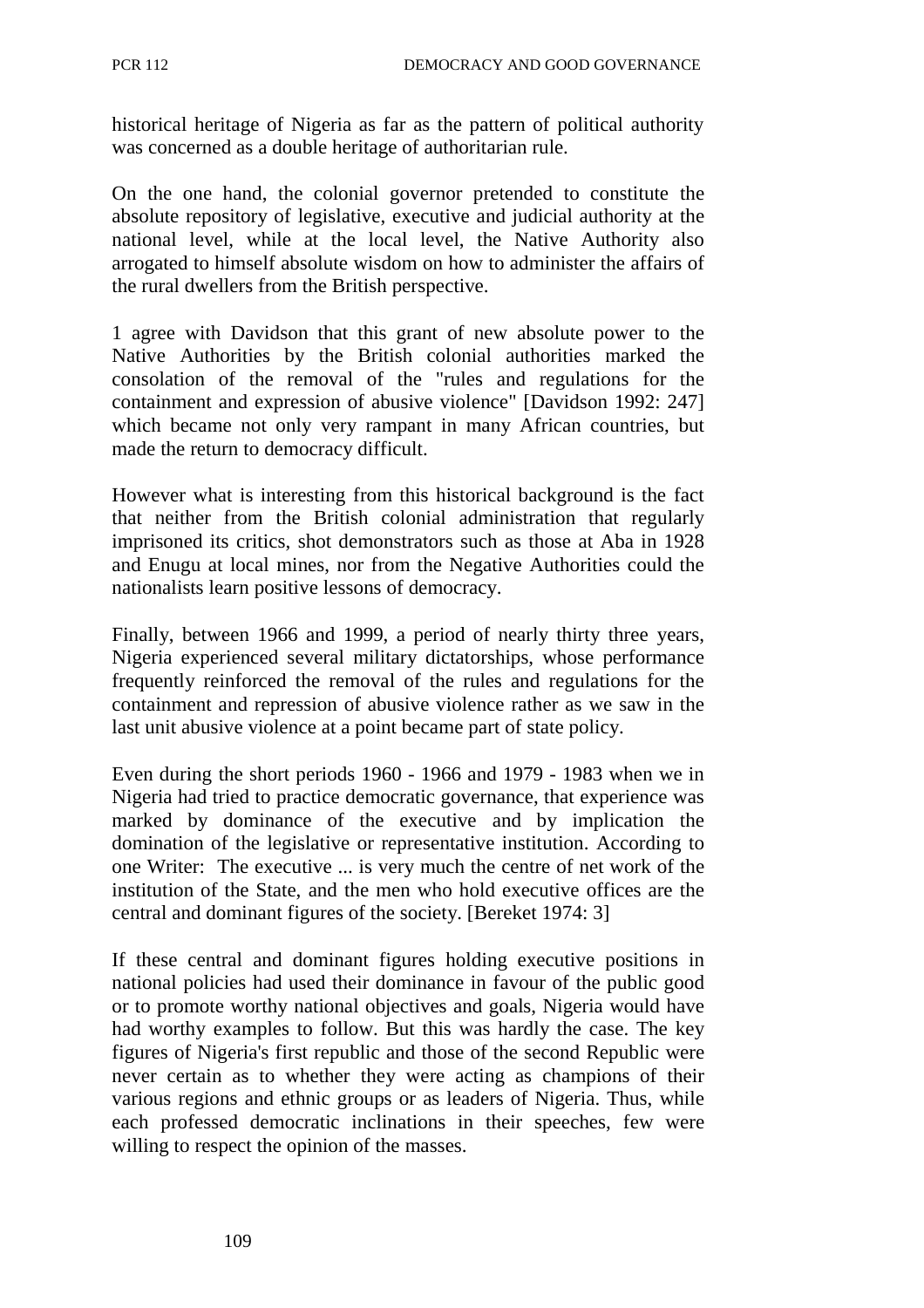historical heritage of Nigeria as far as the pattern of political authority was concerned as a double heritage of authoritarian rule.

On the one hand, the colonial governor pretended to constitute the absolute repository of legislative, executive and judicial authority at the national level, while at the local level, the Native Authority also arrogated to himself absolute wisdom on how to administer the affairs of the rural dwellers from the British perspective.

1 agree with Davidson that this grant of new absolute power to the Native Authorities by the British colonial authorities marked the consolation of the removal of the "rules and regulations for the containment and expression of abusive violence" [Davidson 1992: 247] which became not only very rampant in many African countries, but made the return to democracy difficult.

However what is interesting from this historical background is the fact that neither from the British colonial administration that regularly imprisoned its critics, shot demonstrators such as those at Aba in 1928 and Enugu at local mines, nor from the Negative Authorities could the nationalists learn positive lessons of democracy.

Finally, between 1966 and 1999, a period of nearly thirty three years, Nigeria experienced several military dictatorships, whose performance frequently reinforced the removal of the rules and regulations for the containment and repression of abusive violence rather as we saw in the last unit abusive violence at a point became part of state policy.

Even during the short periods 1960 - 1966 and 1979 - 1983 when we in Nigeria had tried to practice democratic governance, that experience was marked by dominance of the executive and by implication the domination of the legislative or representative institution. According to one Writer: The executive ... is very much the centre of net work of the institution of the State, and the men who hold executive offices are the central and dominant figures of the society. [Bereket 1974: 3]

If these central and dominant figures holding executive positions in national policies had used their dominance in favour of the public good or to promote worthy national objectives and goals, Nigeria would have had worthy examples to follow. But this was hardly the case. The key figures of Nigeria's first republic and those of the second Republic were never certain as to whether they were acting as champions of their various regions and ethnic groups or as leaders of Nigeria. Thus, while each professed democratic inclinations in their speeches, few were willing to respect the opinion of the masses.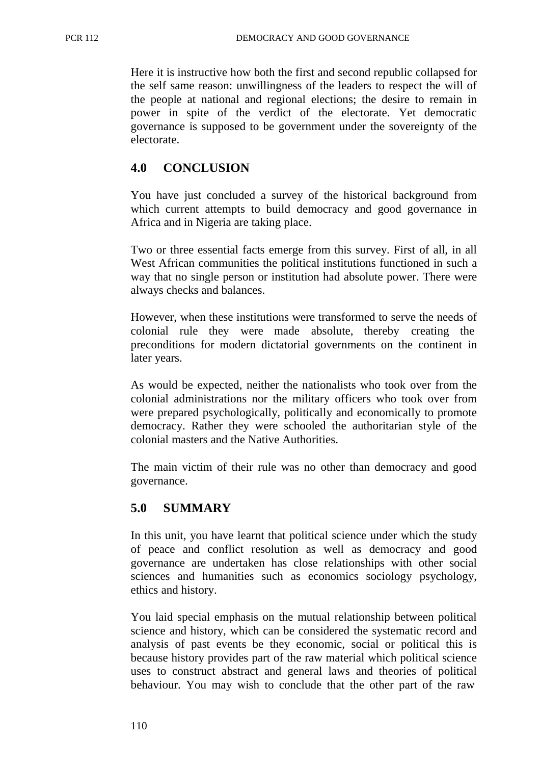Here it is instructive how both the first and second republic collapsed for the self same reason: unwillingness of the leaders to respect the will of the people at national and regional elections; the desire to remain in power in spite of the verdict of the electorate. Yet democratic governance is supposed to be government under the sovereignty of the electorate.

## 4.0 CONCLUSION

You have just concluded a survey of the historical background from which current attempts to build democracy and good governance in Africa and in Nigeria are taking place.

Two or three essential facts emerge from this survey. First of all, in all West African communities the political institutions functioned in such a way that no single person or institution had absolute power. There were always checks and balances.

However, when these institutions were transformed to serve the needs of colonial rule they were made absolute, thereby creating the preconditions for modern dictatorial governments on the continent in later years.

As would be expected, neither the nationalists who took over from the colonial administrations nor the military officers who took over from were prepared psychologically, politically and economically to promote democracy. Rather they were schooled the authoritarian style of the colonial masters and the Native Authorities.

The main victim of their rule was no other than democracy and good governance.

## 5.0 SUMMARY

In this unit, you have learnt that political science under which the study of peace and conflict resolution as well as democracy and good governance are undertaken has close relationships with other social sciences and humanities such as economics sociology psychology, ethics and history.

You laid special emphasis on the mutual relationship between political science and history, which can be considered the systematic record and analysis of past events be they economic, social or political this is because history provides part of the raw material which political science uses to construct abstract and general laws and theories of political behaviour. You may wish to conclude that the other part of the raw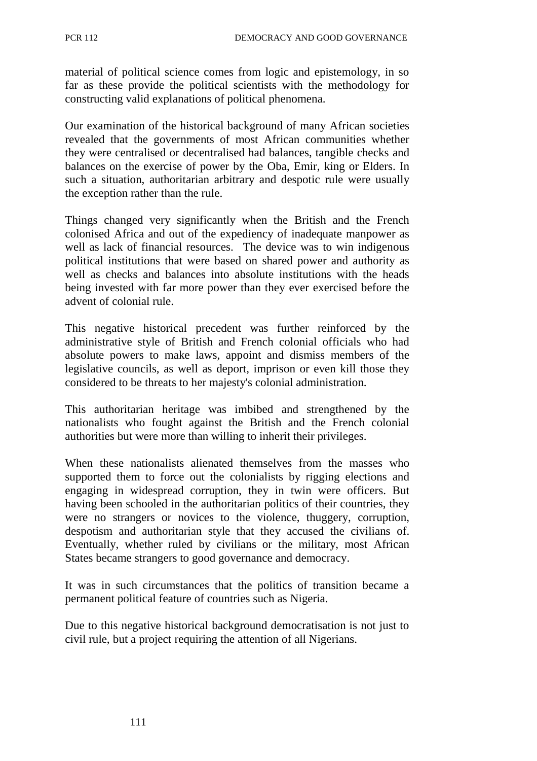material of political science comes from logic and epistemology, in so far as these provide the political scientists with the methodology for constructing valid explanations of political phenomena.

Our examination of the historical background of many African societies revealed that the governments of most African communities whether they were centralised or decentralised had balances, tangible checks and balances on the exercise of power by the Oba, Emir, king or Elders. In such a situation, authoritarian arbitrary and despotic rule were usually the exception rather than the rule.

Things changed very significantly when the British and the French colonised Africa and out of the expediency of inadequate manpower as well as lack of financial resources. The device was to win indigenous political institutions that were based on shared power and authority as well as checks and balances into absolute institutions with the heads being invested with far more power than they ever exercised before the advent of colonial rule.

This negative historical precedent was further reinforced by the administrative style of British and French colonial officials who had absolute powers to make laws, appoint and dismiss members of the legislative councils, as well as deport, imprison or even kill those they considered to be threats to her majesty's colonial administration.

This authoritarian heritage was imbibed and strengthened by the nationalists who fought against the British and the French colonial authorities but were more than willing to inherit their privileges.

When these nationalists alienated themselves from the masses who supported them to force out the colonialists by rigging elections and engaging in widespread corruption, they in twin were officers. But having been schooled in the authoritarian politics of their countries, they were no strangers or novices to the violence, thuggery, corruption, despotism and authoritarian style that they accused the civilians of. Eventually, whether ruled by civilians or the military, most African States became strangers to good governance and democracy.

It was in such circumstances that the politics of transition became a permanent political feature of countries such as Nigeria.

Due to this negative historical background democratisation is not just to civil rule, but a project requiring the attention of all Nigerians.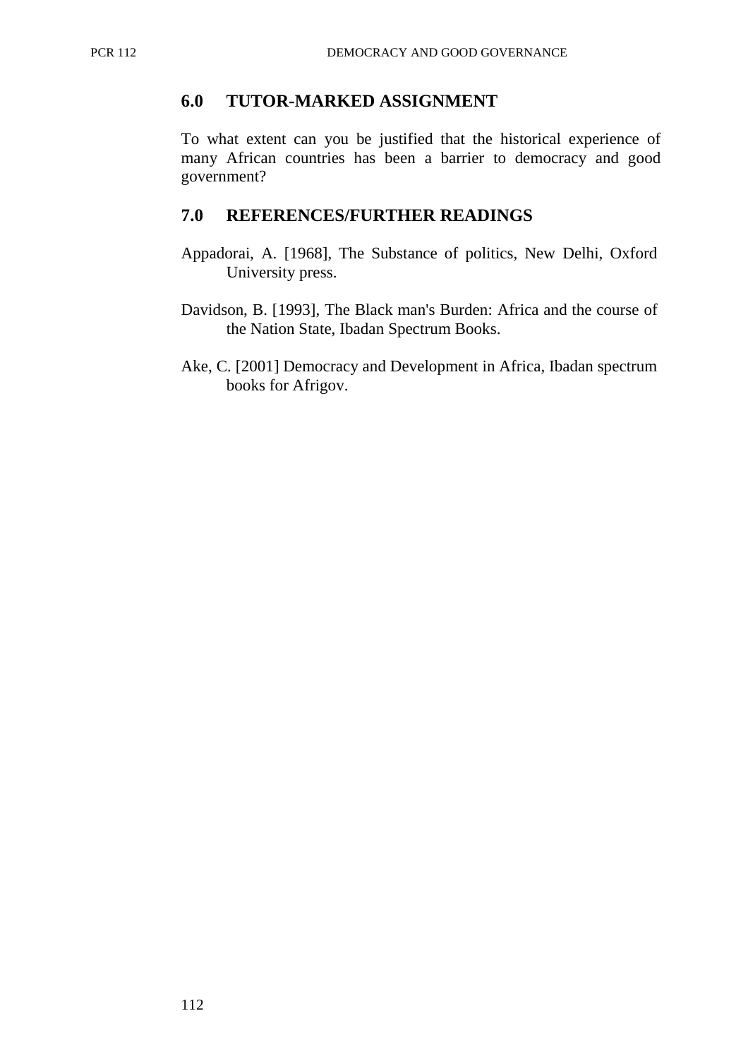## 6.0 TUTOR-MARKED ASSIGNMENT

To what extent can you be justified that the historical experience of many African countries has been a barrier to democracy and good government?

## 7.0 REFERENCES/FURTHER READINGS

Appadorai, A. [1968], The Substance of politics, New Delhi, Oxford University press.

Davidson, B. [1993], The Black man's Burden: Africa and the course of the Nation State, Ibadan Spectrum Books.

Ake, C. [2001] Democracy and Development in Africa, Ibadan spectrum books for Afrigov.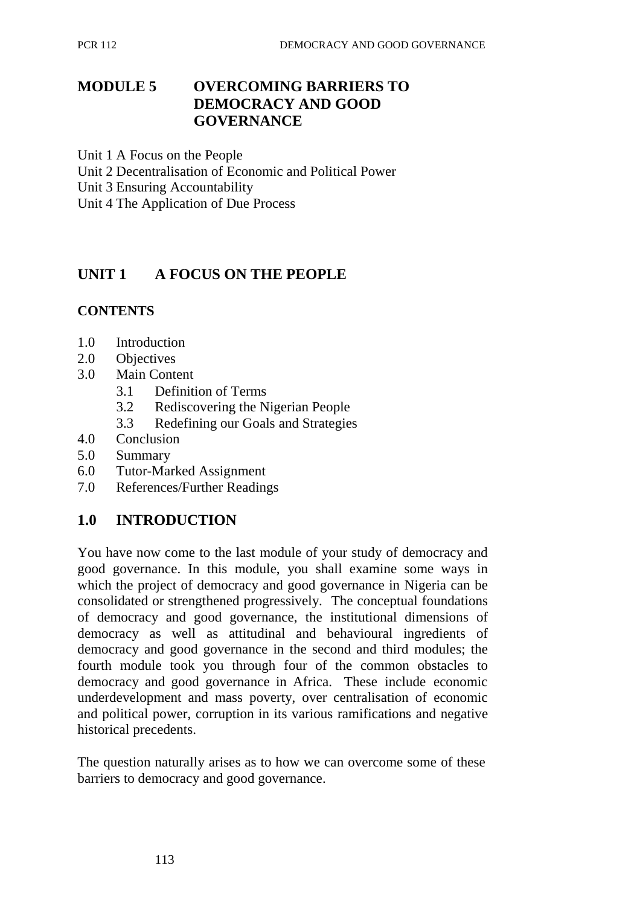# MODULE 5 OVERCOMING BARRIERS TO DEMOCRACY AND GOOD GOVERNANCE

Unit 1 A Focus on the People
Unit 2 Decentralisation of Economic and Political Power
Unit 3 Ensuring Accountability
Unit 4 The Application of Due Process

## UNIT 1 A FOCUS ON THE PEOPLE

### CONTENTS

- 1.0 Introduction
- 2.0 Objectives
- 3.0 Main Content
  - 3.1 Definition of Terms
  - 3.2 Rediscovering the Nigerian People
  - 3.3 Redefining our Goals and Strategies
- 4.0 Conclusion
- 5.0 Summary
- 6.0 Tutor-Marked Assignment
- 7.0 References/Further Readings

## 1.0 INTRODUCTION

You have now come to the last module of your study of democracy and good governance. In this module, you shall examine some ways in which the project of democracy and good governance in Nigeria can be consolidated or strengthened progressively. The conceptual foundations of democracy and good governance, the institutional dimensions of democracy as well as attitudinal and behavioural ingredients of democracy and good governance in the second and third modules; the fourth module took you through four of the common obstacles to democracy and good governance in Africa. These include economic underdevelopment and mass poverty, over centralisation of economic and political power, corruption in its various ramifications and negative historical precedents.

The question naturally arises as to how we can overcome some of these barriers to democracy and good governance.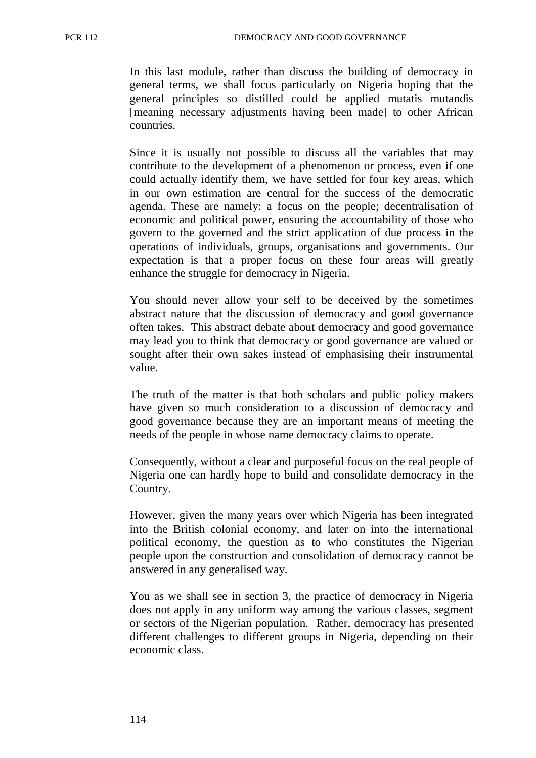In this last module, rather than discuss the building of democracy in general terms, we shall focus particularly on Nigeria hoping that the general principles so distilled could be applied mutatis mutandis [meaning necessary adjustments having been made] to other African countries.

Since it is usually not possible to discuss all the variables that may contribute to the development of a phenomenon or process, even if one could actually identify them, we have settled for four key areas, which in our own estimation are central for the success of the democratic agenda. These are namely: a focus on the people; decentralisation of economic and political power, ensuring the accountability of those who govern to the governed and the strict application of due process in the operations of individuals, groups, organisations and governments. Our expectation is that a proper focus on these four areas will greatly enhance the struggle for democracy in Nigeria.

You should never allow your self to be deceived by the sometimes abstract nature that the discussion of democracy and good governance often takes. This abstract debate about democracy and good governance may lead you to think that democracy or good governance are valued or sought after their own sakes instead of emphasising their instrumental value.

The truth of the matter is that both scholars and public policy makers have given so much consideration to a discussion of democracy and good governance because they are an important means of meeting the needs of the people in whose name democracy claims to operate.

Consequently, without a clear and purposeful focus on the real people of Nigeria one can hardly hope to build and consolidate democracy in the Country.

However, given the many years over which Nigeria has been integrated into the British colonial economy, and later on into the international political economy, the question as to who constitutes the Nigerian people upon the construction and consolidation of democracy cannot be answered in any generalised way.

You as we shall see in section 3, the practice of democracy in Nigeria does not apply in any uniform way among the various classes, segment or sectors of the Nigerian population. Rather, democracy has presented different challenges to different groups in Nigeria, depending on their economic class.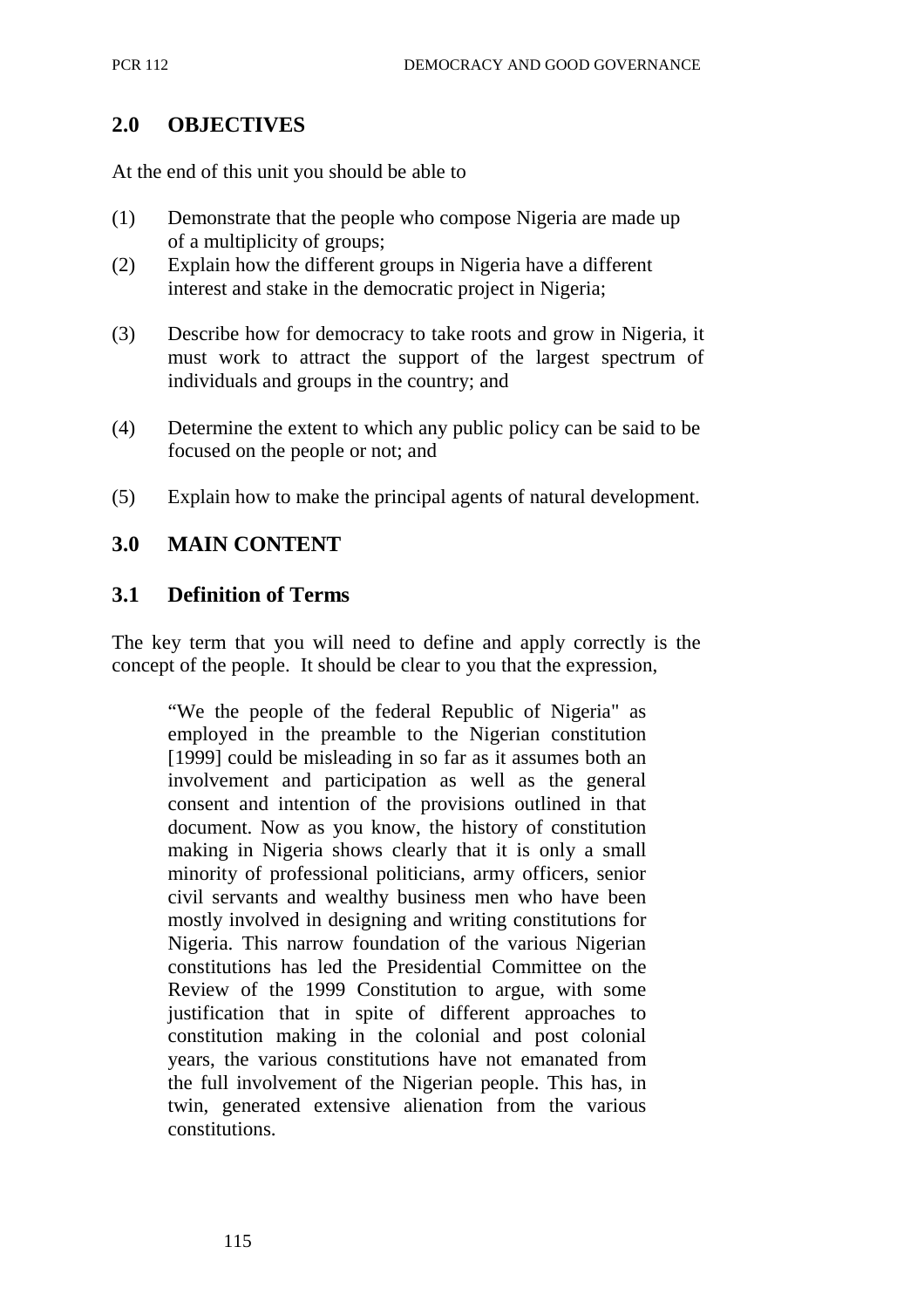## 2.0 OBJECTIVES

At the end of this unit you should be able to

(1) Demonstrate that the people who compose Nigeria are made up of a multiplicity of groups;

(2) Explain how the different groups in Nigeria have a different interest and stake in the democratic project in Nigeria;

(3) Describe how for democracy to take roots and grow in Nigeria, it must work to attract the support of the largest spectrum of individuals and groups in the country; and

(4) Determine the extent to which any public policy can be said to be focused on the people or not; and

(5) Explain how to make the principal agents of natural development.

## 3.0 MAIN CONTENT

### 3.1 Definition of Terms

The key term that you will need to define and apply correctly is the concept of the people. It should be clear to you that the expression,

> "We the people of the federal Republic of Nigeria" as employed in the preamble to the Nigerian constitution [1999] could be misleading in so far as it assumes both an involvement and participation as well as the general consent and intention of the provisions outlined in that document. Now as you know, the history of constitution making in Nigeria shows clearly that it is only a small minority of professional politicians, army officers, senior civil servants and wealthy business men who have been mostly involved in designing and writing constitutions for Nigeria. This narrow foundation of the various Nigerian constitutions has led the Presidential Committee on the Review of the 1999 Constitution to argue, with some justification that in spite of different approaches to constitution making in the colonial and post colonial years, the various constitutions have not emanated from the full involvement of the Nigerian people. This has, in twin, generated extensive alienation from the various constitutions.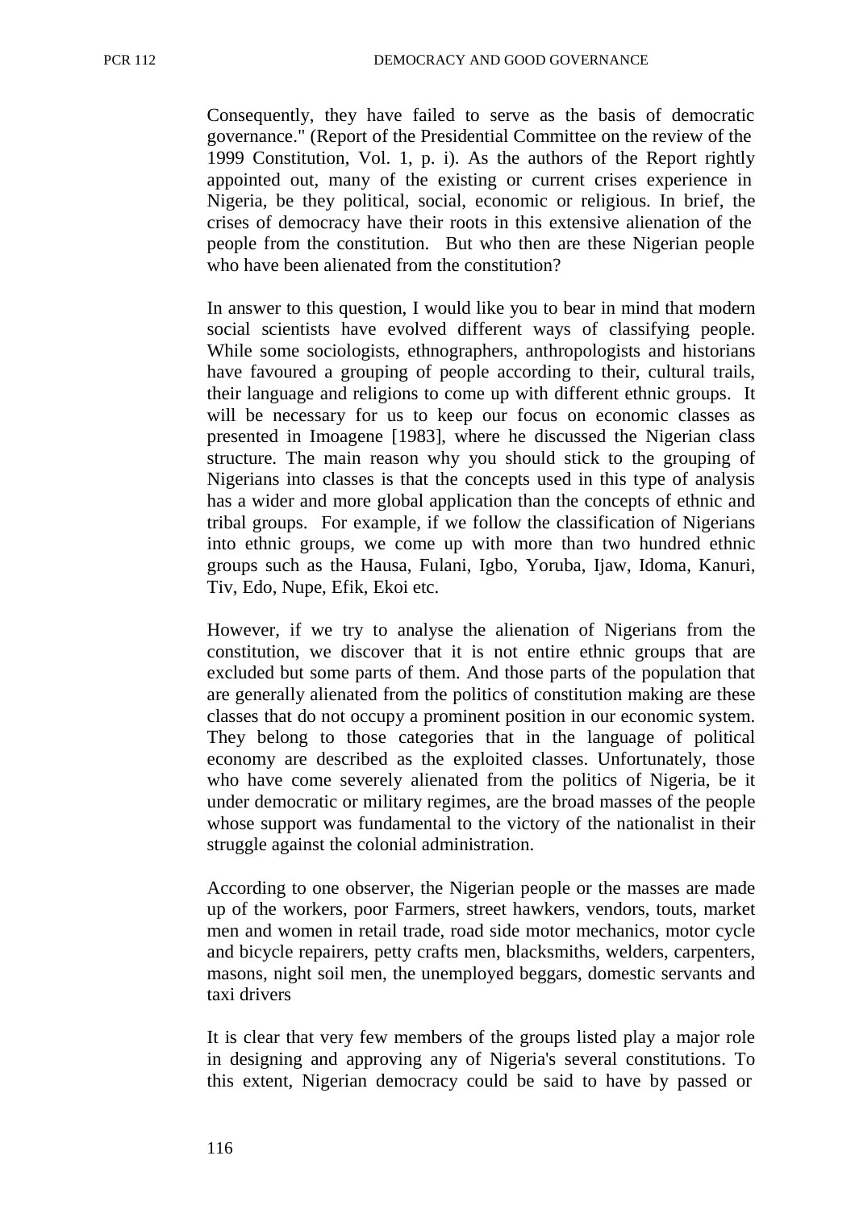Consequently, they have failed to serve as the basis of democratic governance." (Report of the Presidential Committee on the review of the 1999 Constitution, Vol. 1, p. i). As the authors of the Report rightly appointed out, many of the existing or current crises experience in Nigeria, be they political, social, economic or religious. In brief, the crises of democracy have their roots in this extensive alienation of the people from the constitution. But who then are these Nigerian people who have been alienated from the constitution?

In answer to this question, I would like you to bear in mind that modern social scientists have evolved different ways of classifying people. While some sociologists, ethnographers, anthropologists and historians have favoured a grouping of people according to their, cultural trails, their language and religions to come up with different ethnic groups. It will be necessary for us to keep our focus on economic classes as presented in Imoagene [1983], where he discussed the Nigerian class structure. The main reason why you should stick to the grouping of Nigerians into classes is that the concepts used in this type of analysis has a wider and more global application than the concepts of ethnic and tribal groups. For example, if we follow the classification of Nigerians into ethnic groups, we come up with more than two hundred ethnic groups such as the Hausa, Fulani, Igbo, Yoruba, Ijaw, Idoma, Kanuri, Tiv, Edo, Nupe, Efik, Ekoi etc.

However, if we try to analyse the alienation of Nigerians from the constitution, we discover that it is not entire ethnic groups that are excluded but some parts of them. And those parts of the population that are generally alienated from the politics of constitution making are these classes that do not occupy a prominent position in our economic system. They belong to those categories that in the language of political economy are described as the exploited classes. Unfortunately, those who have come severely alienated from the politics of Nigeria, be it under democratic or military regimes, are the broad masses of the people whose support was fundamental to the victory of the nationalist in their struggle against the colonial administration.

According to one observer, the Nigerian people or the masses are made up of the workers, poor Farmers, street hawkers, vendors, touts, market men and women in retail trade, road side motor mechanics, motor cycle and bicycle repairers, petty crafts men, blacksmiths, welders, carpenters, masons, night soil men, the unemployed beggars, domestic servants and taxi drivers

It is clear that very few members of the groups listed play a major role in designing and approving any of Nigeria's several constitutions. To this extent, Nigerian democracy could be said to have by passed or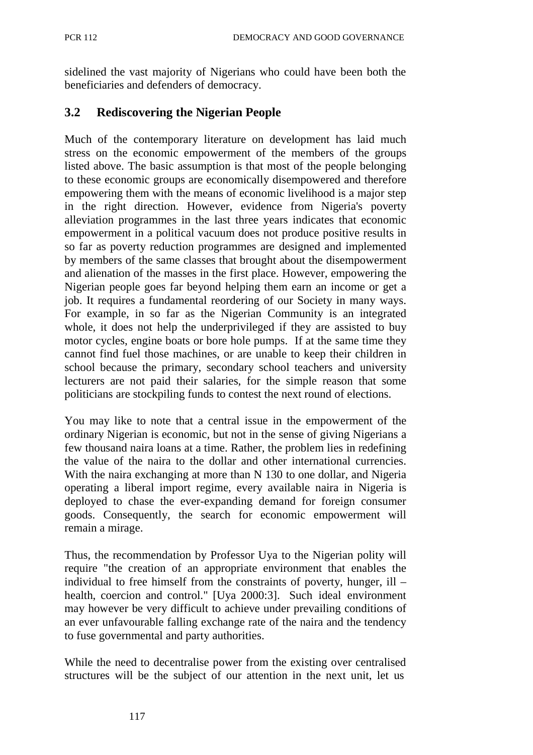sidelined the vast majority of Nigerians who could have been both the beneficiaries and defenders of democracy.

## 3.2 Rediscovering the Nigerian People

Much of the contemporary literature on development has laid much stress on the economic empowerment of the members of the groups listed above. The basic assumption is that most of the people belonging to these economic groups are economically disempowered and therefore empowering them with the means of economic livelihood is a major step in the right direction. However, evidence from Nigeria's poverty alleviation programmes in the last three years indicates that economic empowerment in a political vacuum does not produce positive results in so far as poverty reduction programmes are designed and implemented by members of the same classes that brought about the disempowerment and alienation of the masses in the first place. However, empowering the Nigerian people goes far beyond helping them earn an income or get a job. It requires a fundamental reordering of our Society in many ways. For example, in so far as the Nigerian Community is an integrated whole, it does not help the underprivileged if they are assisted to buy motor cycles, engine boats or bore hole pumps. If at the same time they cannot find fuel those machines, or are unable to keep their children in school because the primary, secondary school teachers and university lecturers are not paid their salaries, for the simple reason that some politicians are stockpiling funds to contest the next round of elections.

You may like to note that a central issue in the empowerment of the ordinary Nigerian is economic, but not in the sense of giving Nigerians a few thousand naira loans at a time. Rather, the problem lies in redefining the value of the naira to the dollar and other international currencies. With the naira exchanging at more than N 130 to one dollar, and Nigeria operating a liberal import regime, every available naira in Nigeria is deployed to chase the ever-expanding demand for foreign consumer goods. Consequently, the search for economic empowerment will remain a mirage.

Thus, the recommendation by Professor Uya to the Nigerian polity will require "the creation of an appropriate environment that enables the individual to free himself from the constraints of poverty, hunger, ill – health, coercion and control." [Uya 2000:3]. Such ideal environment may however be very difficult to achieve under prevailing conditions of an ever unfavourable falling exchange rate of the naira and the tendency to fuse governmental and party authorities.

While the need to decentralise power from the existing over centralised structures will be the subject of our attention in the next unit, let us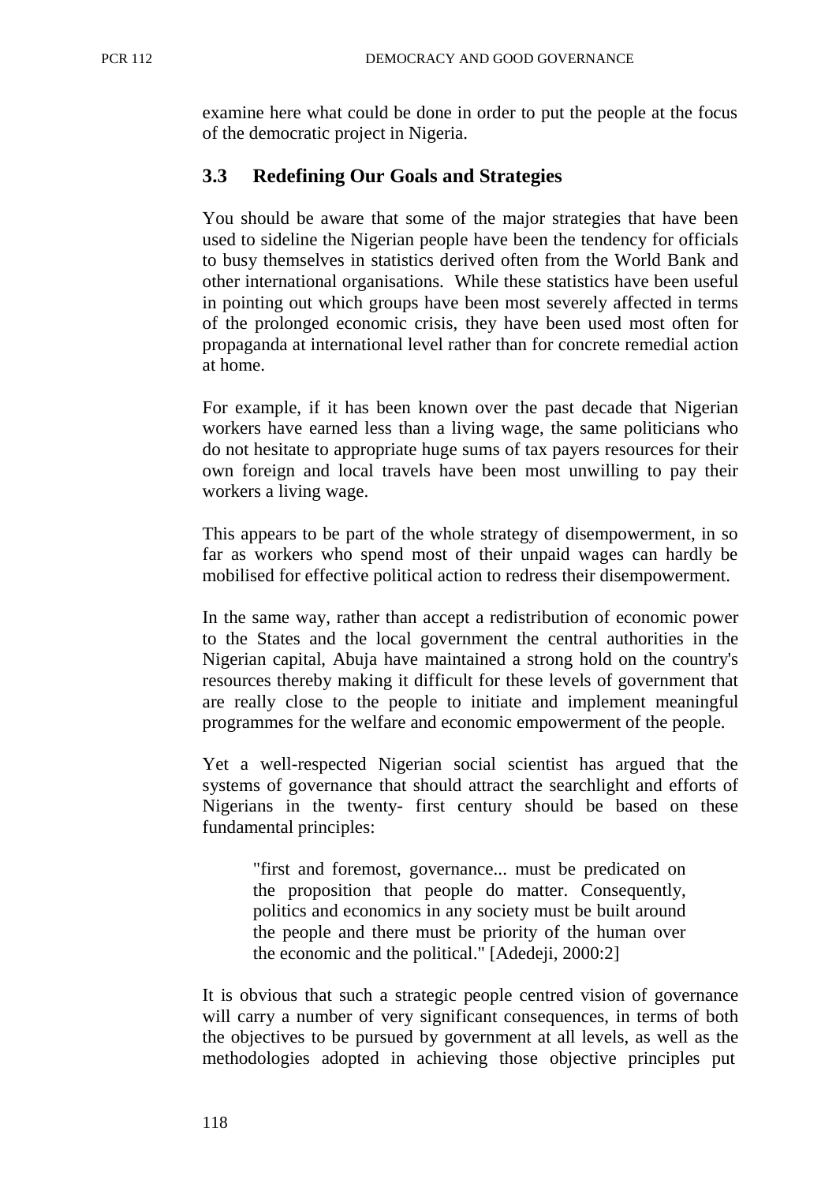examine here what could be done in order to put the people at the focus of the democratic project in Nigeria.

### 3.3 Redefining Our Goals and Strategies

You should be aware that some of the major strategies that have been used to sideline the Nigerian people have been the tendency for officials to busy themselves in statistics derived often from the World Bank and other international organisations. While these statistics have been useful in pointing out which groups have been most severely affected in terms of the prolonged economic crisis, they have been used most often for propaganda at international level rather than for concrete remedial action at home.

For example, if it has been known over the past decade that Nigerian workers have earned less than a living wage, the same politicians who do not hesitate to appropriate huge sums of tax payers resources for their own foreign and local travels have been most unwilling to pay their workers a living wage.

This appears to be part of the whole strategy of disempowerment, in so far as workers who spend most of their unpaid wages can hardly be mobilised for effective political action to redress their disempowerment.

In the same way, rather than accept a redistribution of economic power to the States and the local government the central authorities in the Nigerian capital, Abuja have maintained a strong hold on the country's resources thereby making it difficult for these levels of government that are really close to the people to initiate and implement meaningful programmes for the welfare and economic empowerment of the people.

Yet a well-respected Nigerian social scientist has argued that the systems of governance that should attract the searchlight and efforts of Nigerians in the twenty- first century should be based on these fundamental principles:

> "first and foremost, governance... must be predicated on the proposition that people do matter. Consequently, politics and economics in any society must be built around the people and there must be priority of the human over the economic and the political." [Adedeji, 2000:2]

It is obvious that such a strategic people centred vision of governance will carry a number of very significant consequences, in terms of both the objectives to be pursued by government at all levels, as well as the methodologies adopted in achieving those objective principles put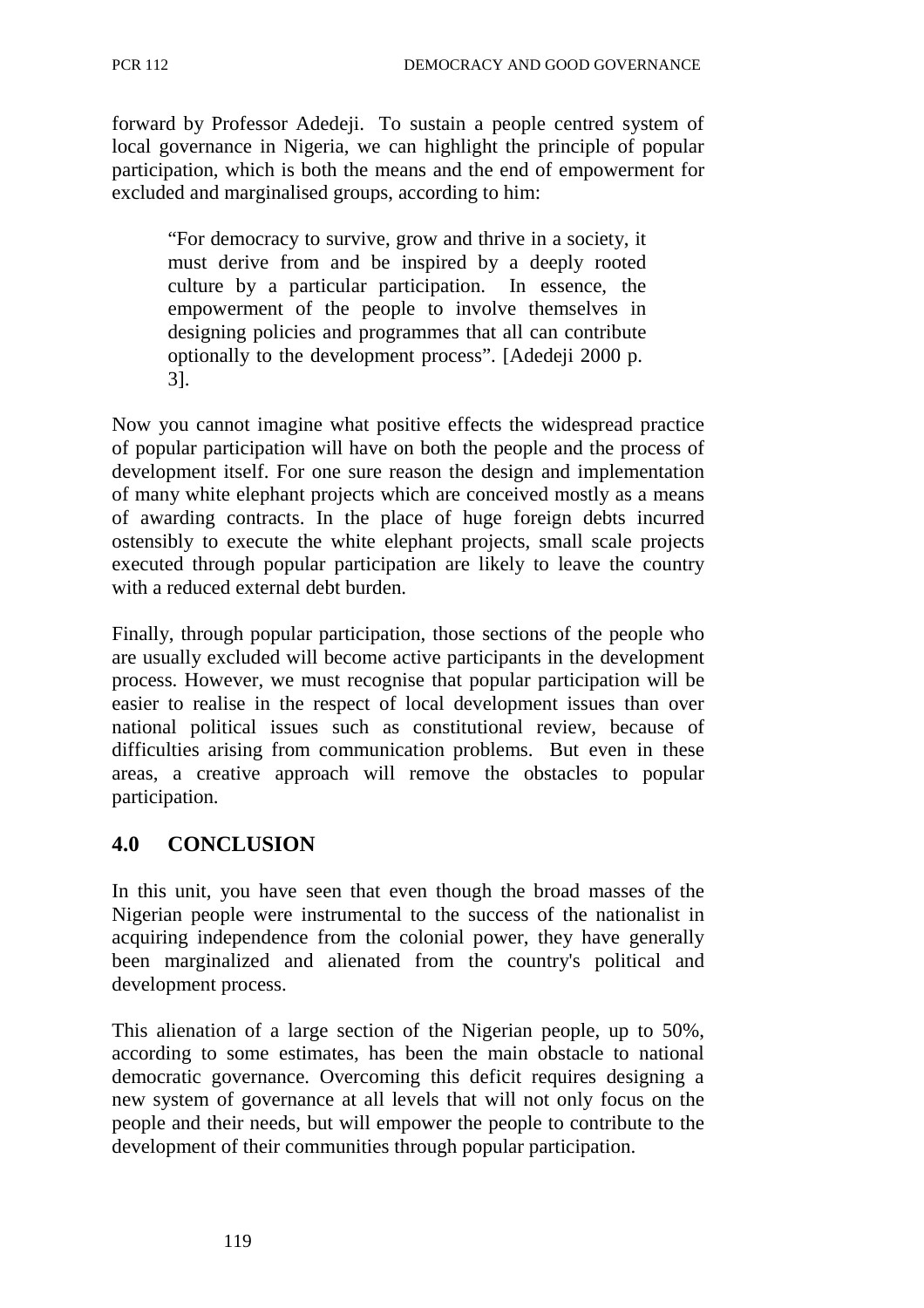forward by Professor Adedeji. To sustain a people centred system of local governance in Nigeria, we can highlight the principle of popular participation, which is both the means and the end of empowerment for excluded and marginalised groups, according to him:

> "For democracy to survive, grow and thrive in a society, it must derive from and be inspired by a deeply rooted culture by a particular participation. In essence, the empowerment of the people to involve themselves in designing policies and programmes that all can contribute optionally to the development process". [Adedeji 2000 p. 3].

Now you cannot imagine what positive effects the widespread practice of popular participation will have on both the people and the process of development itself. For one sure reason the design and implementation of many white elephant projects which are conceived mostly as a means of awarding contracts. In the place of huge foreign debts incurred ostensibly to execute the white elephant projects, small scale projects executed through popular participation are likely to leave the country with a reduced external debt burden.

Finally, through popular participation, those sections of the people who are usually excluded will become active participants in the development process. However, we must recognise that popular participation will be easier to realise in the respect of local development issues than over national political issues such as constitutional review, because of difficulties arising from communication problems. But even in these areas, a creative approach will remove the obstacles to popular participation.

## 4.0 CONCLUSION

In this unit, you have seen that even though the broad masses of the Nigerian people were instrumental to the success of the nationalist in acquiring independence from the colonial power, they have generally been marginalized and alienated from the country's political and development process.

This alienation of a large section of the Nigerian people, up to 50%, according to some estimates, has been the main obstacle to national democratic governance. Overcoming this deficit requires designing a new system of governance at all levels that will not only focus on the people and their needs, but will empower the people to contribute to the development of their communities through popular participation.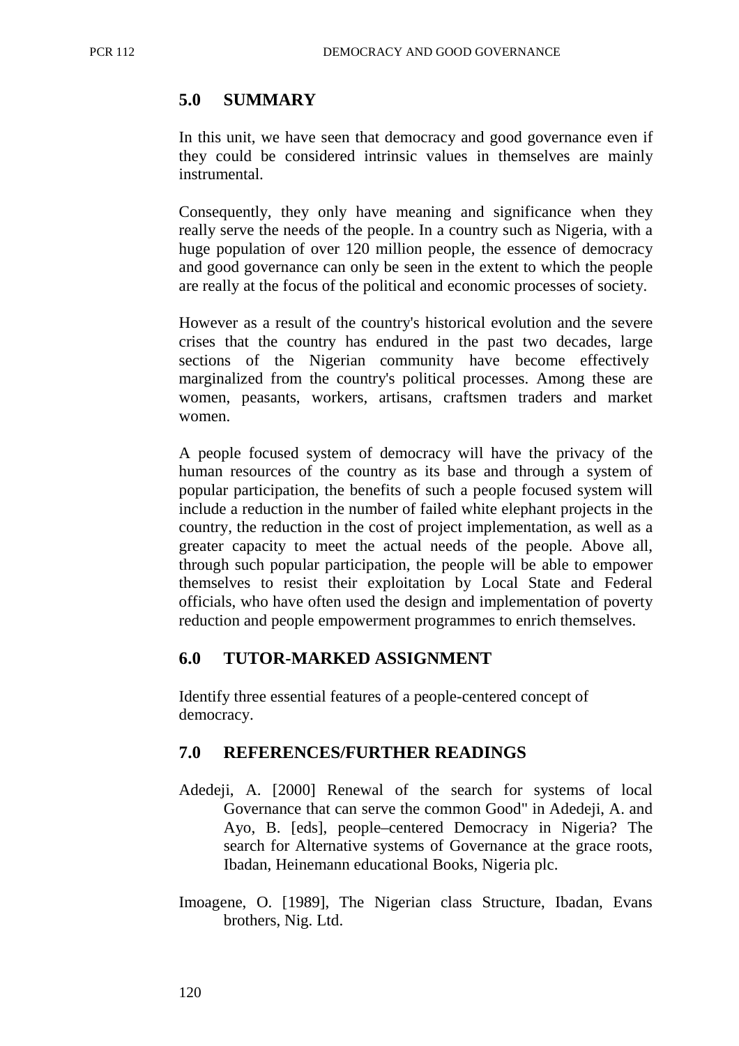## 5.0 SUMMARY

In this unit, we have seen that democracy and good governance even if they could be considered intrinsic values in themselves are mainly instrumental.

Consequently, they only have meaning and significance when they really serve the needs of the people. In a country such as Nigeria, with a huge population of over 120 million people, the essence of democracy and good governance can only be seen in the extent to which the people are really at the focus of the political and economic processes of society.

However as a result of the country's historical evolution and the severe crises that the country has endured in the past two decades, large sections of the Nigerian community have become effectively marginalized from the country's political processes. Among these are women, peasants, workers, artisans, craftsmen traders and market women.

A people focused system of democracy will have the privacy of the human resources of the country as its base and through a system of popular participation, the benefits of such a people focused system will include a reduction in the number of failed white elephant projects in the country, the reduction in the cost of project implementation, as well as a greater capacity to meet the actual needs of the people. Above all, through such popular participation, the people will be able to empower themselves to resist their exploitation by Local State and Federal officials, who have often used the design and implementation of poverty reduction and people empowerment programmes to enrich themselves.

## 6.0 TUTOR-MARKED ASSIGNMENT

Identify three essential features of a people-centered concept of democracy.

## 7.0 REFERENCES/FURTHER READINGS

Adedeji, A. [2000] Renewal of the search for systems of local Governance that can serve the common Good" in Adedeji, A. and Ayo, B. [eds], people–centered Democracy in Nigeria? The search for Alternative systems of Governance at the grace roots, Ibadan, Heinemann educational Books, Nigeria plc.

Imoagene, O. [1989], The Nigerian class Structure, Ibadan, Evans brothers, Nig. Ltd.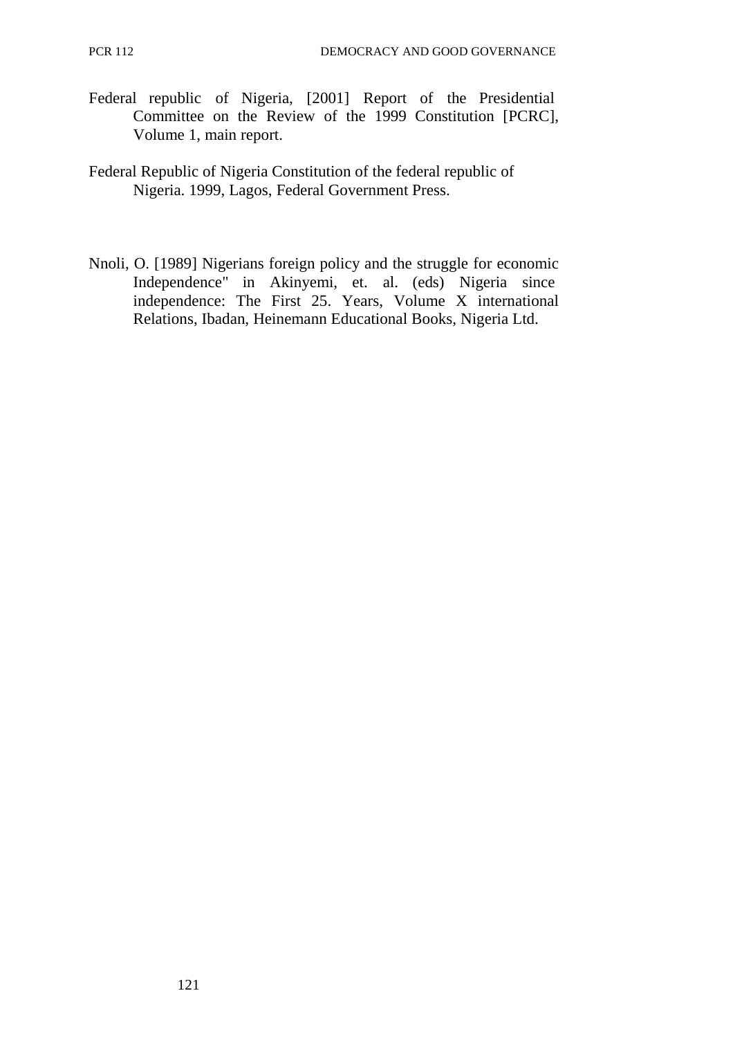Federal republic of Nigeria, [2001] Report of the Presidential Committee on the Review of the 1999 Constitution [PCRC], Volume 1, main report.

Federal Republic of Nigeria Constitution of the federal republic of Nigeria. 1999, Lagos, Federal Government Press.

Nnoli, O. [1989] Nigerians foreign policy and the struggle for economic Independence" in Akinyemi, et. al. (eds) Nigeria since independence: The First 25. Years, Volume X international Relations, Ibadan, Heinemann Educational Books, Nigeria Ltd.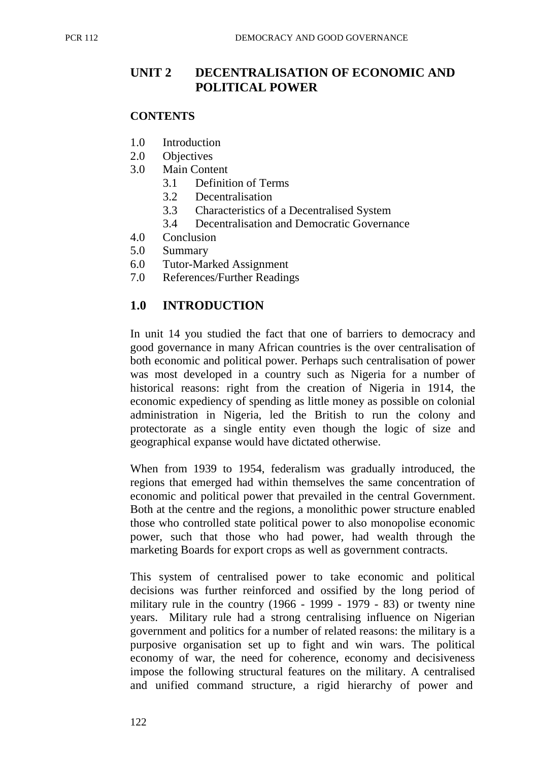## UNIT 2 DECENTRALISATION OF ECONOMIC AND POLITICAL POWER

**CONTENTS**

1.0 Introduction
2.0 Objectives
3.0 Main Content
 3.1 Definition of Terms
 3.2 Decentralisation
 3.3 Characteristics of a Decentralised System
 3.4 Decentralisation and Democratic Governance
4.0 Conclusion
5.0 Summary
6.0 Tutor-Marked Assignment
7.0 References/Further Readings

## 1.0 INTRODUCTION

In unit 14 you studied the fact that one of barriers to democracy and good governance in many African countries is the over centralisation of both economic and political power. Perhaps such centralisation of power was most developed in a country such as Nigeria for a number of historical reasons: right from the creation of Nigeria in 1914, the economic expediency of spending as little money as possible on colonial administration in Nigeria, led the British to run the colony and protectorate as a single entity even though the logic of size and geographical expanse would have dictated otherwise.

When from 1939 to 1954, federalism was gradually introduced, the regions that emerged had within themselves the same concentration of economic and political power that prevailed in the central Government. Both at the centre and the regions, a monolithic power structure enabled those who controlled state political power to also monopolise economic power, such that those who had power, had wealth through the marketing Boards for export crops as well as government contracts.

This system of centralised power to take economic and political decisions was further reinforced and ossified by the long period of military rule in the country (1966 - 1999 - 1979 - 83) or twenty nine years. Military rule had a strong centralising influence on Nigerian government and politics for a number of related reasons: the military is a purposive organisation set up to fight and win wars. The political economy of war, the need for coherence, economy and decisiveness impose the following structural features on the military. A centralised and unified command structure, a rigid hierarchy of power and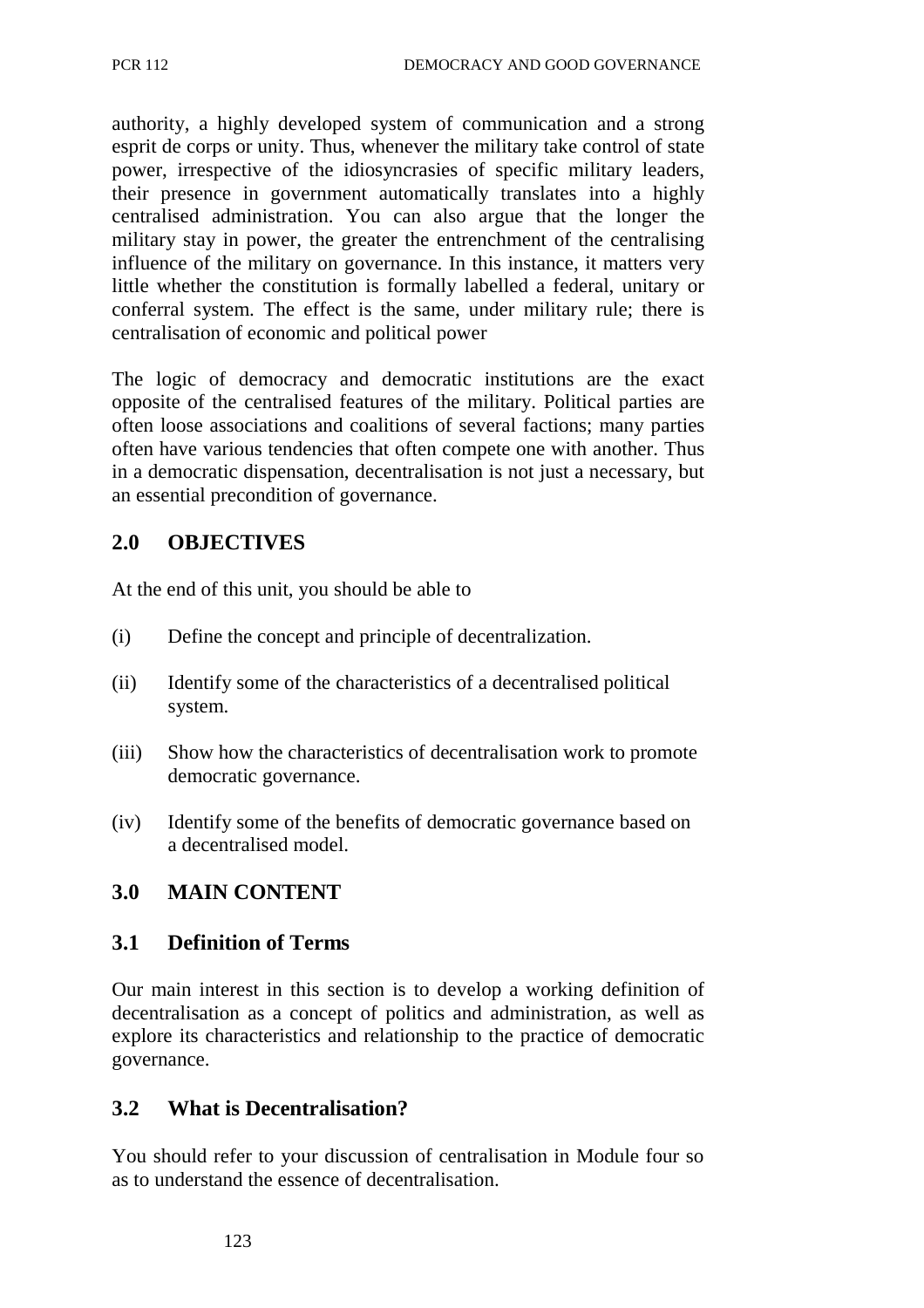authority, a highly developed system of communication and a strong esprit de corps or unity. Thus, whenever the military take control of state power, irrespective of the idiosyncrasies of specific military leaders, their presence in government automatically translates into a highly centralised administration. You can also argue that the longer the military stay in power, the greater the entrenchment of the centralising influence of the military on governance. In this instance, it matters very little whether the constitution is formally labelled a federal, unitary or conferral system. The effect is the same, under military rule; there is centralisation of economic and political power

The logic of democracy and democratic institutions are the exact opposite of the centralised features of the military. Political parties are often loose associations and coalitions of several factions; many parties often have various tendencies that often compete one with another. Thus in a democratic dispensation, decentralisation is not just a necessary, but an essential precondition of governance.

## 2.0 OBJECTIVES

At the end of this unit, you should be able to

(i) Define the concept and principle of decentralization.

(ii) Identify some of the characteristics of a decentralised political system.

(iii) Show how the characteristics of decentralisation work to promote democratic governance.

(iv) Identify some of the benefits of democratic governance based on a decentralised model.

## 3.0 MAIN CONTENT

### 3.1 Definition of Terms

Our main interest in this section is to develop a working definition of decentralisation as a concept of politics and administration, as well as explore its characteristics and relationship to the practice of democratic governance.

### 3.2 What is Decentralisation?

You should refer to your discussion of centralisation in Module four so as to understand the essence of decentralisation.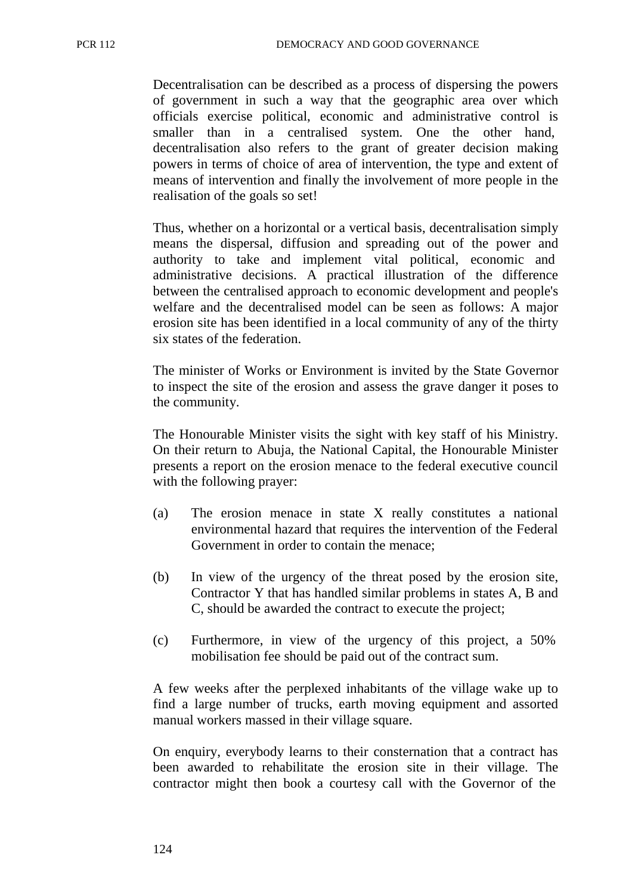Decentralisation can be described as a process of dispersing the powers of government in such a way that the geographic area over which officials exercise political, economic and administrative control is smaller than in a centralised system. One the other hand, decentralisation also refers to the grant of greater decision making powers in terms of choice of area of intervention, the type and extent of means of intervention and finally the involvement of more people in the realisation of the goals so set!

Thus, whether on a horizontal or a vertical basis, decentralisation simply means the dispersal, diffusion and spreading out of the power and authority to take and implement vital political, economic and administrative decisions. A practical illustration of the difference between the centralised approach to economic development and people's welfare and the decentralised model can be seen as follows: A major erosion site has been identified in a local community of any of the thirty six states of the federation.

The minister of Works or Environment is invited by the State Governor to inspect the site of the erosion and assess the grave danger it poses to the community.

The Honourable Minister visits the sight with key staff of his Ministry. On their return to Abuja, the National Capital, the Honourable Minister presents a report on the erosion menace to the federal executive council with the following prayer:

(a) The erosion menace in state X really constitutes a national environmental hazard that requires the intervention of the Federal Government in order to contain the menace;

(b) In view of the urgency of the threat posed by the erosion site, Contractor Y that has handled similar problems in states A, B and C, should be awarded the contract to execute the project;

(c) Furthermore, in view of the urgency of this project, a 50% mobilisation fee should be paid out of the contract sum.

A few weeks after the perplexed inhabitants of the village wake up to find a large number of trucks, earth moving equipment and assorted manual workers massed in their village square.

On enquiry, everybody learns to their consternation that a contract has been awarded to rehabilitate the erosion site in their village. The contractor might then book a courtesy call with the Governor of the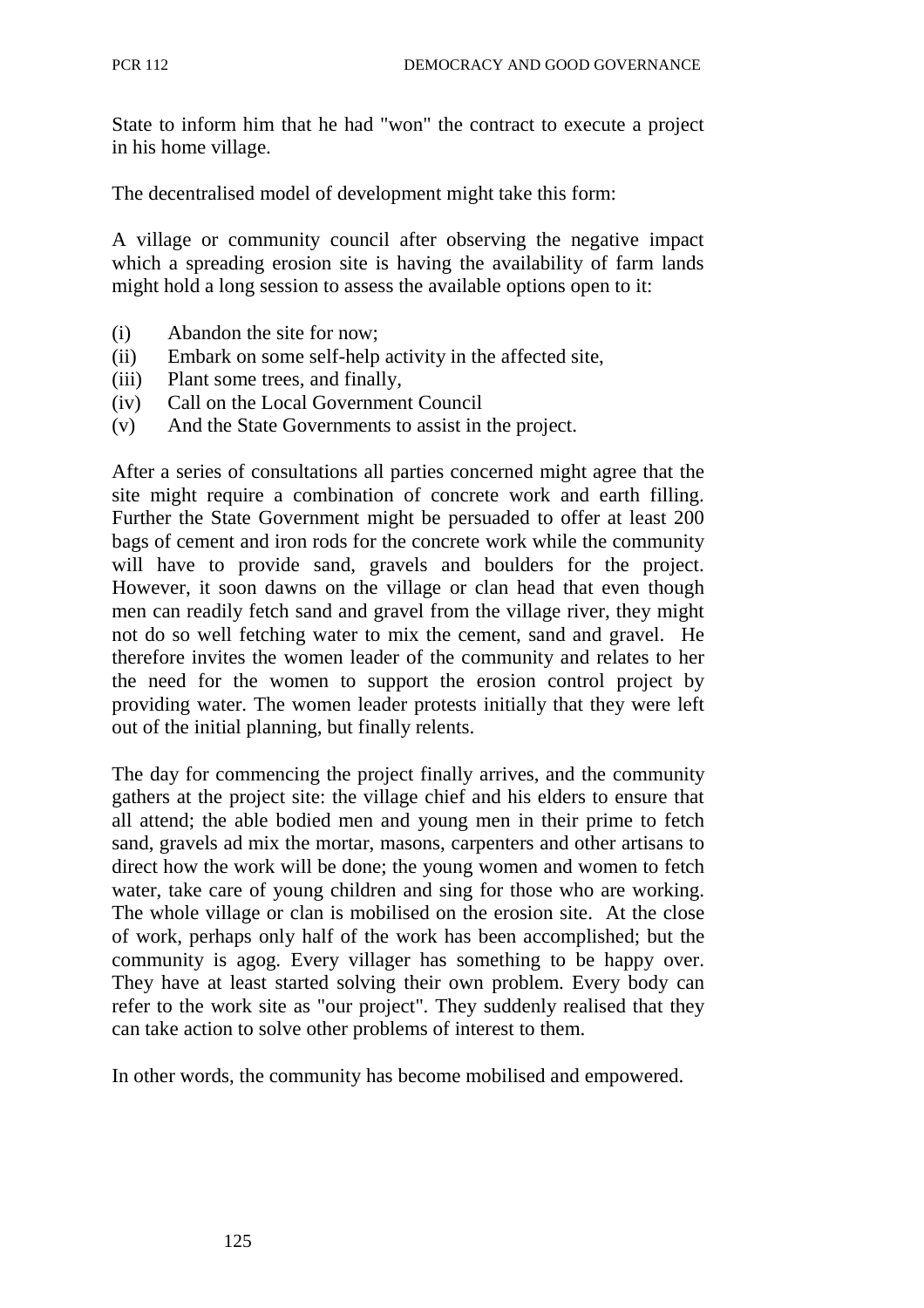State to inform him that he had "won" the contract to execute a project in his home village.

The decentralised model of development might take this form:

A village or community council after observing the negative impact which a spreading erosion site is having the availability of farm lands might hold a long session to assess the available options open to it:

(i) Abandon the site for now;
(ii) Embark on some self-help activity in the affected site,
(iii) Plant some trees, and finally,
(iv) Call on the Local Government Council
(v) And the State Governments to assist in the project.

After a series of consultations all parties concerned might agree that the site might require a combination of concrete work and earth filling. Further the State Government might be persuaded to offer at least 200 bags of cement and iron rods for the concrete work while the community will have to provide sand, gravels and boulders for the project. However, it soon dawns on the village or clan head that even though men can readily fetch sand and gravel from the village river, they might not do so well fetching water to mix the cement, sand and gravel. He therefore invites the women leader of the community and relates to her the need for the women to support the erosion control project by providing water. The women leader protests initially that they were left out of the initial planning, but finally relents.

The day for commencing the project finally arrives, and the community gathers at the project site: the village chief and his elders to ensure that all attend; the able bodied men and young men in their prime to fetch sand, gravels ad mix the mortar, masons, carpenters and other artisans to direct how the work will be done; the young women and women to fetch water, take care of young children and sing for those who are working. The whole village or clan is mobilised on the erosion site. At the close of work, perhaps only half of the work has been accomplished; but the community is agog. Every villager has something to be happy over. They have at least started solving their own problem. Every body can refer to the work site as "our project". They suddenly realised that they can take action to solve other problems of interest to them.

In other words, the community has become mobilised and empowered.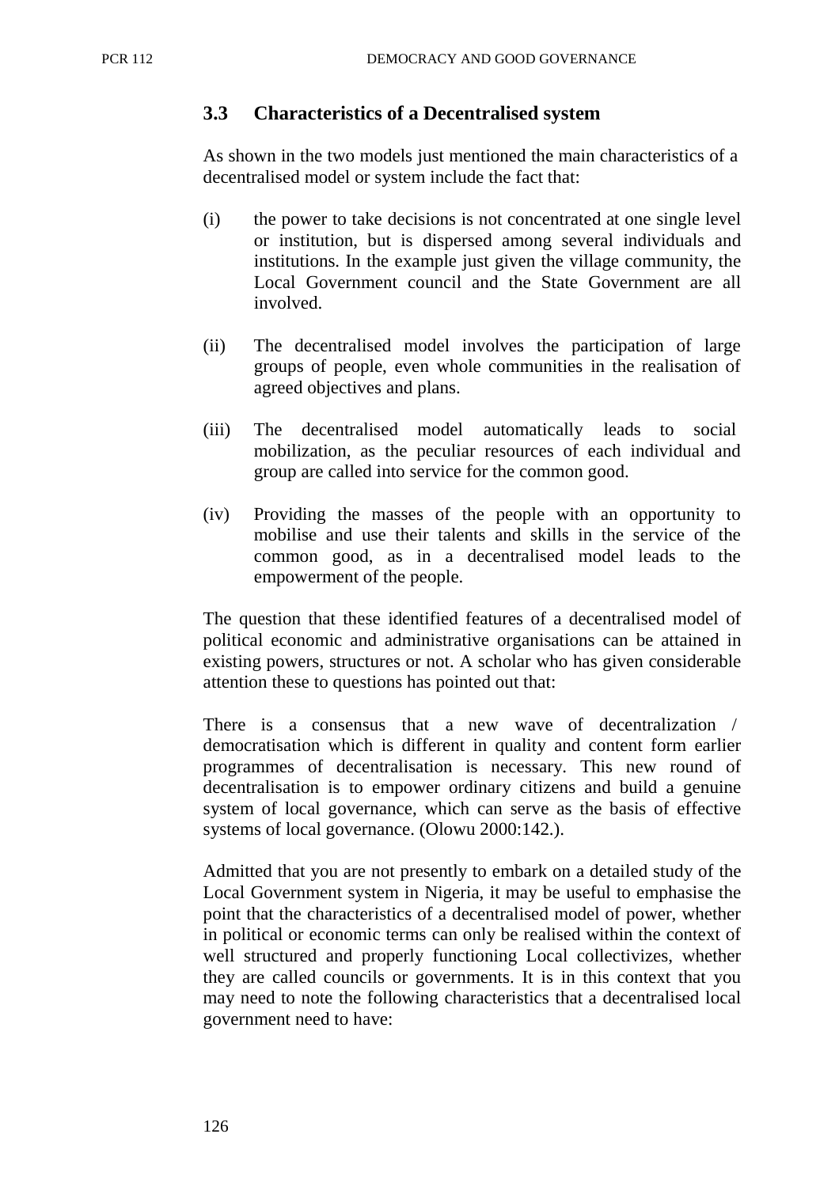### 3.3 Characteristics of a Decentralised system

As shown in the two models just mentioned the main characteristics of a decentralised model or system include the fact that:

(i) the power to take decisions is not concentrated at one single level or institution, but is dispersed among several individuals and institutions. In the example just given the village community, the Local Government council and the State Government are all involved.

(ii) The decentralised model involves the participation of large groups of people, even whole communities in the realisation of agreed objectives and plans.

(iii) The decentralised model automatically leads to social mobilization, as the peculiar resources of each individual and group are called into service for the common good.

(iv) Providing the masses of the people with an opportunity to mobilise and use their talents and skills in the service of the common good, as in a decentralised model leads to the empowerment of the people.

The question that these identified features of a decentralised model of political economic and administrative organisations can be attained in existing powers, structures or not. A scholar who has given considerable attention these to questions has pointed out that:

There is a consensus that a new wave of decentralization / democratisation which is different in quality and content form earlier programmes of decentralisation is necessary. This new round of decentralisation is to empower ordinary citizens and build a genuine system of local governance, which can serve as the basis of effective systems of local governance. (Olowu 2000:142.).

Admitted that you are not presently to embark on a detailed study of the Local Government system in Nigeria, it may be useful to emphasise the point that the characteristics of a decentralised model of power, whether in political or economic terms can only be realised within the context of well structured and properly functioning Local collectivizes, whether they are called councils or governments. It is in this context that you may need to note the following characteristics that a decentralised local government need to have: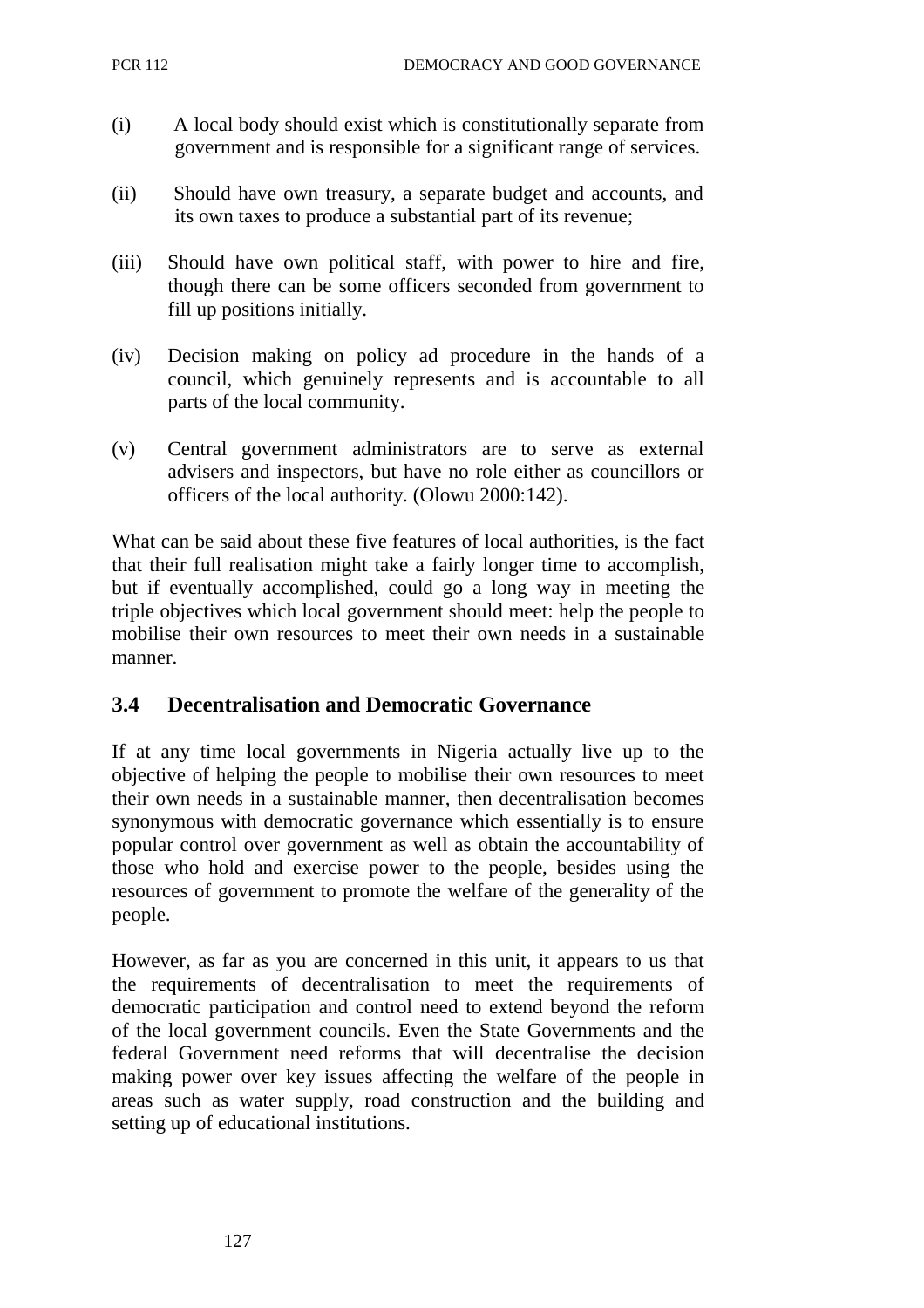(i) A local body should exist which is constitutionally separate from government and is responsible for a significant range of services.

(ii) Should have own treasury, a separate budget and accounts, and its own taxes to produce a substantial part of its revenue;

(iii) Should have own political staff, with power to hire and fire, though there can be some officers seconded from government to fill up positions initially.

(iv) Decision making on policy ad procedure in the hands of a council, which genuinely represents and is accountable to all parts of the local community.

(v) Central government administrators are to serve as external advisers and inspectors, but have no role either as councillors or officers of the local authority. (Olowu 2000:142).

What can be said about these five features of local authorities, is the fact that their full realisation might take a fairly longer time to accomplish, but if eventually accomplished, could go a long way in meeting the triple objectives which local government should meet: help the people to mobilise their own resources to meet their own needs in a sustainable manner.

## 3.4 Decentralisation and Democratic Governance

If at any time local governments in Nigeria actually live up to the objective of helping the people to mobilise their own resources to meet their own needs in a sustainable manner, then decentralisation becomes synonymous with democratic governance which essentially is to ensure popular control over government as well as obtain the accountability of those who hold and exercise power to the people, besides using the resources of government to promote the welfare of the generality of the people.

However, as far as you are concerned in this unit, it appears to us that the requirements of decentralisation to meet the requirements of democratic participation and control need to extend beyond the reform of the local government councils. Even the State Governments and the federal Government need reforms that will decentralise the decision making power over key issues affecting the welfare of the people in areas such as water supply, road construction and the building and setting up of educational institutions.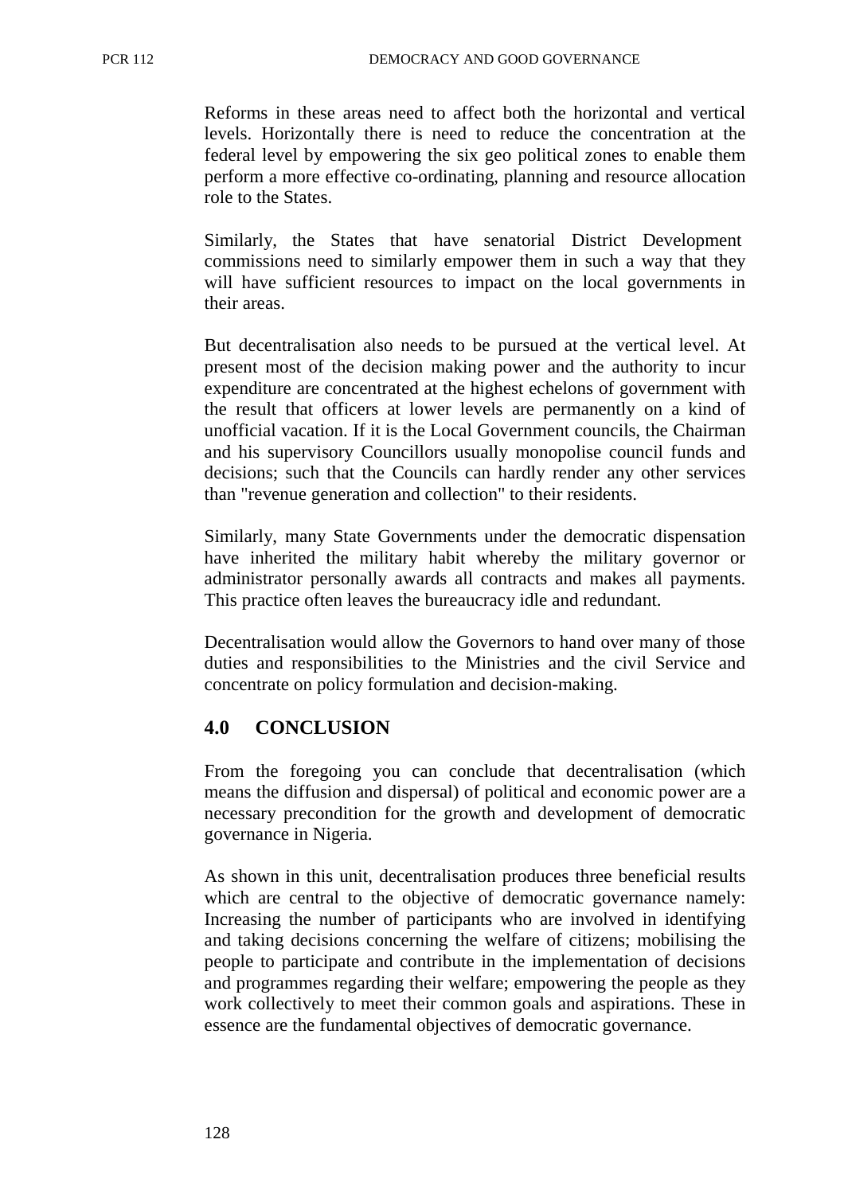Reforms in these areas need to affect both the horizontal and vertical levels. Horizontally there is need to reduce the concentration at the federal level by empowering the six geo political zones to enable them perform a more effective co-ordinating, planning and resource allocation role to the States.

Similarly, the States that have senatorial District Development commissions need to similarly empower them in such a way that they will have sufficient resources to impact on the local governments in their areas.

But decentralisation also needs to be pursued at the vertical level. At present most of the decision making power and the authority to incur expenditure are concentrated at the highest echelons of government with the result that officers at lower levels are permanently on a kind of unofficial vacation. If it is the Local Government councils, the Chairman and his supervisory Councillors usually monopolise council funds and decisions; such that the Councils can hardly render any other services than "revenue generation and collection" to their residents.

Similarly, many State Governments under the democratic dispensation have inherited the military habit whereby the military governor or administrator personally awards all contracts and makes all payments. This practice often leaves the bureaucracy idle and redundant.

Decentralisation would allow the Governors to hand over many of those duties and responsibilities to the Ministries and the civil Service and concentrate on policy formulation and decision-making.

## 4.0 CONCLUSION

From the foregoing you can conclude that decentralisation (which means the diffusion and dispersal) of political and economic power are a necessary precondition for the growth and development of democratic governance in Nigeria.

As shown in this unit, decentralisation produces three beneficial results which are central to the objective of democratic governance namely: Increasing the number of participants who are involved in identifying and taking decisions concerning the welfare of citizens; mobilising the people to participate and contribute in the implementation of decisions and programmes regarding their welfare; empowering the people as they work collectively to meet their common goals and aspirations. These in essence are the fundamental objectives of democratic governance.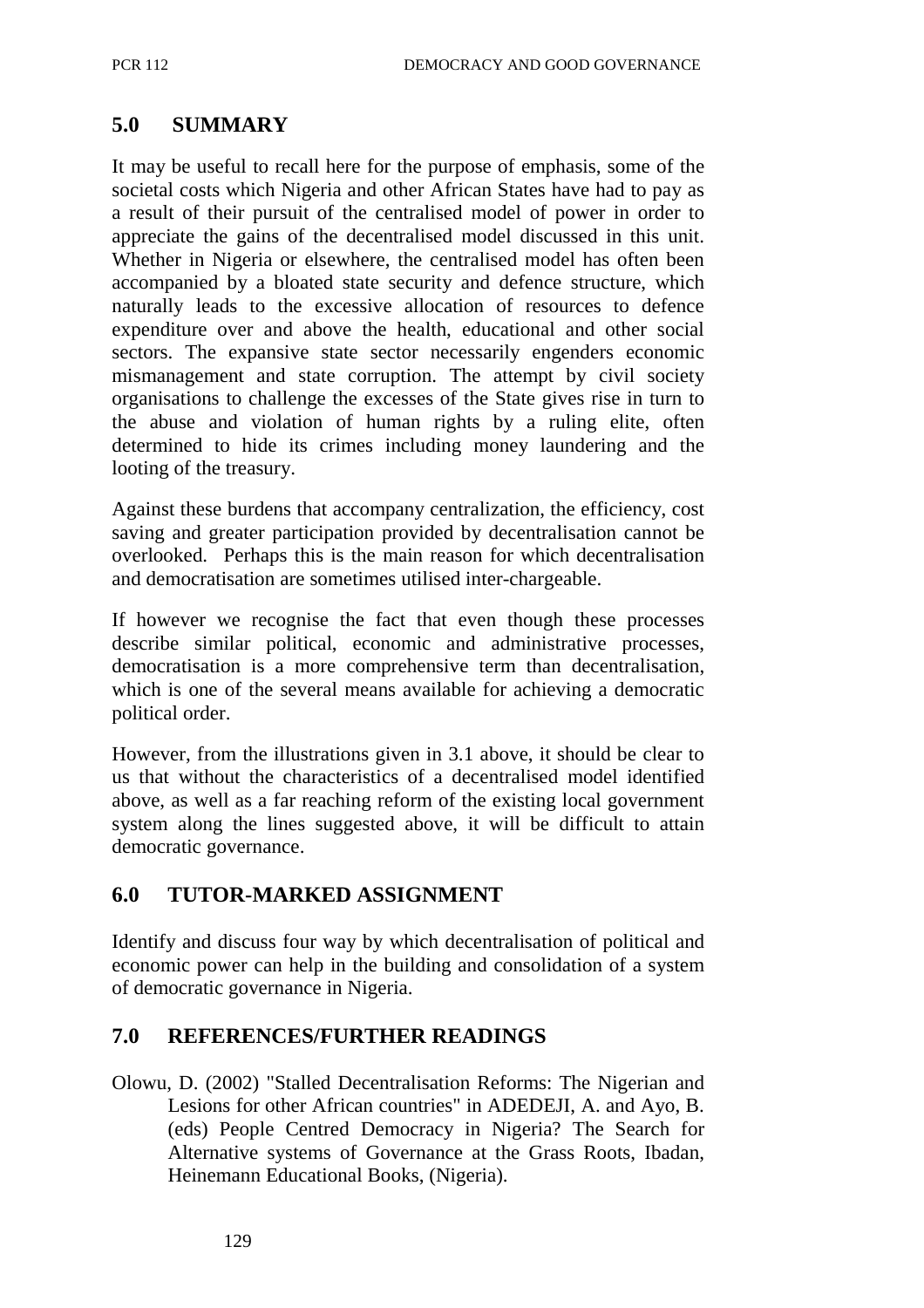## 5.0 SUMMARY

It may be useful to recall here for the purpose of emphasis, some of the societal costs which Nigeria and other African States have had to pay as a result of their pursuit of the centralised model of power in order to appreciate the gains of the decentralised model discussed in this unit. Whether in Nigeria or elsewhere, the centralised model has often been accompanied by a bloated state security and defence structure, which naturally leads to the excessive allocation of resources to defence expenditure over and above the health, educational and other social sectors. The expansive state sector necessarily engenders economic mismanagement and state corruption. The attempt by civil society organisations to challenge the excesses of the State gives rise in turn to the abuse and violation of human rights by a ruling elite, often determined to hide its crimes including money laundering and the looting of the treasury.

Against these burdens that accompany centralization, the efficiency, cost saving and greater participation provided by decentralisation cannot be overlooked. Perhaps this is the main reason for which decentralisation and democratisation are sometimes utilised inter-chargeable.

If however we recognise the fact that even though these processes describe similar political, economic and administrative processes, democratisation is a more comprehensive term than decentralisation, which is one of the several means available for achieving a democratic political order.

However, from the illustrations given in 3.1 above, it should be clear to us that without the characteristics of a decentralised model identified above, as well as a far reaching reform of the existing local government system along the lines suggested above, it will be difficult to attain democratic governance.

## 6.0 TUTOR-MARKED ASSIGNMENT

Identify and discuss four way by which decentralisation of political and economic power can help in the building and consolidation of a system of democratic governance in Nigeria.

## 7.0 REFERENCES/FURTHER READINGS

Olowu, D. (2002) "Stalled Decentralisation Reforms: The Nigerian and Lesions for other African countries" in ADEDEJI, A. and Ayo, B. (eds) People Centred Democracy in Nigeria? The Search for Alternative systems of Governance at the Grass Roots, Ibadan, Heinemann Educational Books, (Nigeria).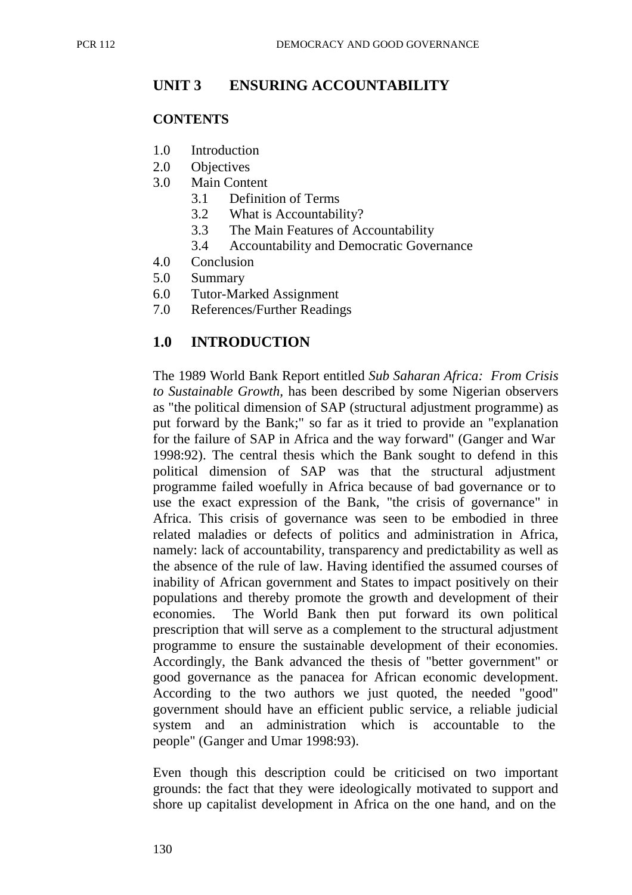## UNIT 3 ENSURING ACCOUNTABILITY

### CONTENTS

1.0 Introduction
2.0 Objectives
3.0 Main Content
  3.1 Definition of Terms
  3.2 What is Accountability?
  3.3 The Main Features of Accountability
  3.4 Accountability and Democratic Governance
4.0 Conclusion
5.0 Summary
6.0 Tutor-Marked Assignment
7.0 References/Further Readings

## 1.0 INTRODUCTION

The 1989 World Bank Report entitled *Sub Saharan Africa: From Crisis to Sustainable Growth,* has been described by some Nigerian observers as "the political dimension of SAP (structural adjustment programme) as put forward by the Bank;" so far as it tried to provide an "explanation for the failure of SAP in Africa and the way forward" (Ganger and War 1998:92). The central thesis which the Bank sought to defend in this political dimension of SAP was that the structural adjustment programme failed woefully in Africa because of bad governance or to use the exact expression of the Bank, "the crisis of governance" in Africa. This crisis of governance was seen to be embodied in three related maladies or defects of politics and administration in Africa, namely: lack of accountability, transparency and predictability as well as the absence of the rule of law. Having identified the assumed courses of inability of African government and States to impact positively on their populations and thereby promote the growth and development of their economies. The World Bank then put forward its own political prescription that will serve as a complement to the structural adjustment programme to ensure the sustainable development of their economies. Accordingly, the Bank advanced the thesis of "better government" or good governance as the panacea for African economic development. According to the two authors we just quoted, the needed "good" government should have an efficient public service, a reliable judicial system and an administration which is accountable to the people" (Ganger and Umar 1998:93).

Even though this description could be criticised on two important grounds: the fact that they were ideologically motivated to support and shore up capitalist development in Africa on the one hand, and on the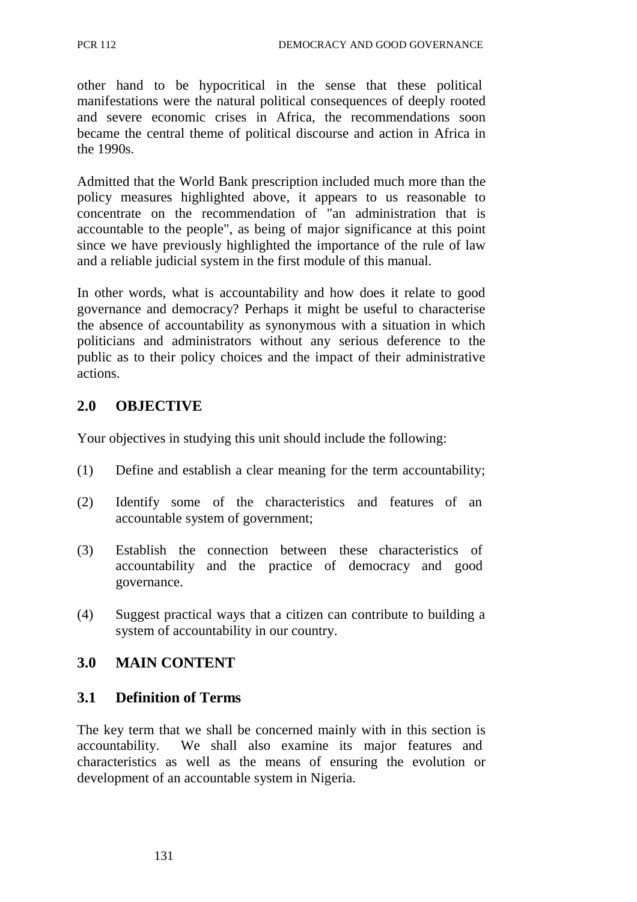other hand to be hypocritical in the sense that these political manifestations were the natural political consequences of deeply rooted and severe economic crises in Africa, the recommendations soon became the central theme of political discourse and action in Africa in the 1990s.

Admitted that the World Bank prescription included much more than the policy measures highlighted above, it appears to us reasonable to concentrate on the recommendation of "an administration that is accountable to the people", as being of major significance at this point since we have previously highlighted the importance of the rule of law and a reliable judicial system in the first module of this manual.

In other words, what is accountability and how does it relate to good governance and democracy? Perhaps it might be useful to characterise the absence of accountability as synonymous with a situation in which politicians and administrators without any serious deference to the public as to their policy choices and the impact of their administrative actions.

## 2.0 OBJECTIVE

Your objectives in studying this unit should include the following:

(1) Define and establish a clear meaning for the term accountability;

(2) Identify some of the characteristics and features of an accountable system of government;

(3) Establish the connection between these characteristics of accountability and the practice of democracy and good governance.

(4) Suggest practical ways that a citizen can contribute to building a system of accountability in our country.

## 3.0 MAIN CONTENT

### 3.1 Definition of Terms

The key term that we shall be concerned mainly with in this section is accountability. We shall also examine its major features and characteristics as well as the means of ensuring the evolution or development of an accountable system in Nigeria.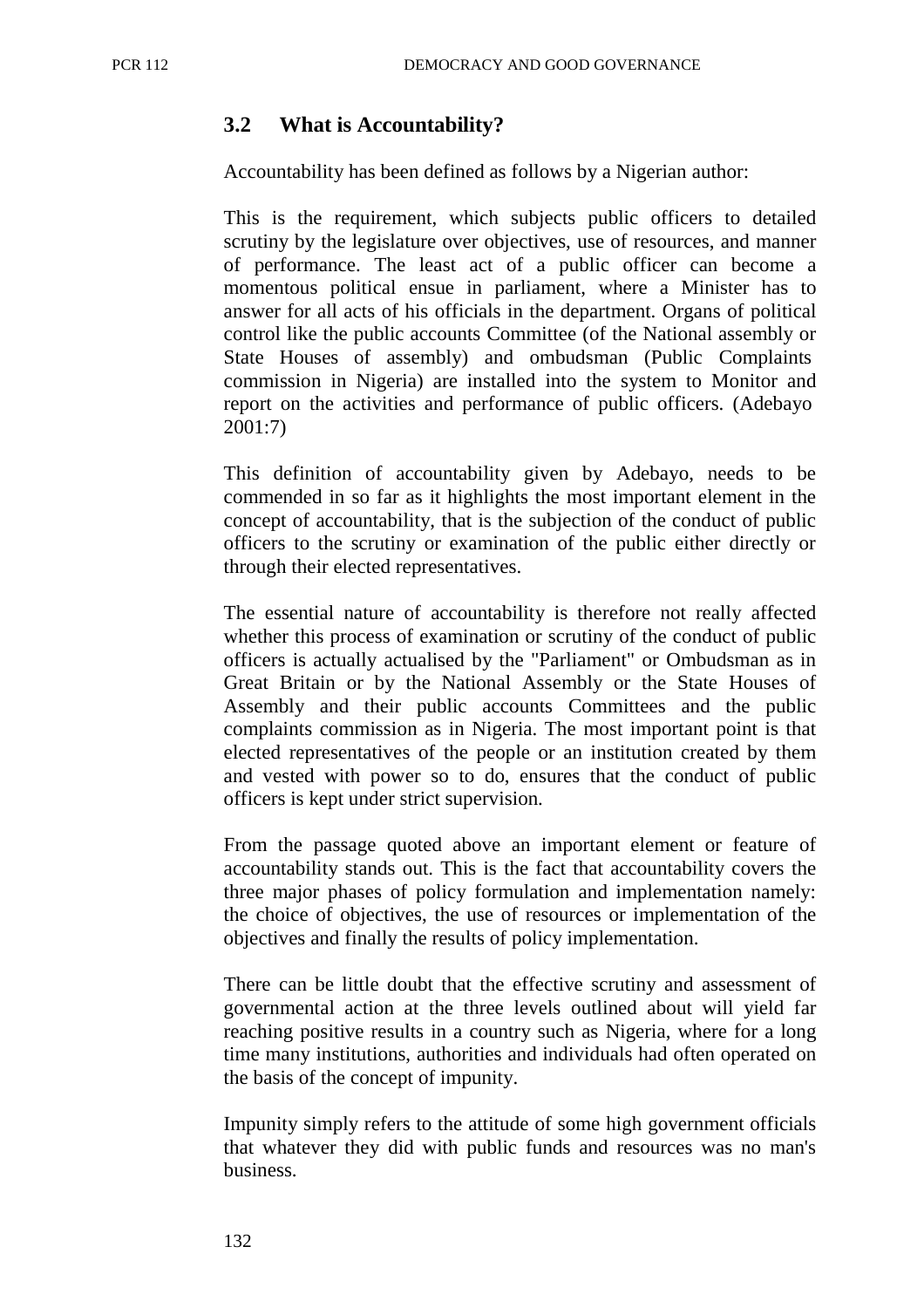## 3.2 What is Accountability?

Accountability has been defined as follows by a Nigerian author:

This is the requirement, which subjects public officers to detailed scrutiny by the legislature over objectives, use of resources, and manner of performance. The least act of a public officer can become a momentous political ensue in parliament, where a Minister has to answer for all acts of his officials in the department. Organs of political control like the public accounts Committee (of the National assembly or State Houses of assembly) and ombudsman (Public Complaints commission in Nigeria) are installed into the system to Monitor and report on the activities and performance of public officers. (Adebayo 2001:7)

This definition of accountability given by Adebayo, needs to be commended in so far as it highlights the most important element in the concept of accountability, that is the subjection of the conduct of public officers to the scrutiny or examination of the public either directly or through their elected representatives.

The essential nature of accountability is therefore not really affected whether this process of examination or scrutiny of the conduct of public officers is actually actualised by the "Parliament" or Ombudsman as in Great Britain or by the National Assembly or the State Houses of Assembly and their public accounts Committees and the public complaints commission as in Nigeria. The most important point is that elected representatives of the people or an institution created by them and vested with power so to do, ensures that the conduct of public officers is kept under strict supervision.

From the passage quoted above an important element or feature of accountability stands out. This is the fact that accountability covers the three major phases of policy formulation and implementation namely: the choice of objectives, the use of resources or implementation of the objectives and finally the results of policy implementation.

There can be little doubt that the effective scrutiny and assessment of governmental action at the three levels outlined about will yield far reaching positive results in a country such as Nigeria, where for a long time many institutions, authorities and individuals had often operated on the basis of the concept of impunity.

Impunity simply refers to the attitude of some high government officials that whatever they did with public funds and resources was no man's business.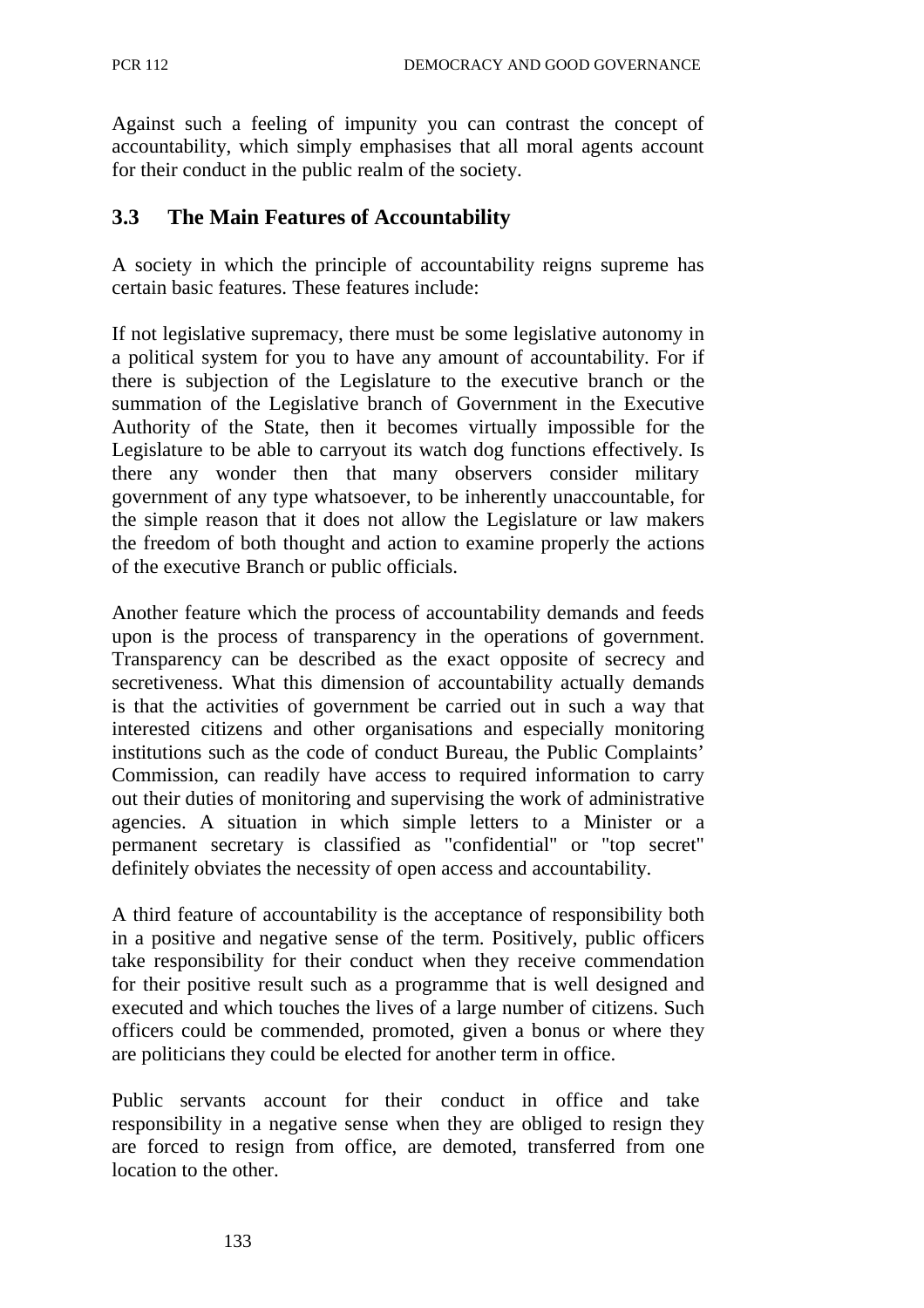Against such a feeling of impunity you can contrast the concept of accountability, which simply emphasises that all moral agents account for their conduct in the public realm of the society.

## 3.3 The Main Features of Accountability

A society in which the principle of accountability reigns supreme has certain basic features. These features include:

If not legislative supremacy, there must be some legislative autonomy in a political system for you to have any amount of accountability. For if there is subjection of the Legislature to the executive branch or the summation of the Legislative branch of Government in the Executive Authority of the State, then it becomes virtually impossible for the Legislature to be able to carryout its watch dog functions effectively. Is there any wonder then that many observers consider military government of any type whatsoever, to be inherently unaccountable, for the simple reason that it does not allow the Legislature or law makers the freedom of both thought and action to examine properly the actions of the executive Branch or public officials.

Another feature which the process of accountability demands and feeds upon is the process of transparency in the operations of government. Transparency can be described as the exact opposite of secrecy and secretiveness. What this dimension of accountability actually demands is that the activities of government be carried out in such a way that interested citizens and other organisations and especially monitoring institutions such as the code of conduct Bureau, the Public Complaints' Commission, can readily have access to required information to carry out their duties of monitoring and supervising the work of administrative agencies. A situation in which simple letters to a Minister or a permanent secretary is classified as "confidential" or "top secret" definitely obviates the necessity of open access and accountability.

A third feature of accountability is the acceptance of responsibility both in a positive and negative sense of the term. Positively, public officers take responsibility for their conduct when they receive commendation for their positive result such as a programme that is well designed and executed and which touches the lives of a large number of citizens. Such officers could be commended, promoted, given a bonus or where they are politicians they could be elected for another term in office.

Public servants account for their conduct in office and take responsibility in a negative sense when they are obliged to resign they are forced to resign from office, are demoted, transferred from one location to the other.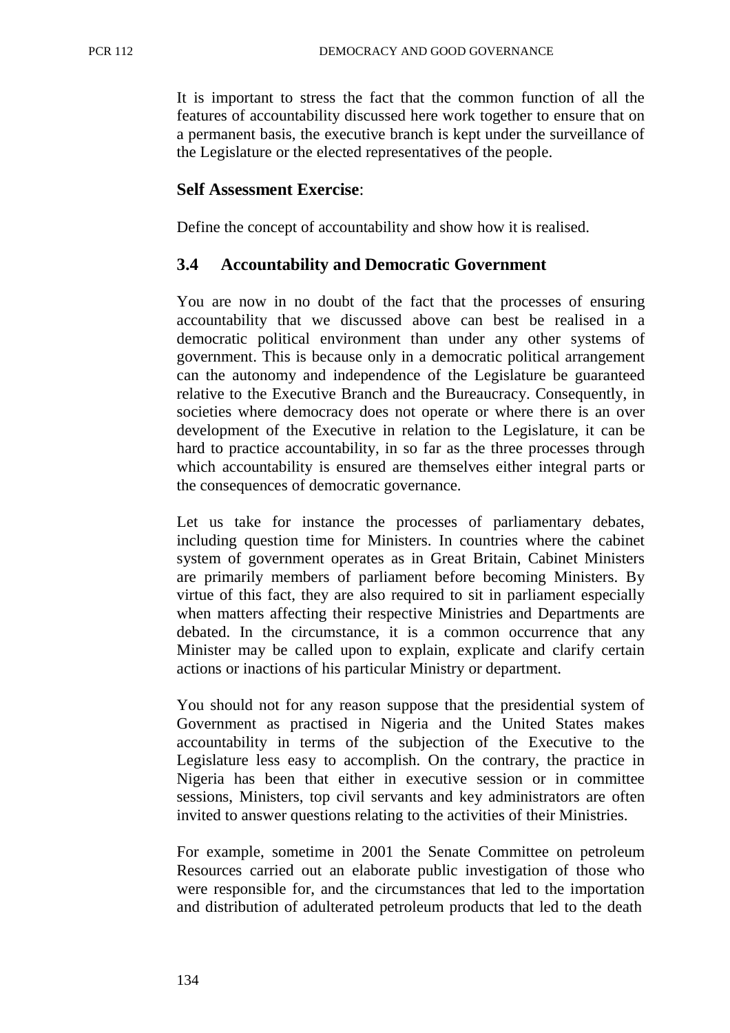It is important to stress the fact that the common function of all the features of accountability discussed here work together to ensure that on a permanent basis, the executive branch is kept under the surveillance of the Legislature or the elected representatives of the people.

**Self Assessment Exercise**:

Define the concept of accountability and show how it is realised.

## 3.4 Accountability and Democratic Government

You are now in no doubt of the fact that the processes of ensuring accountability that we discussed above can best be realised in a democratic political environment than under any other systems of government. This is because only in a democratic political arrangement can the autonomy and independence of the Legislature be guaranteed relative to the Executive Branch and the Bureaucracy. Consequently, in societies where democracy does not operate or where there is an over development of the Executive in relation to the Legislature, it can be hard to practice accountability, in so far as the three processes through which accountability is ensured are themselves either integral parts or the consequences of democratic governance.

Let us take for instance the processes of parliamentary debates, including question time for Ministers. In countries where the cabinet system of government operates as in Great Britain, Cabinet Ministers are primarily members of parliament before becoming Ministers. By virtue of this fact, they are also required to sit in parliament especially when matters affecting their respective Ministries and Departments are debated. In the circumstance, it is a common occurrence that any Minister may be called upon to explain, explicate and clarify certain actions or inactions of his particular Ministry or department.

You should not for any reason suppose that the presidential system of Government as practised in Nigeria and the United States makes accountability in terms of the subjection of the Executive to the Legislature less easy to accomplish. On the contrary, the practice in Nigeria has been that either in executive session or in committee sessions, Ministers, top civil servants and key administrators are often invited to answer questions relating to the activities of their Ministries.

For example, sometime in 2001 the Senate Committee on petroleum Resources carried out an elaborate public investigation of those who were responsible for, and the circumstances that led to the importation and distribution of adulterated petroleum products that led to the death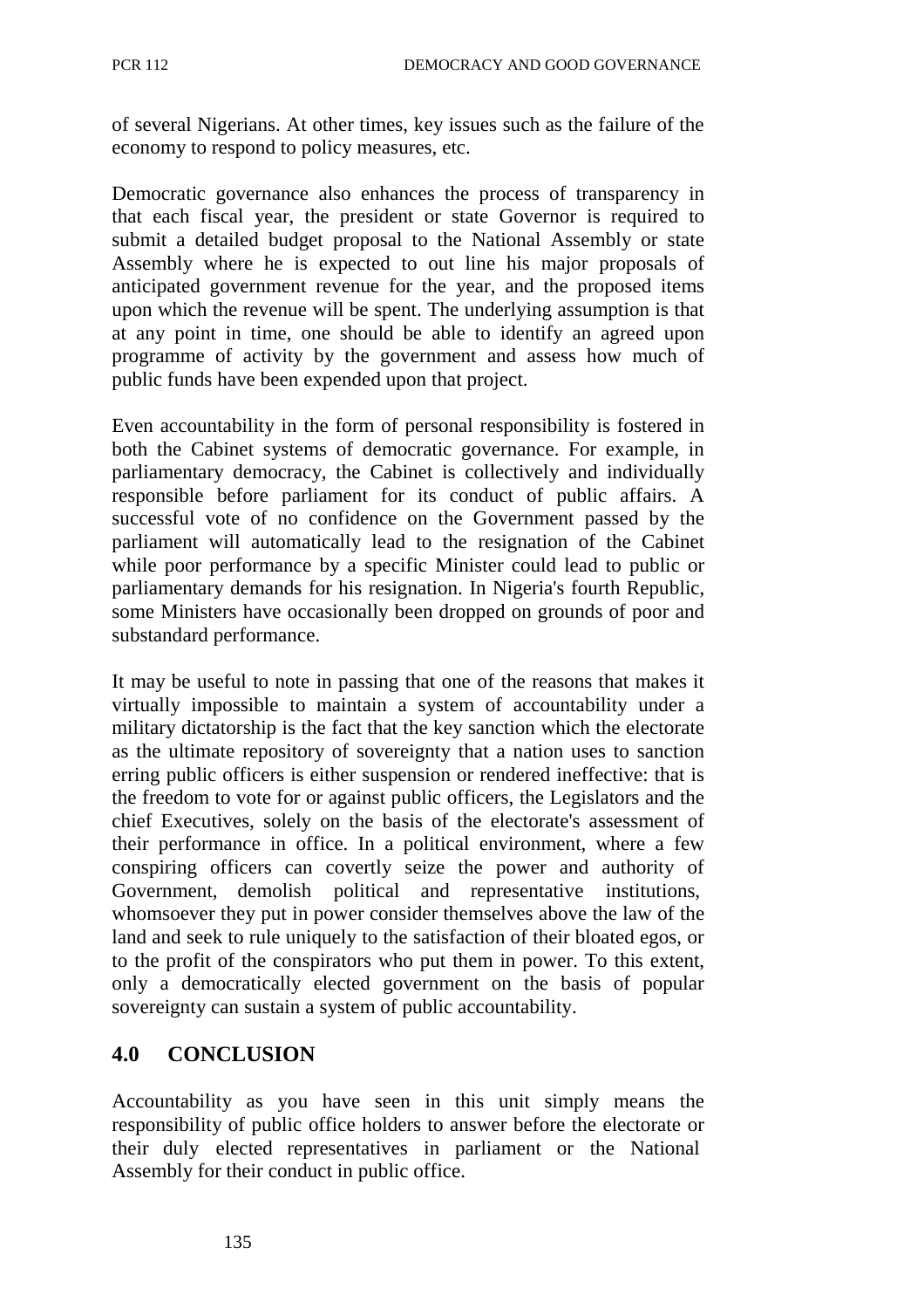of several Nigerians. At other times, key issues such as the failure of the economy to respond to policy measures, etc.

Democratic governance also enhances the process of transparency in that each fiscal year, the president or state Governor is required to submit a detailed budget proposal to the National Assembly or state Assembly where he is expected to out line his major proposals of anticipated government revenue for the year, and the proposed items upon which the revenue will be spent. The underlying assumption is that at any point in time, one should be able to identify an agreed upon programme of activity by the government and assess how much of public funds have been expended upon that project.

Even accountability in the form of personal responsibility is fostered in both the Cabinet systems of democratic governance. For example, in parliamentary democracy, the Cabinet is collectively and individually responsible before parliament for its conduct of public affairs. A successful vote of no confidence on the Government passed by the parliament will automatically lead to the resignation of the Cabinet while poor performance by a specific Minister could lead to public or parliamentary demands for his resignation. In Nigeria's fourth Republic, some Ministers have occasionally been dropped on grounds of poor and substandard performance.

It may be useful to note in passing that one of the reasons that makes it virtually impossible to maintain a system of accountability under a military dictatorship is the fact that the key sanction which the electorate as the ultimate repository of sovereignty that a nation uses to sanction erring public officers is either suspension or rendered ineffective: that is the freedom to vote for or against public officers, the Legislators and the chief Executives, solely on the basis of the electorate's assessment of their performance in office. In a political environment, where a few conspiring officers can covertly seize the power and authority of Government, demolish political and representative institutions, whomsoever they put in power consider themselves above the law of the land and seek to rule uniquely to the satisfaction of their bloated egos, or to the profit of the conspirators who put them in power. To this extent, only a democratically elected government on the basis of popular sovereignty can sustain a system of public accountability.

## 4.0 CONCLUSION

Accountability as you have seen in this unit simply means the responsibility of public office holders to answer before the electorate or their duly elected representatives in parliament or the National Assembly for their conduct in public office.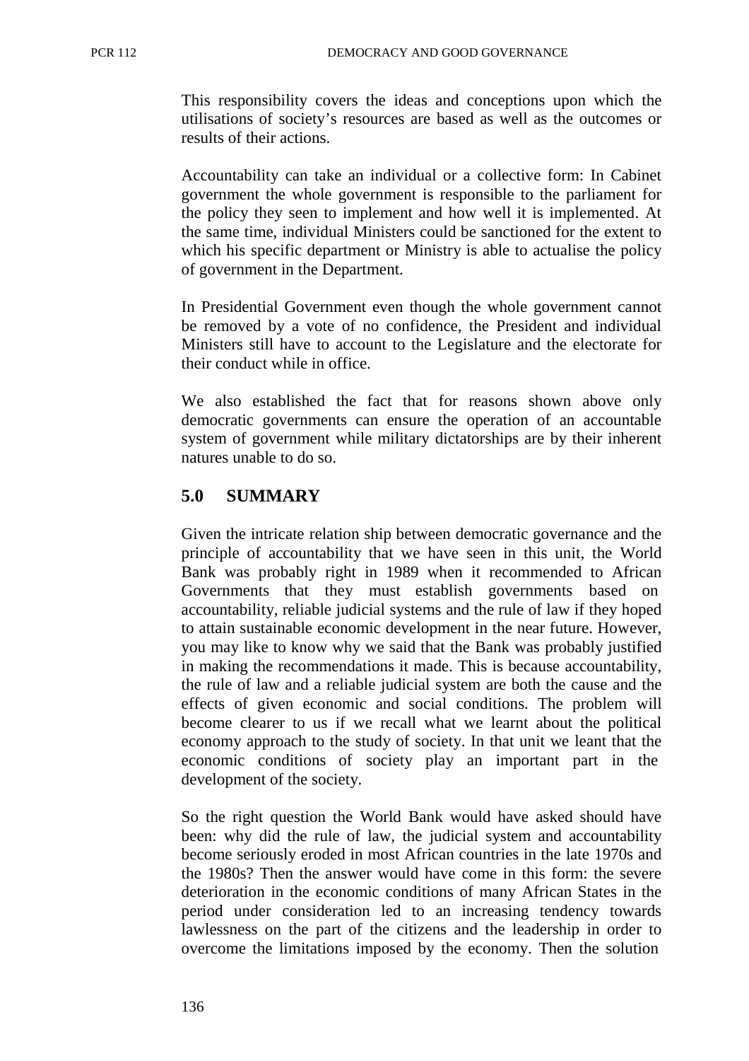This responsibility covers the ideas and conceptions upon which the utilisations of society's resources are based as well as the outcomes or results of their actions.

Accountability can take an individual or a collective form: In Cabinet government the whole government is responsible to the parliament for the policy they seen to implement and how well it is implemented. At the same time, individual Ministers could be sanctioned for the extent to which his specific department or Ministry is able to actualise the policy of government in the Department.

In Presidential Government even though the whole government cannot be removed by a vote of no confidence, the President and individual Ministers still have to account to the Legislature and the electorate for their conduct while in office.

We also established the fact that for reasons shown above only democratic governments can ensure the operation of an accountable system of government while military dictatorships are by their inherent natures unable to do so.

## 5.0 SUMMARY

Given the intricate relation ship between democratic governance and the principle of accountability that we have seen in this unit, the World Bank was probably right in 1989 when it recommended to African Governments that they must establish governments based on accountability, reliable judicial systems and the rule of law if they hoped to attain sustainable economic development in the near future. However, you may like to know why we said that the Bank was probably justified in making the recommendations it made. This is because accountability, the rule of law and a reliable judicial system are both the cause and the effects of given economic and social conditions. The problem will become clearer to us if we recall what we learnt about the political economy approach to the study of society. In that unit we leant that the economic conditions of society play an important part in the development of the society.

So the right question the World Bank would have asked should have been: why did the rule of law, the judicial system and accountability become seriously eroded in most African countries in the late 1970s and the 1980s? Then the answer would have come in this form: the severe deterioration in the economic conditions of many African States in the period under consideration led to an increasing tendency towards lawlessness on the part of the citizens and the leadership in order to overcome the limitations imposed by the economy. Then the solution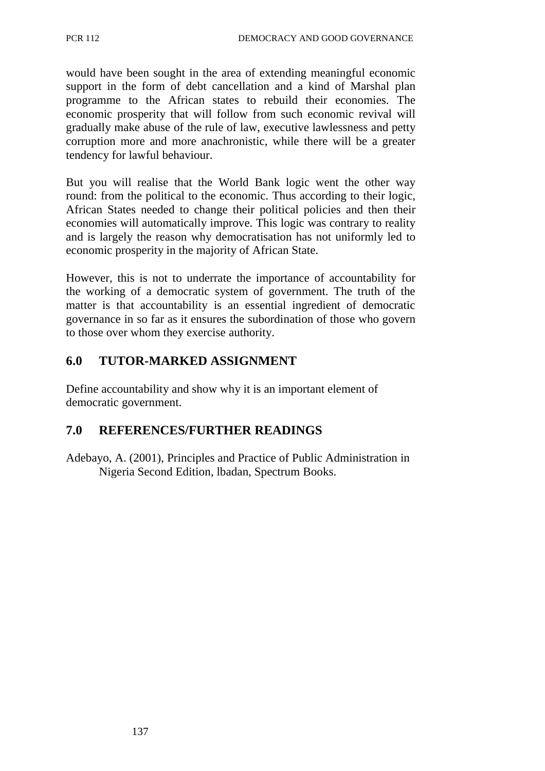would have been sought in the area of extending meaningful economic support in the form of debt cancellation and a kind of Marshal plan programme to the African states to rebuild their economies. The economic prosperity that will follow from such economic revival will gradually make abuse of the rule of law, executive lawlessness and petty corruption more and more anachronistic, while there will be a greater tendency for lawful behaviour.

But you will realise that the World Bank logic went the other way round: from the political to the economic. Thus according to their logic, African States needed to change their political policies and then their economies will automatically improve. This logic was contrary to reality and is largely the reason why democratisation has not uniformly led to economic prosperity in the majority of African State.

However, this is not to underrate the importance of accountability for the working of a democratic system of government. The truth of the matter is that accountability is an essential ingredient of democratic governance in so far as it ensures the subordination of those who govern to those over whom they exercise authority.

## 6.0 TUTOR-MARKED ASSIGNMENT

Define accountability and show why it is an important element of democratic government.

## 7.0 REFERENCES/FURTHER READINGS

Adebayo, A. (2001), Principles and Practice of Public Administration in Nigeria Second Edition, lbadan, Spectrum Books.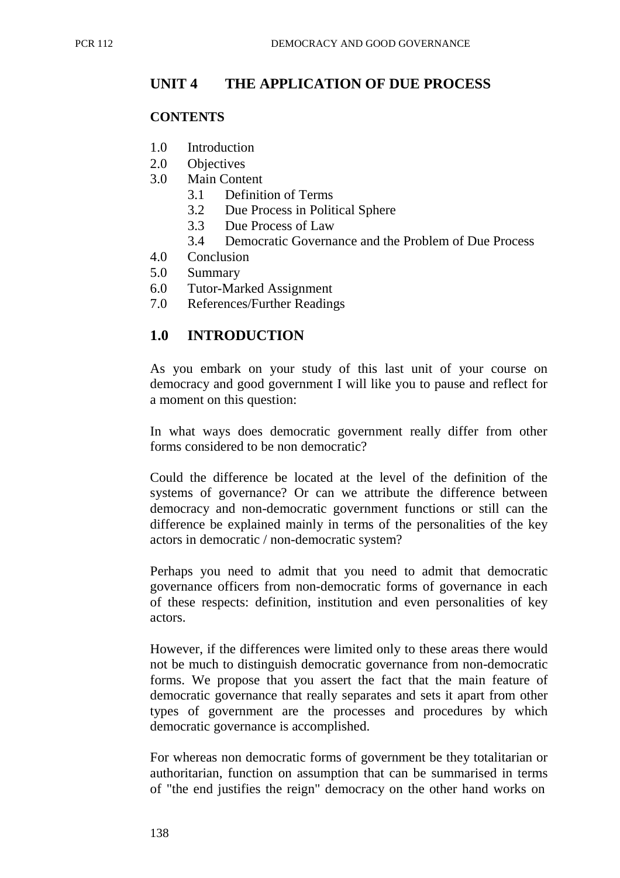## UNIT 4 THE APPLICATION OF DUE PROCESS

**CONTENTS**

1.0 Introduction
2.0 Objectives
3.0 Main Content
   3.1 Definition of Terms
   3.2 Due Process in Political Sphere
   3.3 Due Process of Law
   3.4 Democratic Governance and the Problem of Due Process
4.0 Conclusion
5.0 Summary
6.0 Tutor-Marked Assignment
7.0 References/Further Readings

## 1.0 INTRODUCTION

As you embark on your study of this last unit of your course on democracy and good government I will like you to pause and reflect for a moment on this question:

In what ways does democratic government really differ from other forms considered to be non democratic?

Could the difference be located at the level of the definition of the systems of governance? Or can we attribute the difference between democracy and non-democratic government functions or still can the difference be explained mainly in terms of the personalities of the key actors in democratic / non-democratic system?

Perhaps you need to admit that you need to admit that democratic governance officers from non-democratic forms of governance in each of these respects: definition, institution and even personalities of key actors.

However, if the differences were limited only to these areas there would not be much to distinguish democratic governance from non-democratic forms. We propose that you assert the fact that the main feature of democratic governance that really separates and sets it apart from other types of government are the processes and procedures by which democratic governance is accomplished.

For whereas non democratic forms of government be they totalitarian or authoritarian, function on assumption that can be summarised in terms of "the end justifies the reign" democracy on the other hand works on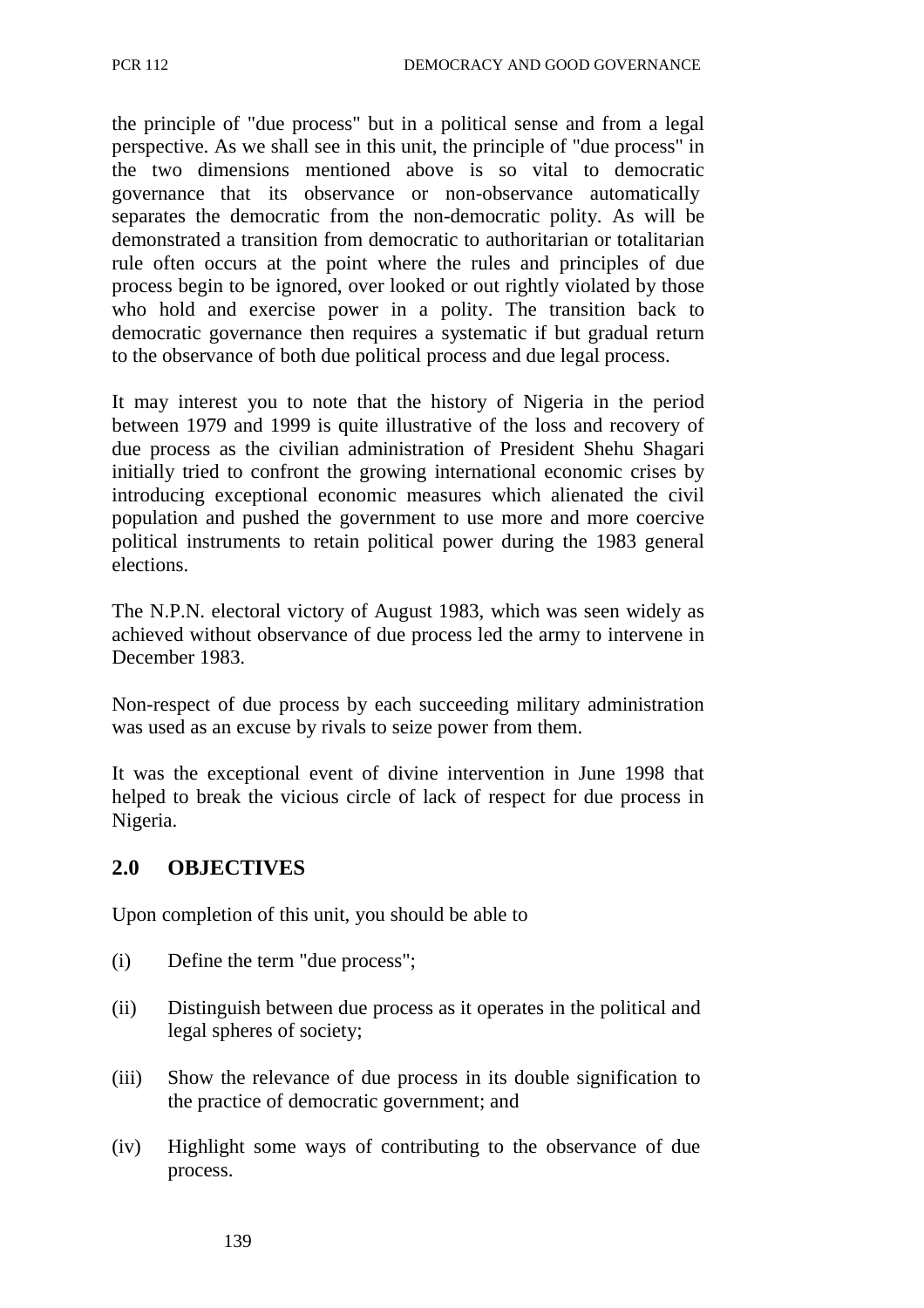the principle of "due process" but in a political sense and from a legal perspective. As we shall see in this unit, the principle of "due process" in the two dimensions mentioned above is so vital to democratic governance that its observance or non-observance automatically separates the democratic from the non-democratic polity. As will be demonstrated a transition from democratic to authoritarian or totalitarian rule often occurs at the point where the rules and principles of due process begin to be ignored, over looked or out rightly violated by those who hold and exercise power in a polity. The transition back to democratic governance then requires a systematic if but gradual return to the observance of both due political process and due legal process.

It may interest you to note that the history of Nigeria in the period between 1979 and 1999 is quite illustrative of the loss and recovery of due process as the civilian administration of President Shehu Shagari initially tried to confront the growing international economic crises by introducing exceptional economic measures which alienated the civil population and pushed the government to use more and more coercive political instruments to retain political power during the 1983 general elections.

The N.P.N. electoral victory of August 1983, which was seen widely as achieved without observance of due process led the army to intervene in December 1983.

Non-respect of due process by each succeeding military administration was used as an excuse by rivals to seize power from them.

It was the exceptional event of divine intervention in June 1998 that helped to break the vicious circle of lack of respect for due process in Nigeria.

## 2.0 OBJECTIVES

Upon completion of this unit, you should be able to

(i) Define the term "due process";

(ii) Distinguish between due process as it operates in the political and legal spheres of society;

(iii) Show the relevance of due process in its double signification to the practice of democratic government; and

(iv) Highlight some ways of contributing to the observance of due process.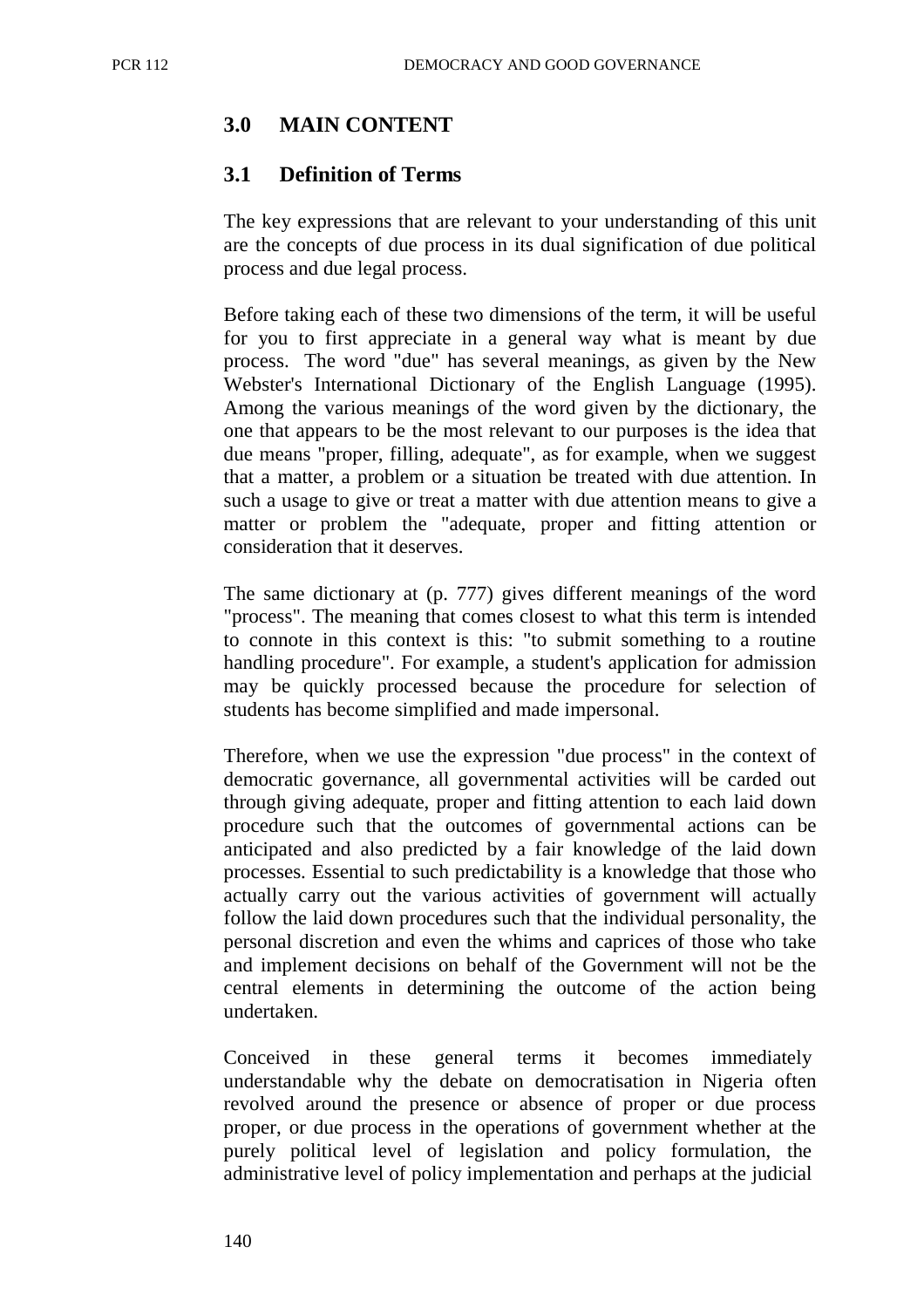## 3.0 MAIN CONTENT

### 3.1 Definition of Terms

The key expressions that are relevant to your understanding of this unit are the concepts of due process in its dual signification of due political process and due legal process.

Before taking each of these two dimensions of the term, it will be useful for you to first appreciate in a general way what is meant by due process. The word "due" has several meanings, as given by the New Webster's International Dictionary of the English Language (1995). Among the various meanings of the word given by the dictionary, the one that appears to be the most relevant to our purposes is the idea that due means "proper, filling, adequate", as for example, when we suggest that a matter, a problem or a situation be treated with due attention. In such a usage to give or treat a matter with due attention means to give a matter or problem the "adequate, proper and fitting attention or consideration that it deserves.

The same dictionary at (p. 777) gives different meanings of the word "process". The meaning that comes closest to what this term is intended to connote in this context is this: "to submit something to a routine handling procedure". For example, a student's application for admission may be quickly processed because the procedure for selection of students has become simplified and made impersonal.

Therefore, when we use the expression "due process" in the context of democratic governance, all governmental activities will be carded out through giving adequate, proper and fitting attention to each laid down procedure such that the outcomes of governmental actions can be anticipated and also predicted by a fair knowledge of the laid down processes. Essential to such predictability is a knowledge that those who actually carry out the various activities of government will actually follow the laid down procedures such that the individual personality, the personal discretion and even the whims and caprices of those who take and implement decisions on behalf of the Government will not be the central elements in determining the outcome of the action being undertaken.

Conceived in these general terms it becomes immediately understandable why the debate on democratisation in Nigeria often revolved around the presence or absence of proper or due process proper, or due process in the operations of government whether at the purely political level of legislation and policy formulation, the administrative level of policy implementation and perhaps at the judicial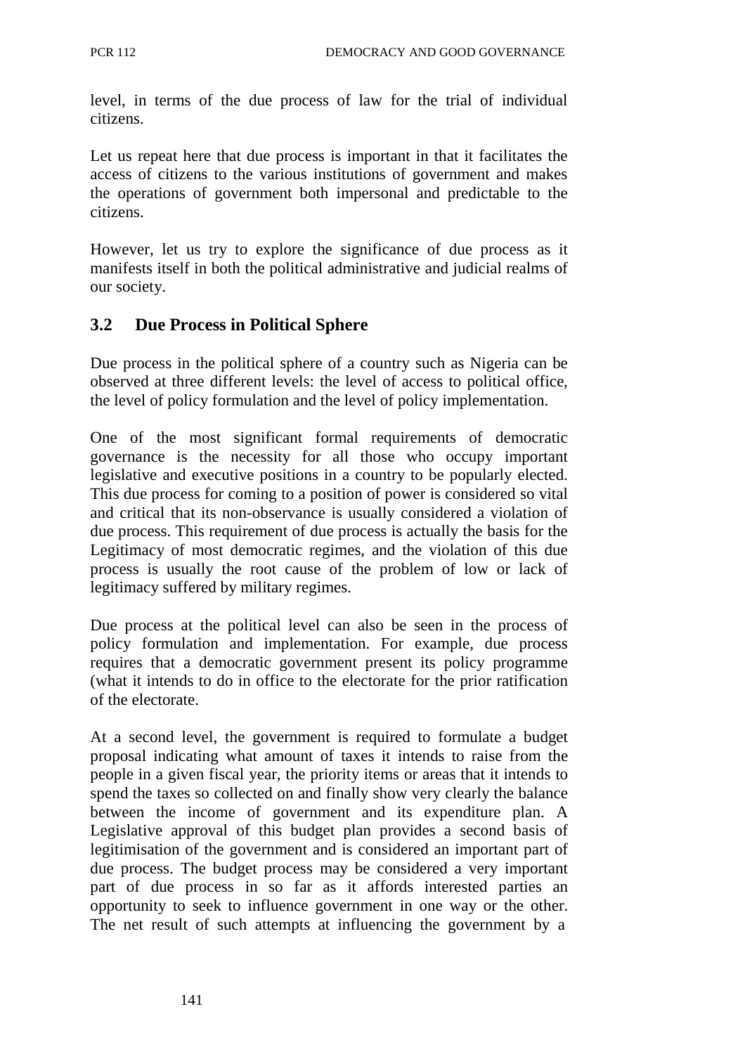level, in terms of the due process of law for the trial of individual citizens.

Let us repeat here that due process is important in that it facilitates the access of citizens to the various institutions of government and makes the operations of government both impersonal and predictable to the citizens.

However, let us try to explore the significance of due process as it manifests itself in both the political administrative and judicial realms of our society.

## 3.2 Due Process in Political Sphere

Due process in the political sphere of a country such as Nigeria can be observed at three different levels: the level of access to political office, the level of policy formulation and the level of policy implementation.

One of the most significant formal requirements of democratic governance is the necessity for all those who occupy important legislative and executive positions in a country to be popularly elected. This due process for coming to a position of power is considered so vital and critical that its non-observance is usually considered a violation of due process. This requirement of due process is actually the basis for the Legitimacy of most democratic regimes, and the violation of this due process is usually the root cause of the problem of low or lack of legitimacy suffered by military regimes.

Due process at the political level can also be seen in the process of policy formulation and implementation. For example, due process requires that a democratic government present its policy programme (what it intends to do in office to the electorate for the prior ratification of the electorate.

At a second level, the government is required to formulate a budget proposal indicating what amount of taxes it intends to raise from the people in a given fiscal year, the priority items or areas that it intends to spend the taxes so collected on and finally show very clearly the balance between the income of government and its expenditure plan. A Legislative approval of this budget plan provides a second basis of legitimisation of the government and is considered an important part of due process. The budget process may be considered a very important part of due process in so far as it affords interested parties an opportunity to seek to influence government in one way or the other. The net result of such attempts at influencing the government by a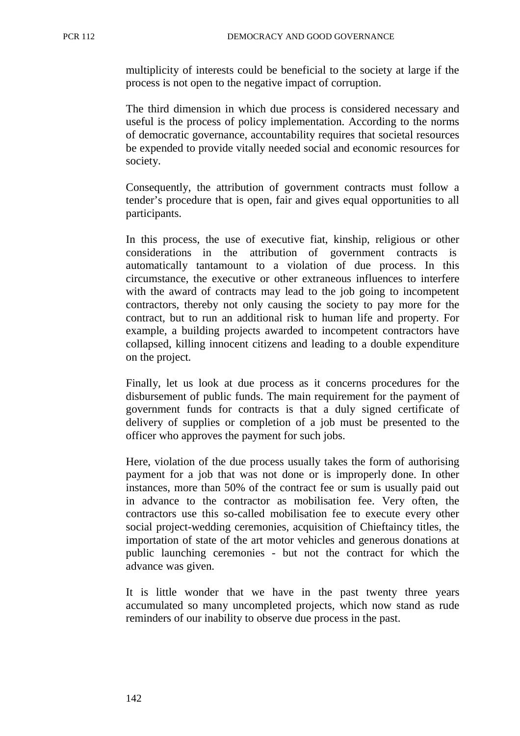multiplicity of interests could be beneficial to the society at large if the process is not open to the negative impact of corruption.

The third dimension in which due process is considered necessary and useful is the process of policy implementation. According to the norms of democratic governance, accountability requires that societal resources be expended to provide vitally needed social and economic resources for society.

Consequently, the attribution of government contracts must follow a tender's procedure that is open, fair and gives equal opportunities to all participants.

In this process, the use of executive fiat, kinship, religious or other considerations in the attribution of government contracts is automatically tantamount to a violation of due process. In this circumstance, the executive or other extraneous influences to interfere with the award of contracts may lead to the job going to incompetent contractors, thereby not only causing the society to pay more for the contract, but to run an additional risk to human life and property. For example, a building projects awarded to incompetent contractors have collapsed, killing innocent citizens and leading to a double expenditure on the project.

Finally, let us look at due process as it concerns procedures for the disbursement of public funds. The main requirement for the payment of government funds for contracts is that a duly signed certificate of delivery of supplies or completion of a job must be presented to the officer who approves the payment for such jobs.

Here, violation of the due process usually takes the form of authorising payment for a job that was not done or is improperly done. In other instances, more than 50% of the contract fee or sum is usually paid out in advance to the contractor as mobilisation fee. Very often, the contractors use this so-called mobilisation fee to execute every other social project-wedding ceremonies, acquisition of Chieftaincy titles, the importation of state of the art motor vehicles and generous donations at public launching ceremonies - but not the contract for which the advance was given.

It is little wonder that we have in the past twenty three years accumulated so many uncompleted projects, which now stand as rude reminders of our inability to observe due process in the past.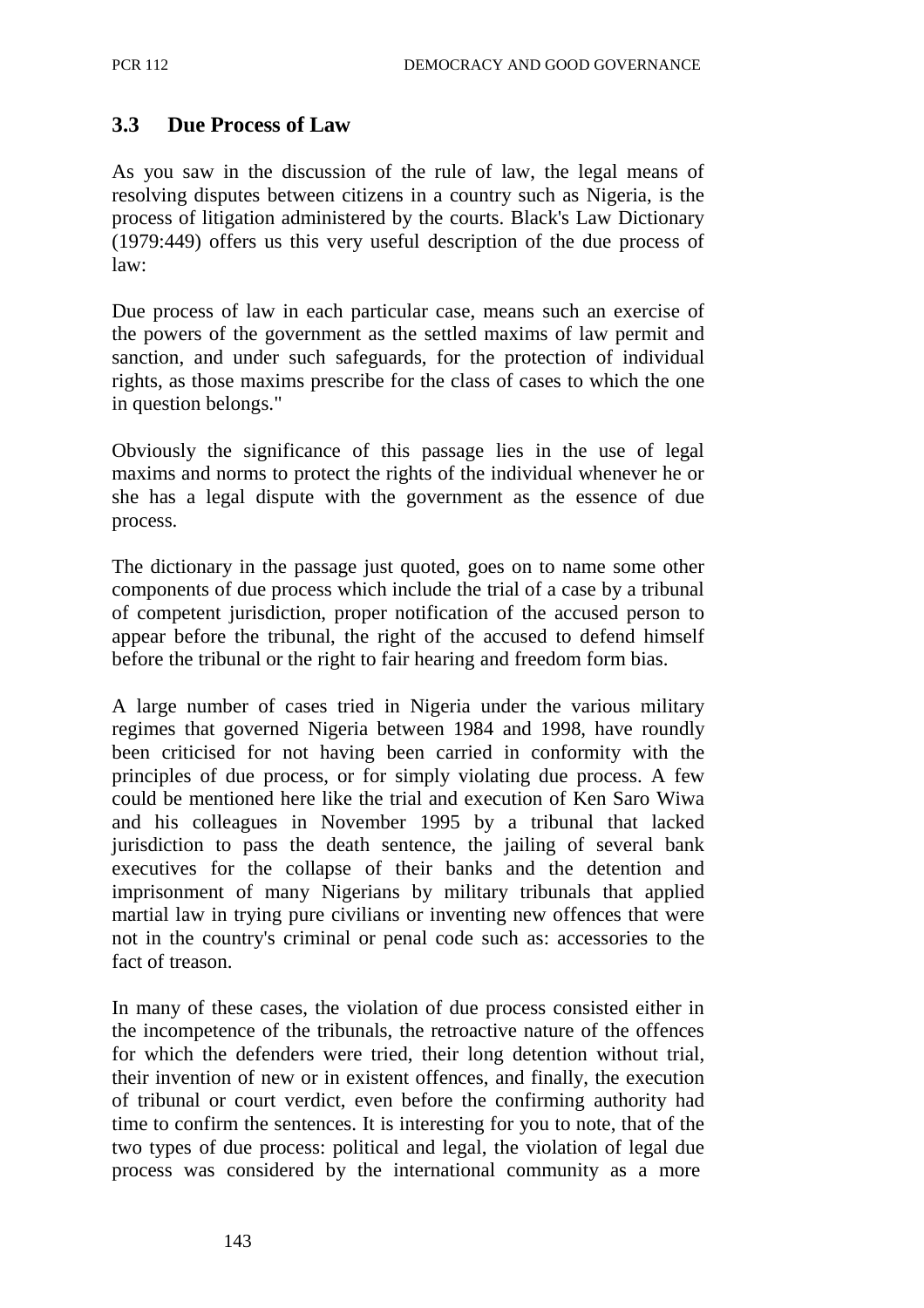## 3.3 Due Process of Law

As you saw in the discussion of the rule of law, the legal means of resolving disputes between citizens in a country such as Nigeria, is the process of litigation administered by the courts. Black's Law Dictionary (1979:449) offers us this very useful description of the due process of law:

Due process of law in each particular case, means such an exercise of the powers of the government as the settled maxims of law permit and sanction, and under such safeguards, for the protection of individual rights, as those maxims prescribe for the class of cases to which the one in question belongs."

Obviously the significance of this passage lies in the use of legal maxims and norms to protect the rights of the individual whenever he or she has a legal dispute with the government as the essence of due process.

The dictionary in the passage just quoted, goes on to name some other components of due process which include the trial of a case by a tribunal of competent jurisdiction, proper notification of the accused person to appear before the tribunal, the right of the accused to defend himself before the tribunal or the right to fair hearing and freedom form bias.

A large number of cases tried in Nigeria under the various military regimes that governed Nigeria between 1984 and 1998, have roundly been criticised for not having been carried in conformity with the principles of due process, or for simply violating due process. A few could be mentioned here like the trial and execution of Ken Saro Wiwa and his colleagues in November 1995 by a tribunal that lacked jurisdiction to pass the death sentence, the jailing of several bank executives for the collapse of their banks and the detention and imprisonment of many Nigerians by military tribunals that applied martial law in trying pure civilians or inventing new offences that were not in the country's criminal or penal code such as: accessories to the fact of treason.

In many of these cases, the violation of due process consisted either in the incompetence of the tribunals, the retroactive nature of the offences for which the defenders were tried, their long detention without trial, their invention of new or in existent offences, and finally, the execution of tribunal or court verdict, even before the confirming authority had time to confirm the sentences. It is interesting for you to note, that of the two types of due process: political and legal, the violation of legal due process was considered by the international community as a more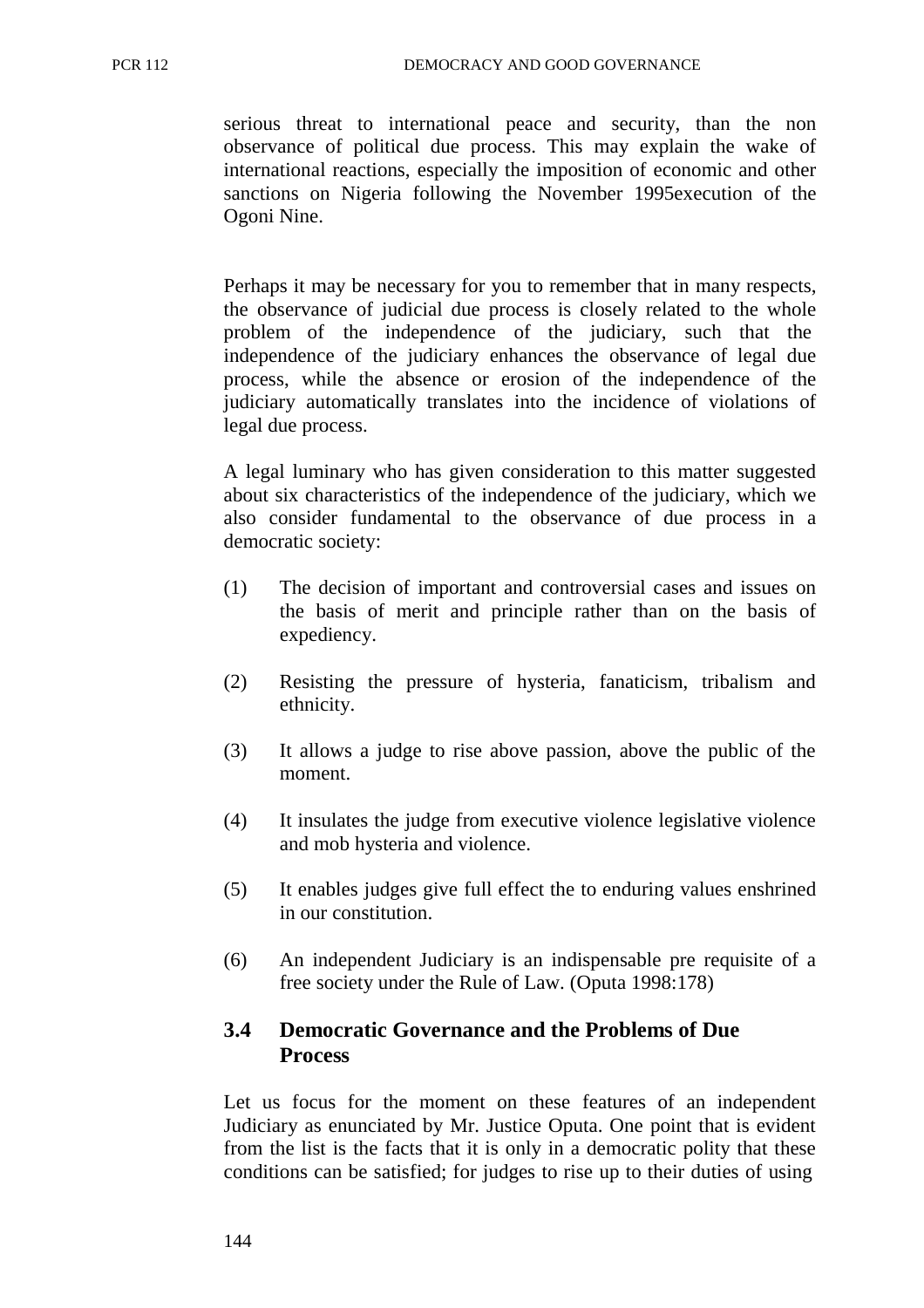serious threat to international peace and security, than the non observance of political due process. This may explain the wake of international reactions, especially the imposition of economic and other sanctions on Nigeria following the November 1995execution of the Ogoni Nine.

Perhaps it may be necessary for you to remember that in many respects, the observance of judicial due process is closely related to the whole problem of the independence of the judiciary, such that the independence of the judiciary enhances the observance of legal due process, while the absence or erosion of the independence of the judiciary automatically translates into the incidence of violations of legal due process.

A legal luminary who has given consideration to this matter suggested about six characteristics of the independence of the judiciary, which we also consider fundamental to the observance of due process in a democratic society:

(1) The decision of important and controversial cases and issues on the basis of merit and principle rather than on the basis of expediency.

(2) Resisting the pressure of hysteria, fanaticism, tribalism and ethnicity.

(3) It allows a judge to rise above passion, above the public of the moment.

(4) It insulates the judge from executive violence legislative violence and mob hysteria and violence.

(5) It enables judges give full effect the to enduring values enshrined in our constitution.

(6) An independent Judiciary is an indispensable pre requisite of a free society under the Rule of Law. (Oputa 1998:178)

## 3.4 Democratic Governance and the Problems of Due Process

Let us focus for the moment on these features of an independent Judiciary as enunciated by Mr. Justice Oputa. One point that is evident from the list is the facts that it is only in a democratic polity that these conditions can be satisfied; for judges to rise up to their duties of using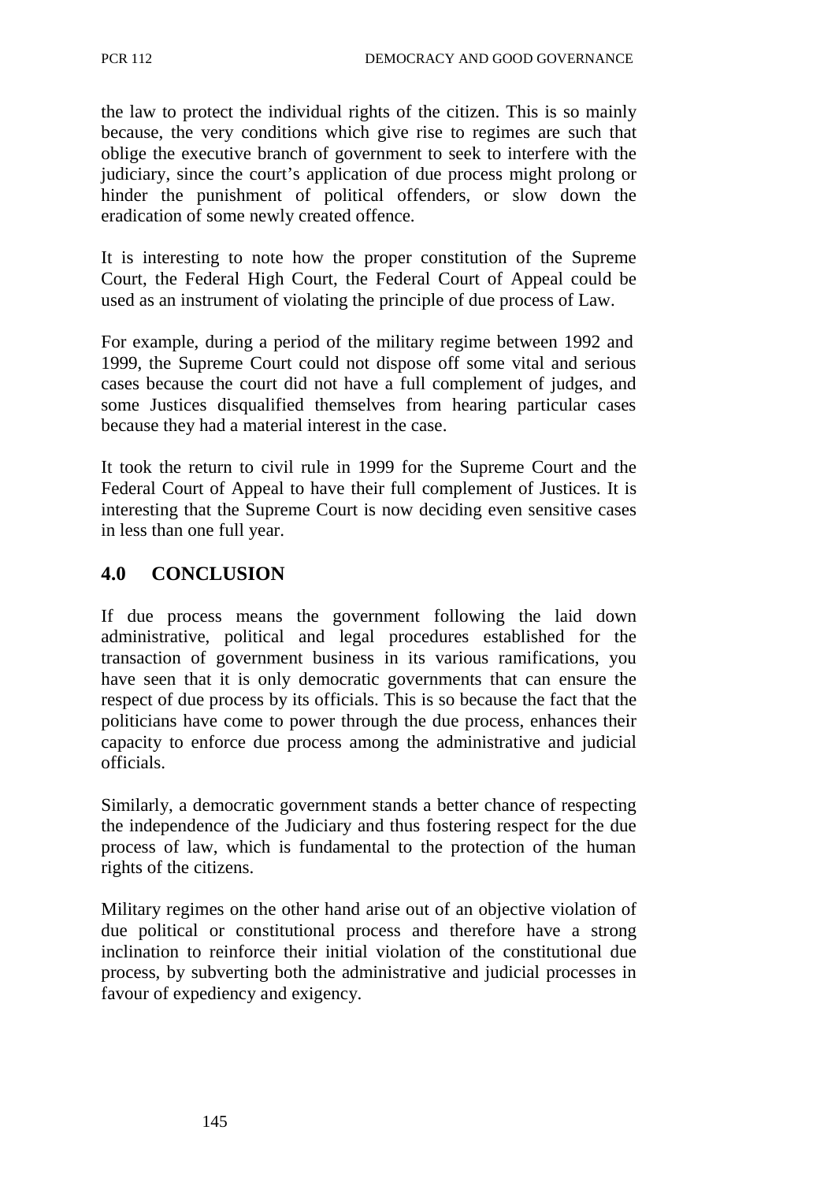the law to protect the individual rights of the citizen. This is so mainly because, the very conditions which give rise to regimes are such that oblige the executive branch of government to seek to interfere with the judiciary, since the court's application of due process might prolong or hinder the punishment of political offenders, or slow down the eradication of some newly created offence.

It is interesting to note how the proper constitution of the Supreme Court, the Federal High Court, the Federal Court of Appeal could be used as an instrument of violating the principle of due process of Law.

For example, during a period of the military regime between 1992 and 1999, the Supreme Court could not dispose off some vital and serious cases because the court did not have a full complement of judges, and some Justices disqualified themselves from hearing particular cases because they had a material interest in the case.

It took the return to civil rule in 1999 for the Supreme Court and the Federal Court of Appeal to have their full complement of Justices. It is interesting that the Supreme Court is now deciding even sensitive cases in less than one full year.

## 4.0 CONCLUSION

If due process means the government following the laid down administrative, political and legal procedures established for the transaction of government business in its various ramifications, you have seen that it is only democratic governments that can ensure the respect of due process by its officials. This is so because the fact that the politicians have come to power through the due process, enhances their capacity to enforce due process among the administrative and judicial officials.

Similarly, a democratic government stands a better chance of respecting the independence of the Judiciary and thus fostering respect for the due process of law, which is fundamental to the protection of the human rights of the citizens.

Military regimes on the other hand arise out of an objective violation of due political or constitutional process and therefore have a strong inclination to reinforce their initial violation of the constitutional due process, by subverting both the administrative and judicial processes in favour of expediency and exigency.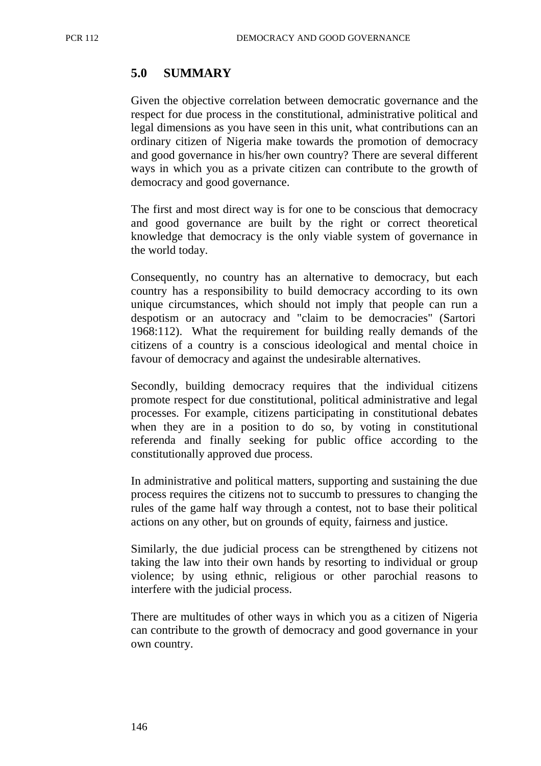## 5.0 SUMMARY

Given the objective correlation between democratic governance and the respect for due process in the constitutional, administrative political and legal dimensions as you have seen in this unit, what contributions can an ordinary citizen of Nigeria make towards the promotion of democracy and good governance in his/her own country? There are several different ways in which you as a private citizen can contribute to the growth of democracy and good governance.

The first and most direct way is for one to be conscious that democracy and good governance are built by the right or correct theoretical knowledge that democracy is the only viable system of governance in the world today.

Consequently, no country has an alternative to democracy, but each country has a responsibility to build democracy according to its own unique circumstances, which should not imply that people can run a despotism or an autocracy and "claim to be democracies" (Sartori 1968:112). What the requirement for building really demands of the citizens of a country is a conscious ideological and mental choice in favour of democracy and against the undesirable alternatives.

Secondly, building democracy requires that the individual citizens promote respect for due constitutional, political administrative and legal processes. For example, citizens participating in constitutional debates when they are in a position to do so, by voting in constitutional referenda and finally seeking for public office according to the constitutionally approved due process.

In administrative and political matters, supporting and sustaining the due process requires the citizens not to succumb to pressures to changing the rules of the game half way through a contest, not to base their political actions on any other, but on grounds of equity, fairness and justice.

Similarly, the due judicial process can be strengthened by citizens not taking the law into their own hands by resorting to individual or group violence; by using ethnic, religious or other parochial reasons to interfere with the judicial process.

There are multitudes of other ways in which you as a citizen of Nigeria can contribute to the growth of democracy and good governance in your own country.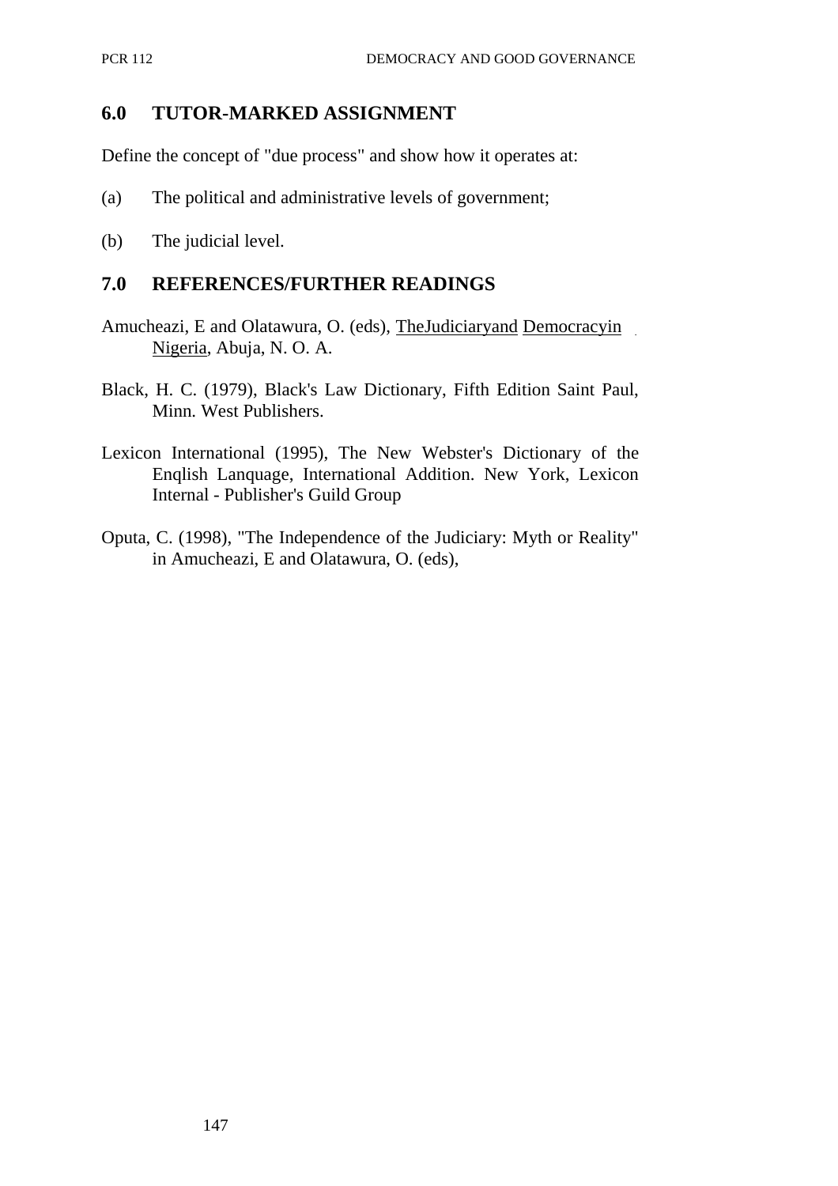## 6.0 TUTOR-MARKED ASSIGNMENT

Define the concept of "due process" and show how it operates at:

(a) The political and administrative levels of government;

(b) The judicial level.

## 7.0 REFERENCES/FURTHER READINGS

Amucheazi, E and Olatawura, O. (eds), TheJudiciaryand Democracyin Nigeria, Abuja, N. O. A.

Black, H. C. (1979), Black's Law Dictionary, Fifth Edition Saint Paul, Minn. West Publishers.

Lexicon International (1995), The New Webster's Dictionary of the Enqlish Lanquage, International Addition. New York, Lexicon Internal - Publisher's Guild Group

Oputa, C. (1998), "The Independence of the Judiciary: Myth or Reality" in Amucheazi, E and Olatawura, O. (eds),